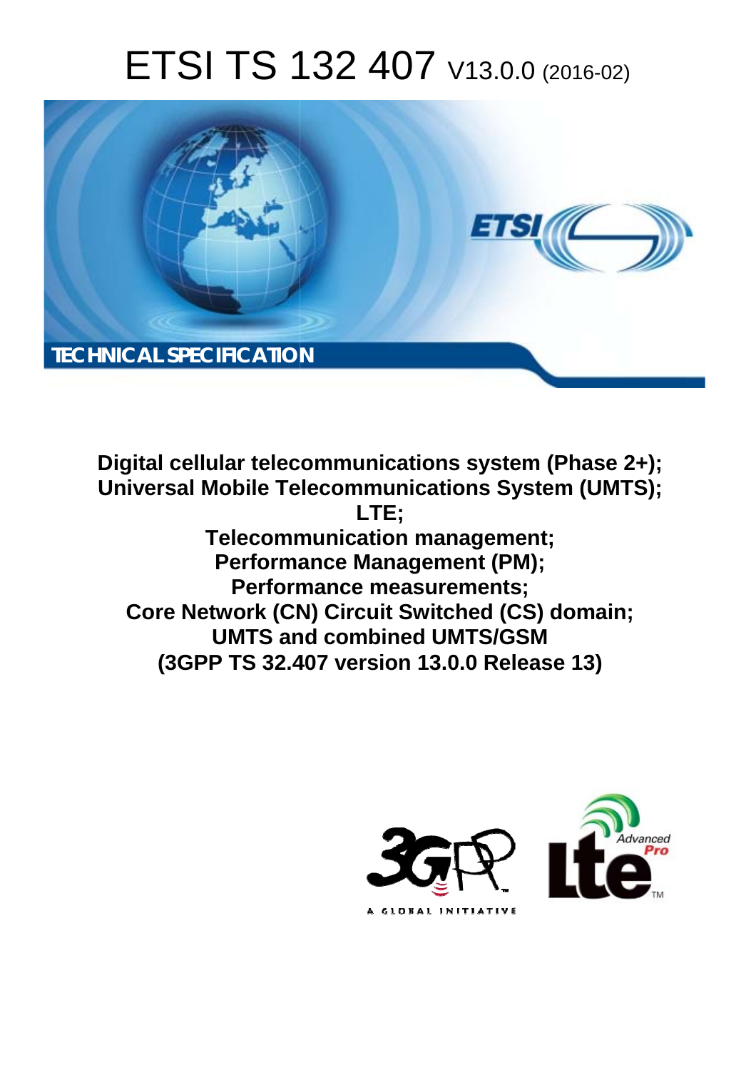# ETSI TS 132 407 V13.0.0 (2016-02)

TECHNICAL SPECIFICATION

**Digital cellular telecommunications system (Phase 2+); Universal Mobile Telecommunications System (UMTS); LTE; Telecommunication management; Performance Management (PM); Performance measurements; Core Network (CN) Circuit Switched (CS) domain; UMTS and combined UMTS/GSM (3GPP TS 32.407 version 13.0.0 Release 13)**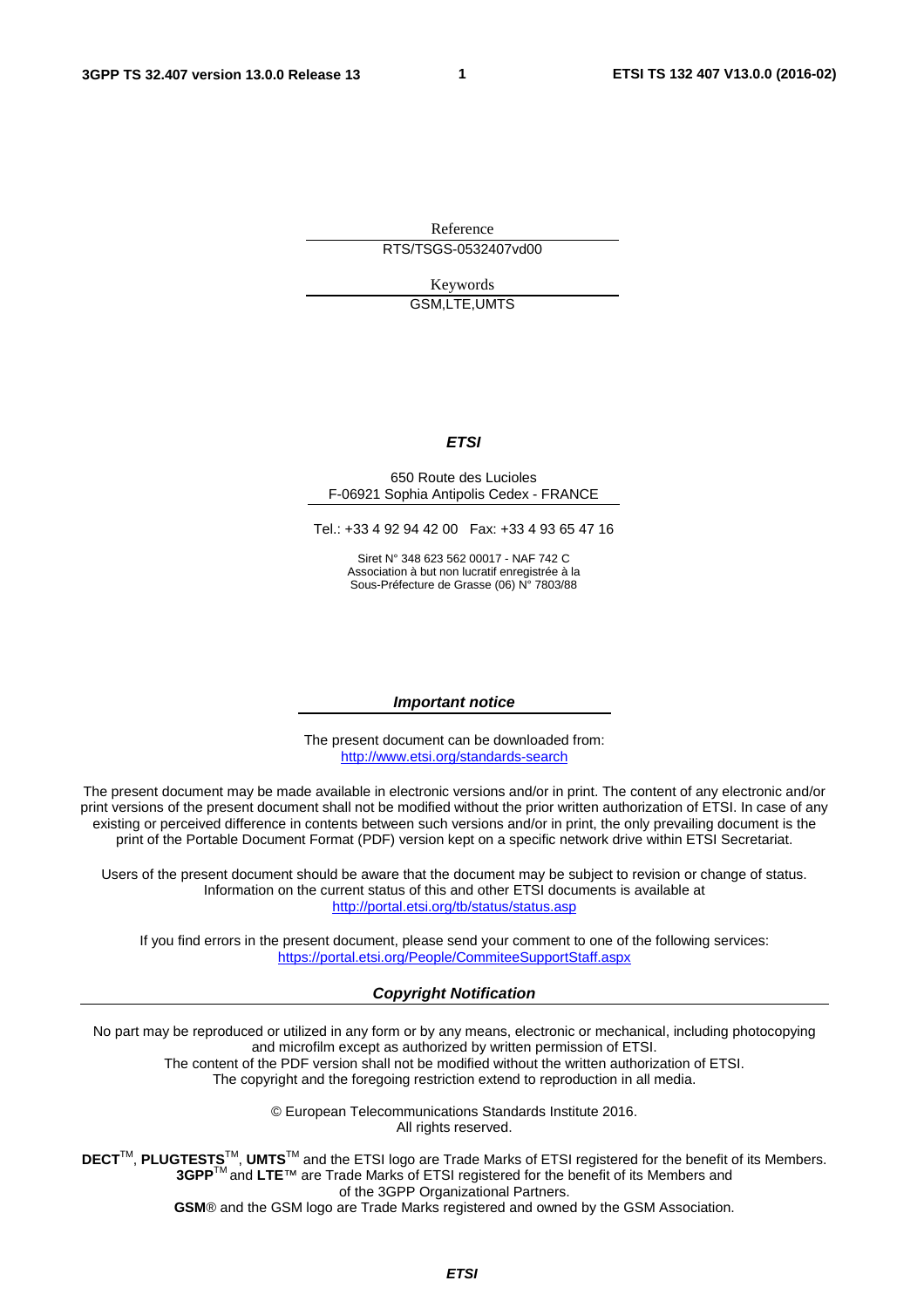Reference

RTS/TSGS-0532407vd00

Keywords

GSM,LTE,UMTS

***ETSI***

650 Route des Lucioles
F-06921 Sophia Antipolis Cedex - FRANCE

Tel.: +33 4 92 94 42 00   Fax: +33 4 93 65 47 16

Siret N° 348 623 562 00017 - NAF 742 C
Association à but non lucratif enregistrée à la
Sous-Préfecture de Grasse (06) N° 7803/88

***Important notice***

The present document can be downloaded from:
http://www.etsi.org/standards-search

The present document may be made available in electronic versions and/or in print. The content of any electronic and/or print versions of the present document shall not be modified without the prior written authorization of ETSI. In case of any existing or perceived difference in contents between such versions and/or in print, the only prevailing document is the print of the Portable Document Format (PDF) version kept on a specific network drive within ETSI Secretariat.

Users of the present document should be aware that the document may be subject to revision or change of status. Information on the current status of this and other ETSI documents is available at
http://portal.etsi.org/tb/status/status.asp

If you find errors in the present document, please send your comment to one of the following services:
https://portal.etsi.org/People/CommiteeSupportStaff.aspx

***Copyright Notification***

No part may be reproduced or utilized in any form or by any means, electronic or mechanical, including photocopying and microfilm except as authorized by written permission of ETSI.
The content of the PDF version shall not be modified without the written authorization of ETSI.
The copyright and the foregoing restriction extend to reproduction in all media.

© European Telecommunications Standards Institute 2016.
All rights reserved.

**DECT**™, **PLUGTESTS**™, **UMTS**™ and the ETSI logo are Trade Marks of ETSI registered for the benefit of its Members.
**3GPP**™ and **LTE**™ are Trade Marks of ETSI registered for the benefit of its Members and of the 3GPP Organizational Partners.
**GSM**® and the GSM logo are Trade Marks registered and owned by the GSM Association.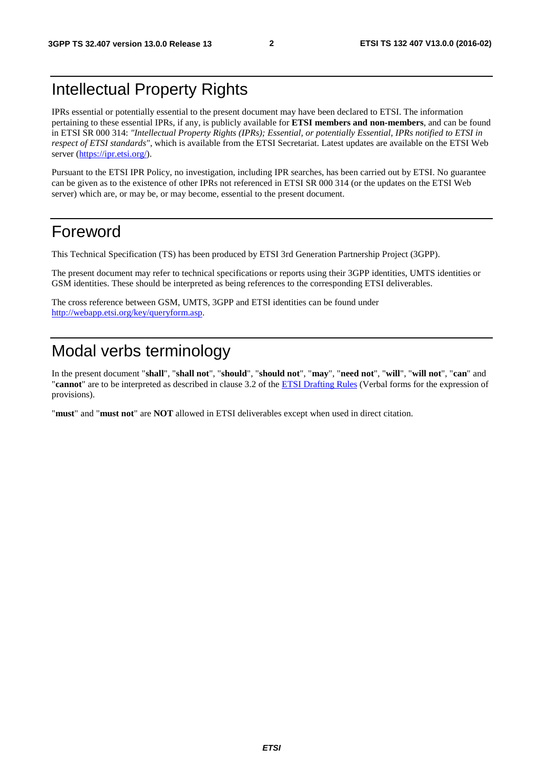# Intellectual Property Rights

IPRs essential or potentially essential to the present document may have been declared to ETSI. The information pertaining to these essential IPRs, if any, is publicly available for **ETSI members and non-members**, and can be found in ETSI SR 000 314: *"Intellectual Property Rights (IPRs); Essential, or potentially Essential, IPRs notified to ETSI in respect of ETSI standards"*, which is available from the ETSI Secretariat. Latest updates are available on the ETSI Web server (https://ipr.etsi.org/).

Pursuant to the ETSI IPR Policy, no investigation, including IPR searches, has been carried out by ETSI. No guarantee can be given as to the existence of other IPRs not referenced in ETSI SR 000 314 (or the updates on the ETSI Web server) which are, or may be, or may become, essential to the present document.

# Foreword

This Technical Specification (TS) has been produced by ETSI 3rd Generation Partnership Project (3GPP).

The present document may refer to technical specifications or reports using their 3GPP identities, UMTS identities or GSM identities. These should be interpreted as being references to the corresponding ETSI deliverables.

The cross reference between GSM, UMTS, 3GPP and ETSI identities can be found under http://webapp.etsi.org/key/queryform.asp.

# Modal verbs terminology

In the present document "**shall**", "**shall not**", "**should**", "**should not**", "**may**", "**need not**", "**will**", "**will not**", "**can**" and "**cannot**" are to be interpreted as described in clause 3.2 of the ETSI Drafting Rules (Verbal forms for the expression of provisions).

"**must**" and "**must not**" are **NOT** allowed in ETSI deliverables except when used in direct citation.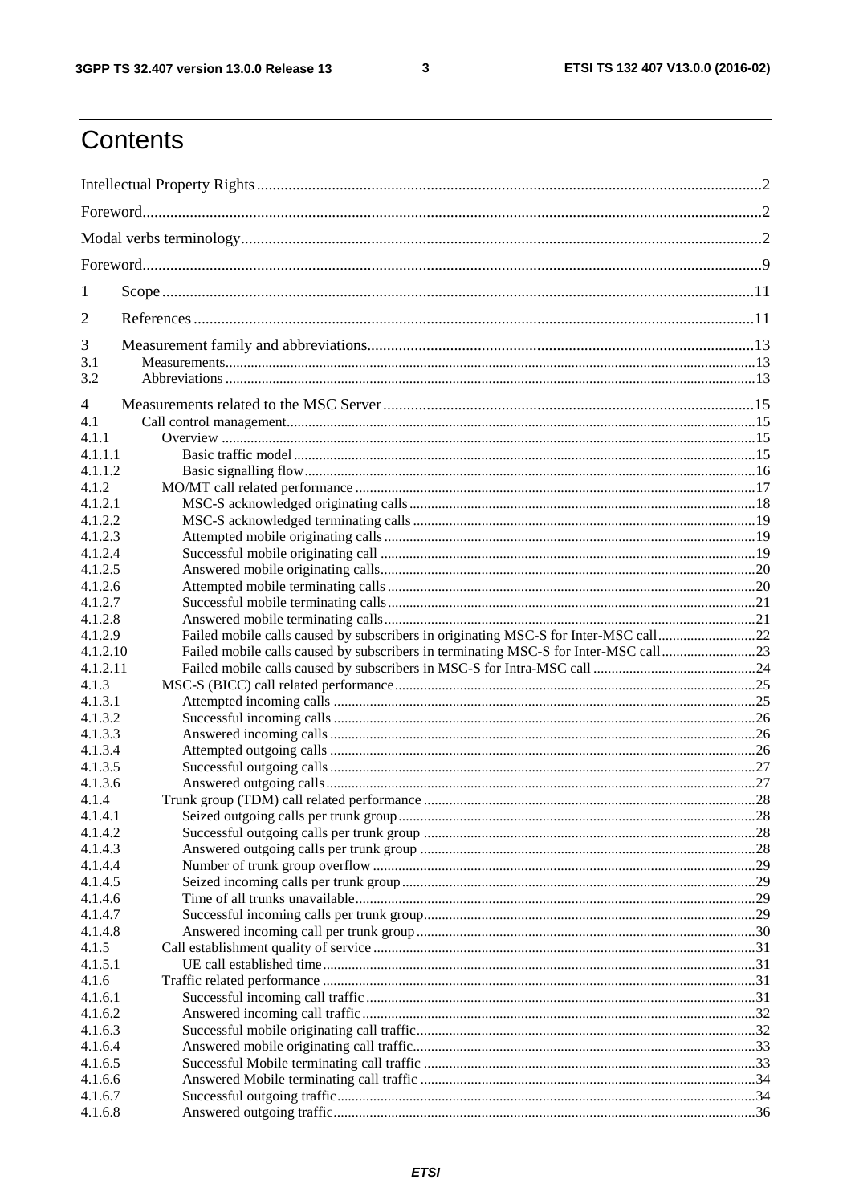# Contents

Intellectual Property Rights ..... 2
Foreword ..... 2
Modal verbs terminology ..... 2
Foreword ..... 9
1 Scope ..... 11
2 References ..... 11
3 Measurement family and abbreviations ..... 13
3.1 Measurements ..... 13
3.2 Abbreviations ..... 13
4 Measurements related to the MSC Server ..... 15
4.1 Call control management ..... 15
4.1.1 Overview ..... 15
4.1.1.1 Basic traffic model ..... 15
4.1.1.2 Basic signalling flow ..... 16
4.1.2 MO/MT call related performance ..... 17
4.1.2.1 MSC-S acknowledged originating calls ..... 18
4.1.2.2 MSC-S acknowledged terminating calls ..... 19
4.1.2.3 Attempted mobile originating calls ..... 19
4.1.2.4 Successful mobile originating call ..... 19
4.1.2.5 Answered mobile originating calls ..... 20
4.1.2.6 Attempted mobile terminating calls ..... 20
4.1.2.7 Successful mobile terminating calls ..... 21
4.1.2.8 Answered mobile terminating calls ..... 21
4.1.2.9 Failed mobile calls caused by subscribers in originating MSC-S for Inter-MSC call ..... 22
4.1.2.10 Failed mobile calls caused by subscribers in terminating MSC-S for Inter-MSC call ..... 23
4.1.2.11 Failed mobile calls caused by subscribers in MSC-S for Intra-MSC call ..... 24
4.1.3 MSC-S (BICC) call related performance ..... 25
4.1.3.1 Attempted incoming calls ..... 25
4.1.3.2 Successful incoming calls ..... 26
4.1.3.3 Answered incoming calls ..... 26
4.1.3.4 Attempted outgoing calls ..... 26
4.1.3.5 Successful outgoing calls ..... 27
4.1.3.6 Answered outgoing calls ..... 27
4.1.4 Trunk group (TDM) call related performance ..... 28
4.1.4.1 Seized outgoing calls per trunk group ..... 28
4.1.4.2 Successful outgoing calls per trunk group ..... 28
4.1.4.3 Answered outgoing calls per trunk group ..... 28
4.1.4.4 Number of trunk group overflow ..... 29
4.1.4.5 Seized incoming calls per trunk group ..... 29
4.1.4.6 Time of all trunks unavailable ..... 29
4.1.4.7 Successful incoming calls per trunk group ..... 29
4.1.4.8 Answered incoming call per trunk group ..... 30
4.1.5 Call establishment quality of service ..... 31
4.1.5.1 UE call established time ..... 31
4.1.6 Traffic related performance ..... 31
4.1.6.1 Successful incoming call traffic ..... 31
4.1.6.2 Answered incoming call traffic ..... 32
4.1.6.3 Successful mobile originating call traffic ..... 32
4.1.6.4 Answered mobile originating call traffic ..... 33
4.1.6.5 Successful Mobile terminating call traffic ..... 33
4.1.6.6 Answered Mobile terminating call traffic ..... 34
4.1.6.7 Successful outgoing traffic ..... 34
4.1.6.8 Answered outgoing traffic ..... 36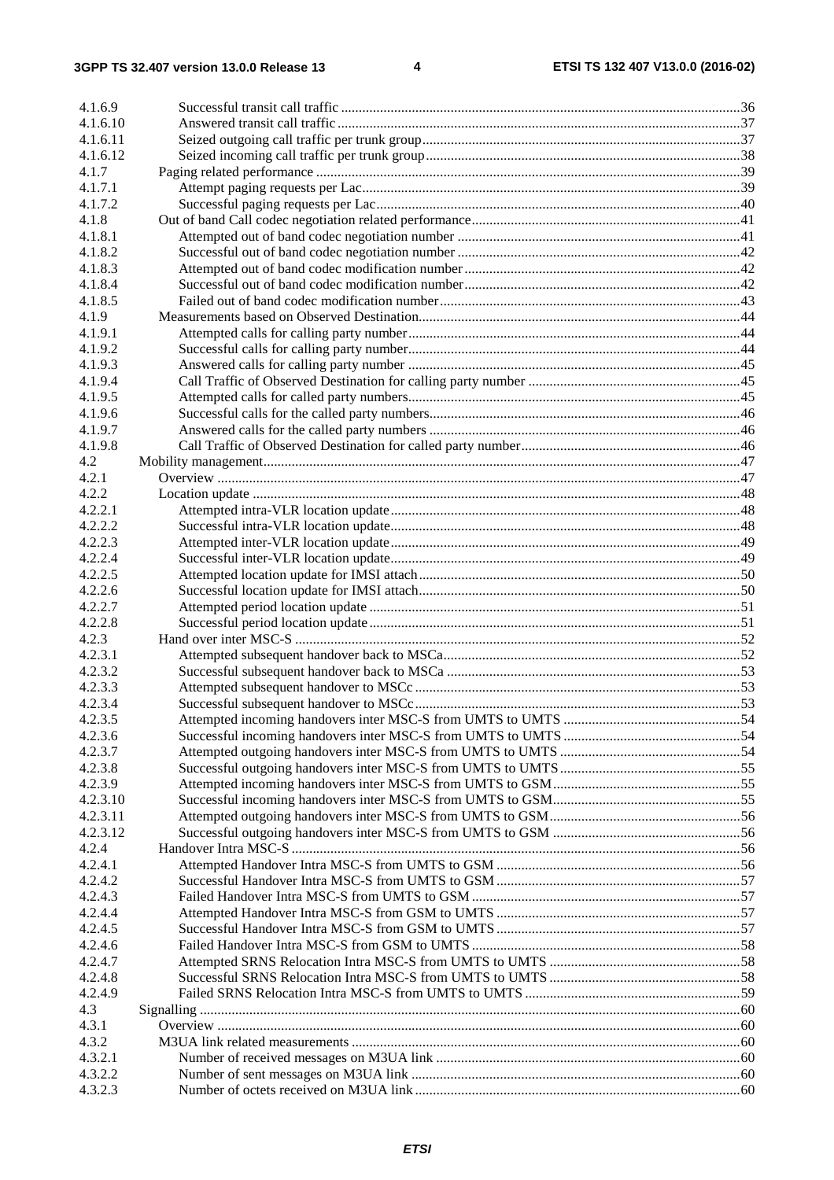| | | |
|---|---|---|
| 4.1.6.9 | Successful transit call traffic | 36 |
| 4.1.6.10 | Answered transit call traffic | 37 |
| 4.1.6.11 | Seized outgoing call traffic per trunk group | 37 |
| 4.1.6.12 | Seized incoming call traffic per trunk group | 38 |
| 4.1.7 | Paging related performance | 39 |
| 4.1.7.1 | Attempt paging requests per Lac | 39 |
| 4.1.7.2 | Successful paging requests per Lac | 40 |
| 4.1.8 | Out of band Call codec negotiation related performance | 41 |
| 4.1.8.1 | Attempted out of band codec negotiation number | 41 |
| 4.1.8.2 | Successful out of band codec negotiation number | 42 |
| 4.1.8.3 | Attempted out of band codec modification number | 42 |
| 4.1.8.4 | Successful out of band codec modification number | 42 |
| 4.1.8.5 | Failed out of band codec modification number | 43 |
| 4.1.9 | Measurements based on Observed Destination | 44 |
| 4.1.9.1 | Attempted calls for calling party number | 44 |
| 4.1.9.2 | Successful calls for calling party number | 44 |
| 4.1.9.3 | Answered calls for calling party number | 45 |
| 4.1.9.4 | Call Traffic of Observed Destination for calling party number | 45 |
| 4.1.9.5 | Attempted calls for called party numbers | 45 |
| 4.1.9.6 | Successful calls for the called party numbers | 46 |
| 4.1.9.7 | Answered calls for the called party numbers | 46 |
| 4.1.9.8 | Call Traffic of Observed Destination for called party number | 46 |
| 4.2 | Mobility management | 47 |
| 4.2.1 | Overview | 47 |
| 4.2.2 | Location update | 48 |
| 4.2.2.1 | Attempted intra-VLR location update | 48 |
| 4.2.2.2 | Successful intra-VLR location update | 48 |
| 4.2.2.3 | Attempted inter-VLR location update | 49 |
| 4.2.2.4 | Successful inter-VLR location update | 49 |
| 4.2.2.5 | Attempted location update for IMSI attach | 50 |
| 4.2.2.6 | Successful location update for IMSI attach | 50 |
| 4.2.2.7 | Attempted period location update | 51 |
| 4.2.2.8 | Successful period location update | 51 |
| 4.2.3 | Hand over inter MSC-S | 52 |
| 4.2.3.1 | Attempted subsequent handover back to MSCa | 52 |
| 4.2.3.2 | Successful subsequent handover back to MSCa | 53 |
| 4.2.3.3 | Attempted subsequent handover to MSCc | 53 |
| 4.2.3.4 | Successful subsequent handover to MSCc | 53 |
| 4.2.3.5 | Attempted incoming handovers inter MSC-S from UMTS to UMTS | 54 |
| 4.2.3.6 | Successful incoming handovers inter MSC-S from UMTS to UMTS | 54 |
| 4.2.3.7 | Attempted outgoing handovers inter MSC-S from UMTS to UMTS | 54 |
| 4.2.3.8 | Successful outgoing handovers inter MSC-S from UMTS to UMTS | 55 |
| 4.2.3.9 | Attempted incoming handovers inter MSC-S from UMTS to GSM | 55 |
| 4.2.3.10 | Successful incoming handovers inter MSC-S from UMTS to GSM | 55 |
| 4.2.3.11 | Attempted outgoing handovers inter MSC-S from UMTS to GSM | 56 |
| 4.2.3.12 | Successful outgoing handovers inter MSC-S from UMTS to GSM | 56 |
| 4.2.4 | Handover Intra MSC-S | 56 |
| 4.2.4.1 | Attempted Handover Intra MSC-S from UMTS to GSM | 56 |
| 4.2.4.2 | Successful Handover Intra MSC-S from UMTS to GSM | 57 |
| 4.2.4.3 | Failed Handover Intra MSC-S from UMTS to GSM | 57 |
| 4.2.4.4 | Attempted Handover Intra MSC-S from GSM to UMTS | 57 |
| 4.2.4.5 | Successful Handover Intra MSC-S from GSM to UMTS | 57 |
| 4.2.4.6 | Failed Handover Intra MSC-S from GSM to UMTS | 58 |
| 4.2.4.7 | Attempted SRNS Relocation Intra MSC-S from UMTS to UMTS | 58 |
| 4.2.4.8 | Successful SRNS Relocation Intra MSC-S from UMTS to UMTS | 58 |
| 4.2.4.9 | Failed SRNS Relocation Intra MSC-S from UMTS to UMTS | 59 |
| 4.3 | Signalling | 60 |
| 4.3.1 | Overview | 60 |
| 4.3.2 | M3UA link related measurements | 60 |
| 4.3.2.1 | Number of received messages on M3UA link | 60 |
| 4.3.2.2 | Number of sent messages on M3UA link | 60 |
| 4.3.2.3 | Number of octets received on M3UA link | 60 |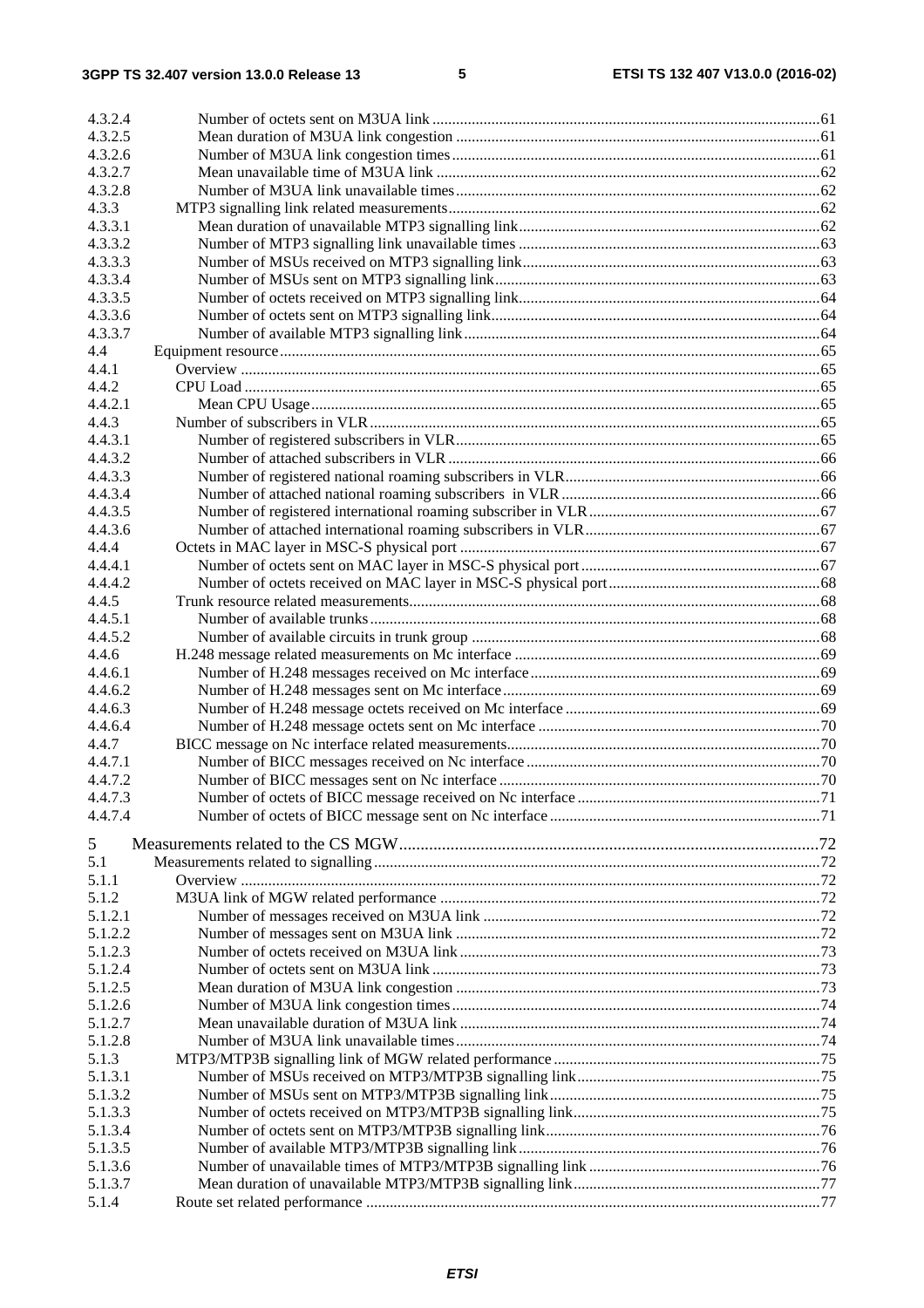| | | |
|---|---|---|
| 4.3.2.4 | Number of octets sent on M3UA link | 61 |
| 4.3.2.5 | Mean duration of M3UA link congestion | 61 |
| 4.3.2.6 | Number of M3UA link congestion times | 61 |
| 4.3.2.7 | Mean unavailable time of M3UA link | 62 |
| 4.3.2.8 | Number of M3UA link unavailable times | 62 |
| 4.3.3 | MTP3 signalling link related measurements | 62 |
| 4.3.3.1 | Mean duration of unavailable MTP3 signalling link | 62 |
| 4.3.3.2 | Number of MTP3 signalling link unavailable times | 63 |
| 4.3.3.3 | Number of MSUs received on MTP3 signalling link | 63 |
| 4.3.3.4 | Number of MSUs sent on MTP3 signalling link | 63 |
| 4.3.3.5 | Number of octets received on MTP3 signalling link | 64 |
| 4.3.3.6 | Number of octets sent on MTP3 signalling link | 64 |
| 4.3.3.7 | Number of available MTP3 signalling link | 64 |
| 4.4 | Equipment resource | 65 |
| 4.4.1 | Overview | 65 |
| 4.4.2 | CPU Load | 65 |
| 4.4.2.1 | Mean CPU Usage | 65 |
| 4.4.3 | Number of subscribers in VLR | 65 |
| 4.4.3.1 | Number of registered subscribers in VLR | 65 |
| 4.4.3.2 | Number of attached subscribers in VLR | 66 |
| 4.4.3.3 | Number of registered national roaming subscribers in VLR | 66 |
| 4.4.3.4 | Number of attached national roaming subscribers in VLR | 66 |
| 4.4.3.5 | Number of registered international roaming subscriber in VLR | 67 |
| 4.4.3.6 | Number of attached international roaming subscribers in VLR | 67 |
| 4.4.4 | Octets in MAC layer in MSC-S physical port | 67 |
| 4.4.4.1 | Number of octets sent on MAC layer in MSC-S physical port | 67 |
| 4.4.4.2 | Number of octets received on MAC layer in MSC-S physical port | 68 |
| 4.4.5 | Trunk resource related measurements | 68 |
| 4.4.5.1 | Number of available trunks | 68 |
| 4.4.5.2 | Number of available circuits in trunk group | 68 |
| 4.4.6 | H.248 message related measurements on Mc interface | 69 |
| 4.4.6.1 | Number of H.248 messages received on Mc interface | 69 |
| 4.4.6.2 | Number of H.248 messages sent on Mc interface | 69 |
| 4.4.6.3 | Number of H.248 message octets received on Mc interface | 69 |
| 4.4.6.4 | Number of H.248 message octets sent on Mc interface | 70 |
| 4.4.7 | BICC message on Nc interface related measurements | 70 |
| 4.4.7.1 | Number of BICC messages received on Nc interface | 70 |
| 4.4.7.2 | Number of BICC messages sent on Nc interface | 70 |
| 4.4.7.3 | Number of octets of BICC message received on Nc interface | 71 |
| 4.4.7.4 | Number of octets of BICC message sent on Nc interface | 71 |
| 5 | Measurements related to the CS MGW | 72 |
| 5.1 | Measurements related to signalling | 72 |
| 5.1.1 | Overview | 72 |
| 5.1.2 | M3UA link of MGW related performance | 72 |
| 5.1.2.1 | Number of messages received on M3UA link | 72 |
| 5.1.2.2 | Number of messages sent on M3UA link | 72 |
| 5.1.2.3 | Number of octets received on M3UA link | 73 |
| 5.1.2.4 | Number of octets sent on M3UA link | 73 |
| 5.1.2.5 | Mean duration of M3UA link congestion | 73 |
| 5.1.2.6 | Number of M3UA link congestion times | 74 |
| 5.1.2.7 | Mean unavailable duration of M3UA link | 74 |
| 5.1.2.8 | Number of M3UA link unavailable times | 74 |
| 5.1.3 | MTP3/MTP3B signalling link of MGW related performance | 75 |
| 5.1.3.1 | Number of MSUs received on MTP3/MTP3B signalling link | 75 |
| 5.1.3.2 | Number of MSUs sent on MTP3/MTP3B signalling link | 75 |
| 5.1.3.3 | Number of octets received on MTP3/MTP3B signalling link | 75 |
| 5.1.3.4 | Number of octets sent on MTP3/MTP3B signalling link | 76 |
| 5.1.3.5 | Number of available MTP3/MTP3B signalling link | 76 |
| 5.1.3.6 | Number of unavailable times of MTP3/MTP3B signalling link | 76 |
| 5.1.3.7 | Mean duration of unavailable MTP3/MTP3B signalling link | 77 |
| 5.1.4 | Route set related performance | 77 |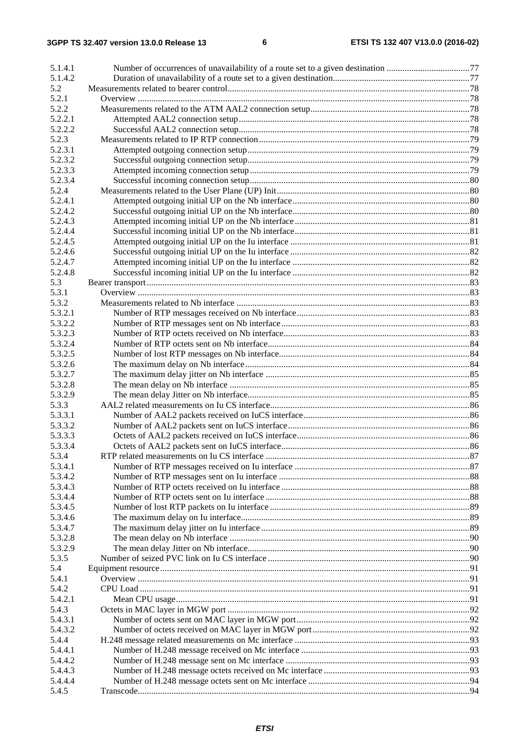5.1.4.1 Number of occurrences of unavailability of a route set to a given destination ..................................... 77
5.1.4.2 Duration of unavailability of a route set to a given destination............................................................. 77
5.2 Measurements related to bearer control........................................................................................................... 78
5.2.1 Overview .................................................................................................................................................... 78
5.2.2 Measurements related to the ATM AAL2 connection setup....................................................................... 78
5.2.2.1 Attempted AAL2 connection setup ....................................................................................................... 78
5.2.2.2 Successful AAL2 connection setup....................................................................................................... 78
5.2.3 Measurements related to IP RTP connection ............................................................................................. 79
5.2.3.1 Attempted outgoing connection setup................................................................................................... 79
5.2.3.2 Successful outgoing connection setup................................................................................................... 79
5.2.3.3 Attempted incoming connection setup .................................................................................................. 79
5.2.3.4 Successful incoming connection setup.................................................................................................. 80
5.2.4 Measurements related to the User Plane (UP) Init...................................................................................... 80
5.2.4.1 Attempted outgoing initial UP on the Nb interface............................................................................... 80
5.2.4.2 Successful outgoing initial UP on the Nb interface............................................................................... 80
5.2.4.3 Attempted incoming initial UP on the Nb interface.............................................................................. 81
5.2.4.4 Successful incoming initial UP on the Nb interface.............................................................................. 81
5.2.4.5 Attempted outgoing initial UP on the Iu interface ................................................................................ 81
5.2.4.6 Successful outgoing initial UP on the Iu interface ................................................................................ 82
5.2.4.7 Attempted incoming initial UP on the Iu interface ............................................................................... 82
5.2.4.8 Successful incoming initial UP on the Iu interface ............................................................................... 82
5.3 Bearer transport................................................................................................................................................. 83
5.3.1 Overview .................................................................................................................................................... 83
5.3.2 Measurements related to Nb interface ........................................................................................................ 83
5.3.2.1 Number of RTP messages received on Nb interface............................................................................. 83
5.3.2.2 Number of RTP messages sent on Nb interface.................................................................................... 83
5.3.2.3 Number of RTP octets received on Nb interface................................................................................... 83
5.3.2.4 Number of RTP octets sent on Nb interface.......................................................................................... 84
5.3.2.5 Number of lost RTP messages on Nb interface..................................................................................... 84
5.3.2.6 The maximum delay on Nb interface.................................................................................................... 84
5.3.2.7 The maximum delay jitter on Nb interface ........................................................................................... 85
5.3.2.8 The mean delay on Nb interface ........................................................................................................... 85
5.3.2.9 The mean delay Jitter on Nb interface................................................................................................... 85
5.3.3 AAL2 related measurements on Iu CS interface......................................................................................... 86
5.3.3.1 Number of AAL2 packets received on IuCS interface........................................................................... 86
5.3.3.2 Number of AAL2 packets sent on IuCS interface................................................................................. 86
5.3.3.3 Octets of AAL2 packets received on IuCS interface............................................................................. 86
5.3.3.4 Octets of AAL2 packets sent on IuCS interface.................................................................................... 86
5.3.4 RTP related measurements on Iu CS interface ........................................................................................... 87
5.3.4.1 Number of RTP messages received on Iu interface .............................................................................. 87
5.3.4.2 Number of RTP messages sent on Iu interface ..................................................................................... 88
5.3.4.3 Number of RTP octets received on Iu interface .................................................................................... 88
5.3.4.4 Number of RTP octets sent on Iu interface ........................................................................................... 88
5.3.4.5 Number of lost RTP packets on Iu interface ......................................................................................... 89
5.3.4.6 The maximum delay on Iu interface..................................................................................................... 89
5.3.4.7 The maximum delay jitter on Iu interface ............................................................................................. 89
5.3.2.8 The mean delay on Nb interface ........................................................................................................... 90
5.3.2.9 The mean delay Jitter on Nb interface................................................................................................... 90
5.3.5 Number of seized PVC link on Iu CS interface .......................................................................................... 90
5.4 Equipment resource........................................................................................................................................... 91
5.4.1 Overview .................................................................................................................................................... 91
5.4.2 CPU Load ................................................................................................................................................... 91
5.4.2.1 Mean CPU usage................................................................................................................................... 91
5.4.3 Octets in MAC layer in MGW port ............................................................................................................ 92
5.4.3.1 Number of octets sent on MAC layer in MGW port............................................................................. 92
5.4.3.2 Number of octets received on MAC layer in MGW port...................................................................... 92
5.4.4 H.248 message related measurements on Mc interface .............................................................................. 93
5.4.4.1 Number of H.248 message received on Mc interface ........................................................................... 93
5.4.4.2 Number of H.248 message sent on Mc interface .................................................................................. 93
5.4.4.3 Number of H.248 message octets received on Mc interface ................................................................. 93
5.4.4.4 Number of H.248 message octets sent on Mc interface ........................................................................ 94
5.4.5 Transcode.................................................................................................................................................... 94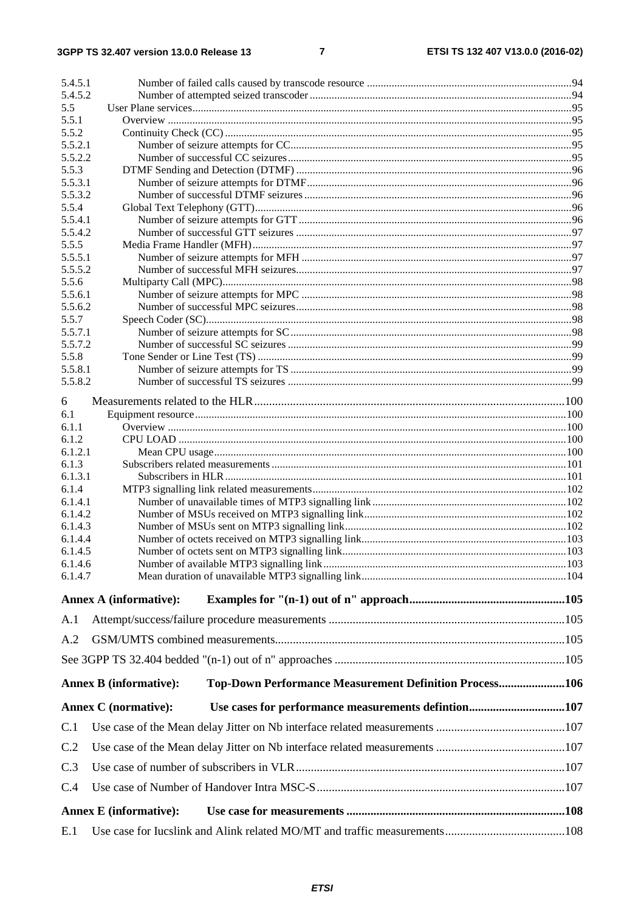5.4.5.1 Number of failed calls caused by transcode resource ....94
5.4.5.2 Number of attempted seized transcoder ....94
5.5 User Plane services ....95
5.5.1 Overview ....95
5.5.2 Continuity Check (CC) ....95
5.5.2.1 Number of seizure attempts for CC ....95
5.5.2.2 Number of successful CC seizures ....95
5.5.3 DTMF Sending and Detection (DTMF) ....96
5.5.3.1 Number of seizure attempts for DTMF ....96
5.5.3.2 Number of successful DTMF seizures ....96
5.5.4 Global Text Telephony (GTT) ....96
5.5.4.1 Number of seizure attempts for GTT ....96
5.5.4.2 Number of successful GTT seizures ....97
5.5.5 Media Frame Handler (MFH) ....97
5.5.5.1 Number of seizure attempts for MFH ....97
5.5.5.2 Number of successful MFH seizures ....97
5.5.6 Multiparty Call (MPC) ....98
5.5.6.1 Number of seizure attempts for MPC ....98
5.5.6.2 Number of successful MPC seizures ....98
5.5.7 Speech Coder (SC) ....98
5.5.7.1 Number of seizure attempts for SC ....98
5.5.7.2 Number of successful SC seizures ....99
5.5.8 Tone Sender or Line Test (TS) ....99
5.5.8.1 Number of seizure attempts for TS ....99
5.5.8.2 Number of successful TS seizures ....99

6 Measurements related to the HLR ....100
6.1 Equipment resource ....100
6.1.1 Overview ....100
6.1.2 CPU LOAD ....100
6.1.2.1 Mean CPU usage ....100
6.1.3 Subscribers related measurements ....101
6.1.3.1 Subscribers in HLR ....101
6.1.4 MTP3 signalling link related measurements ....102
6.1.4.1 Number of unavailable times of MTP3 signalling link ....102
6.1.4.2 Number of MSUs received on MTP3 signalling link ....102
6.1.4.3 Number of MSUs sent on MTP3 signalling link ....102
6.1.4.4 Number of octets received on MTP3 signalling link ....103
6.1.4.5 Number of octets sent on MTP3 signalling link ....103
6.1.4.6 Number of available MTP3 signalling link ....103
6.1.4.7 Mean duration of unavailable MTP3 signalling link ....104

**Annex A (informative): Examples for "(n-1) out of n" approach ....105**

A.1 Attempt/success/failure procedure measurements ....105

A.2 GSM/UMTS combined measurements ....105

See 3GPP TS 32.404 bedded "(n-1) out of n" approaches ....105

**Annex B (informative): Top-Down Performance Measurement Definition Process ....106**

**Annex C (normative): Use cases for performance measurements defintion ....107**

C.1 Use case of the Mean delay Jitter on Nb interface related measurements ....107

C.2 Use case of the Mean delay Jitter on Nb interface related measurements ....107

C.3 Use case of number of subscribers in VLR ....107

C.4 Use case of Number of Handover Intra MSC-S ....107

**Annex E (informative): Use case for measurements ....108**

E.1 Use case for Iucslink and Alink related MO/MT and traffic measurements ....108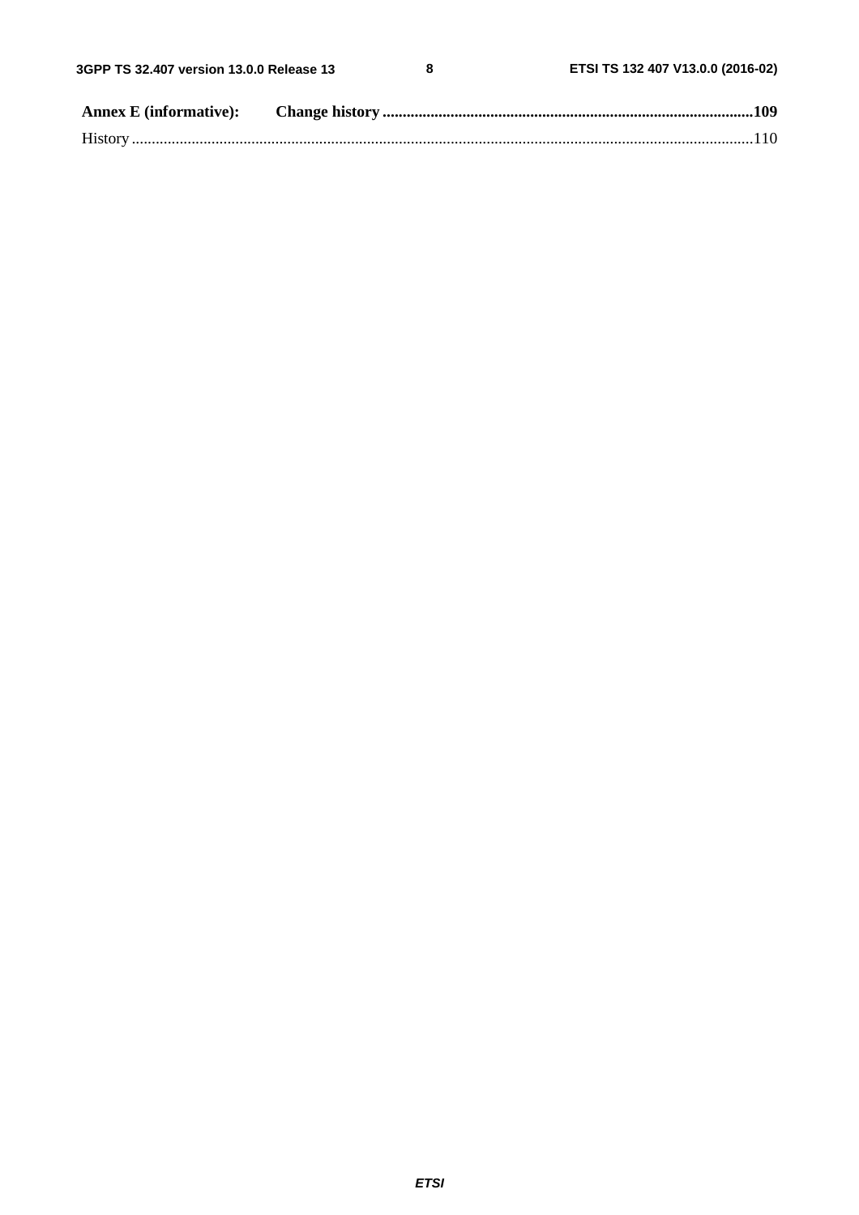**Annex E (informative): Change history** ........................................................................................... 109

History ........................................................................................................................................................... 110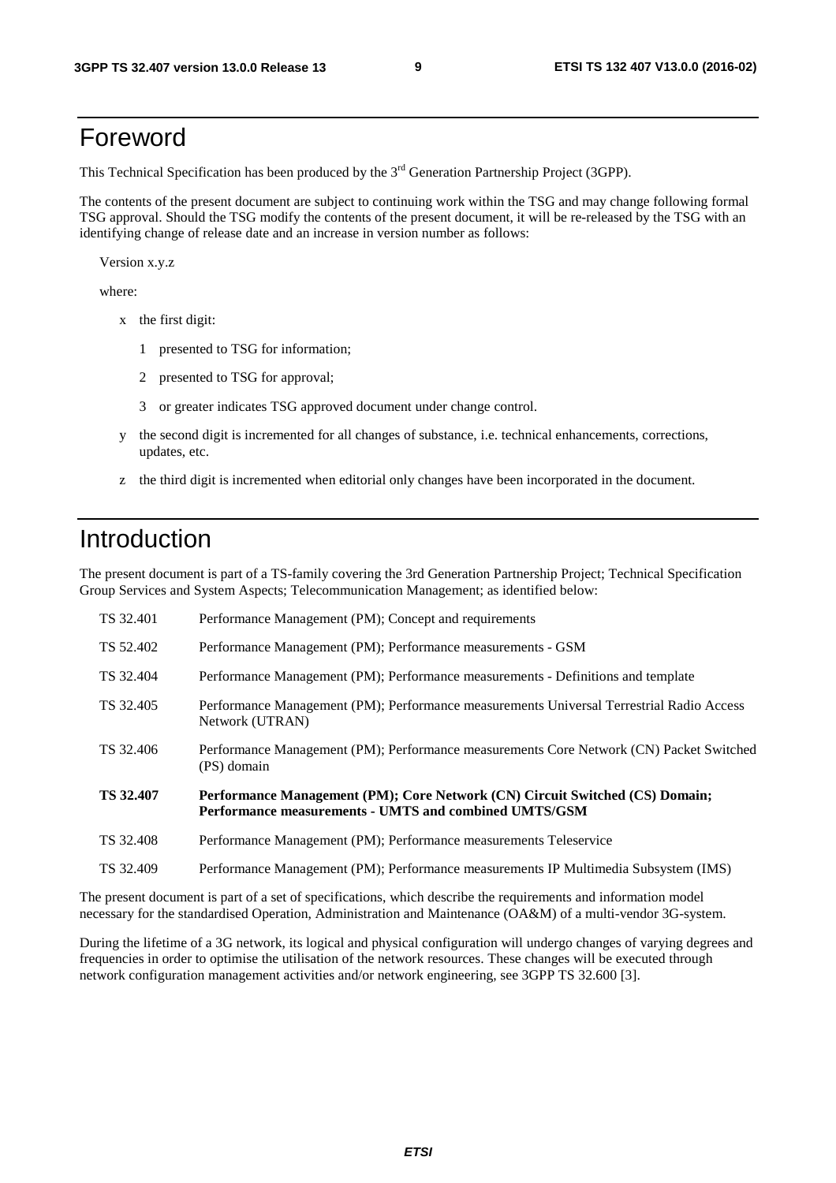# Foreword

This Technical Specification has been produced by the 3rd Generation Partnership Project (3GPP).

The contents of the present document are subject to continuing work within the TSG and may change following formal TSG approval. Should the TSG modify the contents of the present document, it will be re-released by the TSG with an identifying change of release date and an increase in version number as follows:

Version x.y.z

where:

- x the first digit:
  - 1 presented to TSG for information;
  - 2 presented to TSG for approval;
  - 3 or greater indicates TSG approved document under change control.
- y the second digit is incremented for all changes of substance, i.e. technical enhancements, corrections, updates, etc.
- z the third digit is incremented when editorial only changes have been incorporated in the document.

# Introduction

The present document is part of a TS-family covering the 3rd Generation Partnership Project; Technical Specification Group Services and System Aspects; Telecommunication Management; as identified below:

| | |
|---|---|
| TS 32.401 | Performance Management (PM); Concept and requirements |
| TS 52.402 | Performance Management (PM); Performance measurements - GSM |
| TS 32.404 | Performance Management (PM); Performance measurements - Definitions and template |
| TS 32.405 | Performance Management (PM); Performance measurements Universal Terrestrial Radio Access Network (UTRAN) |
| TS 32.406 | Performance Management (PM); Performance measurements Core Network (CN) Packet Switched (PS) domain |
| **TS 32.407** | **Performance Management (PM); Core Network (CN) Circuit Switched (CS) Domain; Performance measurements - UMTS and combined UMTS/GSM** |
| TS 32.408 | Performance Management (PM); Performance measurements Teleservice |
| TS 32.409 | Performance Management (PM); Performance measurements IP Multimedia Subsystem (IMS) |

The present document is part of a set of specifications, which describe the requirements and information model necessary for the standardised Operation, Administration and Maintenance (OA&M) of a multi-vendor 3G-system.

During the lifetime of a 3G network, its logical and physical configuration will undergo changes of varying degrees and frequencies in order to optimise the utilisation of the network resources. These changes will be executed through network configuration management activities and/or network engineering, see 3GPP TS 32.600 [3].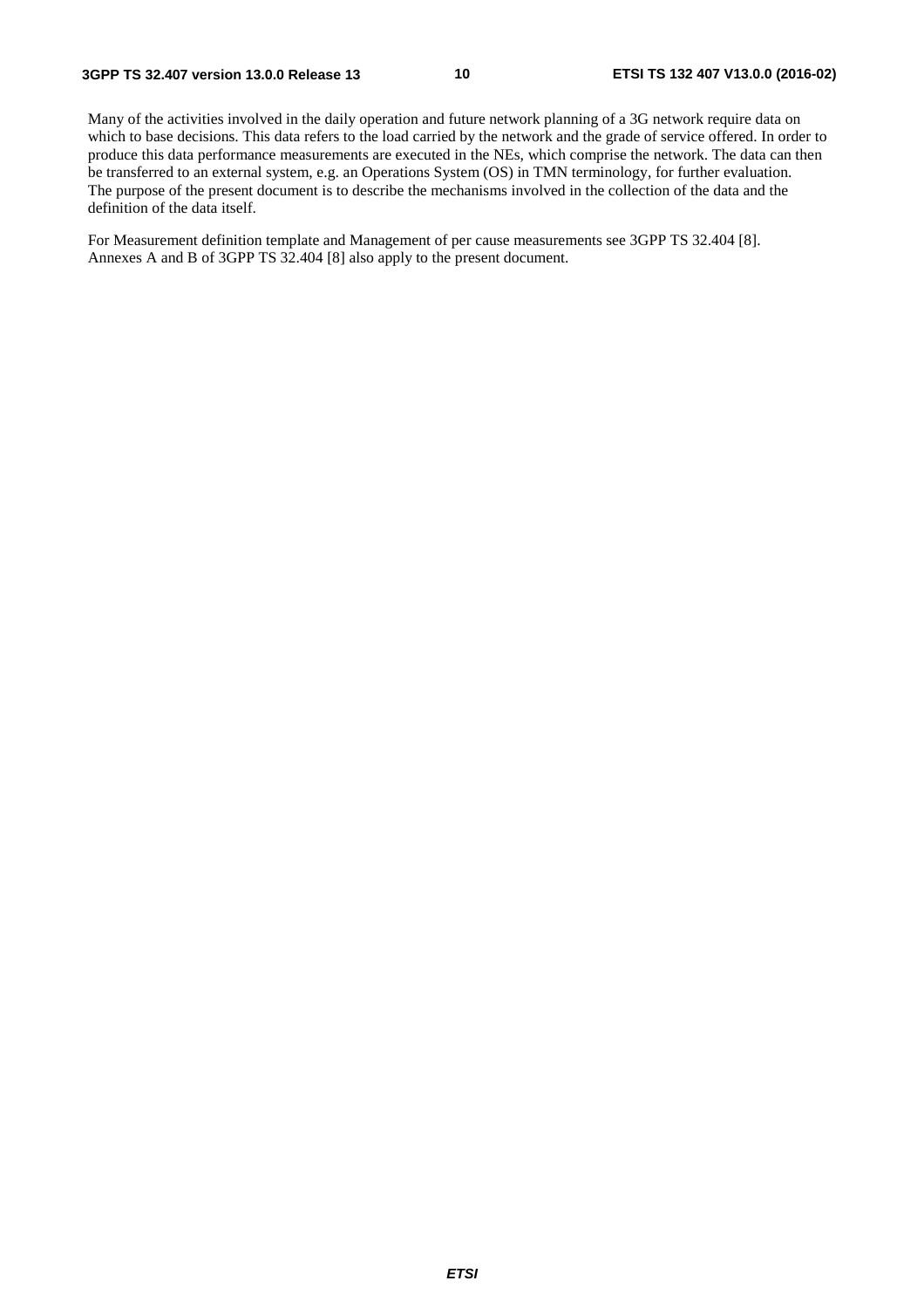Many of the activities involved in the daily operation and future network planning of a 3G network require data on which to base decisions. This data refers to the load carried by the network and the grade of service offered. In order to produce this data performance measurements are executed in the NEs, which comprise the network. The data can then be transferred to an external system, e.g. an Operations System (OS) in TMN terminology, for further evaluation. The purpose of the present document is to describe the mechanisms involved in the collection of the data and the definition of the data itself.

For Measurement definition template and Management of per cause measurements see 3GPP TS 32.404 [8]. Annexes A and B of 3GPP TS 32.404 [8] also apply to the present document.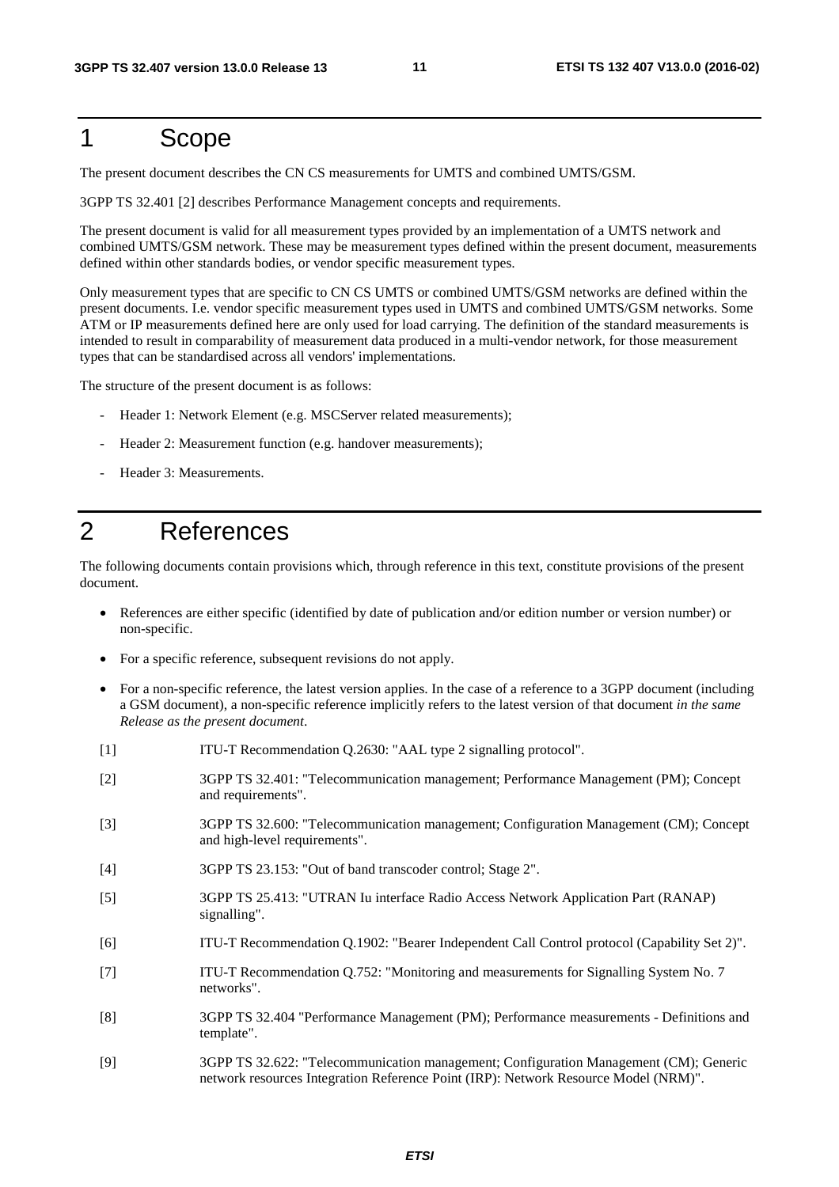# 1 Scope

The present document describes the CN CS measurements for UMTS and combined UMTS/GSM.

3GPP TS 32.401 [2] describes Performance Management concepts and requirements.

The present document is valid for all measurement types provided by an implementation of a UMTS network and combined UMTS/GSM network. These may be measurement types defined within the present document, measurements defined within other standards bodies, or vendor specific measurement types.

Only measurement types that are specific to CN CS UMTS or combined UMTS/GSM networks are defined within the present documents. I.e. vendor specific measurement types used in UMTS and combined UMTS/GSM networks. Some ATM or IP measurements defined here are only used for load carrying. The definition of the standard measurements is intended to result in comparability of measurement data produced in a multi-vendor network, for those measurement types that can be standardised across all vendors' implementations.

The structure of the present document is as follows:

- Header 1: Network Element (e.g. MSCServer related measurements);
- Header 2: Measurement function (e.g. handover measurements);
- Header 3: Measurements.

# 2 References

The following documents contain provisions which, through reference in this text, constitute provisions of the present document.

- References are either specific (identified by date of publication and/or edition number or version number) or non-specific.
- For a specific reference, subsequent revisions do not apply.
- For a non-specific reference, the latest version applies. In the case of a reference to a 3GPP document (including a GSM document), a non-specific reference implicitly refers to the latest version of that document *in the same Release as the present document*.

[1] ITU-T Recommendation Q.2630: "AAL type 2 signalling protocol".

[2] 3GPP TS 32.401: "Telecommunication management; Performance Management (PM); Concept and requirements".

[3] 3GPP TS 32.600: "Telecommunication management; Configuration Management (CM); Concept and high-level requirements".

[4] 3GPP TS 23.153: "Out of band transcoder control; Stage 2".

[5] 3GPP TS 25.413: "UTRAN Iu interface Radio Access Network Application Part (RANAP) signalling".

[6] ITU-T Recommendation Q.1902: "Bearer Independent Call Control protocol (Capability Set 2)".

[7] ITU-T Recommendation Q.752: "Monitoring and measurements for Signalling System No. 7 networks".

[8] 3GPP TS 32.404 "Performance Management (PM); Performance measurements - Definitions and template".

[9] 3GPP TS 32.622: "Telecommunication management; Configuration Management (CM); Generic network resources Integration Reference Point (IRP): Network Resource Model (NRM)".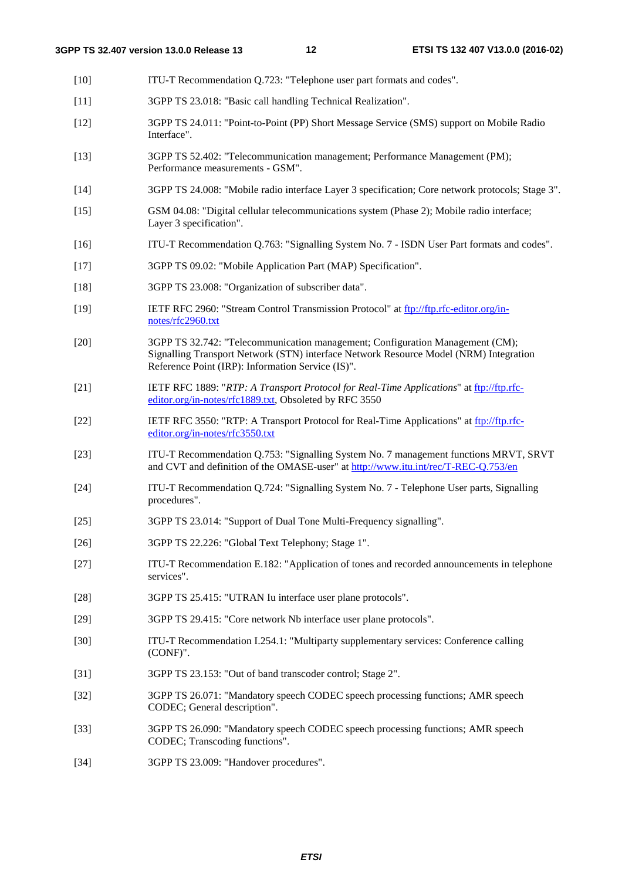[10] ITU-T Recommendation Q.723: "Telephone user part formats and codes".

[11] 3GPP TS 23.018: "Basic call handling Technical Realization".

[12] 3GPP TS 24.011: "Point-to-Point (PP) Short Message Service (SMS) support on Mobile Radio Interface".

[13] 3GPP TS 52.402: "Telecommunication management; Performance Management (PM); Performance measurements - GSM".

[14] 3GPP TS 24.008: "Mobile radio interface Layer 3 specification; Core network protocols; Stage 3".

[15] GSM 04.08: "Digital cellular telecommunications system (Phase 2); Mobile radio interface; Layer 3 specification".

[16] ITU-T Recommendation Q.763: "Signalling System No. 7 - ISDN User Part formats and codes".

[17] 3GPP TS 09.02: "Mobile Application Part (MAP) Specification".

[18] 3GPP TS 23.008: "Organization of subscriber data".

[19] IETF RFC 2960: "Stream Control Transmission Protocol" at ftp://ftp.rfc-editor.org/in-notes/rfc2960.txt

[20] 3GPP TS 32.742: "Telecommunication management; Configuration Management (CM); Signalling Transport Network (STN) interface Network Resource Model (NRM) Integration Reference Point (IRP): Information Service (IS)".

[21] IETF RFC 1889: "*RTP: A Transport Protocol for Real-Time Applications*" at ftp://ftp.rfc-editor.org/in-notes/rfc1889.txt, Obsoleted by RFC 3550

[22] IETF RFC 3550: "RTP: A Transport Protocol for Real-Time Applications" at ftp://ftp.rfc-editor.org/in-notes/rfc3550.txt

[23] ITU-T Recommendation Q.753: "Signalling System No. 7 management functions MRVT, SRVT and CVT and definition of the OMASE-user" at http://www.itu.int/rec/T-REC-Q.753/en

[24] ITU-T Recommendation Q.724: "Signalling System No. 7 - Telephone User parts, Signalling procedures".

[25] 3GPP TS 23.014: "Support of Dual Tone Multi-Frequency signalling".

[26] 3GPP TS 22.226: "Global Text Telephony; Stage 1".

[27] ITU-T Recommendation E.182: "Application of tones and recorded announcements in telephone services".

[28] 3GPP TS 25.415: "UTRAN Iu interface user plane protocols".

[29] 3GPP TS 29.415: "Core network Nb interface user plane protocols".

[30] ITU-T Recommendation I.254.1: "Multiparty supplementary services: Conference calling (CONF)".

[31] 3GPP TS 23.153: "Out of band transcoder control; Stage 2".

[32] 3GPP TS 26.071: "Mandatory speech CODEC speech processing functions; AMR speech CODEC; General description".

[33] 3GPP TS 26.090: "Mandatory speech CODEC speech processing functions; AMR speech CODEC; Transcoding functions".

[34] 3GPP TS 23.009: "Handover procedures".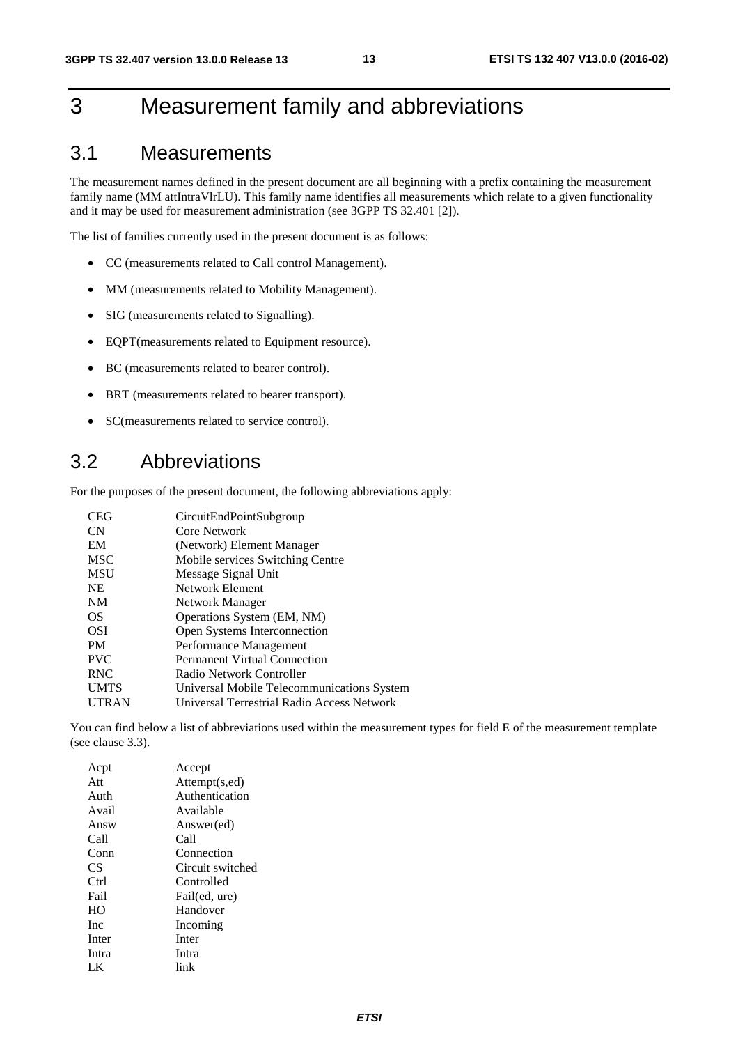# 3 Measurement family and abbreviations

## 3.1 Measurements

The measurement names defined in the present document are all beginning with a prefix containing the measurement family name (MM attIntraVlrLU). This family name identifies all measurements which relate to a given functionality and it may be used for measurement administration (see 3GPP TS 32.401 [2]).

The list of families currently used in the present document is as follows:

- CC (measurements related to Call control Management).
- MM (measurements related to Mobility Management).
- SIG (measurements related to Signalling).
- EQPT(measurements related to Equipment resource).
- BC (measurements related to bearer control).
- BRT (measurements related to bearer transport).
- SC(measurements related to service control).

## 3.2 Abbreviations

For the purposes of the present document, the following abbreviations apply:

| | |
|---|---|
| CEG | CircuitEndPointSubgroup |
| CN | Core Network |
| EM | (Network) Element Manager |
| MSC | Mobile services Switching Centre |
| MSU | Message Signal Unit |
| NE | Network Element |
| NM | Network Manager |
| OS | Operations System (EM, NM) |
| OSI | Open Systems Interconnection |
| PM | Performance Management |
| PVC | Permanent Virtual Connection |
| RNC | Radio Network Controller |
| UMTS | Universal Mobile Telecommunications System |
| UTRAN | Universal Terrestrial Radio Access Network |

You can find below a list of abbreviations used within the measurement types for field E of the measurement template (see clause 3.3).

| | |
|---|---|
| Acpt | Accept |
| Att | Attempt(s,ed) |
| Auth | Authentication |
| Avail | Available |
| Answ | Answer(ed) |
| Call | Call |
| Conn | Connection |
| CS | Circuit switched |
| Ctrl | Controlled |
| Fail | Fail(ed, ure) |
| HO | Handover |
| Inc | Incoming |
| Inter | Inter |
| Intra | Intra |
| LK | link |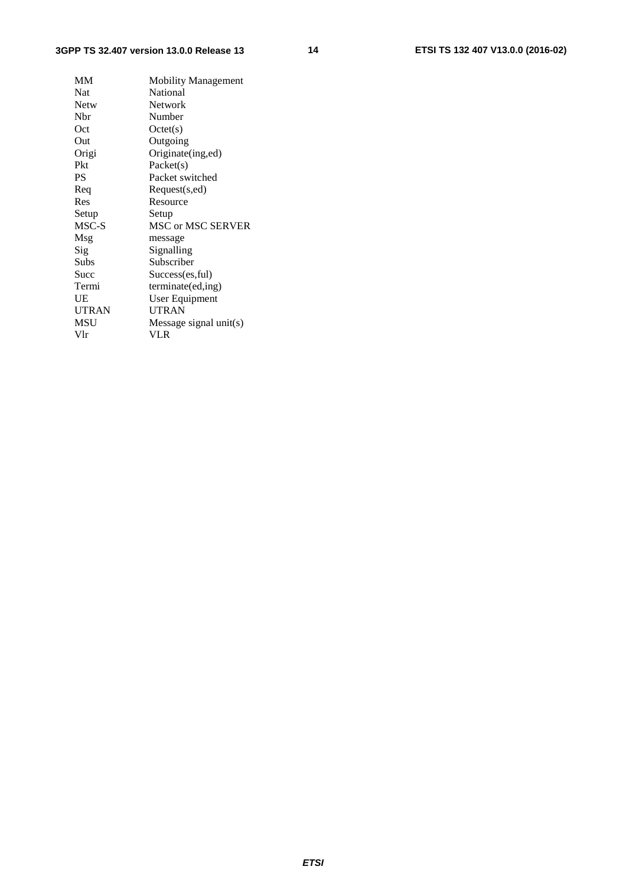| | |
|---|---|
| MM | Mobility Management |
| Nat | National |
| Netw | Network |
| Nbr | Number |
| Oct | Octet(s) |
| Out | Outgoing |
| Origi | Originate(ing,ed) |
| Pkt | Packet(s) |
| PS | Packet switched |
| Req | Request(s,ed) |
| Res | Resource |
| Setup | Setup |
| MSC-S | MSC or MSC SERVER |
| Msg | message |
| Sig | Signalling |
| Subs | Subscriber |
| Succ | Success(es,ful) |
| Termi | terminate(ed,ing) |
| UE | User Equipment |
| UTRAN | UTRAN |
| MSU | Message signal unit(s) |
| Vlr | VLR |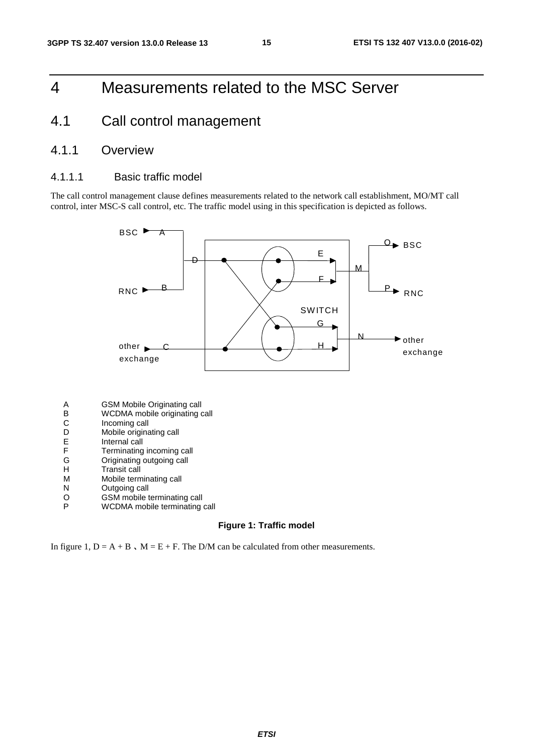# 4 Measurements related to the MSC Server

## 4.1 Call control management

### 4.1.1 Overview

#### 4.1.1.1 Basic traffic model

The call control management clause defines measurements related to the network call establishment, MO/MT call control, inter MSC-S call control, etc. The traffic model using in this specification is depicted as follows.

| | |
|---|---|
| A | GSM Mobile Originating call |
| B | WCDMA mobile originating call |
| C | Incoming call |
| D | Mobile originating call |
| E | Internal call |
| F | Terminating incoming call |
| G | Originating outgoing call |
| H | Transit call |
| M | Mobile terminating call |
| N | Outgoing call |
| O | GSM mobile terminating call |
| P | WCDMA mobile terminating call |

**Figure 1: Traffic model**

In figure 1, D = A + B 、M = E + F. The D/M can be calculated from other measurements.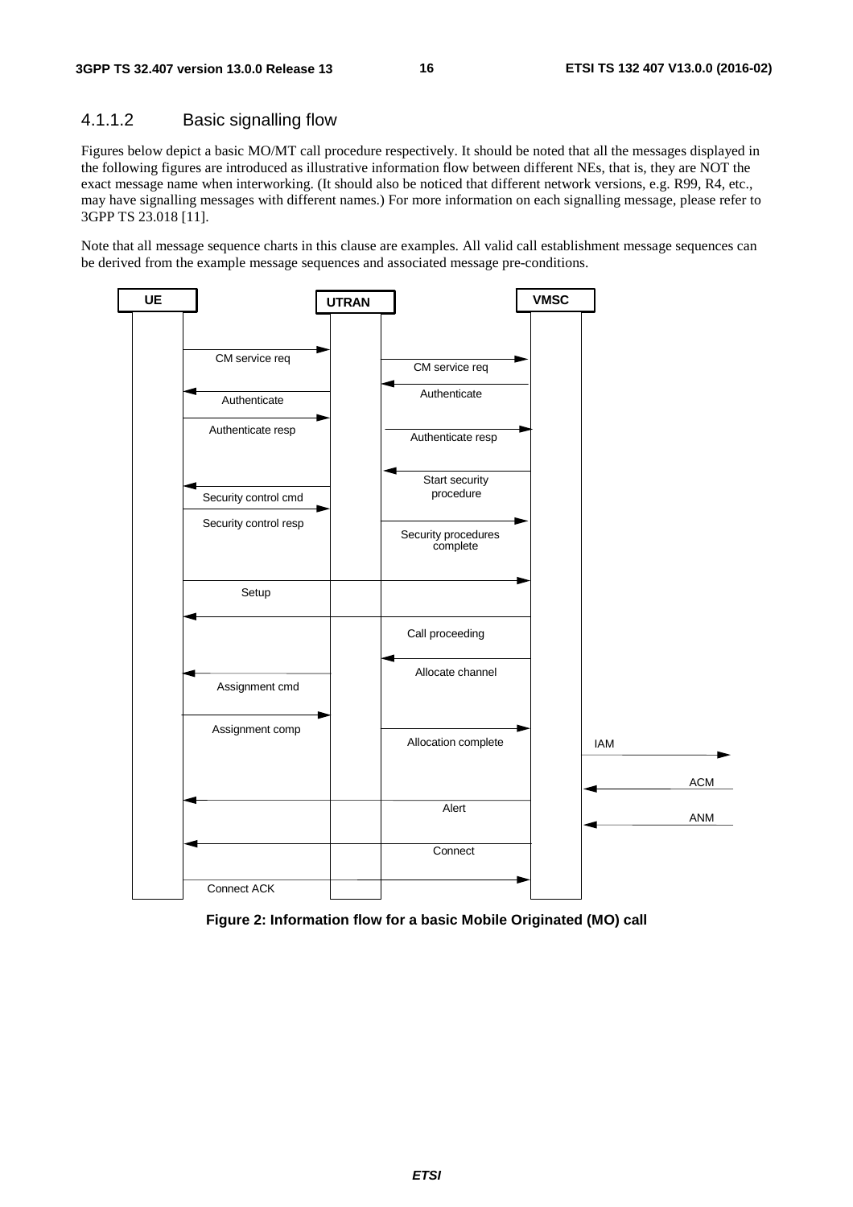#### 4.1.1.2 Basic signalling flow

Figures below depict a basic MO/MT call procedure respectively. It should be noted that all the messages displayed in the following figures are introduced as illustrative information flow between different NEs, that is, they are NOT the exact message name when interworking. (It should also be noticed that different network versions, e.g. R99, R4, etc., may have signalling messages with different names.) For more information on each signalling message, please refer to 3GPP TS 23.018 [11].

Note that all message sequence charts in this clause are examples. All valid call establishment message sequences can be derived from the example message sequences and associated message pre-conditions.

UE | UTRAN | VMSC

CM service req | CM service req
Authenticate | Authenticate
Authenticate resp | Authenticate resp
Start security procedure
Security control cmd
Security control resp
Security procedures complete
Setup
Call proceeding
Allocate channel
Assignment cmd
Assignment comp
Allocation complete
IAM
ACM
Alert
ANM
Connect
Connect ACK

**Figure 2: Information flow for a basic Mobile Originated (MO) call**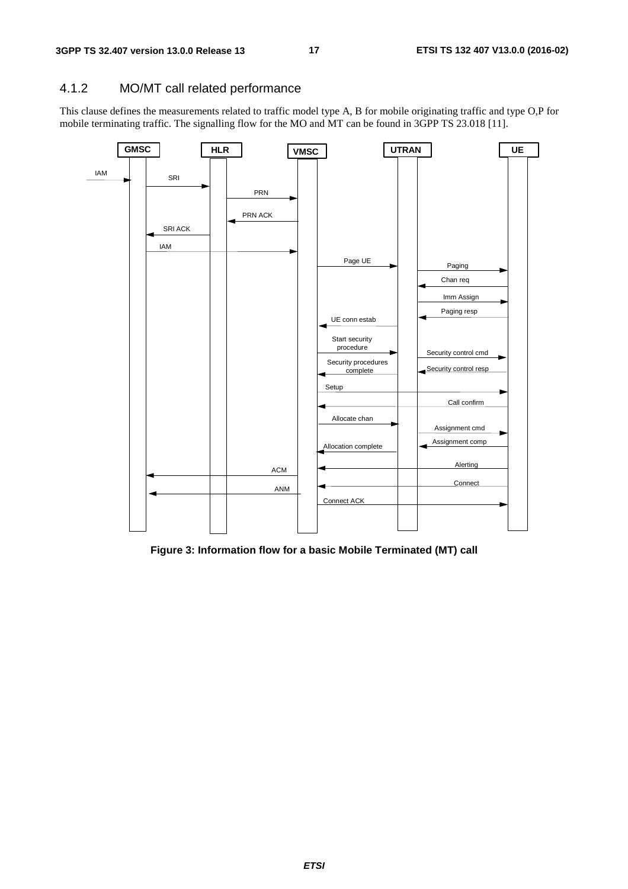### 4.1.2 MO/MT call related performance

This clause defines the measurements related to traffic model type A, B for mobile originating traffic and type O,P for mobile terminating traffic. The signalling flow for the MO and MT can be found in 3GPP TS 23.018 [11].

**Figure 3: Information flow for a basic Mobile Terminated (MT) call**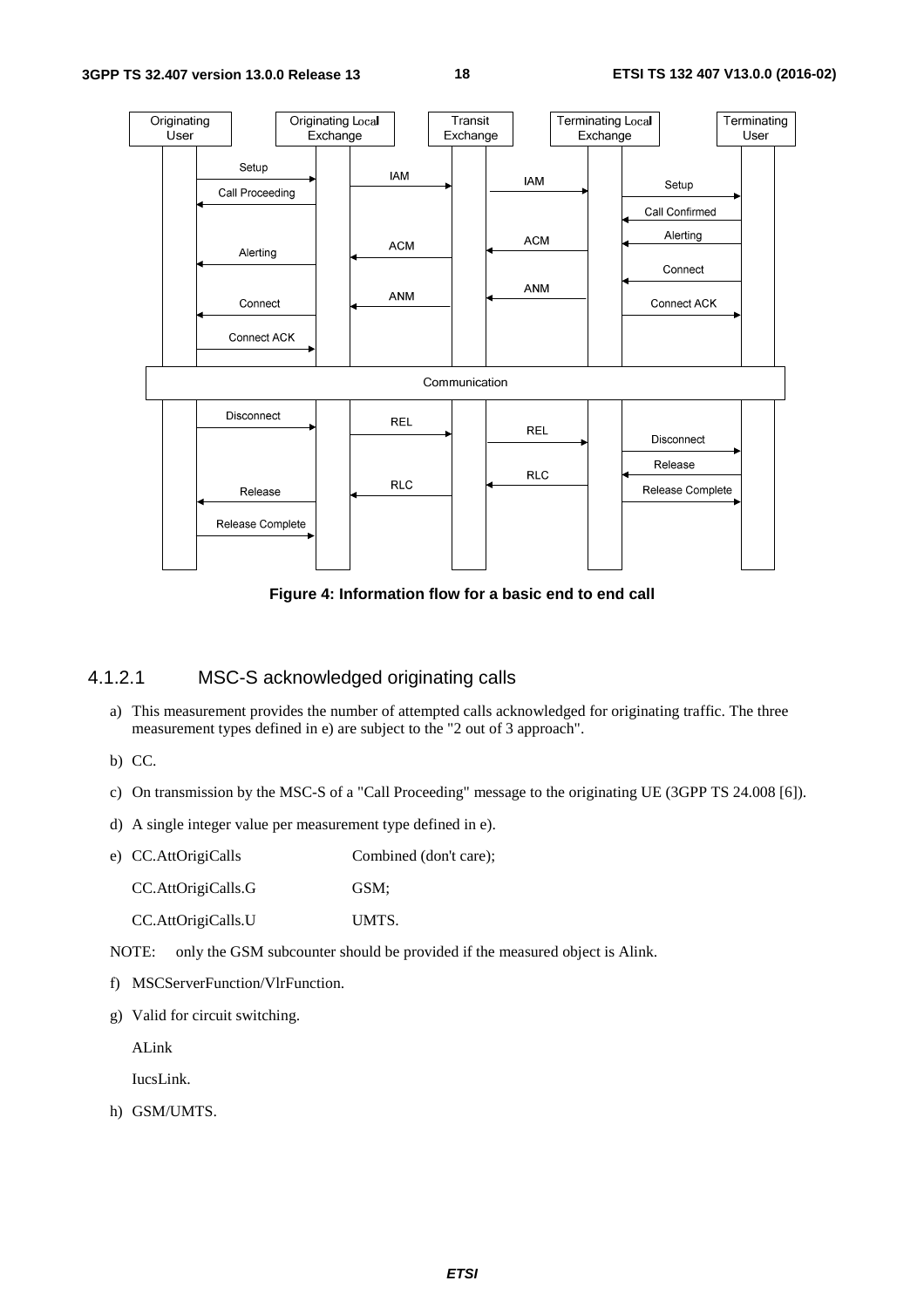**Figure 4: Information flow for a basic end to end call**

### 4.1.2.1 MSC-S acknowledged originating calls

a) This measurement provides the number of attempted calls acknowledged for originating traffic. The three measurement types defined in e) are subject to the "2 out of 3 approach".

b) CC.

c) On transmission by the MSC-S of a "Call Proceeding" message to the originating UE (3GPP TS 24.008 [6]).

d) A single integer value per measurement type defined in e).

e) CC.AttOrigiCalls Combined (don't care);

CC.AttOrigiCalls.G GSM;

CC.AttOrigiCalls.U UMTS.

NOTE: only the GSM subcounter should be provided if the measured object is Alink.

f) MSCServerFunction/VlrFunction.

g) Valid for circuit switching.

ALink

IucsLink.

h) GSM/UMTS.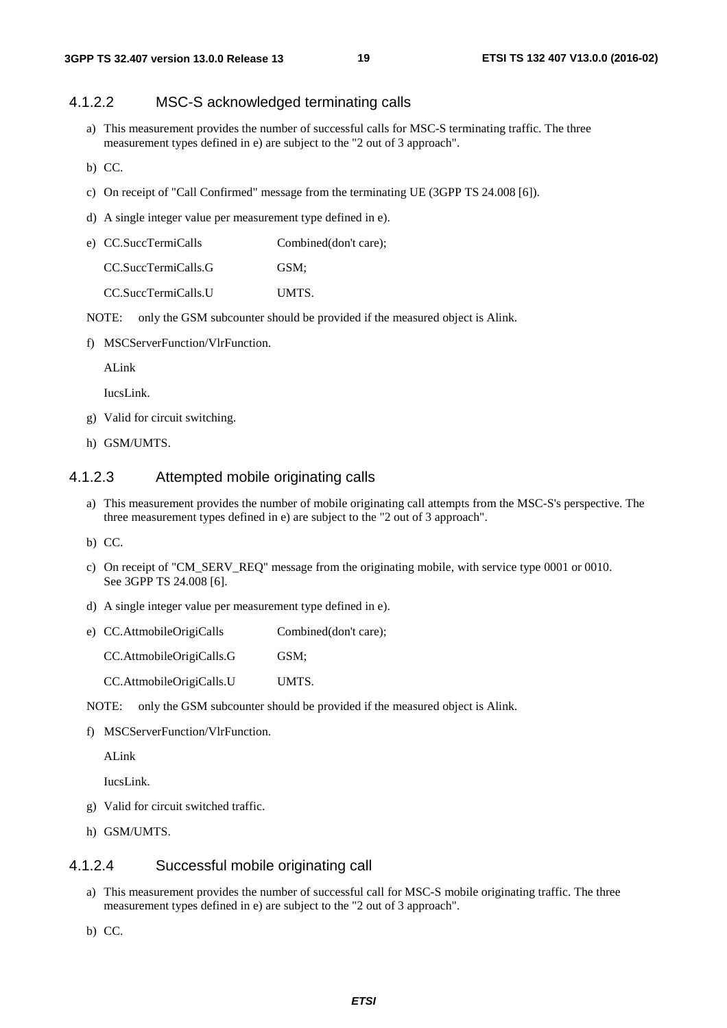#### 4.1.2.2 MSC-S acknowledged terminating calls

a) This measurement provides the number of successful calls for MSC-S terminating traffic. The three measurement types defined in e) are subject to the "2 out of 3 approach".

b) CC.

c) On receipt of "Call Confirmed" message from the terminating UE (3GPP TS 24.008 [6]).

d) A single integer value per measurement type defined in e).

e) CC.SuccTermiCalls Combined(don't care);

   CC.SuccTermiCalls.G GSM;

   CC.SuccTermiCalls.U UMTS.

NOTE: only the GSM subcounter should be provided if the measured object is Alink.

f) MSCServerFunction/VlrFunction.

   ALink

   IucsLink.

g) Valid for circuit switching.

h) GSM/UMTS.

#### 4.1.2.3 Attempted mobile originating calls

a) This measurement provides the number of mobile originating call attempts from the MSC-S's perspective. The three measurement types defined in e) are subject to the "2 out of 3 approach".

b) CC.

c) On receipt of "CM_SERV_REQ" message from the originating mobile, with service type 0001 or 0010. See 3GPP TS 24.008 [6].

d) A single integer value per measurement type defined in e).

e) CC.AttmobileOrigiCalls Combined(don't care);

   CC.AttmobileOrigiCalls.G GSM;

   CC.AttmobileOrigiCalls.U UMTS.

NOTE: only the GSM subcounter should be provided if the measured object is Alink.

f) MSCServerFunction/VlrFunction.

   ALink

   IucsLink.

g) Valid for circuit switched traffic.

h) GSM/UMTS.

#### 4.1.2.4 Successful mobile originating call

a) This measurement provides the number of successful call for MSC-S mobile originating traffic. The three measurement types defined in e) are subject to the "2 out of 3 approach".

b) CC.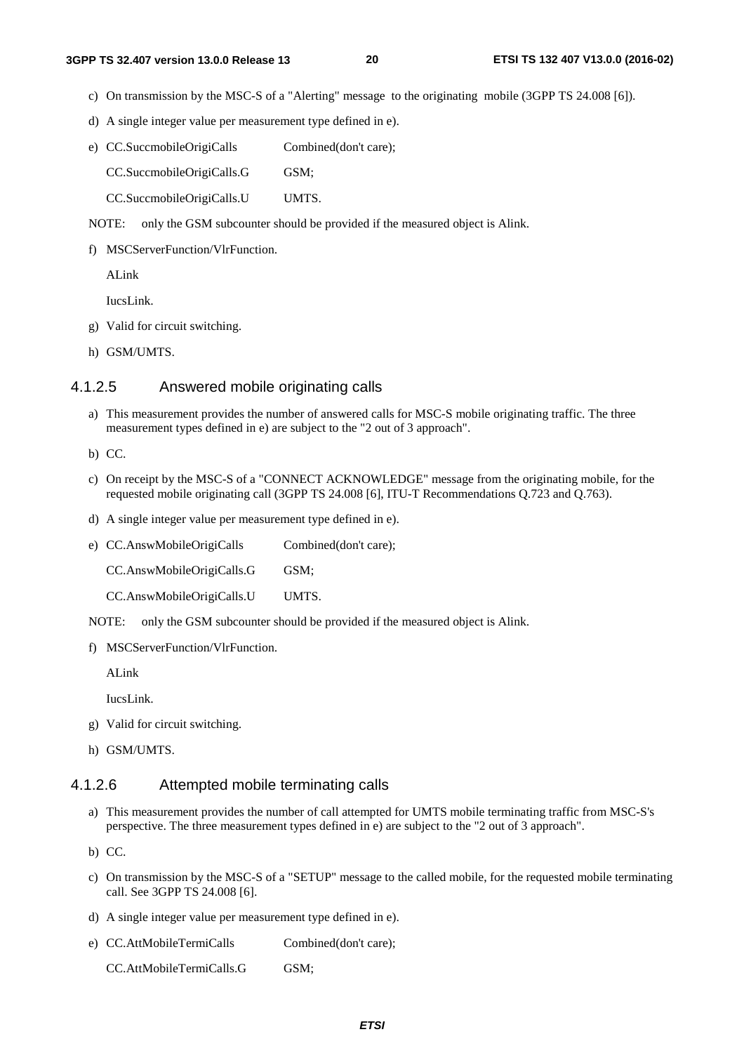c) On transmission by the MSC-S of a "Alerting" message to the originating mobile (3GPP TS 24.008 [6]).

d) A single integer value per measurement type defined in e).

e) CC.SuccmobileOrigiCalls Combined(don't care);

   CC.SuccmobileOrigiCalls.G GSM;

   CC.SuccmobileOrigiCalls.U UMTS.

NOTE: only the GSM subcounter should be provided if the measured object is Alink.

f) MSCServerFunction/VlrFunction.

   ALink

   IucsLink.

g) Valid for circuit switching.

h) GSM/UMTS.

#### 4.1.2.5 Answered mobile originating calls

a) This measurement provides the number of answered calls for MSC-S mobile originating traffic. The three measurement types defined in e) are subject to the "2 out of 3 approach".

b) CC.

c) On receipt by the MSC-S of a "CONNECT ACKNOWLEDGE" message from the originating mobile, for the requested mobile originating call (3GPP TS 24.008 [6], ITU-T Recommendations Q.723 and Q.763).

d) A single integer value per measurement type defined in e).

e) CC.AnswMobileOrigiCalls Combined(don't care);

   CC.AnswMobileOrigiCalls.G GSM;

   CC.AnswMobileOrigiCalls.U UMTS.

NOTE: only the GSM subcounter should be provided if the measured object is Alink.

f) MSCServerFunction/VlrFunction.

   ALink

   IucsLink.

g) Valid for circuit switching.

h) GSM/UMTS.

#### 4.1.2.6 Attempted mobile terminating calls

a) This measurement provides the number of call attempted for UMTS mobile terminating traffic from MSC-S's perspective. The three measurement types defined in e) are subject to the "2 out of 3 approach".

b) CC.

c) On transmission by the MSC-S of a "SETUP" message to the called mobile, for the requested mobile terminating call. See 3GPP TS 24.008 [6].

d) A single integer value per measurement type defined in e).

e) CC.AttMobileTermiCalls Combined(don't care);

   CC.AttMobileTermiCalls.G GSM;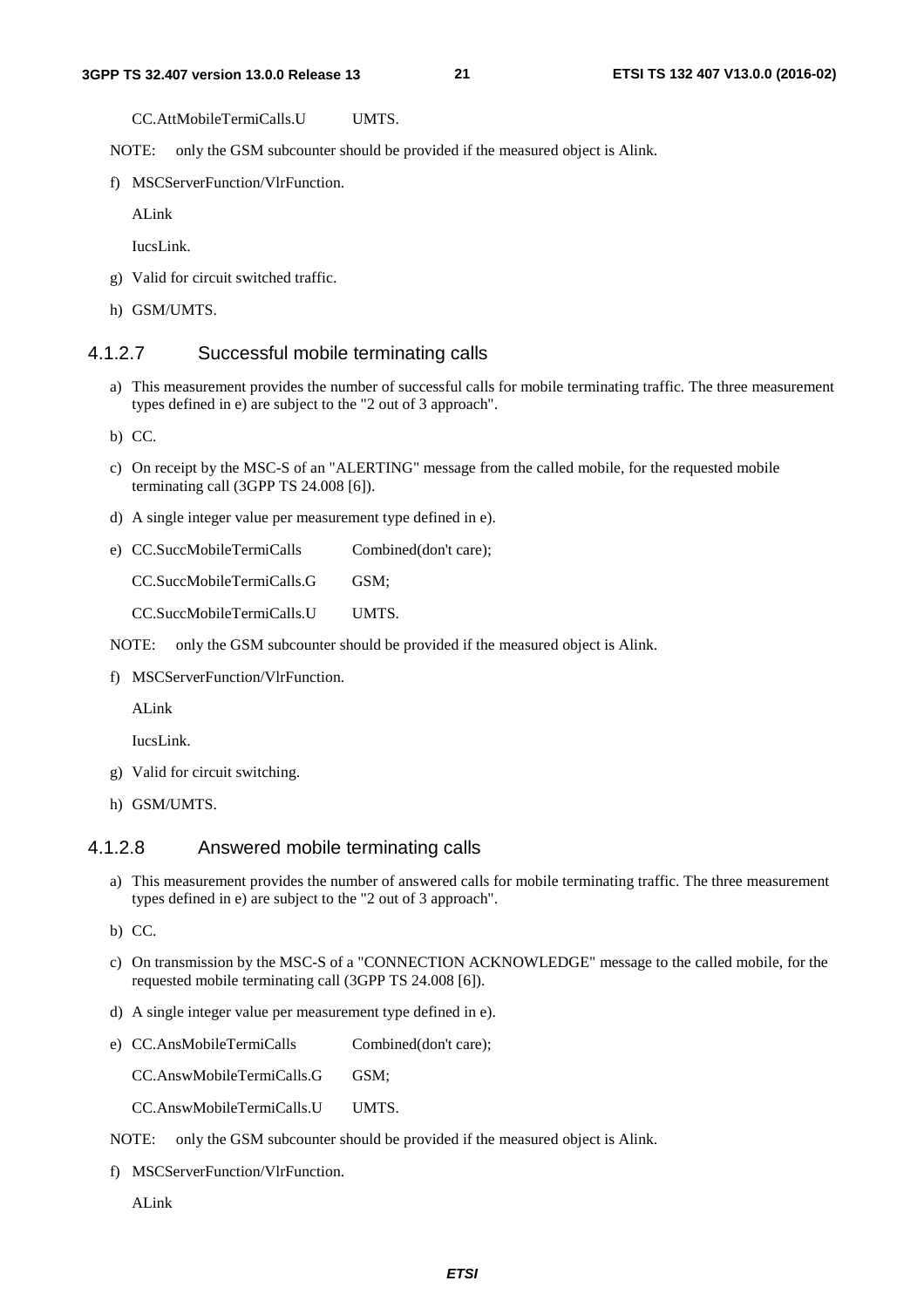CC.AttMobileTermiCalls.U UMTS.

NOTE: only the GSM subcounter should be provided if the measured object is Alink.

f) MSCServerFunction/VlrFunction.

   ALink

   IucsLink.

g) Valid for circuit switched traffic.

h) GSM/UMTS.

### 4.1.2.7 Successful mobile terminating calls

a) This measurement provides the number of successful calls for mobile terminating traffic. The three measurement types defined in e) are subject to the "2 out of 3 approach".

b) CC.

c) On receipt by the MSC-S of an "ALERTING" message from the called mobile, for the requested mobile terminating call (3GPP TS 24.008 [6]).

d) A single integer value per measurement type defined in e).

e) CC.SuccMobileTermiCalls Combined(don't care);

   CC.SuccMobileTermiCalls.G GSM;

   CC.SuccMobileTermiCalls.U UMTS.

NOTE: only the GSM subcounter should be provided if the measured object is Alink.

f) MSCServerFunction/VlrFunction.

   ALink

   IucsLink.

g) Valid for circuit switching.

h) GSM/UMTS.

### 4.1.2.8 Answered mobile terminating calls

a) This measurement provides the number of answered calls for mobile terminating traffic. The three measurement types defined in e) are subject to the "2 out of 3 approach".

b) CC.

c) On transmission by the MSC-S of a "CONNECTION ACKNOWLEDGE" message to the called mobile, for the requested mobile terminating call (3GPP TS 24.008 [6]).

d) A single integer value per measurement type defined in e).

e) CC.AnsMobileTermiCalls Combined(don't care);

   CC.AnswMobileTermiCalls.G GSM;

   CC.AnswMobileTermiCalls.U UMTS.

NOTE: only the GSM subcounter should be provided if the measured object is Alink.

f) MSCServerFunction/VlrFunction.

   ALink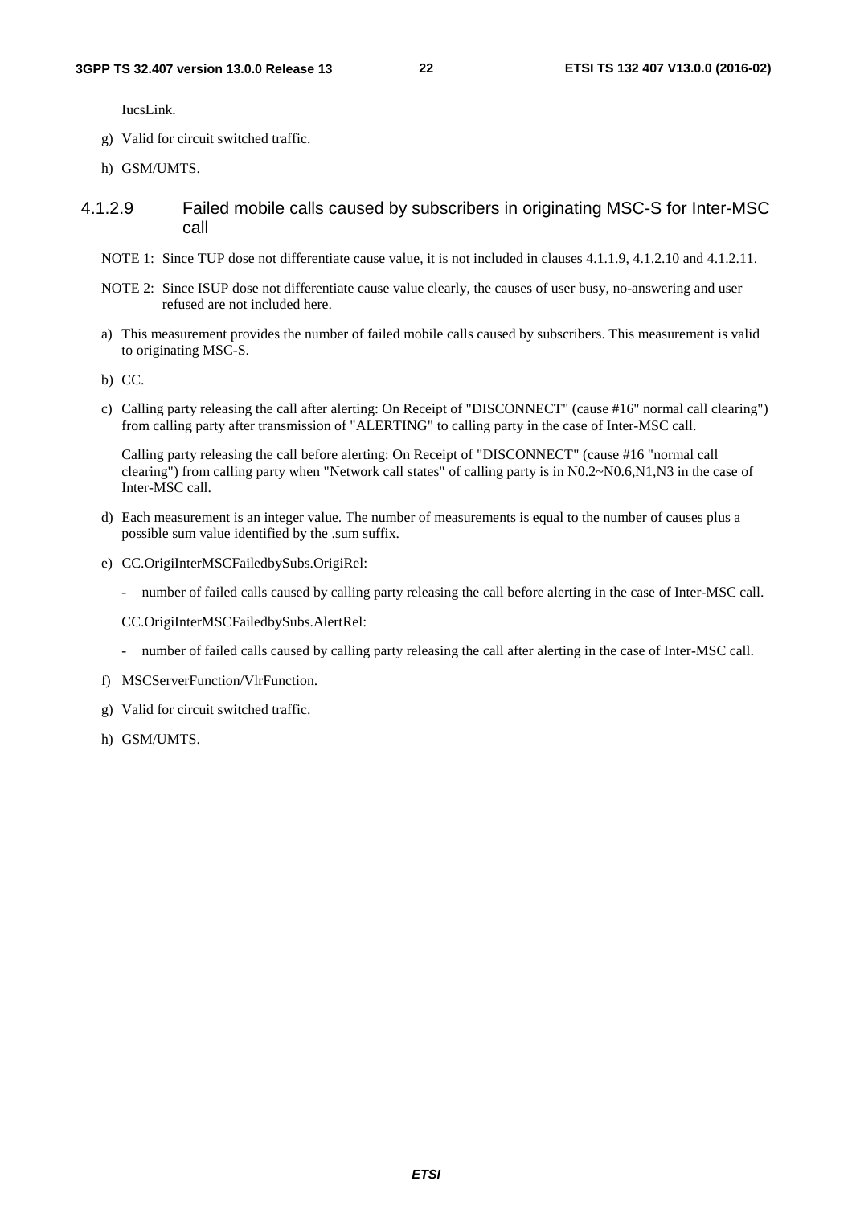IucsLink.

g) Valid for circuit switched traffic.

h) GSM/UMTS.

#### 4.1.2.9 Failed mobile calls caused by subscribers in originating MSC-S for Inter-MSC call

NOTE 1: Since TUP dose not differentiate cause value, it is not included in clauses 4.1.1.9, 4.1.2.10 and 4.1.2.11.

NOTE 2: Since ISUP dose not differentiate cause value clearly, the causes of user busy, no-answering and user refused are not included here.

a) This measurement provides the number of failed mobile calls caused by subscribers. This measurement is valid to originating MSC-S.

b) CC.

c) Calling party releasing the call after alerting: On Receipt of "DISCONNECT" (cause #16" normal call clearing") from calling party after transmission of "ALERTING" to calling party in the case of Inter-MSC call.

   Calling party releasing the call before alerting: On Receipt of "DISCONNECT" (cause #16 "normal call clearing") from calling party when "Network call states" of calling party is in N0.2~N0.6,N1,N3 in the case of Inter-MSC call.

d) Each measurement is an integer value. The number of measurements is equal to the number of causes plus a possible sum value identified by the .sum suffix.

e) CC.OrigiInterMSCFailedbySubs.OrigiRel:

   - number of failed calls caused by calling party releasing the call before alerting in the case of Inter-MSC call.

   CC.OrigiInterMSCFailedbySubs.AlertRel:

   - number of failed calls caused by calling party releasing the call after alerting in the case of Inter-MSC call.

f) MSCServerFunction/VlrFunction.

g) Valid for circuit switched traffic.

h) GSM/UMTS.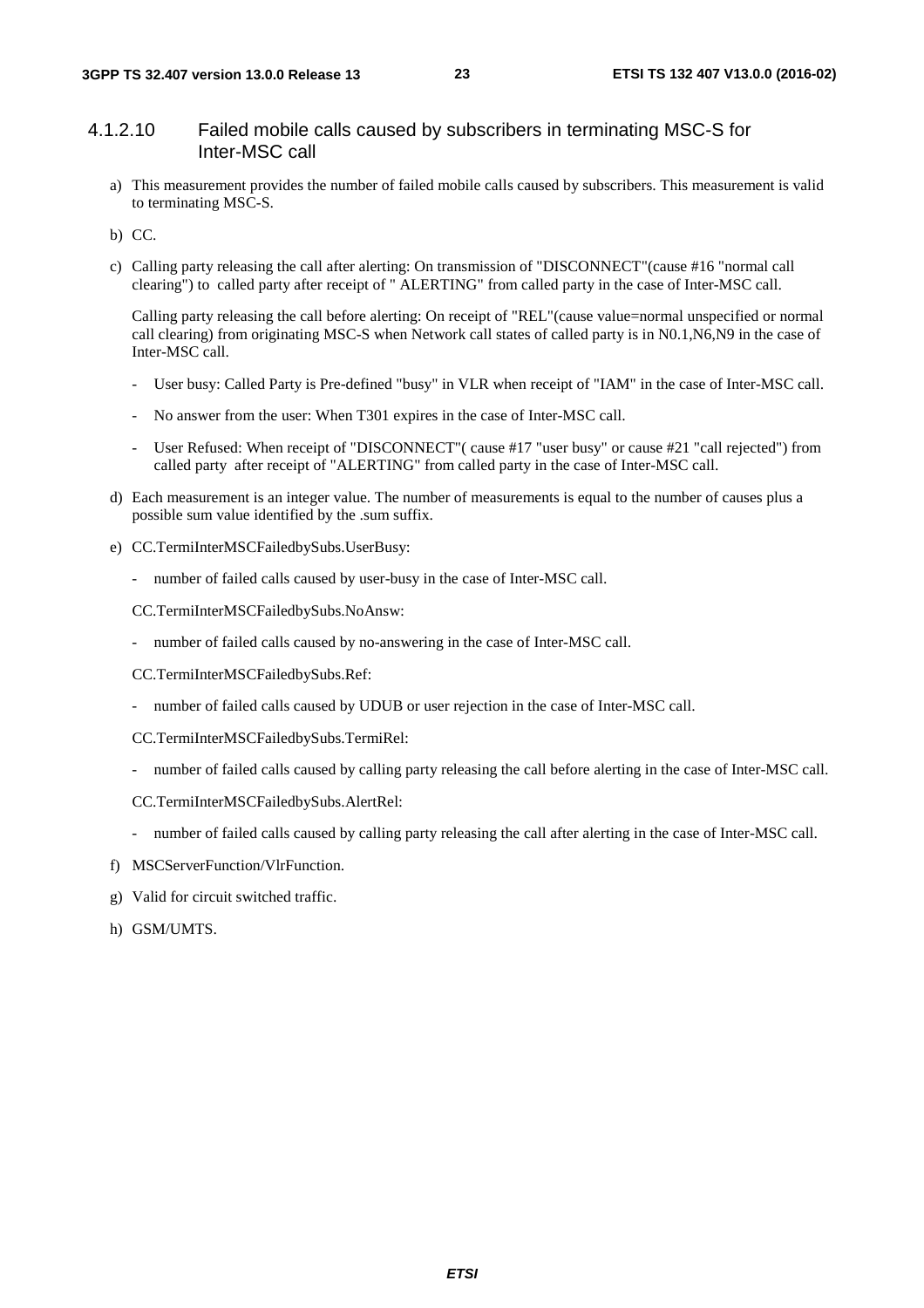#### 4.1.2.10 Failed mobile calls caused by subscribers in terminating MSC-S for Inter-MSC call

a) This measurement provides the number of failed mobile calls caused by subscribers. This measurement is valid to terminating MSC-S.

b) CC.

c) Calling party releasing the call after alerting: On transmission of "DISCONNECT"(cause #16 "normal call clearing") to called party after receipt of " ALERTING" from called party in the case of Inter-MSC call.

   Calling party releasing the call before alerting: On receipt of "REL"(cause value=normal unspecified or normal call clearing) from originating MSC-S when Network call states of called party is in N0.1,N6,N9 in the case of Inter-MSC call.

   - User busy: Called Party is Pre-defined "busy" in VLR when receipt of "IAM" in the case of Inter-MSC call.
   - No answer from the user: When T301 expires in the case of Inter-MSC call.
   - User Refused: When receipt of "DISCONNECT"( cause #17 "user busy" or cause #21 "call rejected") from called party after receipt of "ALERTING" from called party in the case of Inter-MSC call.

d) Each measurement is an integer value. The number of measurements is equal to the number of causes plus a possible sum value identified by the .sum suffix.

e) CC.TermiInterMSCFailedbySubs.UserBusy:

   - number of failed calls caused by user-busy in the case of Inter-MSC call.

   CC.TermiInterMSCFailedbySubs.NoAnsw:

   - number of failed calls caused by no-answering in the case of Inter-MSC call.

   CC.TermiInterMSCFailedbySubs.Ref:

   - number of failed calls caused by UDUB or user rejection in the case of Inter-MSC call.

   CC.TermiInterMSCFailedbySubs.TermiRel:

   - number of failed calls caused by calling party releasing the call before alerting in the case of Inter-MSC call.

   CC.TermiInterMSCFailedbySubs.AlertRel:

   - number of failed calls caused by calling party releasing the call after alerting in the case of Inter-MSC call.

f) MSCServerFunction/VlrFunction.

g) Valid for circuit switched traffic.

h) GSM/UMTS.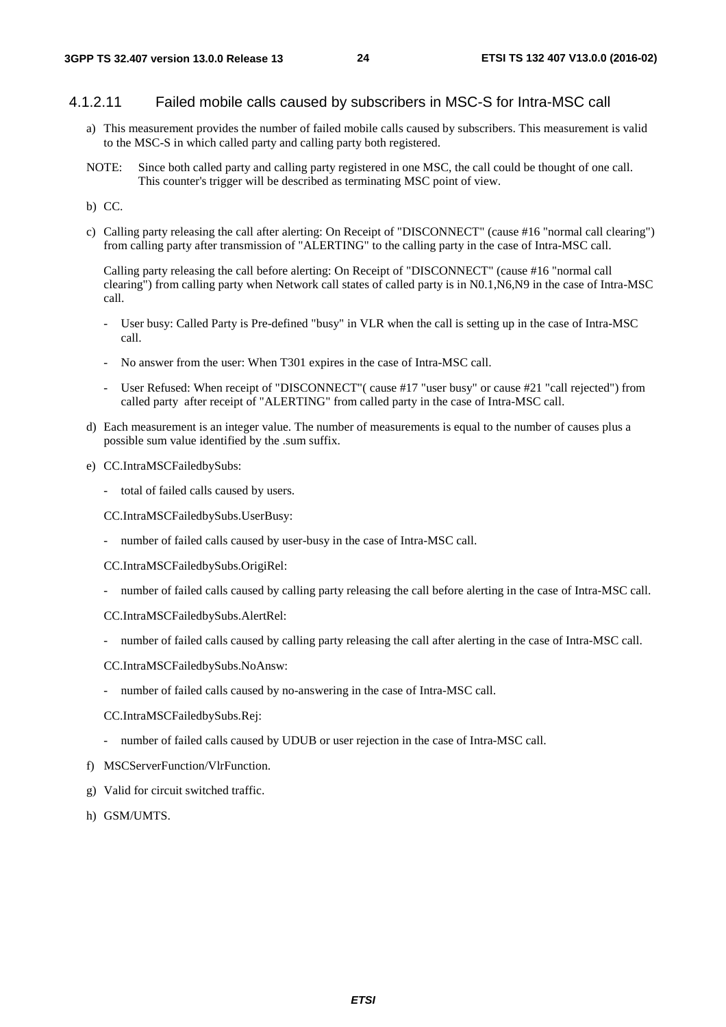#### 4.1.2.11 Failed mobile calls caused by subscribers in MSC-S for Intra-MSC call

a) This measurement provides the number of failed mobile calls caused by subscribers. This measurement is valid to the MSC-S in which called party and calling party both registered.

NOTE: Since both called party and calling party registered in one MSC, the call could be thought of one call. This counter's trigger will be described as terminating MSC point of view.

b) CC.

c) Calling party releasing the call after alerting: On Receipt of "DISCONNECT" (cause #16 "normal call clearing") from calling party after transmission of "ALERTING" to the calling party in the case of Intra-MSC call.

Calling party releasing the call before alerting: On Receipt of "DISCONNECT" (cause #16 "normal call clearing") from calling party when Network call states of called party is in N0.1,N6,N9 in the case of Intra-MSC call.

- User busy: Called Party is Pre-defined "busy" in VLR when the call is setting up in the case of Intra-MSC call.
- No answer from the user: When T301 expires in the case of Intra-MSC call.
- User Refused: When receipt of "DISCONNECT"( cause #17 "user busy" or cause #21 "call rejected") from called party after receipt of "ALERTING" from called party in the case of Intra-MSC call.

d) Each measurement is an integer value. The number of measurements is equal to the number of causes plus a possible sum value identified by the .sum suffix.

e) CC.IntraMSCFailedbySubs:

- total of failed calls caused by users.

CC.IntraMSCFailedbySubs.UserBusy:

- number of failed calls caused by user-busy in the case of Intra-MSC call.

CC.IntraMSCFailedbySubs.OrigiRel:

- number of failed calls caused by calling party releasing the call before alerting in the case of Intra-MSC call.

CC.IntraMSCFailedbySubs.AlertRel:

- number of failed calls caused by calling party releasing the call after alerting in the case of Intra-MSC call.

CC.IntraMSCFailedbySubs.NoAnsw:

- number of failed calls caused by no-answering in the case of Intra-MSC call.

CC.IntraMSCFailedbySubs.Rej:

- number of failed calls caused by UDUB or user rejection in the case of Intra-MSC call.

f) MSCServerFunction/VlrFunction.

g) Valid for circuit switched traffic.

h) GSM/UMTS.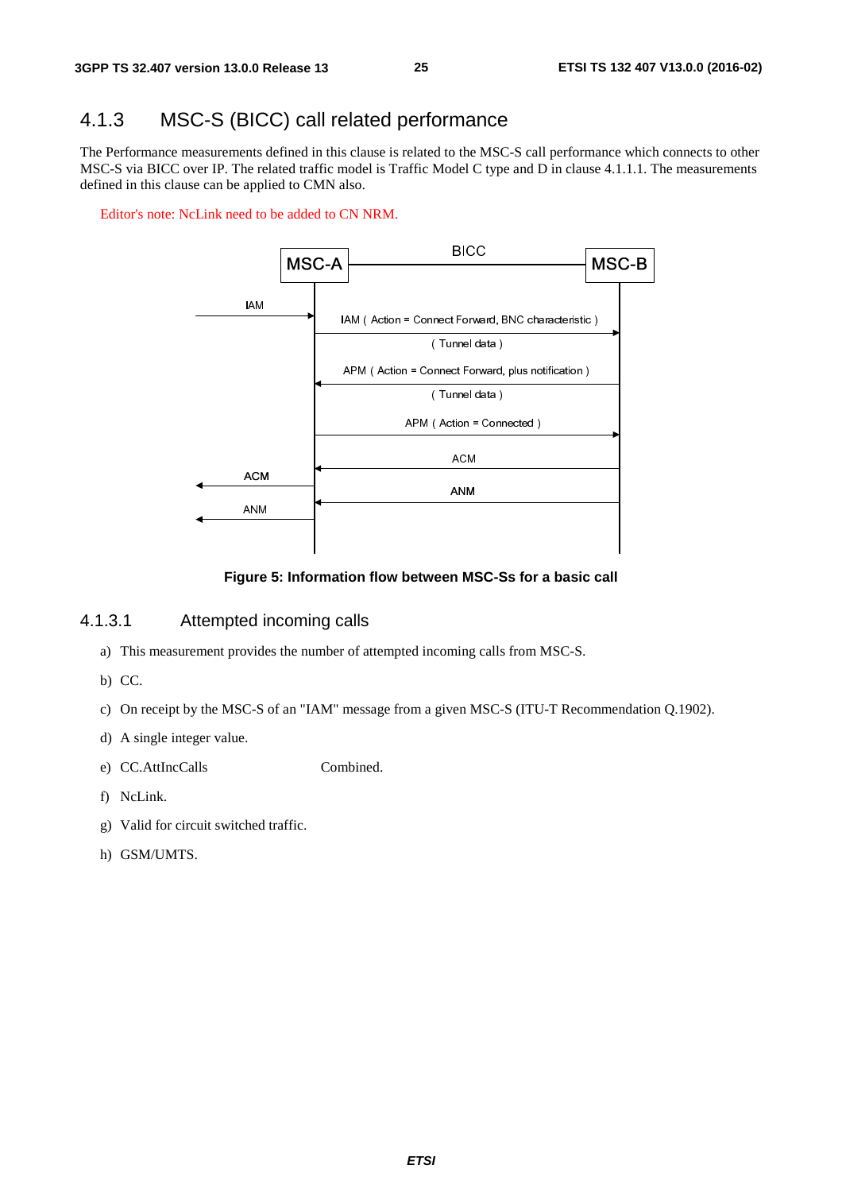### 4.1.3 MSC-S (BICC) call related performance

The Performance measurements defined in this clause is related to the MSC-S call performance which connects to other MSC-S via BICC over IP. The related traffic model is Traffic Model C type and D in clause 4.1.1.1. The measurements defined in this clause can be applied to CMN also.

Editor's note: NcLink need to be added to CN NRM.

**Figure 5: Information flow between MSC-Ss for a basic call**

#### 4.1.3.1 Attempted incoming calls

a) This measurement provides the number of attempted incoming calls from MSC-S.

b) CC.

c) On receipt by the MSC-S of an "IAM" message from a given MSC-S (ITU-T Recommendation Q.1902).

d) A single integer value.

e) CC.AttIncCalls Combined.

f) NcLink.

g) Valid for circuit switched traffic.

h) GSM/UMTS.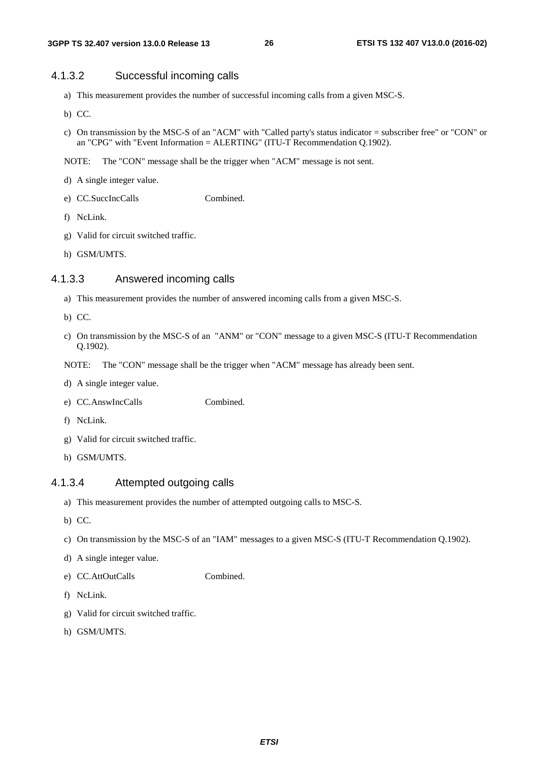#### 4.1.3.2 Successful incoming calls

a) This measurement provides the number of successful incoming calls from a given MSC-S.

b) CC.

c) On transmission by the MSC-S of an "ACM" with "Called party's status indicator = subscriber free" or "CON" or an "CPG" with "Event Information = ALERTING" (ITU-T Recommendation Q.1902).

NOTE: The "CON" message shall be the trigger when "ACM" message is not sent.

d) A single integer value.

e) CC.SuccIncCalls Combined.

f) NcLink.

g) Valid for circuit switched traffic.

h) GSM/UMTS.

#### 4.1.3.3 Answered incoming calls

a) This measurement provides the number of answered incoming calls from a given MSC-S.

b) CC.

c) On transmission by the MSC-S of an "ANM" or "CON" message to a given MSC-S (ITU-T Recommendation Q.1902).

NOTE: The "CON" message shall be the trigger when "ACM" message has already been sent.

d) A single integer value.

e) CC.AnswIncCalls Combined.

f) NcLink.

g) Valid for circuit switched traffic.

h) GSM/UMTS.

#### 4.1.3.4 Attempted outgoing calls

a) This measurement provides the number of attempted outgoing calls to MSC-S.

b) CC.

c) On transmission by the MSC-S of an "IAM" messages to a given MSC-S (ITU-T Recommendation Q.1902).

d) A single integer value.

e) CC.AttOutCalls Combined.

f) NcLink.

g) Valid for circuit switched traffic.

h) GSM/UMTS.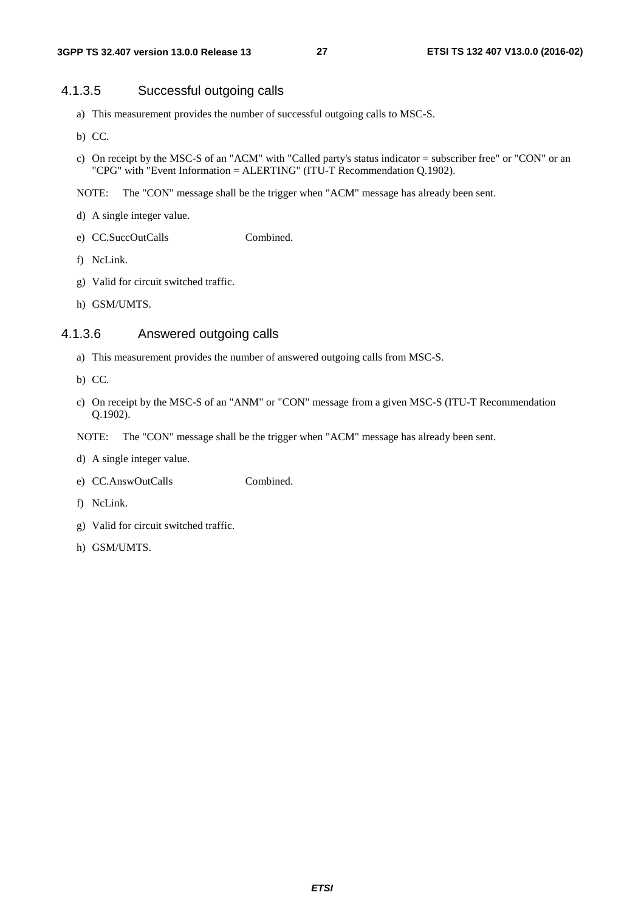#### 4.1.3.5 Successful outgoing calls

a) This measurement provides the number of successful outgoing calls to MSC-S.

b) CC.

c) On receipt by the MSC-S of an "ACM" with "Called party's status indicator = subscriber free" or "CON" or an "CPG" with "Event Information = ALERTING" (ITU-T Recommendation Q.1902).

NOTE: The "CON" message shall be the trigger when "ACM" message has already been sent.

d) A single integer value.

e) CC.SuccOutCalls Combined.

f) NcLink.

g) Valid for circuit switched traffic.

h) GSM/UMTS.

#### 4.1.3.6 Answered outgoing calls

a) This measurement provides the number of answered outgoing calls from MSC-S.

b) CC.

c) On receipt by the MSC-S of an "ANM" or "CON" message from a given MSC-S (ITU-T Recommendation Q.1902).

NOTE: The "CON" message shall be the trigger when "ACM" message has already been sent.

d) A single integer value.

e) CC.AnswOutCalls Combined.

f) NcLink.

g) Valid for circuit switched traffic.

h) GSM/UMTS.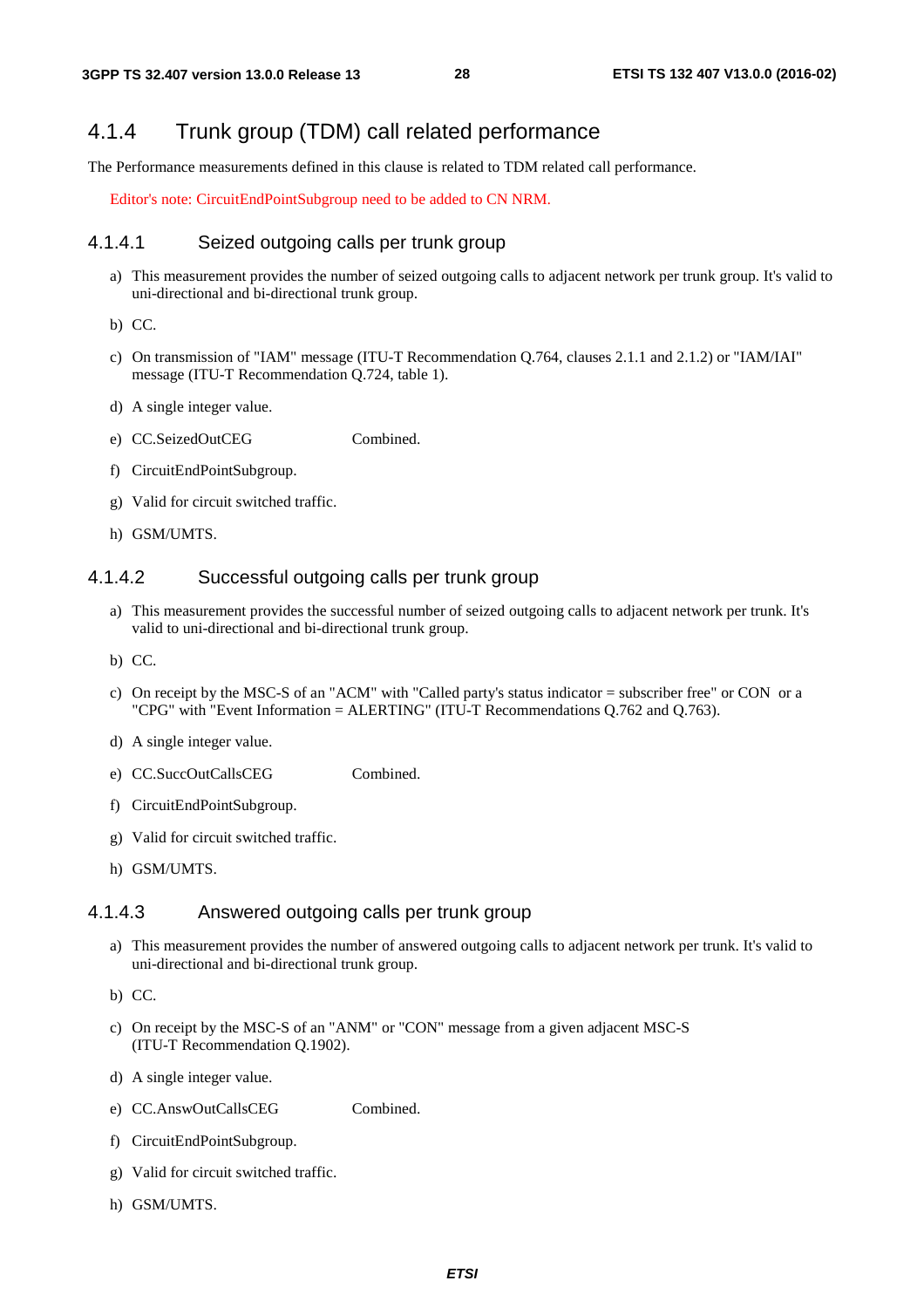## 4.1.4 Trunk group (TDM) call related performance

The Performance measurements defined in this clause is related to TDM related call performance.

Editor's note: CircuitEndPointSubgroup need to be added to CN NRM.

### 4.1.4.1 Seized outgoing calls per trunk group

a) This measurement provides the number of seized outgoing calls to adjacent network per trunk group. It's valid to uni-directional and bi-directional trunk group.

b) CC.

c) On transmission of "IAM" message (ITU-T Recommendation Q.764, clauses 2.1.1 and 2.1.2) or "IAM/IAI" message (ITU-T Recommendation Q.724, table 1).

d) A single integer value.

e) CC.SeizedOutCEG Combined.

f) CircuitEndPointSubgroup.

g) Valid for circuit switched traffic.

h) GSM/UMTS.

### 4.1.4.2 Successful outgoing calls per trunk group

a) This measurement provides the successful number of seized outgoing calls to adjacent network per trunk. It's valid to uni-directional and bi-directional trunk group.

b) CC.

c) On receipt by the MSC-S of an "ACM" with "Called party's status indicator = subscriber free" or CON or a "CPG" with "Event Information = ALERTING" (ITU-T Recommendations Q.762 and Q.763).

d) A single integer value.

e) CC.SuccOutCallsCEG Combined.

f) CircuitEndPointSubgroup.

g) Valid for circuit switched traffic.

h) GSM/UMTS.

### 4.1.4.3 Answered outgoing calls per trunk group

a) This measurement provides the number of answered outgoing calls to adjacent network per trunk. It's valid to uni-directional and bi-directional trunk group.

b) CC.

c) On receipt by the MSC-S of an "ANM" or "CON" message from a given adjacent MSC-S (ITU-T Recommendation Q.1902).

d) A single integer value.

e) CC.AnswOutCallsCEG Combined.

f) CircuitEndPointSubgroup.

g) Valid for circuit switched traffic.

h) GSM/UMTS.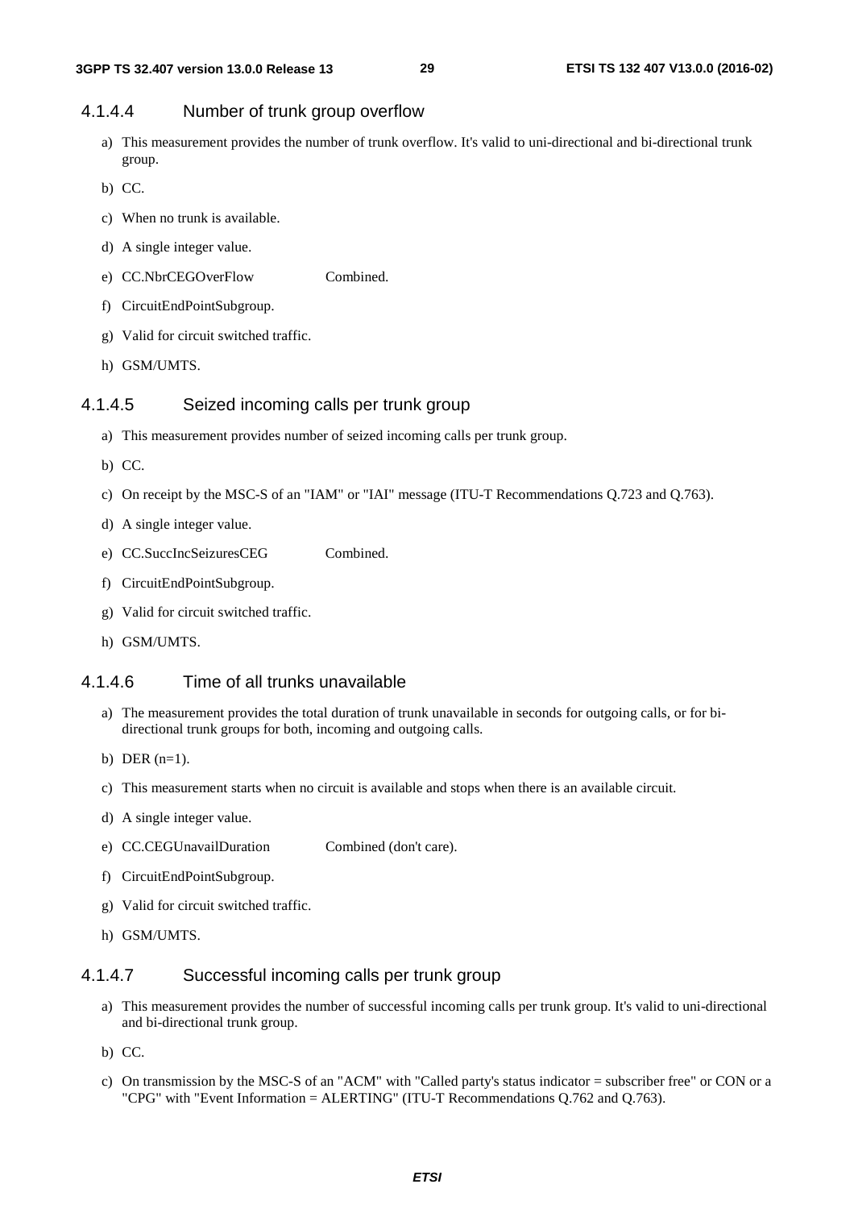#### 4.1.4.4 Number of trunk group overflow

a) This measurement provides the number of trunk overflow. It's valid to uni-directional and bi-directional trunk group.

b) CC.

c) When no trunk is available.

d) A single integer value.

e) CC.NbrCEGOverFlow Combined.

f) CircuitEndPointSubgroup.

g) Valid for circuit switched traffic.

h) GSM/UMTS.

#### 4.1.4.5 Seized incoming calls per trunk group

a) This measurement provides number of seized incoming calls per trunk group.

b) CC.

c) On receipt by the MSC-S of an "IAM" or "IAI" message (ITU-T Recommendations Q.723 and Q.763).

d) A single integer value.

e) CC.SuccIncSeizuresCEG Combined.

f) CircuitEndPointSubgroup.

g) Valid for circuit switched traffic.

h) GSM/UMTS.

#### 4.1.4.6 Time of all trunks unavailable

a) The measurement provides the total duration of trunk unavailable in seconds for outgoing calls, or for bi-directional trunk groups for both, incoming and outgoing calls.

b) DER (n=1).

c) This measurement starts when no circuit is available and stops when there is an available circuit.

d) A single integer value.

e) CC.CEGUnavailDuration Combined (don't care).

f) CircuitEndPointSubgroup.

g) Valid for circuit switched traffic.

h) GSM/UMTS.

#### 4.1.4.7 Successful incoming calls per trunk group

a) This measurement provides the number of successful incoming calls per trunk group. It's valid to uni-directional and bi-directional trunk group.

b) CC.

c) On transmission by the MSC-S of an "ACM" with "Called party's status indicator = subscriber free" or CON or a "CPG" with "Event Information = ALERTING" (ITU-T Recommendations Q.762 and Q.763).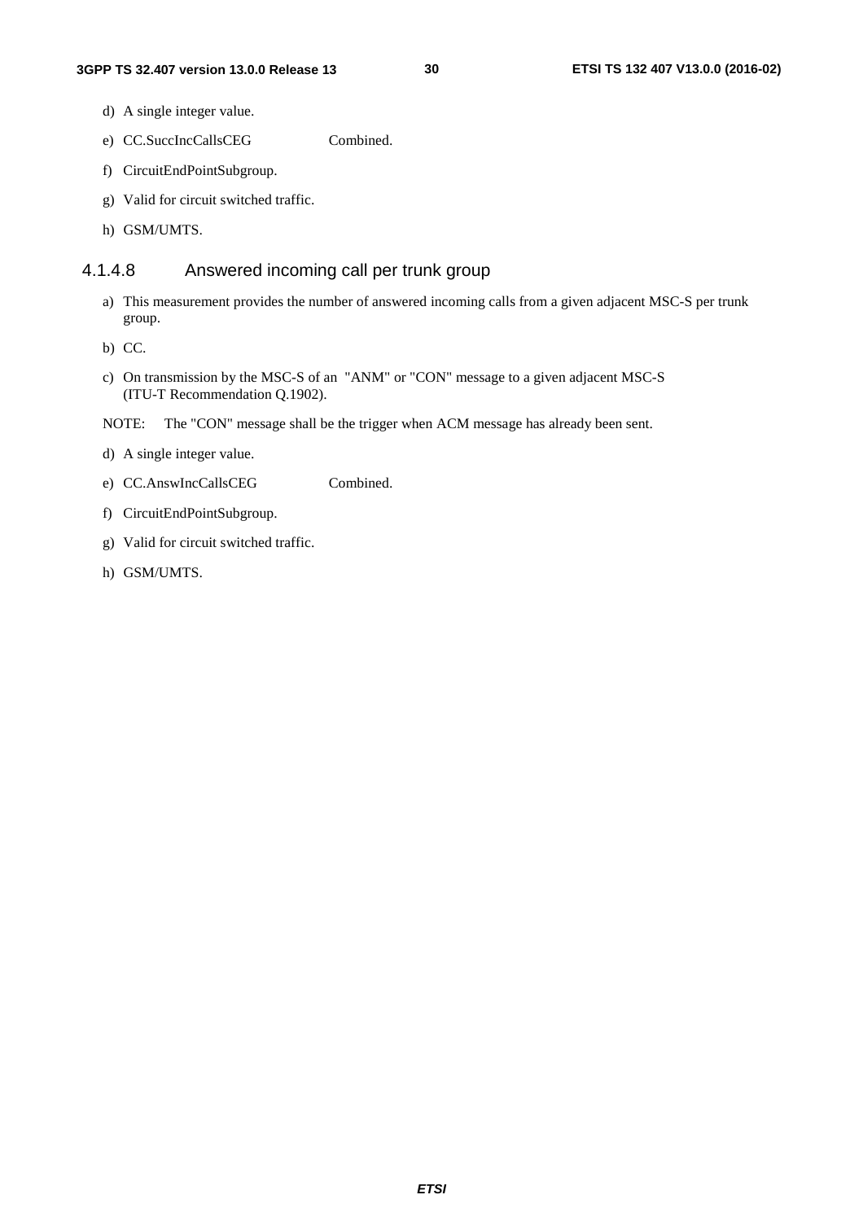d) A single integer value.

e) CC.SuccIncCallsCEG Combined.

f) CircuitEndPointSubgroup.

g) Valid for circuit switched traffic.

h) GSM/UMTS.

#### 4.1.4.8 Answered incoming call per trunk group

a) This measurement provides the number of answered incoming calls from a given adjacent MSC-S per trunk group.

b) CC.

c) On transmission by the MSC-S of an "ANM" or "CON" message to a given adjacent MSC-S (ITU-T Recommendation Q.1902).

NOTE: The "CON" message shall be the trigger when ACM message has already been sent.

d) A single integer value.

e) CC.AnswIncCallsCEG Combined.

f) CircuitEndPointSubgroup.

g) Valid for circuit switched traffic.

h) GSM/UMTS.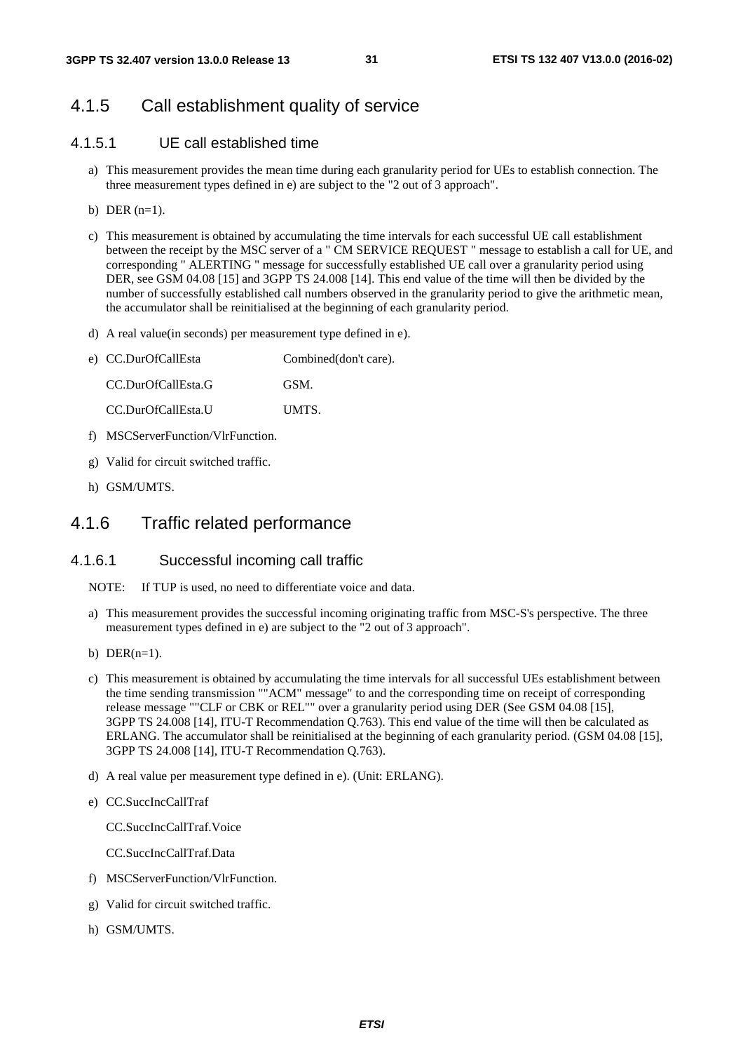## 4.1.5 Call establishment quality of service

### 4.1.5.1 UE call established time

a) This measurement provides the mean time during each granularity period for UEs to establish connection. The three measurement types defined in e) are subject to the "2 out of 3 approach".

b) DER (n=1).

c) This measurement is obtained by accumulating the time intervals for each successful UE call establishment between the receipt by the MSC server of a " CM SERVICE REQUEST " message to establish a call for UE, and corresponding " ALERTING " message for successfully established UE call over a granularity period using DER, see GSM 04.08 [15] and 3GPP TS 24.008 [14]. This end value of the time will then be divided by the number of successfully established call numbers observed in the granularity period to give the arithmetic mean, the accumulator shall be reinitialised at the beginning of each granularity period.

d) A real value(in seconds) per measurement type defined in e).

e) CC.DurOfCallEsta Combined(don't care).

   CC.DurOfCallEsta.G GSM.

   CC.DurOfCallEsta.U UMTS.

f) MSCServerFunction/VlrFunction.

g) Valid for circuit switched traffic.

h) GSM/UMTS.

## 4.1.6 Traffic related performance

### 4.1.6.1 Successful incoming call traffic

NOTE: If TUP is used, no need to differentiate voice and data.

a) This measurement provides the successful incoming originating traffic from MSC-S's perspective. The three measurement types defined in e) are subject to the "2 out of 3 approach".

b) DER(n=1).

c) This measurement is obtained by accumulating the time intervals for all successful UEs establishment between the time sending transmission ""ACM" message" to and the corresponding time on receipt of corresponding release message ""CLF or CBK or REL"" over a granularity period using DER (See GSM 04.08 [15], 3GPP TS 24.008 [14], ITU-T Recommendation Q.763). This end value of the time will then be calculated as ERLANG. The accumulator shall be reinitialised at the beginning of each granularity period. (GSM 04.08 [15], 3GPP TS 24.008 [14], ITU-T Recommendation Q.763).

d) A real value per measurement type defined in e). (Unit: ERLANG).

e) CC.SuccIncCallTraf

   CC.SuccIncCallTraf.Voice

   CC.SuccIncCallTraf.Data

f) MSCServerFunction/VlrFunction.

g) Valid for circuit switched traffic.

h) GSM/UMTS.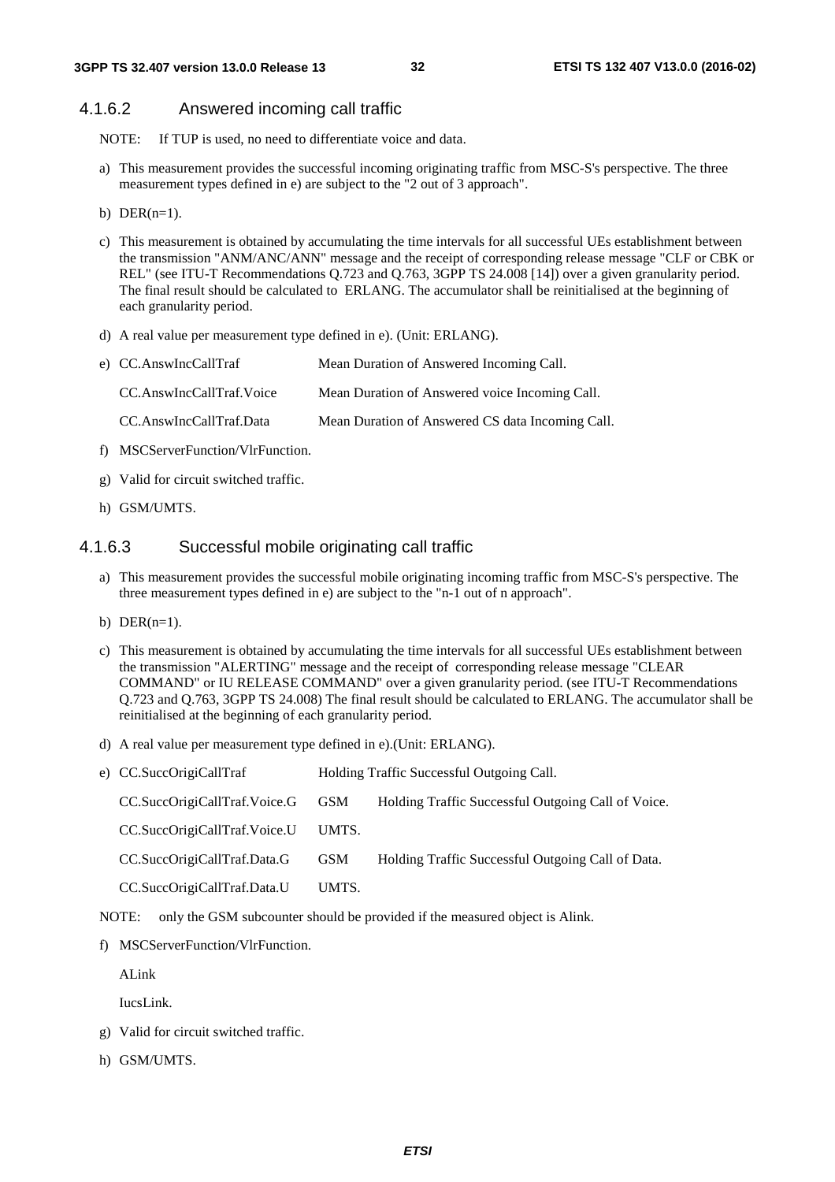#### 4.1.6.2 Answered incoming call traffic

NOTE: If TUP is used, no need to differentiate voice and data.

a) This measurement provides the successful incoming originating traffic from MSC-S's perspective. The three measurement types defined in e) are subject to the "2 out of 3 approach".

b) DER(n=1).

c) This measurement is obtained by accumulating the time intervals for all successful UEs establishment between the transmission "ANM/ANC/ANN" message and the receipt of corresponding release message "CLF or CBK or REL" (see ITU-T Recommendations Q.723 and Q.763, 3GPP TS 24.008 [14]) over a given granularity period. The final result should be calculated to ERLANG. The accumulator shall be reinitialised at the beginning of each granularity period.

d) A real value per measurement type defined in e). (Unit: ERLANG).

e)

| | |
|---|---|
| CC.AnswIncCallTraf | Mean Duration of Answered Incoming Call. |
| CC.AnswIncCallTraf.Voice | Mean Duration of Answered voice Incoming Call. |
| CC.AnswIncCallTraf.Data | Mean Duration of Answered CS data Incoming Call. |

f) MSCServerFunction/VlrFunction.

g) Valid for circuit switched traffic.

h) GSM/UMTS.

#### 4.1.6.3 Successful mobile originating call traffic

a) This measurement provides the successful mobile originating incoming traffic from MSC-S's perspective. The three measurement types defined in e) are subject to the "n-1 out of n approach".

b) DER(n=1).

c) This measurement is obtained by accumulating the time intervals for all successful UEs establishment between the transmission "ALERTING" message and the receipt of corresponding release message "CLEAR COMMAND" or IU RELEASE COMMAND" over a given granularity period. (see ITU-T Recommendations Q.723 and Q.763, 3GPP TS 24.008) The final result should be calculated to ERLANG. The accumulator shall be reinitialised at the beginning of each granularity period.

d) A real value per measurement type defined in e).(Unit: ERLANG).

e)

| | | |
|---|---|---|
| CC.SuccOrigiCallTraf | | Holding Traffic Successful Outgoing Call. |
| CC.SuccOrigiCallTraf.Voice.G | GSM | Holding Traffic Successful Outgoing Call of Voice. |
| CC.SuccOrigiCallTraf.Voice.U | UMTS. | |
| CC.SuccOrigiCallTraf.Data.G | GSM | Holding Traffic Successful Outgoing Call of Data. |
| CC.SuccOrigiCallTraf.Data.U | UMTS. | |

NOTE: only the GSM subcounter should be provided if the measured object is Alink.

f) MSCServerFunction/VlrFunction.

   ALink

   IucsLink.

g) Valid for circuit switched traffic.

h) GSM/UMTS.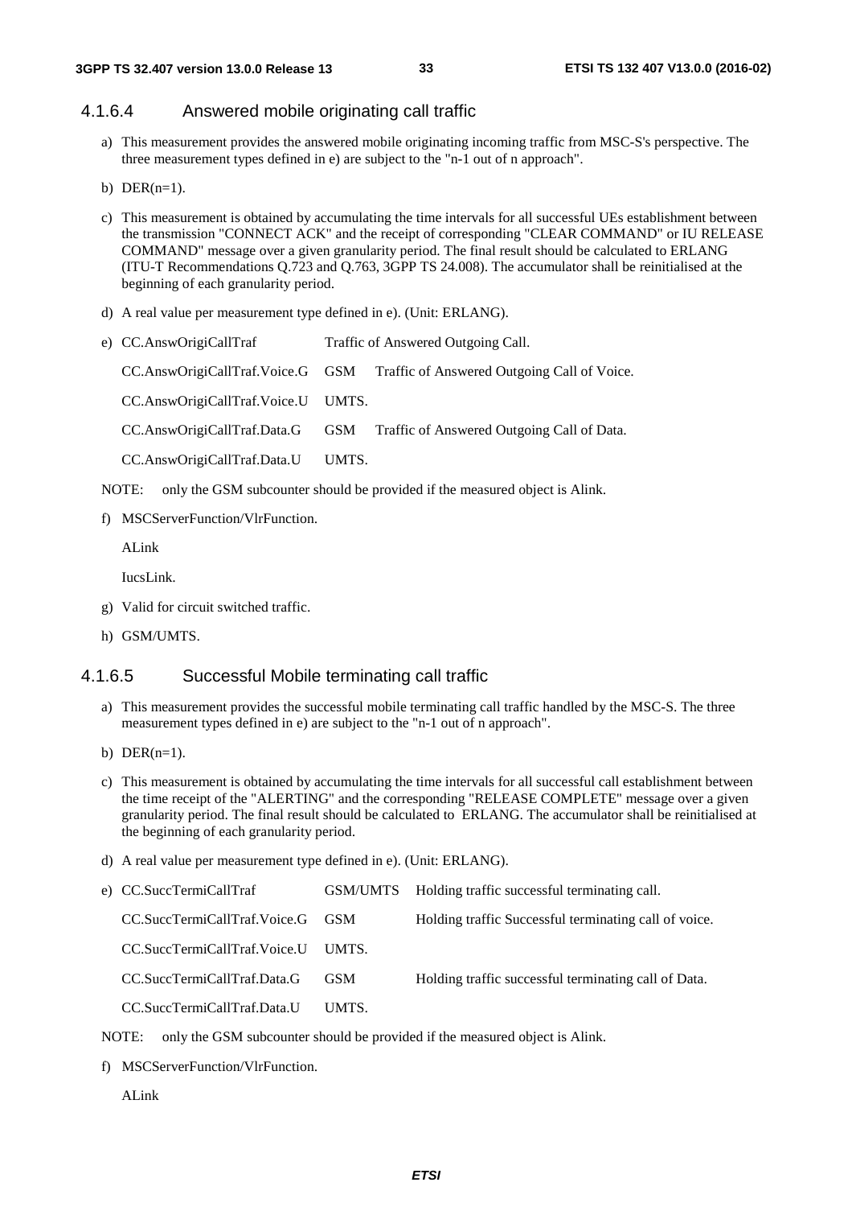### 4.1.6.4 Answered mobile originating call traffic

a) This measurement provides the answered mobile originating incoming traffic from MSC-S's perspective. The three measurement types defined in e) are subject to the "n-1 out of n approach".

b) DER(n=1).

c) This measurement is obtained by accumulating the time intervals for all successful UEs establishment between the transmission "CONNECT ACK" and the receipt of corresponding "CLEAR COMMAND" or IU RELEASE COMMAND" message over a given granularity period. The final result should be calculated to ERLANG (ITU-T Recommendations Q.723 and Q.763, 3GPP TS 24.008). The accumulator shall be reinitialised at the beginning of each granularity period.

d) A real value per measurement type defined in e). (Unit: ERLANG).

e) CC.AnswOrigiCallTraf Traffic of Answered Outgoing Call.

   CC.AnswOrigiCallTraf.Voice.G GSM Traffic of Answered Outgoing Call of Voice.

   CC.AnswOrigiCallTraf.Voice.U UMTS.

   CC.AnswOrigiCallTraf.Data.G GSM Traffic of Answered Outgoing Call of Data.

   CC.AnswOrigiCallTraf.Data.U UMTS.

NOTE: only the GSM subcounter should be provided if the measured object is Alink.

f) MSCServerFunction/VlrFunction.

   ALink

   IucsLink.

g) Valid for circuit switched traffic.

h) GSM/UMTS.

### 4.1.6.5 Successful Mobile terminating call traffic

a) This measurement provides the successful mobile terminating call traffic handled by the MSC-S. The three measurement types defined in e) are subject to the "n-1 out of n approach".

b) DER(n=1).

c) This measurement is obtained by accumulating the time intervals for all successful call establishment between the time receipt of the "ALERTING" and the corresponding "RELEASE COMPLETE" message over a given granularity period. The final result should be calculated to ERLANG. The accumulator shall be reinitialised at the beginning of each granularity period.

d) A real value per measurement type defined in e). (Unit: ERLANG).

e) CC.SuccTermiCallTraf GSM/UMTS Holding traffic successful terminating call.

   CC.SuccTermiCallTraf.Voice.G GSM Holding traffic Successful terminating call of voice.

   CC.SuccTermiCallTraf.Voice.U UMTS.

   CC.SuccTermiCallTraf.Data.G GSM Holding traffic successful terminating call of Data.

   CC.SuccTermiCallTraf.Data.U UMTS.

NOTE: only the GSM subcounter should be provided if the measured object is Alink.

f) MSCServerFunction/VlrFunction.

   ALink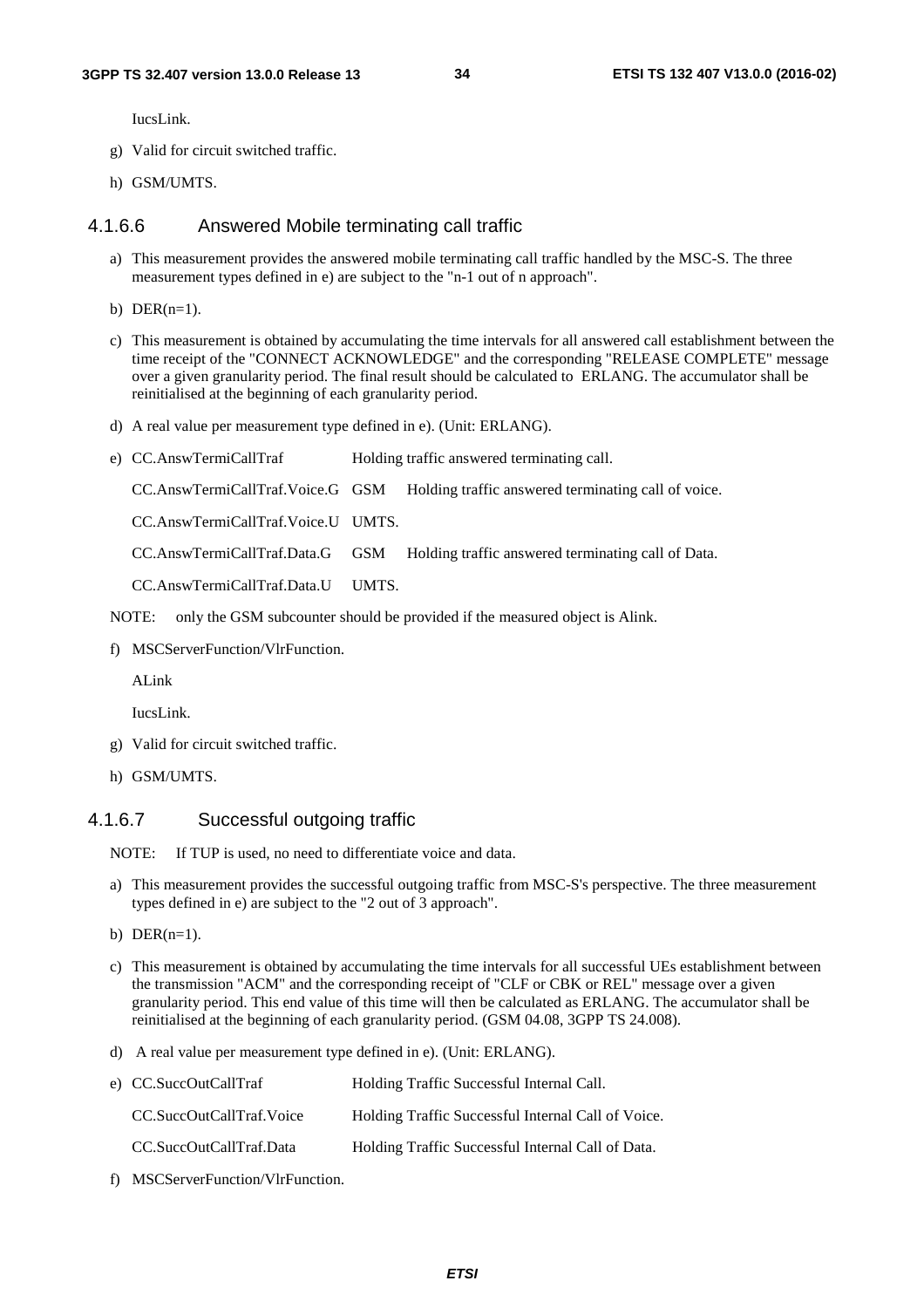IucsLink.

g) Valid for circuit switched traffic.

h) GSM/UMTS.

#### 4.1.6.6 Answered Mobile terminating call traffic

a) This measurement provides the answered mobile terminating call traffic handled by the MSC-S. The three measurement types defined in e) are subject to the "n-1 out of n approach".

b) DER(n=1).

c) This measurement is obtained by accumulating the time intervals for all answered call establishment between the time receipt of the "CONNECT ACKNOWLEDGE" and the corresponding "RELEASE COMPLETE" message over a given granularity period. The final result should be calculated to ERLANG. The accumulator shall be reinitialised at the beginning of each granularity period.

d) A real value per measurement type defined in e). (Unit: ERLANG).

e) CC.AnswTermiCallTraf Holding traffic answered terminating call.

   CC.AnswTermiCallTraf.Voice.G GSM Holding traffic answered terminating call of voice.

   CC.AnswTermiCallTraf.Voice.U UMTS.

   CC.AnswTermiCallTraf.Data.G GSM Holding traffic answered terminating call of Data.

   CC.AnswTermiCallTraf.Data.U UMTS.

NOTE: only the GSM subcounter should be provided if the measured object is Alink.

f) MSCServerFunction/VlrFunction.

   ALink

   IucsLink.

g) Valid for circuit switched traffic.

h) GSM/UMTS.

#### 4.1.6.7 Successful outgoing traffic

NOTE: If TUP is used, no need to differentiate voice and data.

a) This measurement provides the successful outgoing traffic from MSC-S's perspective. The three measurement types defined in e) are subject to the "2 out of 3 approach".

b) DER(n=1).

c) This measurement is obtained by accumulating the time intervals for all successful UEs establishment between the transmission "ACM" and the corresponding receipt of "CLF or CBK or REL" message over a given granularity period. This end value of this time will then be calculated as ERLANG. The accumulator shall be reinitialised at the beginning of each granularity period. (GSM 04.08, 3GPP TS 24.008).

d) A real value per measurement type defined in e). (Unit: ERLANG).

e) CC.SuccOutCallTraf Holding Traffic Successful Internal Call.

   CC.SuccOutCallTraf.Voice Holding Traffic Successful Internal Call of Voice.

   CC.SuccOutCallTraf.Data Holding Traffic Successful Internal Call of Data.

f) MSCServerFunction/VlrFunction.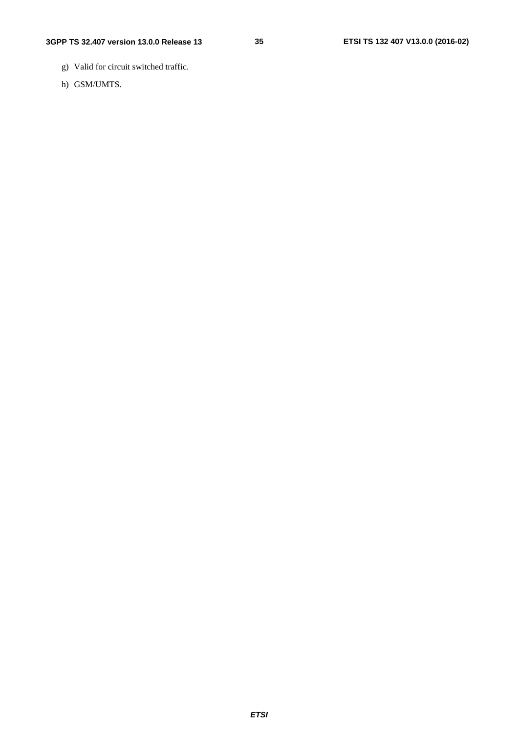g) Valid for circuit switched traffic.

h) GSM/UMTS.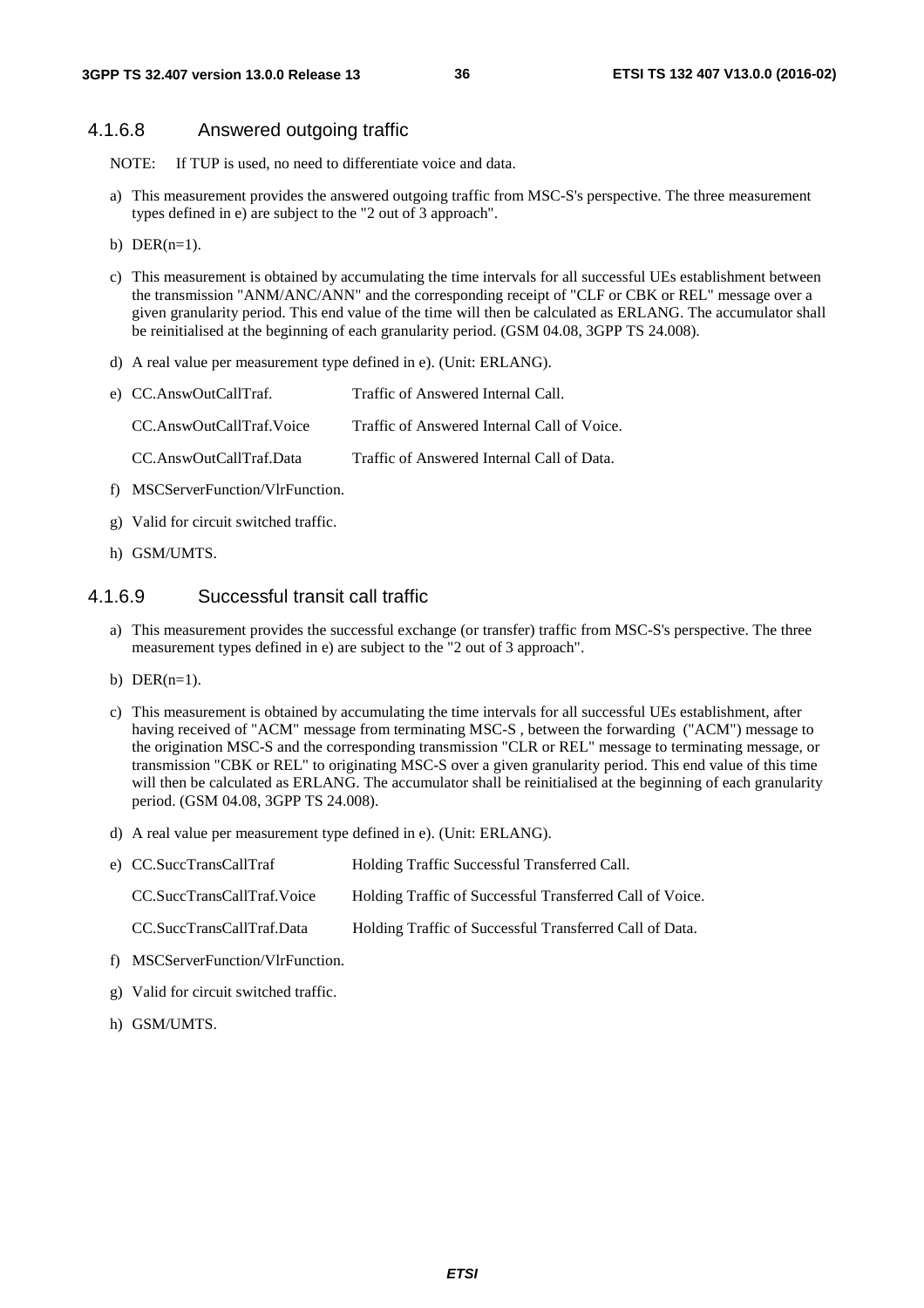### 4.1.6.8 Answered outgoing traffic

NOTE: If TUP is used, no need to differentiate voice and data.

a) This measurement provides the answered outgoing traffic from MSC-S's perspective. The three measurement types defined in e) are subject to the "2 out of 3 approach".

b) DER(n=1).

c) This measurement is obtained by accumulating the time intervals for all successful UEs establishment between the transmission "ANM/ANC/ANN" and the corresponding receipt of "CLF or CBK or REL" message over a given granularity period. This end value of the time will then be calculated as ERLANG. The accumulator shall be reinitialised at the beginning of each granularity period. (GSM 04.08, 3GPP TS 24.008).

d) A real value per measurement type defined in e). (Unit: ERLANG).

e) CC.AnswOutCallTraf. Traffic of Answered Internal Call.

   CC.AnswOutCallTraf.Voice Traffic of Answered Internal Call of Voice.

   CC.AnswOutCallTraf.Data Traffic of Answered Internal Call of Data.

f) MSCServerFunction/VlrFunction.

g) Valid for circuit switched traffic.

h) GSM/UMTS.

### 4.1.6.9 Successful transit call traffic

a) This measurement provides the successful exchange (or transfer) traffic from MSC-S's perspective. The three measurement types defined in e) are subject to the "2 out of 3 approach".

b) DER(n=1).

c) This measurement is obtained by accumulating the time intervals for all successful UEs establishment, after having received of "ACM" message from terminating MSC-S , between the forwarding ("ACM") message to the origination MSC-S and the corresponding transmission "CLR or REL" message to terminating message, or transmission "CBK or REL" to originating MSC-S over a given granularity period. This end value of this time will then be calculated as ERLANG. The accumulator shall be reinitialised at the beginning of each granularity period. (GSM 04.08, 3GPP TS 24.008).

d) A real value per measurement type defined in e). (Unit: ERLANG).

e) CC.SuccTransCallTraf Holding Traffic Successful Transferred Call.

   CC.SuccTransCallTraf.Voice Holding Traffic of Successful Transferred Call of Voice.

   CC.SuccTransCallTraf.Data Holding Traffic of Successful Transferred Call of Data.

f) MSCServerFunction/VlrFunction.

g) Valid for circuit switched traffic.

h) GSM/UMTS.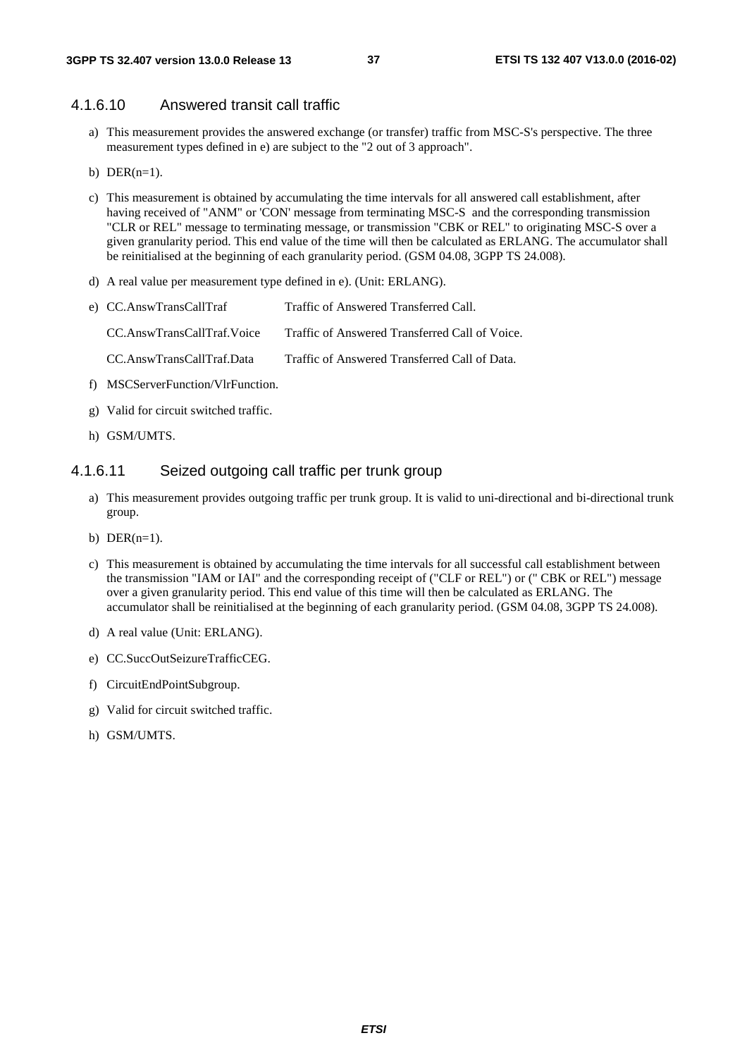#### 4.1.6.10 Answered transit call traffic

a) This measurement provides the answered exchange (or transfer) traffic from MSC-S's perspective. The three measurement types defined in e) are subject to the "2 out of 3 approach".

b) DER(n=1).

c) This measurement is obtained by accumulating the time intervals for all answered call establishment, after having received of "ANM" or 'CON' message from terminating MSC-S and the corresponding transmission "CLR or REL" message to terminating message, or transmission "CBK or REL" to originating MSC-S over a given granularity period. This end value of the time will then be calculated as ERLANG. The accumulator shall be reinitialised at the beginning of each granularity period. (GSM 04.08, 3GPP TS 24.008).

d) A real value per measurement type defined in e). (Unit: ERLANG).

e) CC.AnswTransCallTraf Traffic of Answered Transferred Call.

   CC.AnswTransCallTraf.Voice Traffic of Answered Transferred Call of Voice.

   CC.AnswTransCallTraf.Data Traffic of Answered Transferred Call of Data.

f) MSCServerFunction/VlrFunction.

g) Valid for circuit switched traffic.

h) GSM/UMTS.

#### 4.1.6.11 Seized outgoing call traffic per trunk group

a) This measurement provides outgoing traffic per trunk group. It is valid to uni-directional and bi-directional trunk group.

b) DER(n=1).

c) This measurement is obtained by accumulating the time intervals for all successful call establishment between the transmission "IAM or IAI" and the corresponding receipt of ("CLF or REL") or (" CBK or REL") message over a given granularity period. This end value of this time will then be calculated as ERLANG. The accumulator shall be reinitialised at the beginning of each granularity period. (GSM 04.08, 3GPP TS 24.008).

d) A real value (Unit: ERLANG).

e) CC.SuccOutSeizureTrafficCEG.

f) CircuitEndPointSubgroup.

g) Valid for circuit switched traffic.

h) GSM/UMTS.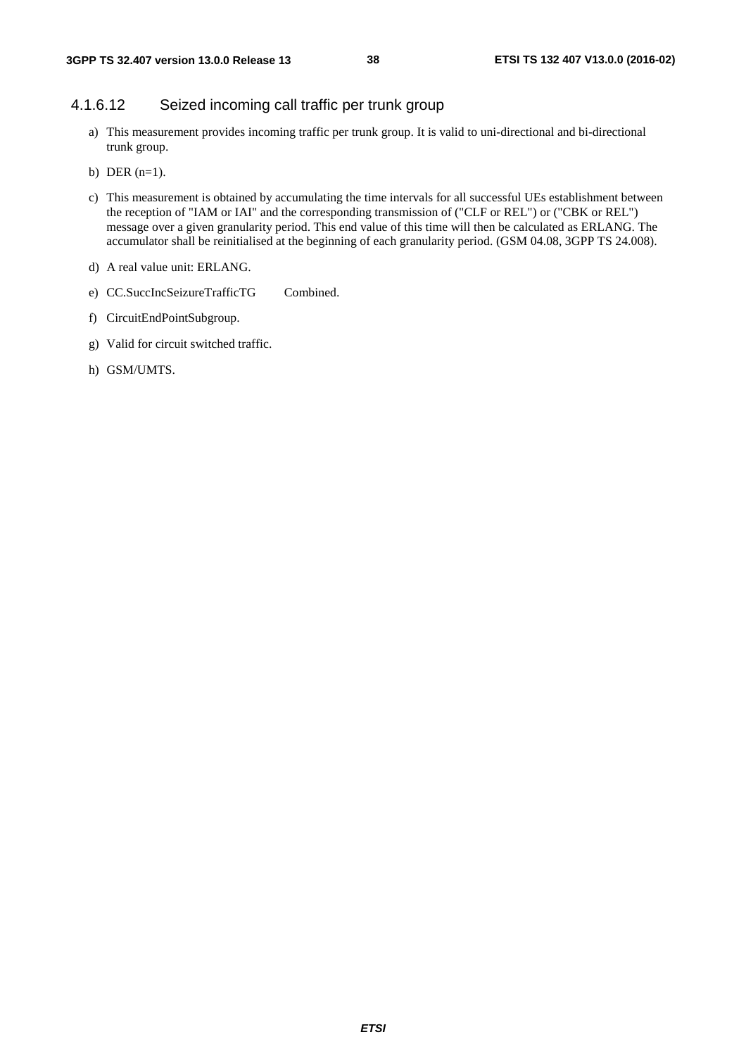#### 4.1.6.12 Seized incoming call traffic per trunk group

a) This measurement provides incoming traffic per trunk group. It is valid to uni-directional and bi-directional trunk group.

b) DER (n=1).

c) This measurement is obtained by accumulating the time intervals for all successful UEs establishment between the reception of "IAM or IAI" and the corresponding transmission of ("CLF or REL") or ("CBK or REL") message over a given granularity period. This end value of this time will then be calculated as ERLANG. The accumulator shall be reinitialised at the beginning of each granularity period. (GSM 04.08, 3GPP TS 24.008).

d) A real value unit: ERLANG.

e) CC.SuccIncSeizureTrafficTG Combined.

f) CircuitEndPointSubgroup.

g) Valid for circuit switched traffic.

h) GSM/UMTS.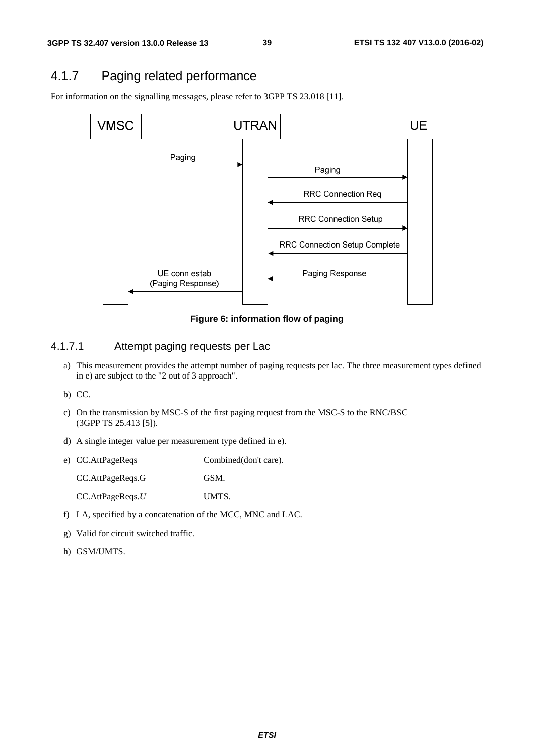## 4.1.7 Paging related performance

For information on the signalling messages, please refer to 3GPP TS 23.018 [11].

**Figure 6: information flow of paging**

### 4.1.7.1 Attempt paging requests per Lac

a) This measurement provides the attempt number of paging requests per lac. The three measurement types defined in e) are subject to the "2 out of 3 approach".

b) CC.

c) On the transmission by MSC-S of the first paging request from the MSC-S to the RNC/BSC (3GPP TS 25.413 [5]).

d) A single integer value per measurement type defined in e).

e) CC.AttPageReqs Combined(don't care).

   CC.AttPageReqs.G GSM.

   CC.AttPageReqs.*U* UMTS.

f) LA, specified by a concatenation of the MCC, MNC and LAC.

g) Valid for circuit switched traffic.

h) GSM/UMTS.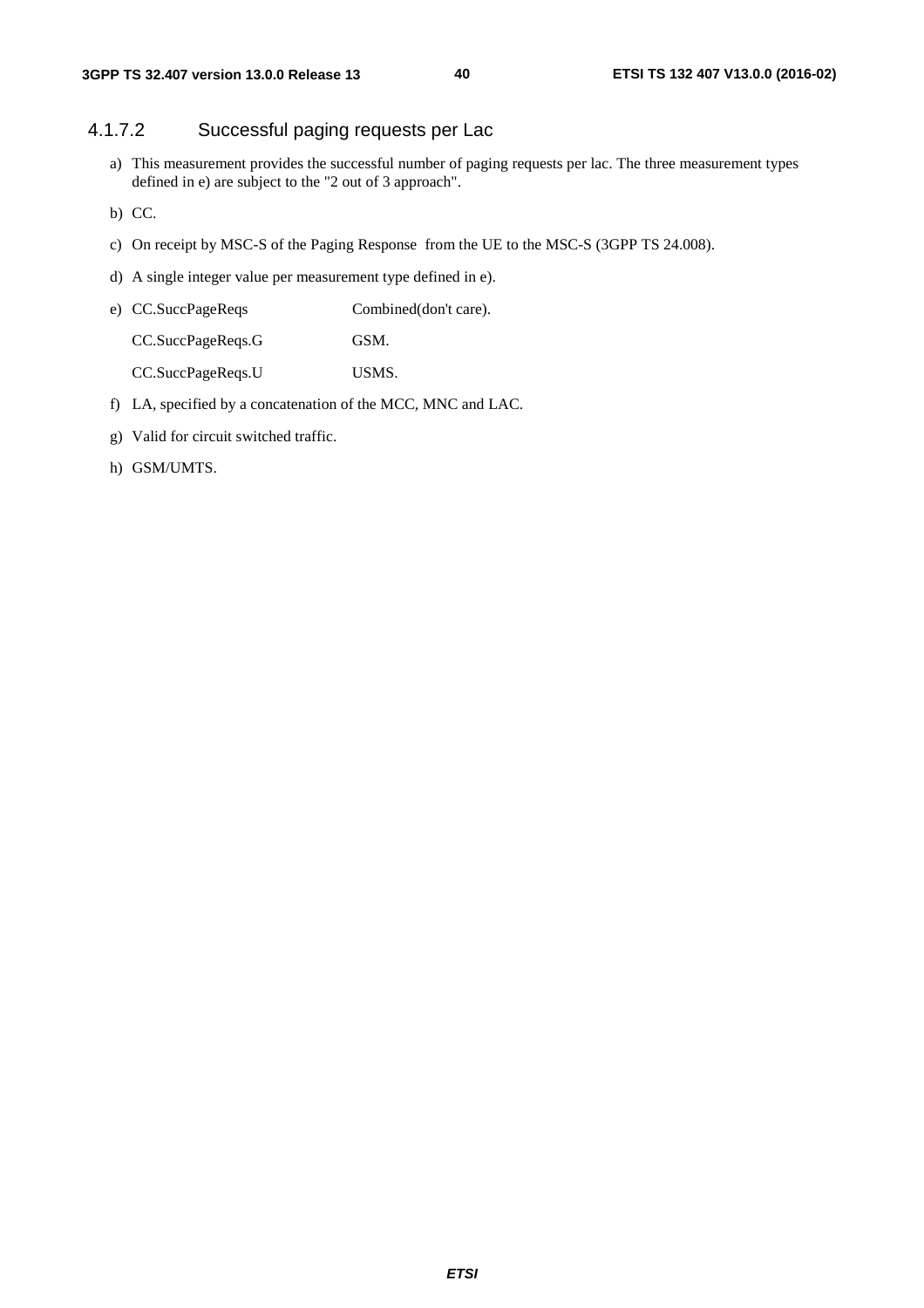#### 4.1.7.2 Successful paging requests per Lac

a) This measurement provides the successful number of paging requests per lac. The three measurement types defined in e) are subject to the "2 out of 3 approach".

b) CC.

c) On receipt by MSC-S of the Paging Response from the UE to the MSC-S (3GPP TS 24.008).

d) A single integer value per measurement type defined in e).

e) CC.SuccPageReqs Combined(don't care).

   CC.SuccPageReqs.G GSM.

   CC.SuccPageReqs.U USMS.

f) LA, specified by a concatenation of the MCC, MNC and LAC.

g) Valid for circuit switched traffic.

h) GSM/UMTS.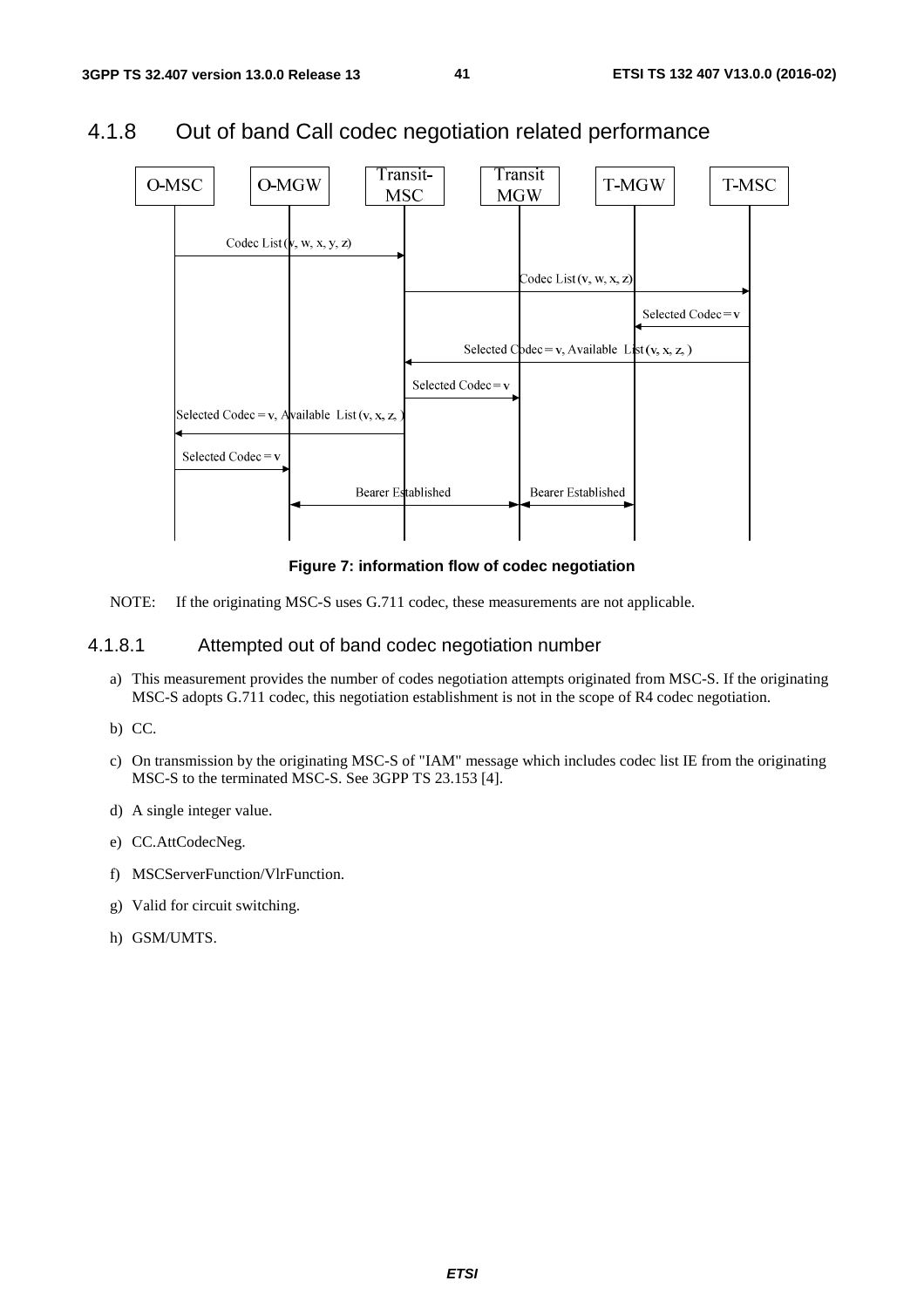## 4.1.8 Out of band Call codec negotiation related performance

**Figure 7: information flow of codec negotiation**

NOTE: If the originating MSC-S uses G.711 codec, these measurements are not applicable.

### 4.1.8.1 Attempted out of band codec negotiation number

a) This measurement provides the number of codes negotiation attempts originated from MSC-S. If the originating MSC-S adopts G.711 codec, this negotiation establishment is not in the scope of R4 codec negotiation.

b) CC.

c) On transmission by the originating MSC-S of "IAM" message which includes codec list IE from the originating MSC-S to the terminated MSC-S. See 3GPP TS 23.153 [4].

d) A single integer value.

e) CC.AttCodecNeg.

f) MSCServerFunction/VlrFunction.

g) Valid for circuit switching.

h) GSM/UMTS.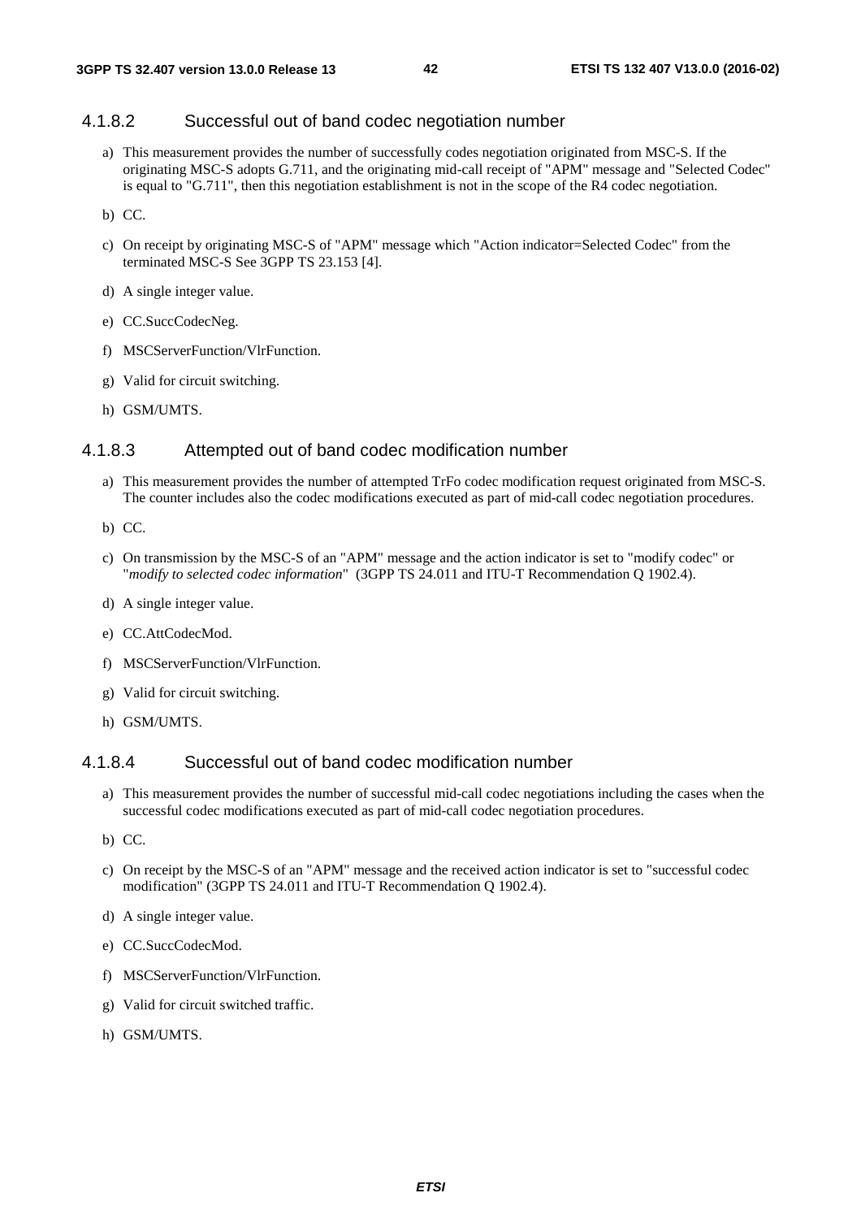#### 4.1.8.2 Successful out of band codec negotiation number

a) This measurement provides the number of successfully codes negotiation originated from MSC-S. If the originating MSC-S adopts G.711, and the originating mid-call receipt of "APM" message and "Selected Codec" is equal to "G.711", then this negotiation establishment is not in the scope of the R4 codec negotiation.

b) CC.

c) On receipt by originating MSC-S of "APM" message which "Action indicator=Selected Codec" from the terminated MSC-S See 3GPP TS 23.153 [4].

d) A single integer value.

e) CC.SuccCodecNeg.

f) MSCServerFunction/VlrFunction.

g) Valid for circuit switching.

h) GSM/UMTS.

#### 4.1.8.3 Attempted out of band codec modification number

a) This measurement provides the number of attempted TrFo codec modification request originated from MSC-S. The counter includes also the codec modifications executed as part of mid-call codec negotiation procedures.

b) CC.

c) On transmission by the MSC-S of an "APM" message and the action indicator is set to "modify codec" or "*modify to selected codec information*" (3GPP TS 24.011 and ITU-T Recommendation Q 1902.4).

d) A single integer value.

e) CC.AttCodecMod.

f) MSCServerFunction/VlrFunction.

g) Valid for circuit switching.

h) GSM/UMTS.

#### 4.1.8.4 Successful out of band codec modification number

a) This measurement provides the number of successful mid-call codec negotiations including the cases when the successful codec modifications executed as part of mid-call codec negotiation procedures.

b) CC.

c) On receipt by the MSC-S of an "APM" message and the received action indicator is set to "successful codec modification" (3GPP TS 24.011 and ITU-T Recommendation Q 1902.4).

d) A single integer value.

e) CC.SuccCodecMod.

f) MSCServerFunction/VlrFunction.

g) Valid for circuit switched traffic.

h) GSM/UMTS.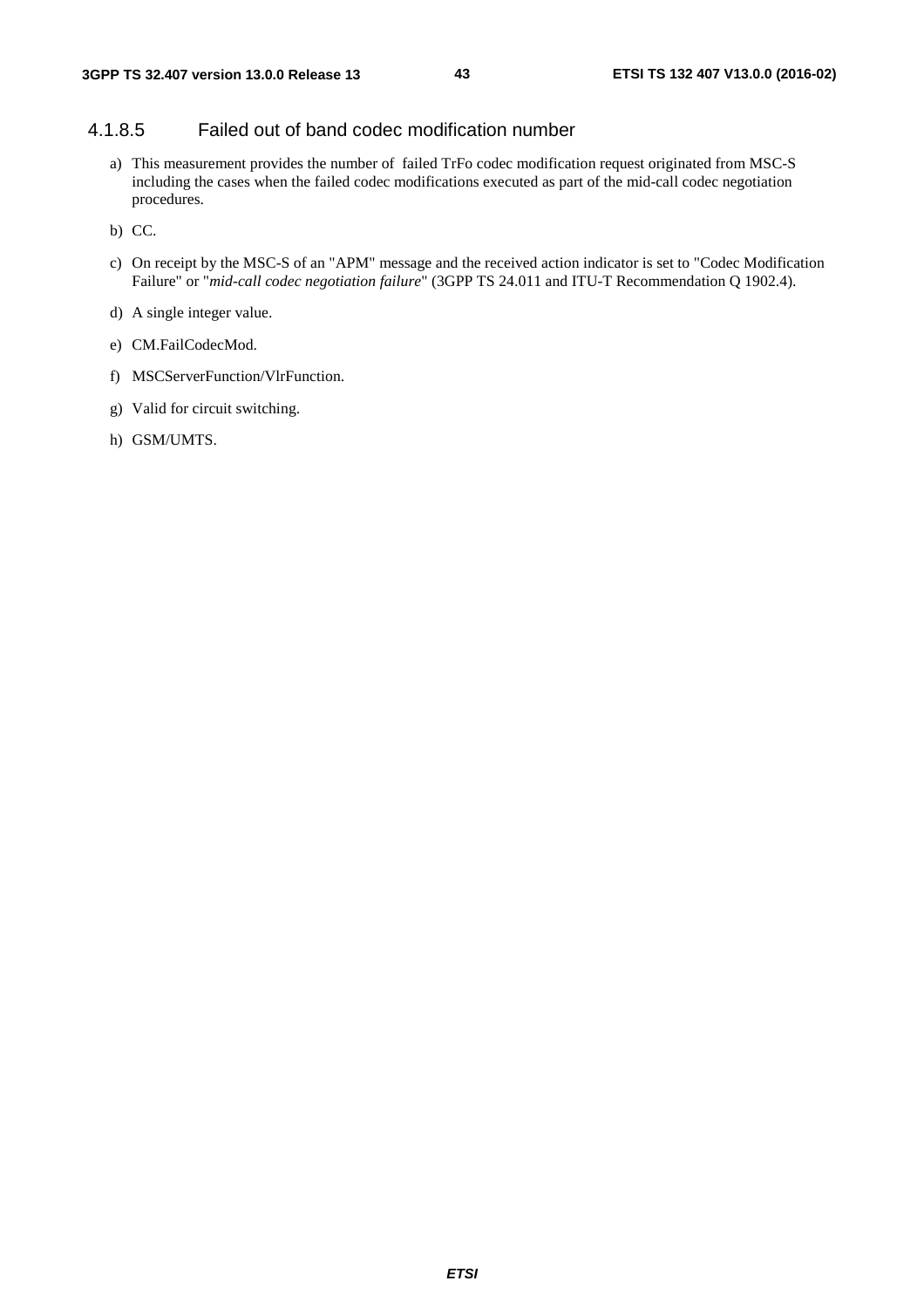### 4.1.8.5 Failed out of band codec modification number

a) This measurement provides the number of failed TrFo codec modification request originated from MSC-S including the cases when the failed codec modifications executed as part of the mid-call codec negotiation procedures.

b) CC.

c) On receipt by the MSC-S of an "APM" message and the received action indicator is set to "Codec Modification Failure" or "*mid-call codec negotiation failure*" (3GPP TS 24.011 and ITU-T Recommendation Q 1902.4).

d) A single integer value.

e) CM.FailCodecMod.

f) MSCServerFunction/VlrFunction.

g) Valid for circuit switching.

h) GSM/UMTS.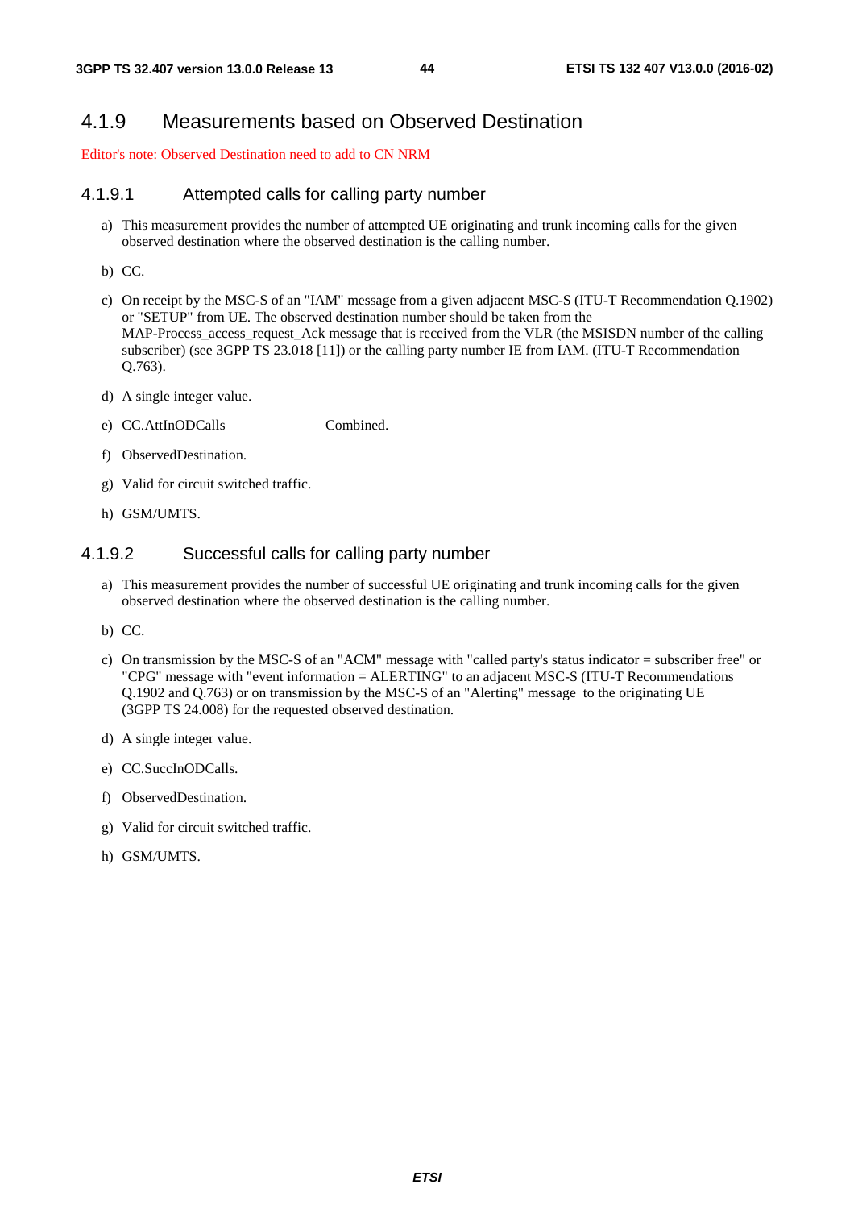### 4.1.9 Measurements based on Observed Destination

Editor's note: Observed Destination need to add to CN NRM

#### 4.1.9.1 Attempted calls for calling party number

a) This measurement provides the number of attempted UE originating and trunk incoming calls for the given observed destination where the observed destination is the calling number.

b) CC.

c) On receipt by the MSC-S of an "IAM" message from a given adjacent MSC-S (ITU-T Recommendation Q.1902) or "SETUP" from UE. The observed destination number should be taken from the MAP-Process_access_request_Ack message that is received from the VLR (the MSISDN number of the calling subscriber) (see 3GPP TS 23.018 [11]) or the calling party number IE from IAM. (ITU-T Recommendation Q.763).

d) A single integer value.

e) CC.AttInODCalls Combined.

f) ObservedDestination.

g) Valid for circuit switched traffic.

h) GSM/UMTS.

#### 4.1.9.2 Successful calls for calling party number

a) This measurement provides the number of successful UE originating and trunk incoming calls for the given observed destination where the observed destination is the calling number.

b) CC.

c) On transmission by the MSC-S of an "ACM" message with "called party's status indicator = subscriber free" or "CPG" message with "event information = ALERTING" to an adjacent MSC-S (ITU-T Recommendations Q.1902 and Q.763) or on transmission by the MSC-S of an "Alerting" message to the originating UE (3GPP TS 24.008) for the requested observed destination.

d) A single integer value.

e) CC.SuccInODCalls.

f) ObservedDestination.

g) Valid for circuit switched traffic.

h) GSM/UMTS.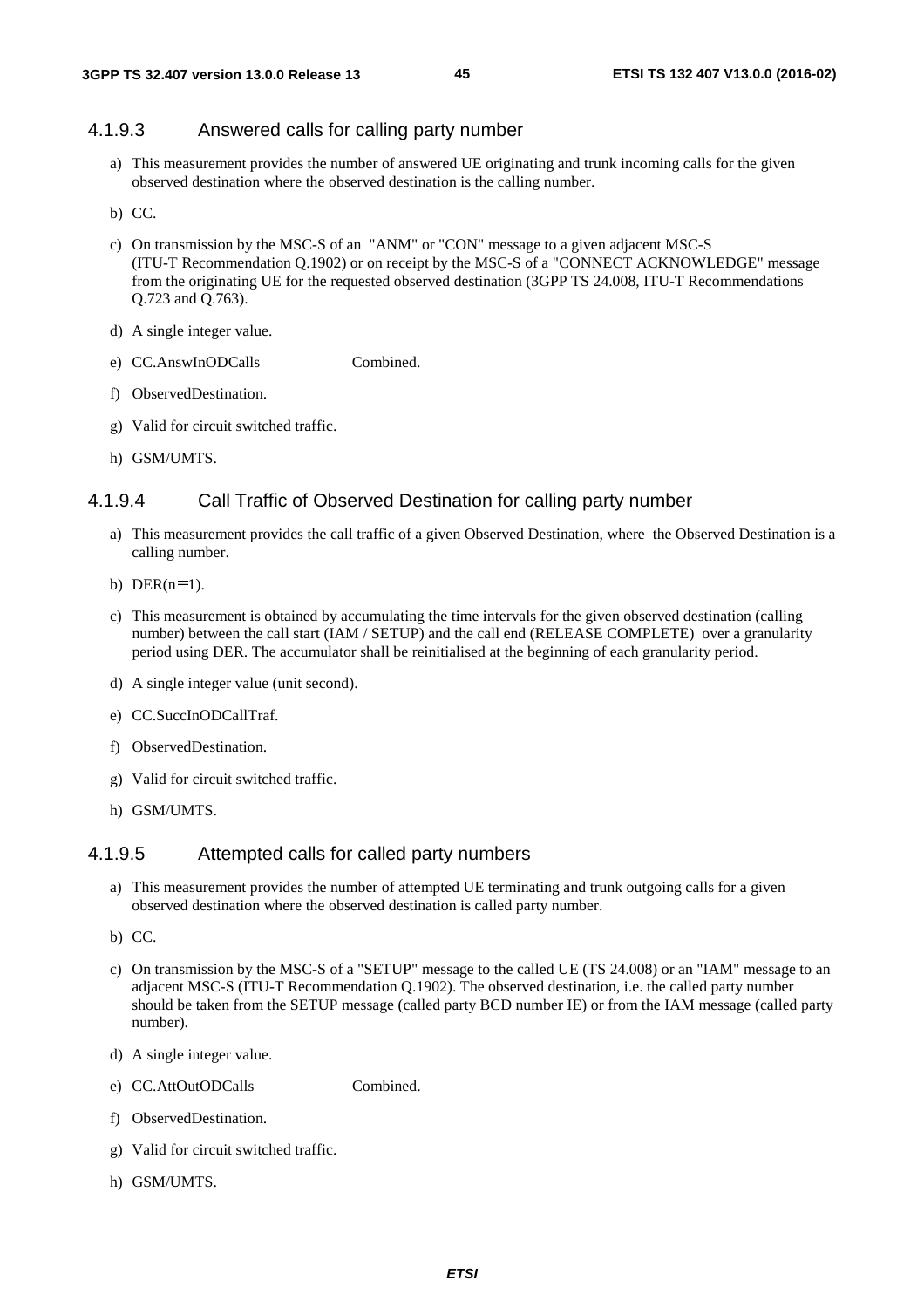#### 4.1.9.3 Answered calls for calling party number

a) This measurement provides the number of answered UE originating and trunk incoming calls for the given observed destination where the observed destination is the calling number.

b) CC.

c) On transmission by the MSC-S of an "ANM" or "CON" message to a given adjacent MSC-S (ITU-T Recommendation Q.1902) or on receipt by the MSC-S of a "CONNECT ACKNOWLEDGE" message from the originating UE for the requested observed destination (3GPP TS 24.008, ITU-T Recommendations Q.723 and Q.763).

d) A single integer value.

e) CC.AnswInODCalls Combined.

f) ObservedDestination.

g) Valid for circuit switched traffic.

h) GSM/UMTS.

#### 4.1.9.4 Call Traffic of Observed Destination for calling party number

a) This measurement provides the call traffic of a given Observed Destination, where the Observed Destination is a calling number.

b) DER(n=1).

c) This measurement is obtained by accumulating the time intervals for the given observed destination (calling number) between the call start (IAM / SETUP) and the call end (RELEASE COMPLETE) over a granularity period using DER. The accumulator shall be reinitialised at the beginning of each granularity period.

d) A single integer value (unit second).

e) CC.SuccInODCallTraf.

f) ObservedDestination.

g) Valid for circuit switched traffic.

h) GSM/UMTS.

#### 4.1.9.5 Attempted calls for called party numbers

a) This measurement provides the number of attempted UE terminating and trunk outgoing calls for a given observed destination where the observed destination is called party number.

b) CC.

c) On transmission by the MSC-S of a "SETUP" message to the called UE (TS 24.008) or an "IAM" message to an adjacent MSC-S (ITU-T Recommendation Q.1902). The observed destination, i.e. the called party number should be taken from the SETUP message (called party BCD number IE) or from the IAM message (called party number).

d) A single integer value.

e) CC.AttOutODCalls Combined.

f) ObservedDestination.

g) Valid for circuit switched traffic.

h) GSM/UMTS.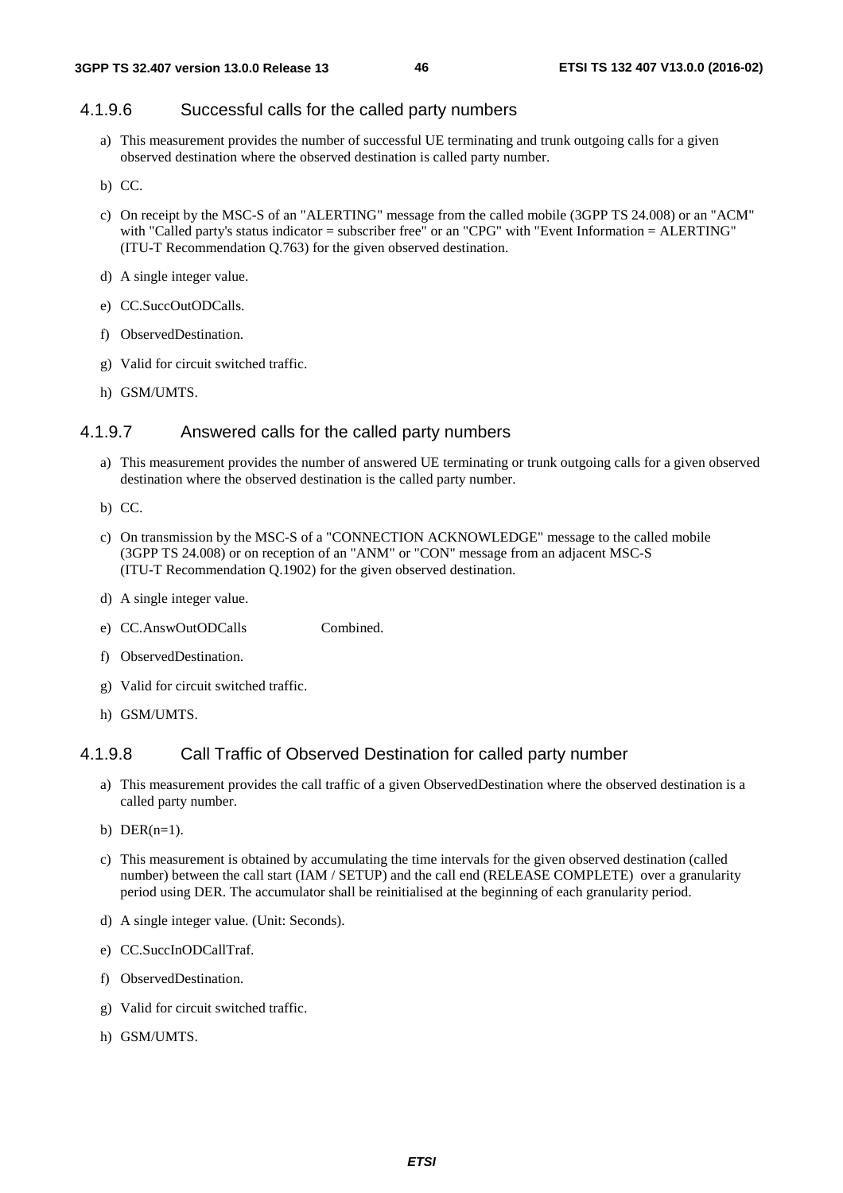#### 4.1.9.6 Successful calls for the called party numbers

a) This measurement provides the number of successful UE terminating and trunk outgoing calls for a given observed destination where the observed destination is called party number.

b) CC.

c) On receipt by the MSC-S of an "ALERTING" message from the called mobile (3GPP TS 24.008) or an "ACM" with "Called party's status indicator = subscriber free" or an "CPG" with "Event Information = ALERTING" (ITU-T Recommendation Q.763) for the given observed destination.

d) A single integer value.

e) CC.SuccOutODCalls.

f) ObservedDestination.

g) Valid for circuit switched traffic.

h) GSM/UMTS.

#### 4.1.9.7 Answered calls for the called party numbers

a) This measurement provides the number of answered UE terminating or trunk outgoing calls for a given observed destination where the observed destination is the called party number.

b) CC.

c) On transmission by the MSC-S of a "CONNECTION ACKNOWLEDGE" message to the called mobile (3GPP TS 24.008) or on reception of an "ANM" or "CON" message from an adjacent MSC-S (ITU-T Recommendation Q.1902) for the given observed destination.

d) A single integer value.

e) CC.AnswOutODCalls Combined.

f) ObservedDestination.

g) Valid for circuit switched traffic.

h) GSM/UMTS.

#### 4.1.9.8 Call Traffic of Observed Destination for called party number

a) This measurement provides the call traffic of a given ObservedDestination where the observed destination is a called party number.

b) DER(n=1).

c) This measurement is obtained by accumulating the time intervals for the given observed destination (called number) between the call start (IAM / SETUP) and the call end (RELEASE COMPLETE) over a granularity period using DER. The accumulator shall be reinitialised at the beginning of each granularity period.

d) A single integer value. (Unit: Seconds).

e) CC.SuccInODCallTraf.

f) ObservedDestination.

g) Valid for circuit switched traffic.

h) GSM/UMTS.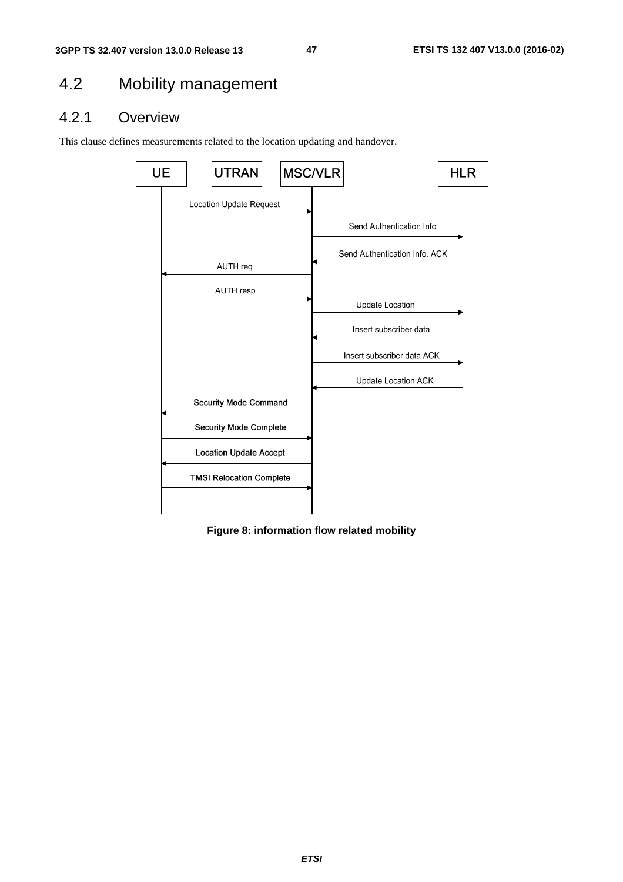## 4.2 Mobility management

### 4.2.1 Overview

This clause defines measurements related to the location updating and handover.

**Figure 8: information flow related mobility**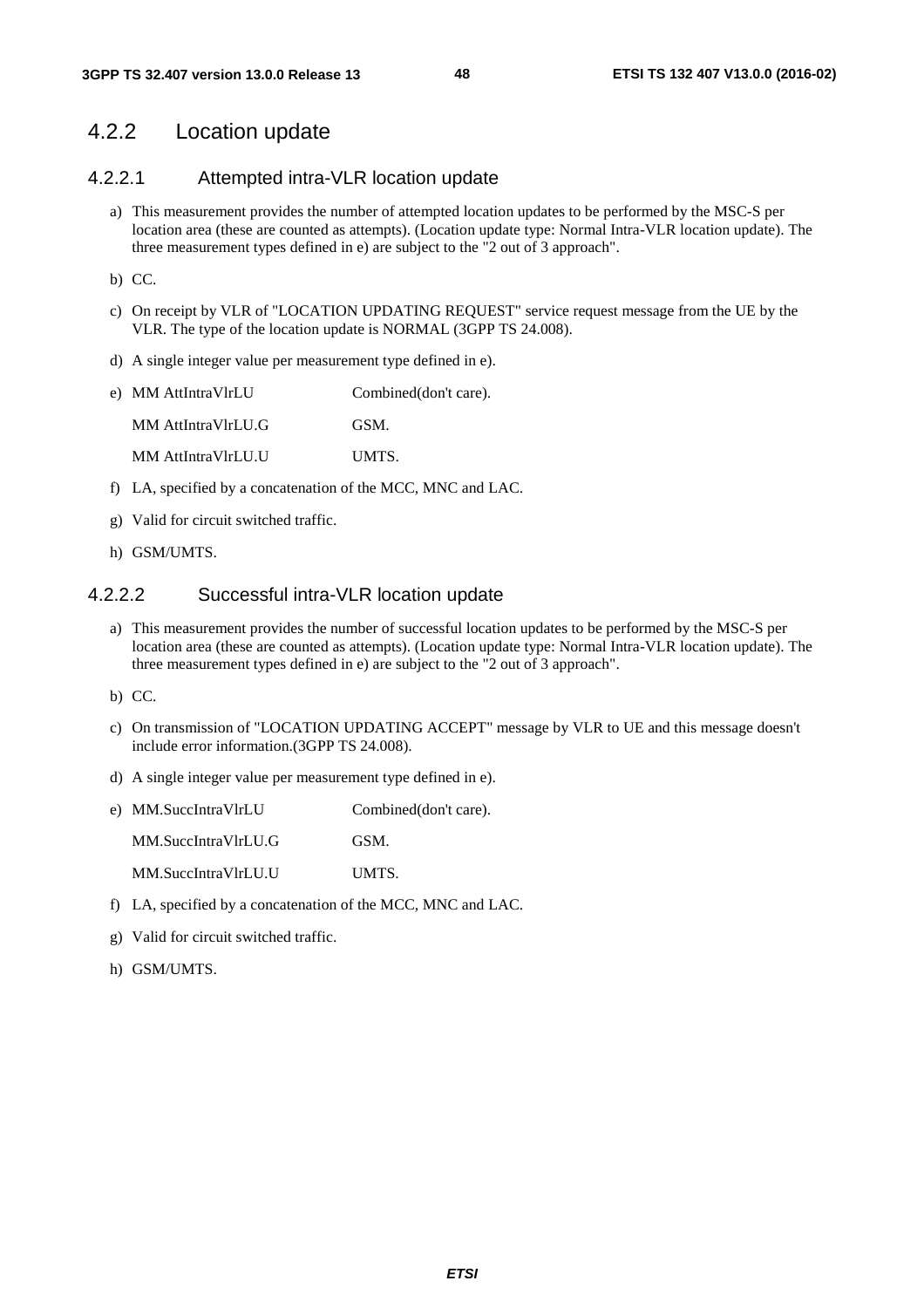## 4.2.2 Location update

### 4.2.2.1 Attempted intra-VLR location update

a) This measurement provides the number of attempted location updates to be performed by the MSC-S per location area (these are counted as attempts). (Location update type: Normal Intra-VLR location update). The three measurement types defined in e) are subject to the "2 out of 3 approach".

b) CC.

c) On receipt by VLR of "LOCATION UPDATING REQUEST" service request message from the UE by the VLR. The type of the location update is NORMAL (3GPP TS 24.008).

d) A single integer value per measurement type defined in e).

e) MM AttIntraVlrLU Combined(don't care).

   MM AttIntraVlrLU.G GSM.

   MM AttIntraVlrLU.U UMTS.

f) LA, specified by a concatenation of the MCC, MNC and LAC.

g) Valid for circuit switched traffic.

h) GSM/UMTS.

### 4.2.2.2 Successful intra-VLR location update

a) This measurement provides the number of successful location updates to be performed by the MSC-S per location area (these are counted as attempts). (Location update type: Normal Intra-VLR location update). The three measurement types defined in e) are subject to the "2 out of 3 approach".

b) CC.

c) On transmission of "LOCATION UPDATING ACCEPT" message by VLR to UE and this message doesn't include error information.(3GPP TS 24.008).

d) A single integer value per measurement type defined in e).

e) MM.SuccIntraVlrLU Combined(don't care).

   MM.SuccIntraVlrLU.G GSM.

   MM.SuccIntraVlrLU.U UMTS.

f) LA, specified by a concatenation of the MCC, MNC and LAC.

g) Valid for circuit switched traffic.

h) GSM/UMTS.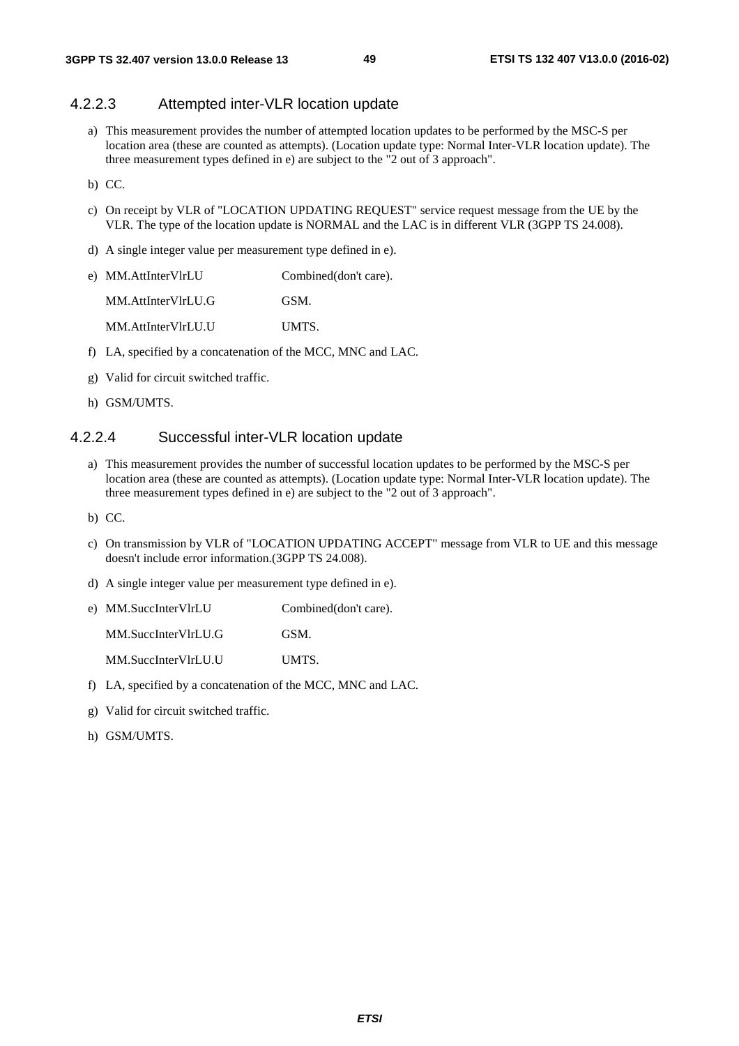#### 4.2.2.3 Attempted inter-VLR location update

a) This measurement provides the number of attempted location updates to be performed by the MSC-S per location area (these are counted as attempts). (Location update type: Normal Inter-VLR location update). The three measurement types defined in e) are subject to the "2 out of 3 approach".

b) CC.

c) On receipt by VLR of "LOCATION UPDATING REQUEST" service request message from the UE by the VLR. The type of the location update is NORMAL and the LAC is in different VLR (3GPP TS 24.008).

d) A single integer value per measurement type defined in e).

e) MM.AttInterVlrLU Combined(don't care).

   MM.AttInterVlrLU.G GSM.

   MM.AttInterVlrLU.U UMTS.

f) LA, specified by a concatenation of the MCC, MNC and LAC.

g) Valid for circuit switched traffic.

h) GSM/UMTS.

#### 4.2.2.4 Successful inter-VLR location update

a) This measurement provides the number of successful location updates to be performed by the MSC-S per location area (these are counted as attempts). (Location update type: Normal Inter-VLR location update). The three measurement types defined in e) are subject to the "2 out of 3 approach".

b) CC.

c) On transmission by VLR of "LOCATION UPDATING ACCEPT" message from VLR to UE and this message doesn't include error information.(3GPP TS 24.008).

d) A single integer value per measurement type defined in e).

e) MM.SuccInterVlrLU Combined(don't care).

   MM.SuccInterVlrLU.G GSM.

   MM.SuccInterVlrLU.U UMTS.

f) LA, specified by a concatenation of the MCC, MNC and LAC.

g) Valid for circuit switched traffic.

h) GSM/UMTS.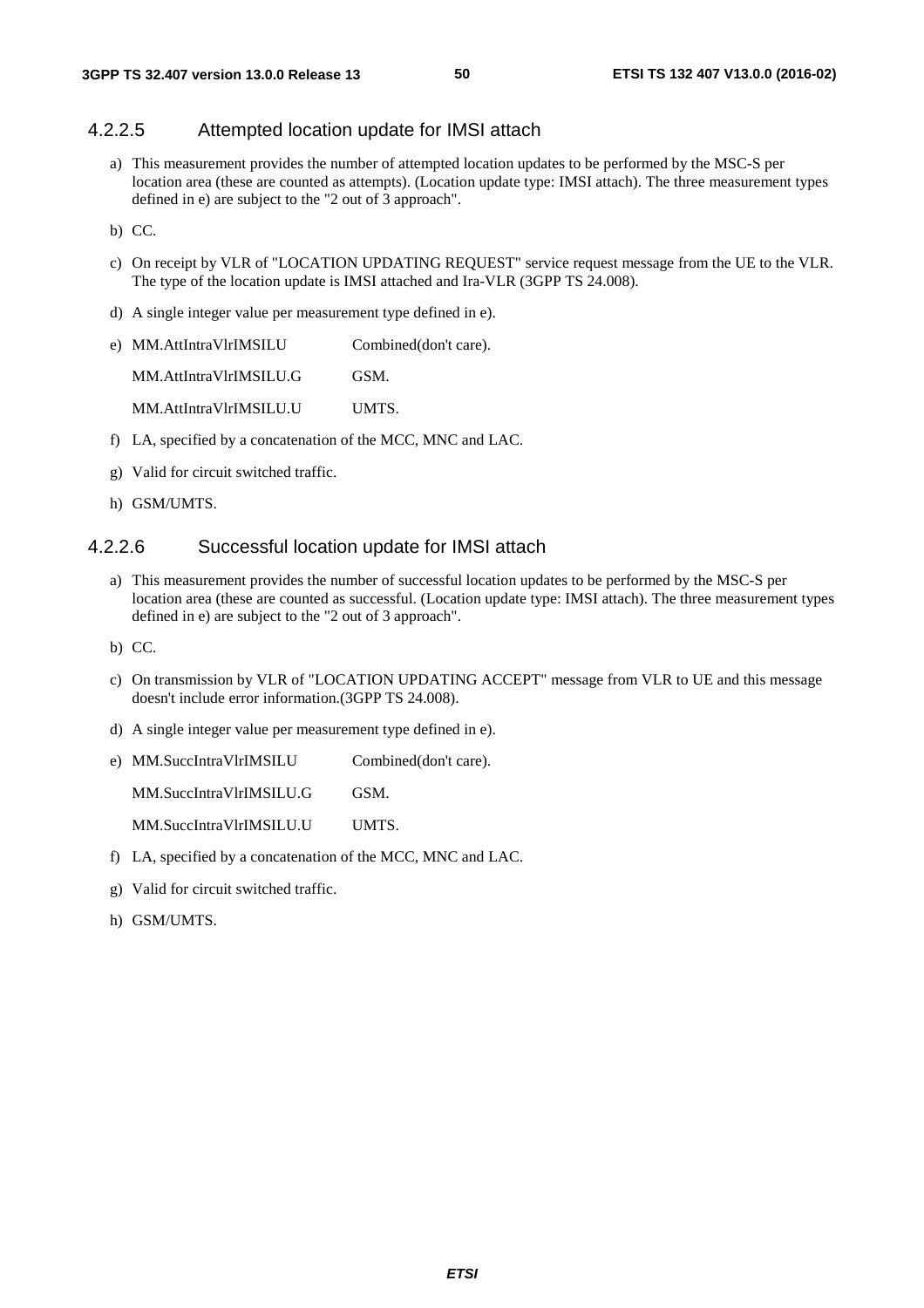#### 4.2.2.5 Attempted location update for IMSI attach

a) This measurement provides the number of attempted location updates to be performed by the MSC-S per location area (these are counted as attempts). (Location update type: IMSI attach). The three measurement types defined in e) are subject to the "2 out of 3 approach".

b) CC.

c) On receipt by VLR of "LOCATION UPDATING REQUEST" service request message from the UE to the VLR. The type of the location update is IMSI attached and Ira-VLR (3GPP TS 24.008).

d) A single integer value per measurement type defined in e).

e) MM.AttIntraVlrIMSILU Combined(don't care).

   MM.AttIntraVlrIMSILU.G GSM.

   MM.AttIntraVlrIMSILU.U UMTS.

f) LA, specified by a concatenation of the MCC, MNC and LAC.

g) Valid for circuit switched traffic.

h) GSM/UMTS.

#### 4.2.2.6 Successful location update for IMSI attach

a) This measurement provides the number of successful location updates to be performed by the MSC-S per location area (these are counted as successful. (Location update type: IMSI attach). The three measurement types defined in e) are subject to the "2 out of 3 approach".

b) CC.

c) On transmission by VLR of "LOCATION UPDATING ACCEPT" message from VLR to UE and this message doesn't include error information.(3GPP TS 24.008).

d) A single integer value per measurement type defined in e).

e) MM.SuccIntraVlrIMSILU Combined(don't care).

   MM.SuccIntraVlrIMSILU.G GSM.

   MM.SuccIntraVlrIMSILU.U UMTS.

f) LA, specified by a concatenation of the MCC, MNC and LAC.

g) Valid for circuit switched traffic.

h) GSM/UMTS.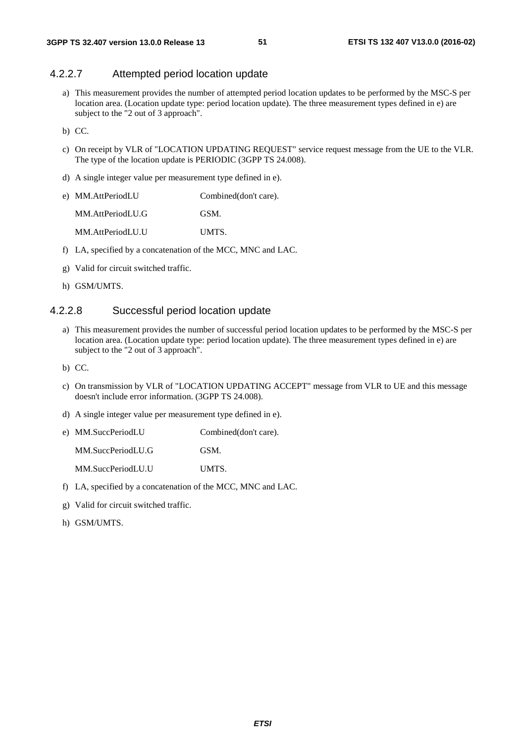#### 4.2.2.7 Attempted period location update

a) This measurement provides the number of attempted period location updates to be performed by the MSC-S per location area. (Location update type: period location update). The three measurement types defined in e) are subject to the "2 out of 3 approach".

b) CC.

c) On receipt by VLR of "LOCATION UPDATING REQUEST" service request message from the UE to the VLR. The type of the location update is PERIODIC (3GPP TS 24.008).

d) A single integer value per measurement type defined in e).

e) MM.AttPeriodLU Combined(don't care).

   MM.AttPeriodLU.G GSM.

   MM.AttPeriodLU.U UMTS.

f) LA, specified by a concatenation of the MCC, MNC and LAC.

g) Valid for circuit switched traffic.

h) GSM/UMTS.

#### 4.2.2.8 Successful period location update

a) This measurement provides the number of successful period location updates to be performed by the MSC-S per location area. (Location update type: period location update). The three measurement types defined in e) are subject to the "2 out of 3 approach".

b) CC.

c) On transmission by VLR of "LOCATION UPDATING ACCEPT" message from VLR to UE and this message doesn't include error information. (3GPP TS 24.008).

d) A single integer value per measurement type defined in e).

e) MM.SuccPeriodLU Combined(don't care).

   MM.SuccPeriodLU.G GSM.

   MM.SuccPeriodLU.U UMTS.

f) LA, specified by a concatenation of the MCC, MNC and LAC.

g) Valid for circuit switched traffic.

h) GSM/UMTS.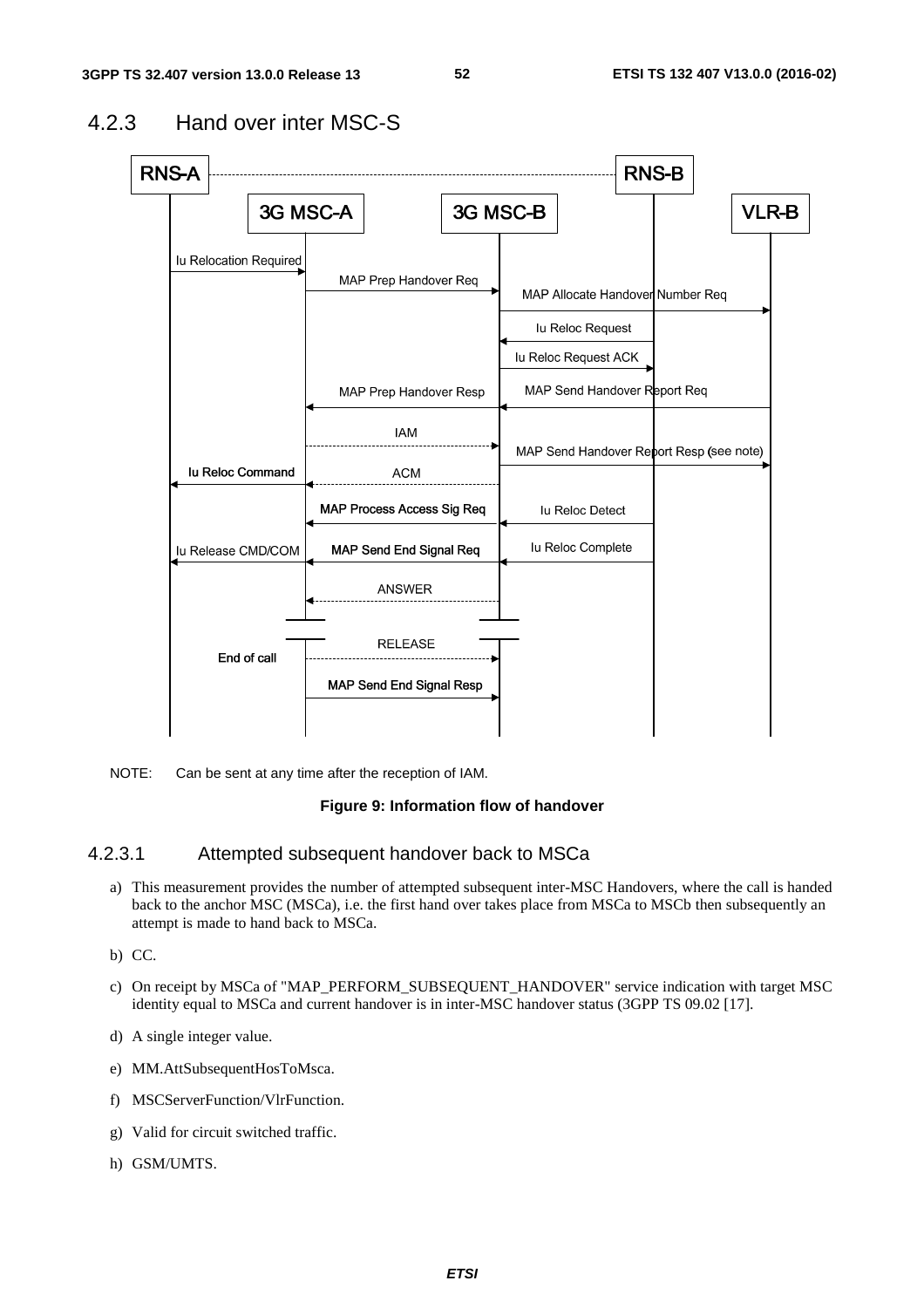## 4.2.3 Hand over inter MSC-S

NOTE: Can be sent at any time after the reception of IAM.

**Figure 9: Information flow of handover**

### 4.2.3.1 Attempted subsequent handover back to MSCa

a) This measurement provides the number of attempted subsequent inter-MSC Handovers, where the call is handed back to the anchor MSC (MSCa), i.e. the first hand over takes place from MSCa to MSCb then subsequently an attempt is made to hand back to MSCa.

b) CC.

c) On receipt by MSCa of "MAP_PERFORM_SUBSEQUENT_HANDOVER" service indication with target MSC identity equal to MSCa and current handover is in inter-MSC handover status (3GPP TS 09.02 [17].

d) A single integer value.

e) MM.AttSubsequentHosToMsca.

f) MSCServerFunction/VlrFunction.

g) Valid for circuit switched traffic.

h) GSM/UMTS.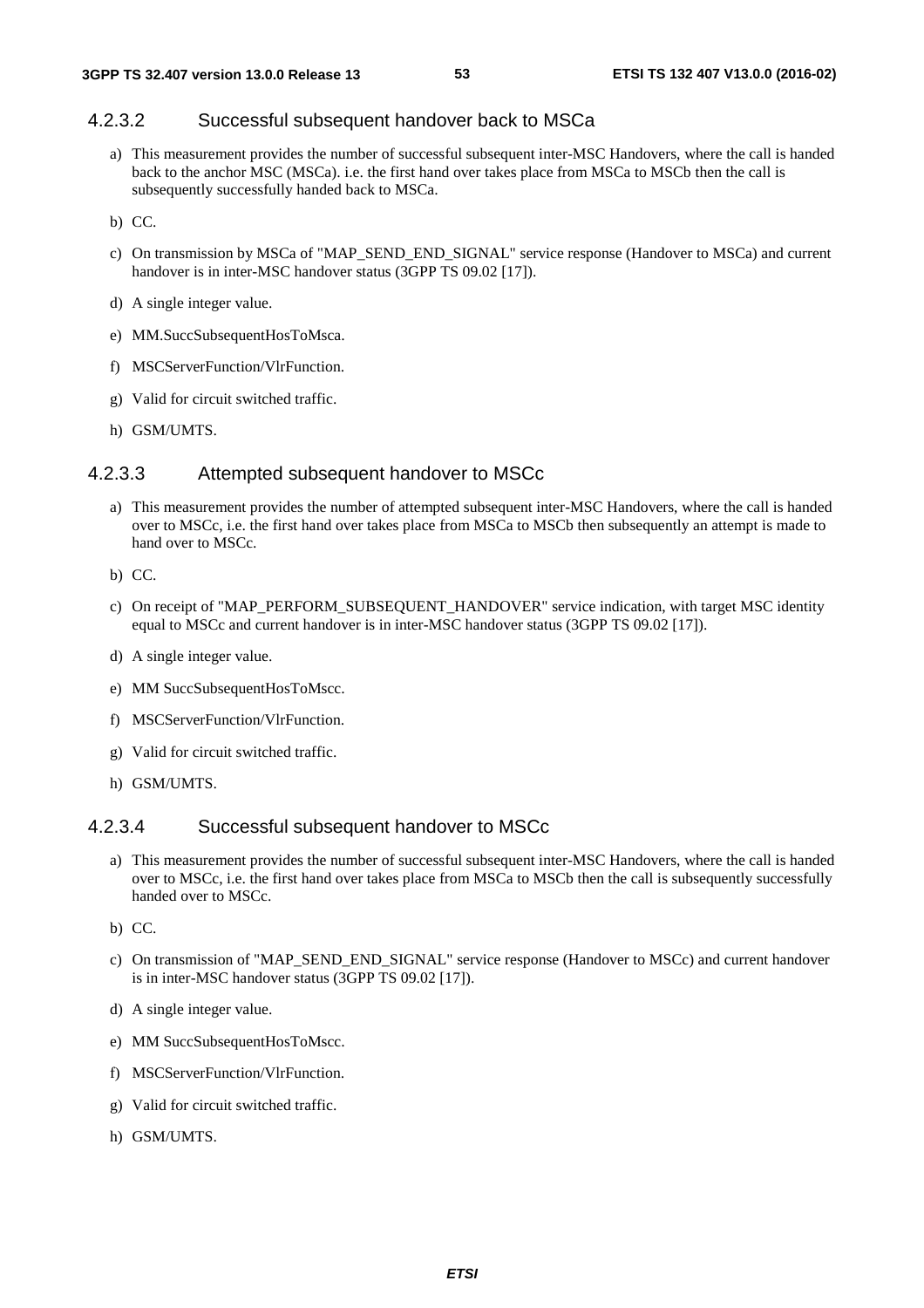#### 4.2.3.2 Successful subsequent handover back to MSCa

a) This measurement provides the number of successful subsequent inter-MSC Handovers, where the call is handed back to the anchor MSC (MSCa). i.e. the first hand over takes place from MSCa to MSCb then the call is subsequently successfully handed back to MSCa.

b) CC.

c) On transmission by MSCa of "MAP_SEND_END_SIGNAL" service response (Handover to MSCa) and current handover is in inter-MSC handover status (3GPP TS 09.02 [17]).

d) A single integer value.

e) MM.SuccSubsequentHosToMsca.

f) MSCServerFunction/VlrFunction.

g) Valid for circuit switched traffic.

h) GSM/UMTS.

#### 4.2.3.3 Attempted subsequent handover to MSCc

a) This measurement provides the number of attempted subsequent inter-MSC Handovers, where the call is handed over to MSCc, i.e. the first hand over takes place from MSCa to MSCb then subsequently an attempt is made to hand over to MSCc.

b) CC.

c) On receipt of "MAP_PERFORM_SUBSEQUENT_HANDOVER" service indication, with target MSC identity equal to MSCc and current handover is in inter-MSC handover status (3GPP TS 09.02 [17]).

d) A single integer value.

e) MM SuccSubsequentHosToMscc.

f) MSCServerFunction/VlrFunction.

g) Valid for circuit switched traffic.

h) GSM/UMTS.

#### 4.2.3.4 Successful subsequent handover to MSCc

a) This measurement provides the number of successful subsequent inter-MSC Handovers, where the call is handed over to MSCc, i.e. the first hand over takes place from MSCa to MSCb then the call is subsequently successfully handed over to MSCc.

b) CC.

c) On transmission of "MAP_SEND_END_SIGNAL" service response (Handover to MSCc) and current handover is in inter-MSC handover status (3GPP TS 09.02 [17]).

d) A single integer value.

e) MM SuccSubsequentHosToMscc.

f) MSCServerFunction/VlrFunction.

g) Valid for circuit switched traffic.

h) GSM/UMTS.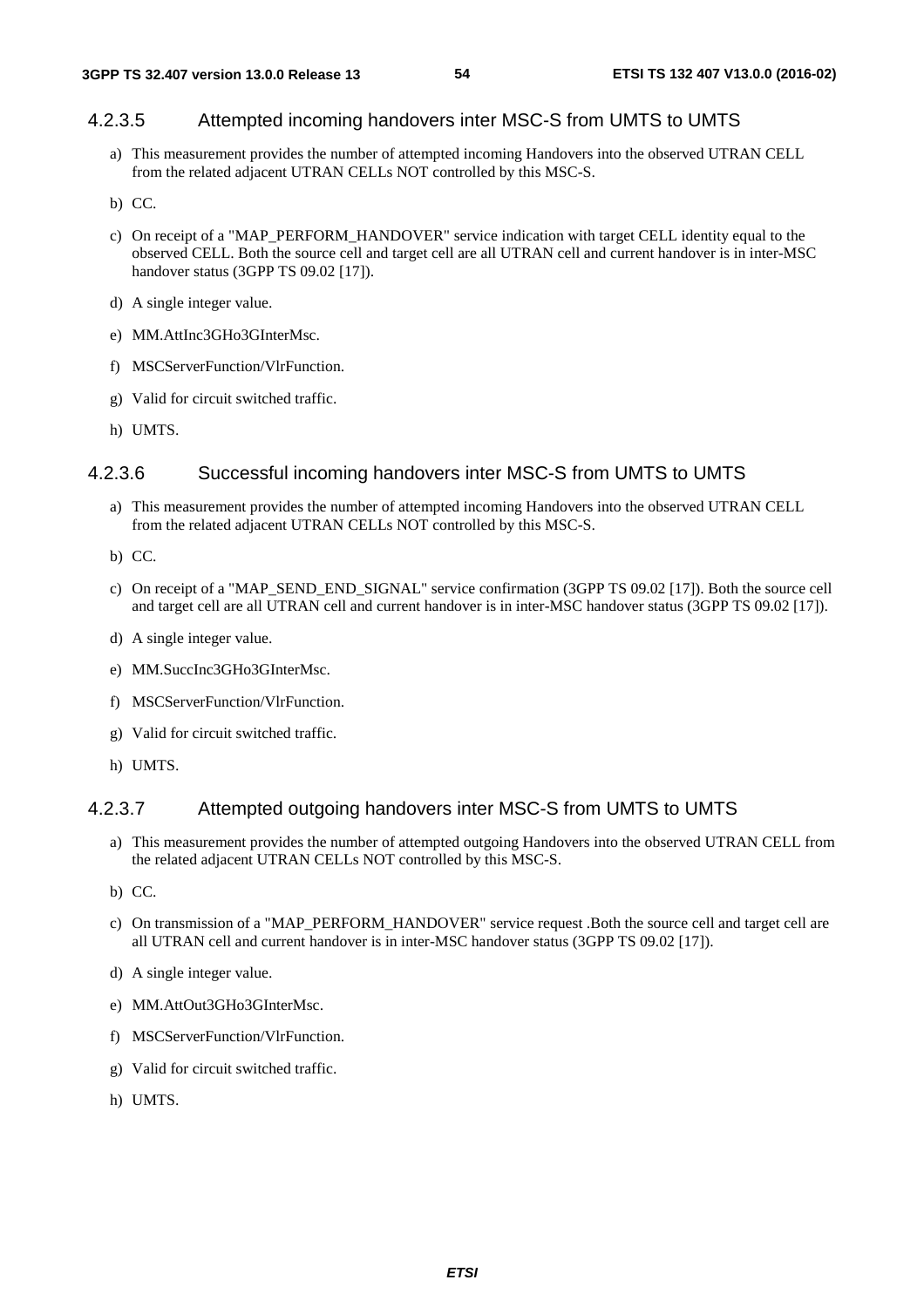#### 4.2.3.5 Attempted incoming handovers inter MSC-S from UMTS to UMTS

a) This measurement provides the number of attempted incoming Handovers into the observed UTRAN CELL from the related adjacent UTRAN CELLs NOT controlled by this MSC-S.

b) CC.

c) On receipt of a "MAP_PERFORM_HANDOVER" service indication with target CELL identity equal to the observed CELL. Both the source cell and target cell are all UTRAN cell and current handover is in inter-MSC handover status (3GPP TS 09.02 [17]).

d) A single integer value.

e) MM.AttInc3GHo3GInterMsc.

f) MSCServerFunction/VlrFunction.

g) Valid for circuit switched traffic.

h) UMTS.

#### 4.2.3.6 Successful incoming handovers inter MSC-S from UMTS to UMTS

a) This measurement provides the number of attempted incoming Handovers into the observed UTRAN CELL from the related adjacent UTRAN CELLs NOT controlled by this MSC-S.

b) CC.

c) On receipt of a "MAP_SEND_END_SIGNAL" service confirmation (3GPP TS 09.02 [17]). Both the source cell and target cell are all UTRAN cell and current handover is in inter-MSC handover status (3GPP TS 09.02 [17]).

d) A single integer value.

e) MM.SuccInc3GHo3GInterMsc.

f) MSCServerFunction/VlrFunction.

g) Valid for circuit switched traffic.

h) UMTS.

#### 4.2.3.7 Attempted outgoing handovers inter MSC-S from UMTS to UMTS

a) This measurement provides the number of attempted outgoing Handovers into the observed UTRAN CELL from the related adjacent UTRAN CELLs NOT controlled by this MSC-S.

b) CC.

c) On transmission of a "MAP_PERFORM_HANDOVER" service request .Both the source cell and target cell are all UTRAN cell and current handover is in inter-MSC handover status (3GPP TS 09.02 [17]).

d) A single integer value.

e) MM.AttOut3GHo3GInterMsc.

f) MSCServerFunction/VlrFunction.

g) Valid for circuit switched traffic.

h) UMTS.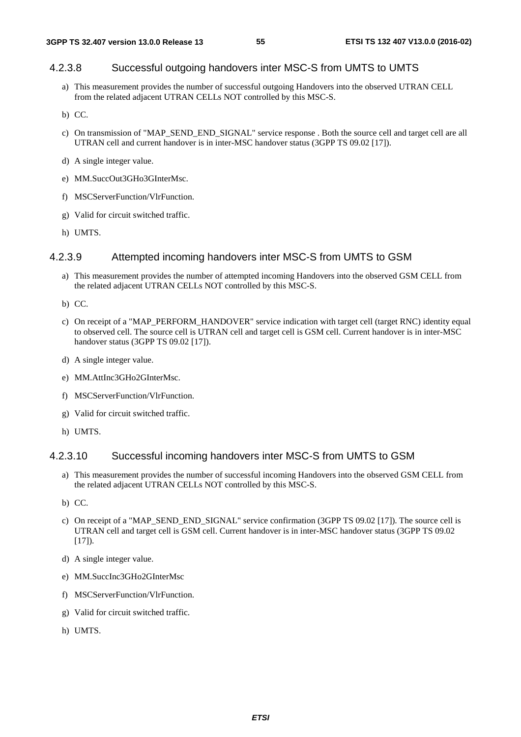#### 4.2.3.8 Successful outgoing handovers inter MSC-S from UMTS to UMTS

a) This measurement provides the number of successful outgoing Handovers into the observed UTRAN CELL from the related adjacent UTRAN CELLs NOT controlled by this MSC-S.

b) CC.

c) On transmission of "MAP_SEND_END_SIGNAL" service response . Both the source cell and target cell are all UTRAN cell and current handover is in inter-MSC handover status (3GPP TS 09.02 [17]).

d) A single integer value.

e) MM.SuccOut3GHo3GInterMsc.

f) MSCServerFunction/VlrFunction.

g) Valid for circuit switched traffic.

h) UMTS.

#### 4.2.3.9 Attempted incoming handovers inter MSC-S from UMTS to GSM

a) This measurement provides the number of attempted incoming Handovers into the observed GSM CELL from the related adjacent UTRAN CELLs NOT controlled by this MSC-S.

b) CC.

c) On receipt of a "MAP_PERFORM_HANDOVER" service indication with target cell (target RNC) identity equal to observed cell. The source cell is UTRAN cell and target cell is GSM cell. Current handover is in inter-MSC handover status (3GPP TS 09.02 [17]).

d) A single integer value.

e) MM.AttInc3GHo2GInterMsc.

f) MSCServerFunction/VlrFunction.

g) Valid for circuit switched traffic.

h) UMTS.

#### 4.2.3.10 Successful incoming handovers inter MSC-S from UMTS to GSM

a) This measurement provides the number of successful incoming Handovers into the observed GSM CELL from the related adjacent UTRAN CELLs NOT controlled by this MSC-S.

b) CC.

c) On receipt of a "MAP_SEND_END_SIGNAL" service confirmation (3GPP TS 09.02 [17]). The source cell is UTRAN cell and target cell is GSM cell. Current handover is in inter-MSC handover status (3GPP TS 09.02 [17]).

d) A single integer value.

e) MM.SuccInc3GHo2GInterMsc

f) MSCServerFunction/VlrFunction.

g) Valid for circuit switched traffic.

h) UMTS.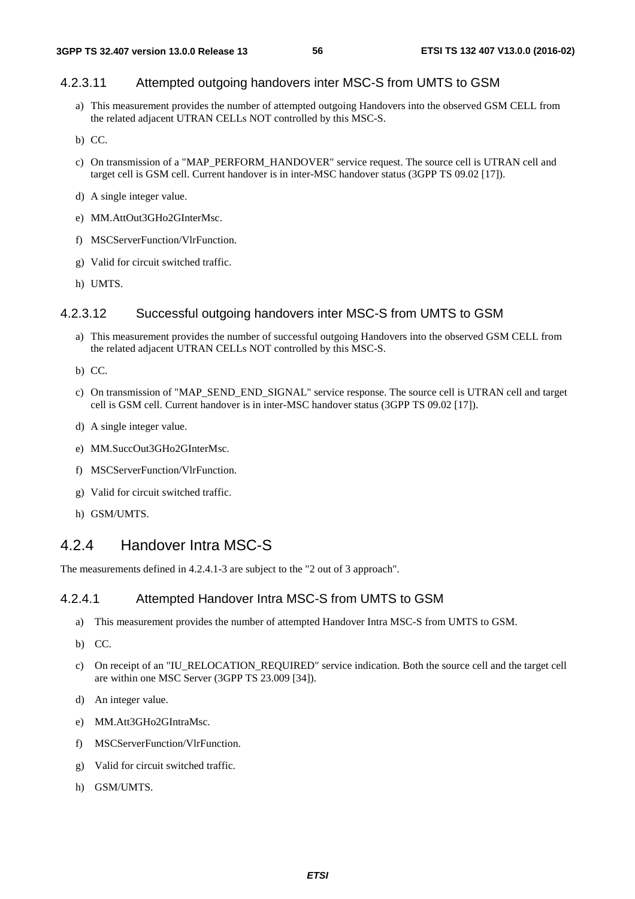#### 4.2.3.11 Attempted outgoing handovers inter MSC-S from UMTS to GSM

a) This measurement provides the number of attempted outgoing Handovers into the observed GSM CELL from the related adjacent UTRAN CELLs NOT controlled by this MSC-S.

b) CC.

c) On transmission of a "MAP_PERFORM_HANDOVER" service request. The source cell is UTRAN cell and target cell is GSM cell. Current handover is in inter-MSC handover status (3GPP TS 09.02 [17]).

d) A single integer value.

e) MM.AttOut3GHo2GInterMsc.

f) MSCServerFunction/VlrFunction.

g) Valid for circuit switched traffic.

h) UMTS.

#### 4.2.3.12 Successful outgoing handovers inter MSC-S from UMTS to GSM

a) This measurement provides the number of successful outgoing Handovers into the observed GSM CELL from the related adjacent UTRAN CELLs NOT controlled by this MSC-S.

b) CC.

c) On transmission of "MAP_SEND_END_SIGNAL" service response. The source cell is UTRAN cell and target cell is GSM cell. Current handover is in inter-MSC handover status (3GPP TS 09.02 [17]).

d) A single integer value.

e) MM.SuccOut3GHo2GInterMsc.

f) MSCServerFunction/VlrFunction.

g) Valid for circuit switched traffic.

h) GSM/UMTS.

### 4.2.4 Handover Intra MSC-S

The measurements defined in 4.2.4.1-3 are subject to the "2 out of 3 approach".

#### 4.2.4.1 Attempted Handover Intra MSC-S from UMTS to GSM

a) This measurement provides the number of attempted Handover Intra MSC-S from UMTS to GSM.

b) CC.

c) On receipt of an "IU_RELOCATION_REQUIRED" service indication. Both the source cell and the target cell are within one MSC Server (3GPP TS 23.009 [34]).

d) An integer value.

e) MM.Att3GHo2GIntraMsc.

f) MSCServerFunction/VlrFunction.

g) Valid for circuit switched traffic.

h) GSM/UMTS.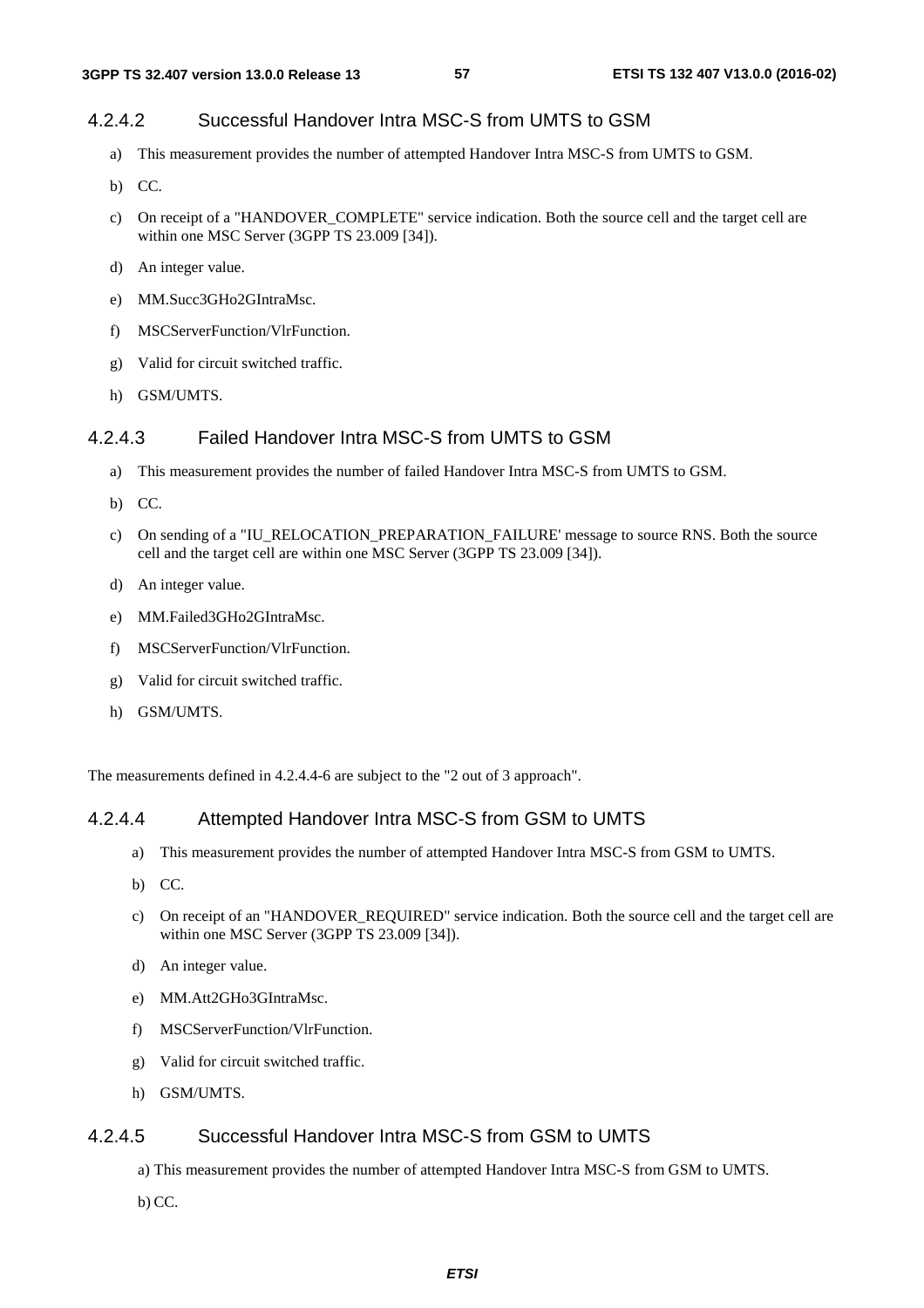#### 4.2.4.2 Successful Handover Intra MSC-S from UMTS to GSM

a) This measurement provides the number of attempted Handover Intra MSC-S from UMTS to GSM.

b) CC.

c) On receipt of a "HANDOVER_COMPLETE" service indication. Both the source cell and the target cell are within one MSC Server (3GPP TS 23.009 [34]).

d) An integer value.

e) MM.Succ3GHo2GIntraMsc.

f) MSCServerFunction/VlrFunction.

g) Valid for circuit switched traffic.

h) GSM/UMTS.

#### 4.2.4.3 Failed Handover Intra MSC-S from UMTS to GSM

a) This measurement provides the number of failed Handover Intra MSC-S from UMTS to GSM.

b) CC.

c) On sending of a "IU_RELOCATION_PREPARATION_FAILURE' message to source RNS. Both the source cell and the target cell are within one MSC Server (3GPP TS 23.009 [34]).

d) An integer value.

e) MM.Failed3GHo2GIntraMsc.

f) MSCServerFunction/VlrFunction.

g) Valid for circuit switched traffic.

h) GSM/UMTS.

The measurements defined in 4.2.4.4-6 are subject to the "2 out of 3 approach".

#### 4.2.4.4 Attempted Handover Intra MSC-S from GSM to UMTS

a) This measurement provides the number of attempted Handover Intra MSC-S from GSM to UMTS.

b) CC.

c) On receipt of an "HANDOVER_REQUIRED" service indication. Both the source cell and the target cell are within one MSC Server (3GPP TS 23.009 [34]).

d) An integer value.

e) MM.Att2GHo3GIntraMsc.

f) MSCServerFunction/VlrFunction.

g) Valid for circuit switched traffic.

h) GSM/UMTS.

#### 4.2.4.5 Successful Handover Intra MSC-S from GSM to UMTS

a) This measurement provides the number of attempted Handover Intra MSC-S from GSM to UMTS.

b) CC.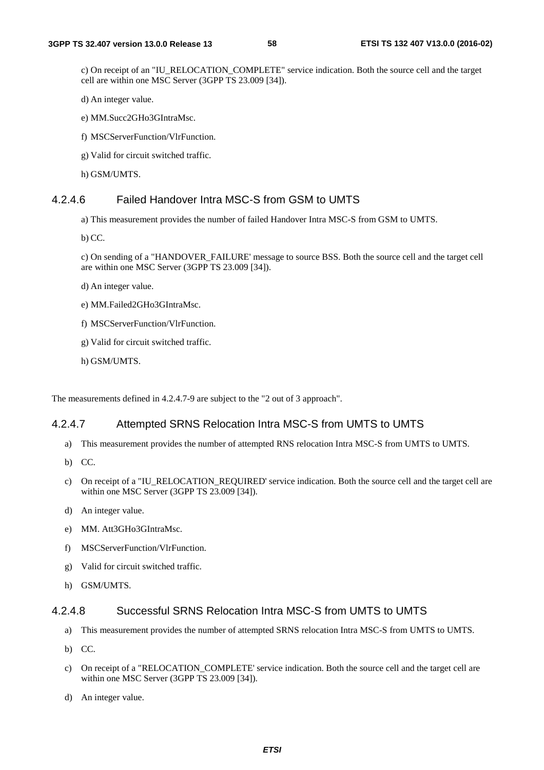c) On receipt of an "IU_RELOCATION_COMPLETE" service indication. Both the source cell and the target cell are within one MSC Server (3GPP TS 23.009 [34]).

d) An integer value.

e) MM.Succ2GHo3GIntraMsc.

f) MSCServerFunction/VlrFunction.

g) Valid for circuit switched traffic.

h) GSM/UMTS.

#### 4.2.4.6 Failed Handover Intra MSC-S from GSM to UMTS

a) This measurement provides the number of failed Handover Intra MSC-S from GSM to UMTS.

b) CC.

c) On sending of a "HANDOVER_FAILURE' message to source BSS. Both the source cell and the target cell are within one MSC Server (3GPP TS 23.009 [34]).

d) An integer value.

e) MM.Failed2GHo3GIntraMsc.

f) MSCServerFunction/VlrFunction.

g) Valid for circuit switched traffic.

h) GSM/UMTS.

The measurements defined in 4.2.4.7-9 are subject to the "2 out of 3 approach".

#### 4.2.4.7 Attempted SRNS Relocation Intra MSC-S from UMTS to UMTS

a) This measurement provides the number of attempted RNS relocation Intra MSC-S from UMTS to UMTS.

b) CC.

c) On receipt of a "IU_RELOCATION_REQUIRED' service indication. Both the source cell and the target cell are within one MSC Server (3GPP TS 23.009 [34]).

d) An integer value.

e) MM. Att3GHo3GIntraMsc.

f) MSCServerFunction/VlrFunction.

g) Valid for circuit switched traffic.

h) GSM/UMTS.

#### 4.2.4.8 Successful SRNS Relocation Intra MSC-S from UMTS to UMTS

a) This measurement provides the number of attempted SRNS relocation Intra MSC-S from UMTS to UMTS.

b) CC.

c) On receipt of a "RELOCATION_COMPLETE' service indication. Both the source cell and the target cell are within one MSC Server (3GPP TS 23.009 [34]).

d) An integer value.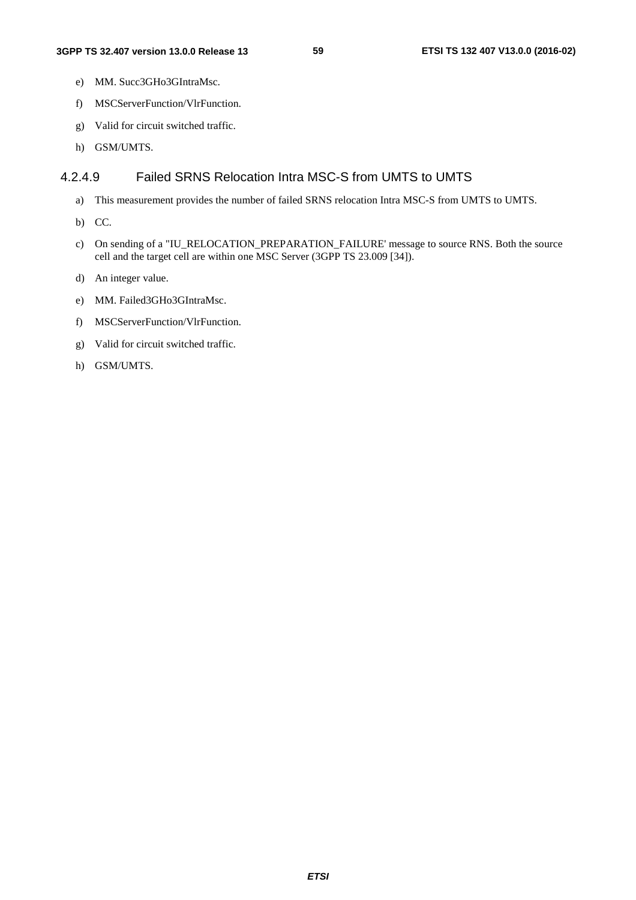e) MM. Succ3GHo3GIntraMsc.

f) MSCServerFunction/VlrFunction.

g) Valid for circuit switched traffic.

h) GSM/UMTS.

#### 4.2.4.9 Failed SRNS Relocation Intra MSC-S from UMTS to UMTS

a) This measurement provides the number of failed SRNS relocation Intra MSC-S from UMTS to UMTS.

b) CC.

c) On sending of a "IU_RELOCATION_PREPARATION_FAILURE' message to source RNS. Both the source cell and the target cell are within one MSC Server (3GPP TS 23.009 [34]).

d) An integer value.

e) MM. Failed3GHo3GIntraMsc.

f) MSCServerFunction/VlrFunction.

g) Valid for circuit switched traffic.

h) GSM/UMTS.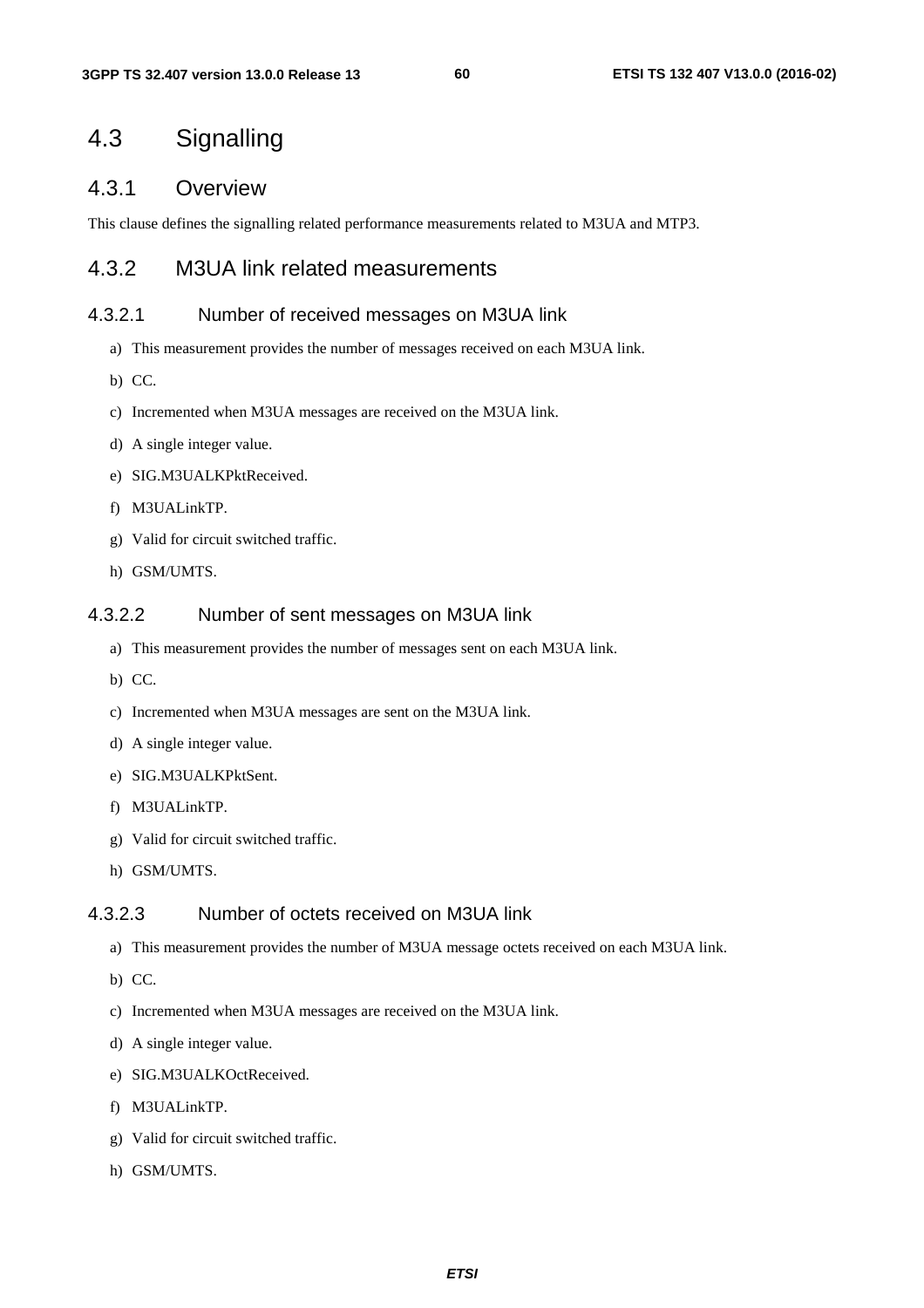# 4.3 Signalling

## 4.3.1 Overview

This clause defines the signalling related performance measurements related to M3UA and MTP3.

## 4.3.2 M3UA link related measurements

### 4.3.2.1 Number of received messages on M3UA link

a) This measurement provides the number of messages received on each M3UA link.

b) CC.

c) Incremented when M3UA messages are received on the M3UA link.

d) A single integer value.

e) SIG.M3UALKPktReceived.

f) M3UALinkTP.

g) Valid for circuit switched traffic.

h) GSM/UMTS.

### 4.3.2.2 Number of sent messages on M3UA link

a) This measurement provides the number of messages sent on each M3UA link.

b) CC.

c) Incremented when M3UA messages are sent on the M3UA link.

d) A single integer value.

e) SIG.M3UALKPktSent.

f) M3UALinkTP.

g) Valid for circuit switched traffic.

h) GSM/UMTS.

### 4.3.2.3 Number of octets received on M3UA link

a) This measurement provides the number of M3UA message octets received on each M3UA link.

b) CC.

c) Incremented when M3UA messages are received on the M3UA link.

d) A single integer value.

e) SIG.M3UALKOctReceived.

f) M3UALinkTP.

g) Valid for circuit switched traffic.

h) GSM/UMTS.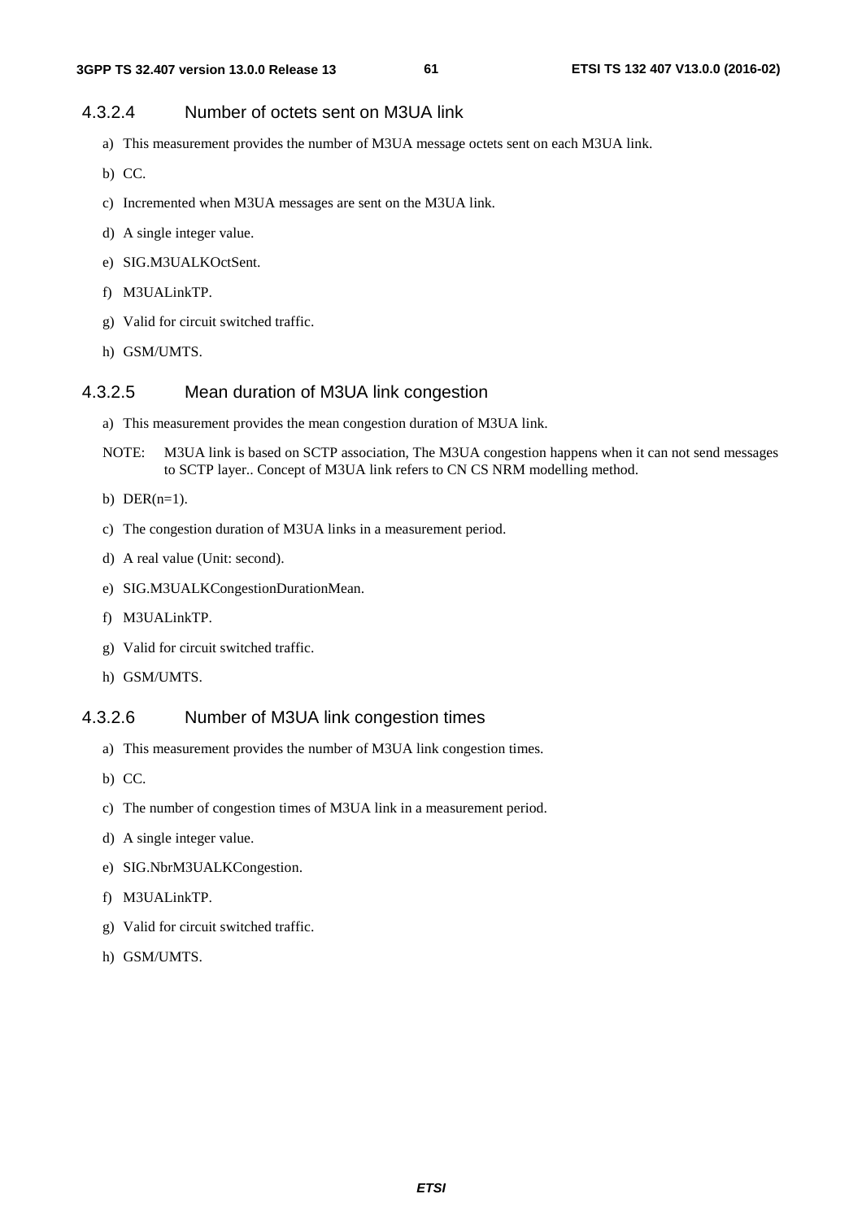#### 4.3.2.4 Number of octets sent on M3UA link

a) This measurement provides the number of M3UA message octets sent on each M3UA link.

b) CC.

c) Incremented when M3UA messages are sent on the M3UA link.

d) A single integer value.

e) SIG.M3UALKOctSent.

f) M3UALinkTP.

g) Valid for circuit switched traffic.

h) GSM/UMTS.

#### 4.3.2.5 Mean duration of M3UA link congestion

a) This measurement provides the mean congestion duration of M3UA link.

NOTE: M3UA link is based on SCTP association, The M3UA congestion happens when it can not send messages to SCTP layer.. Concept of M3UA link refers to CN CS NRM modelling method.

b) DER(n=1).

c) The congestion duration of M3UA links in a measurement period.

d) A real value (Unit: second).

e) SIG.M3UALKCongestionDurationMean.

f) M3UALinkTP.

g) Valid for circuit switched traffic.

h) GSM/UMTS.

#### 4.3.2.6 Number of M3UA link congestion times

a) This measurement provides the number of M3UA link congestion times.

b) CC.

c) The number of congestion times of M3UA link in a measurement period.

d) A single integer value.

e) SIG.NbrM3UALKCongestion.

f) M3UALinkTP.

g) Valid for circuit switched traffic.

h) GSM/UMTS.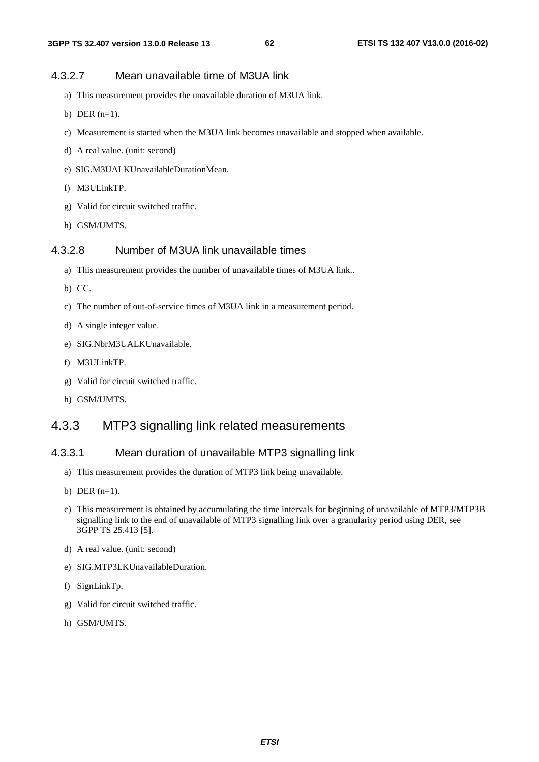#### 4.3.2.7 Mean unavailable time of M3UA link

a) This measurement provides the unavailable duration of M3UA link.

b) DER (n=1).

c) Measurement is started when the M3UA link becomes unavailable and stopped when available.

d) A real value. (unit: second)

e) SIG.M3UALKUnavailableDurationMean.

f) M3ULinkTP.

g) Valid for circuit switched traffic.

h) GSM/UMTS.

#### 4.3.2.8 Number of M3UA link unavailable times

a) This measurement provides the number of unavailable times of M3UA link..

b) CC.

c) The number of out-of-service times of M3UA link in a measurement period.

d) A single integer value.

e) SIG.NbrM3UALKUnavailable.

f) M3ULinkTP.

g) Valid for circuit switched traffic.

h) GSM/UMTS.

### 4.3.3 MTP3 signalling link related measurements

#### 4.3.3.1 Mean duration of unavailable MTP3 signalling link

a) This measurement provides the duration of MTP3 link being unavailable.

b) DER (n=1).

c) This measurement is obtained by accumulating the time intervals for beginning of unavailable of MTP3/MTP3B signalling link to the end of unavailable of MTP3 signalling link over a granularity period using DER, see 3GPP TS 25.413 [5].

d) A real value. (unit: second)

e) SIG.MTP3LKUnavailableDuration.

f) SignLinkTp.

g) Valid for circuit switched traffic.

h) GSM/UMTS.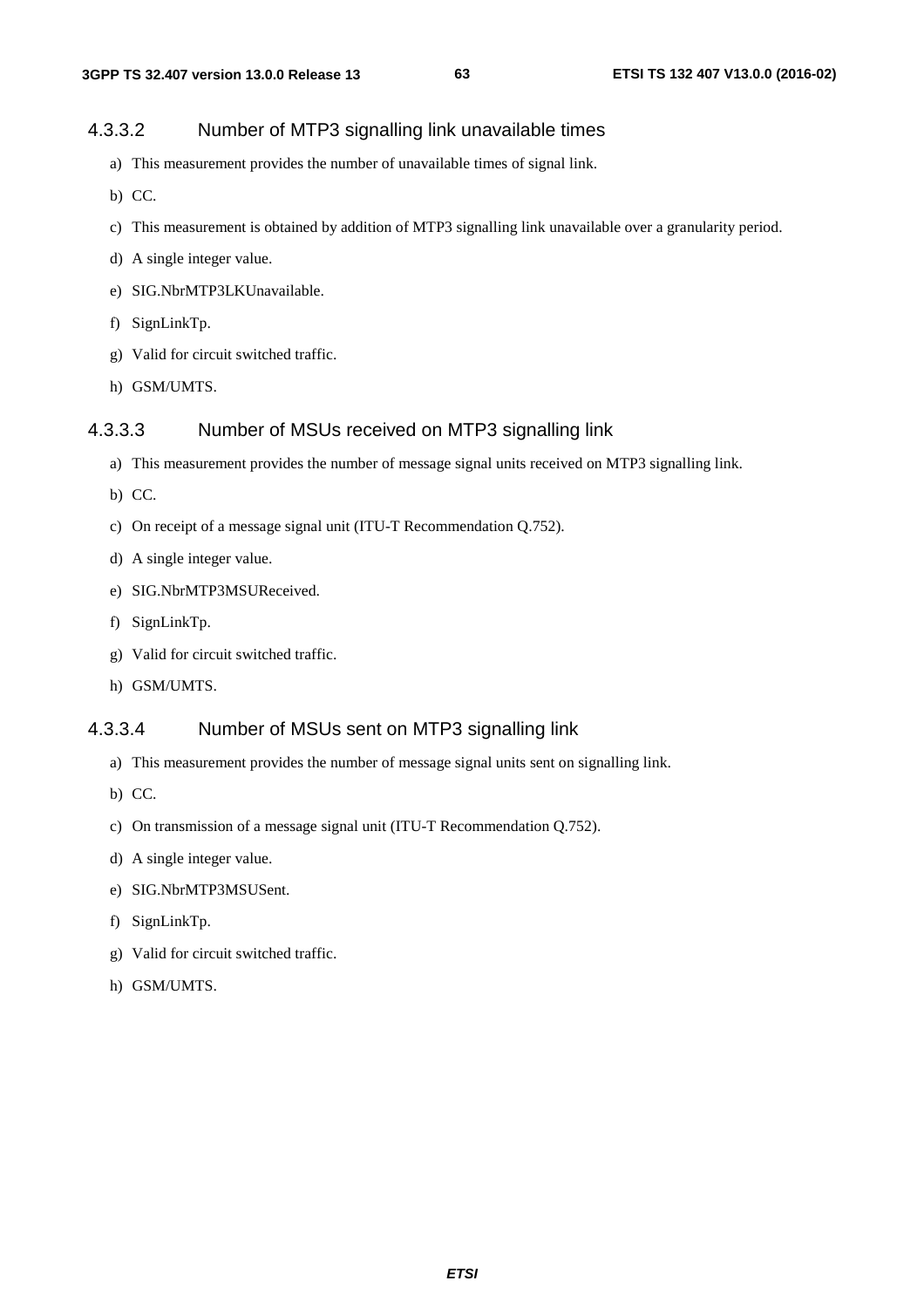#### 4.3.3.2 Number of MTP3 signalling link unavailable times

a) This measurement provides the number of unavailable times of signal link.

b) CC.

c) This measurement is obtained by addition of MTP3 signalling link unavailable over a granularity period.

d) A single integer value.

e) SIG.NbrMTP3LKUnavailable.

f) SignLinkTp.

g) Valid for circuit switched traffic.

h) GSM/UMTS.

#### 4.3.3.3 Number of MSUs received on MTP3 signalling link

a) This measurement provides the number of message signal units received on MTP3 signalling link.

b) CC.

c) On receipt of a message signal unit (ITU-T Recommendation Q.752).

d) A single integer value.

e) SIG.NbrMTP3MSUReceived.

f) SignLinkTp.

g) Valid for circuit switched traffic.

h) GSM/UMTS.

#### 4.3.3.4 Number of MSUs sent on MTP3 signalling link

a) This measurement provides the number of message signal units sent on signalling link.

b) CC.

c) On transmission of a message signal unit (ITU-T Recommendation Q.752).

d) A single integer value.

e) SIG.NbrMTP3MSUSent.

f) SignLinkTp.

g) Valid for circuit switched traffic.

h) GSM/UMTS.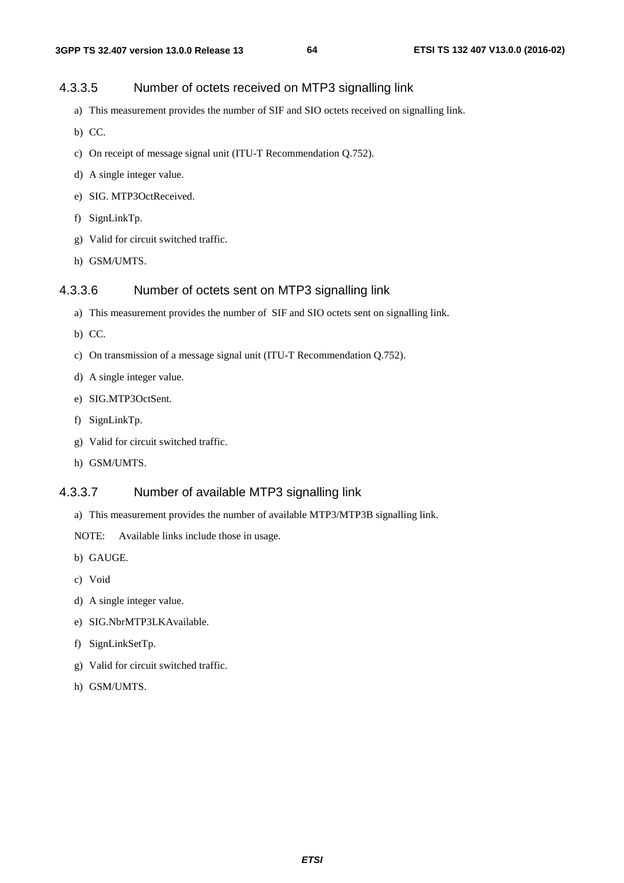#### 4.3.3.5 Number of octets received on MTP3 signalling link

a) This measurement provides the number of SIF and SIO octets received on signalling link.

b) CC.

c) On receipt of message signal unit (ITU-T Recommendation Q.752).

d) A single integer value.

e) SIG. MTP3OctReceived.

f) SignLinkTp.

g) Valid for circuit switched traffic.

h) GSM/UMTS.

#### 4.3.3.6 Number of octets sent on MTP3 signalling link

a) This measurement provides the number of SIF and SIO octets sent on signalling link.

b) CC.

c) On transmission of a message signal unit (ITU-T Recommendation Q.752).

d) A single integer value.

e) SIG.MTP3OctSent.

f) SignLinkTp.

g) Valid for circuit switched traffic.

h) GSM/UMTS.

#### 4.3.3.7 Number of available MTP3 signalling link

a) This measurement provides the number of available MTP3/MTP3B signalling link.

NOTE: Available links include those in usage.

b) GAUGE.

c) Void

d) A single integer value.

e) SIG.NbrMTP3LKAvailable.

f) SignLinkSetTp.

g) Valid for circuit switched traffic.

h) GSM/UMTS.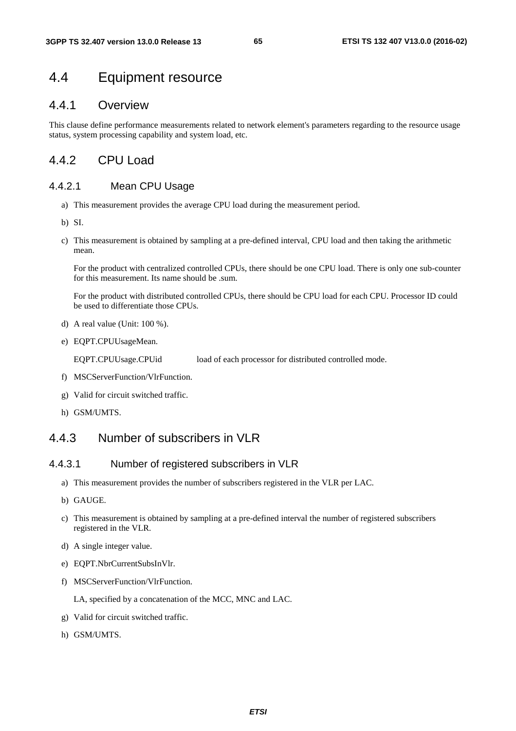## 4.4 Equipment resource

### 4.4.1 Overview

This clause define performance measurements related to network element's parameters regarding to the resource usage status, system processing capability and system load, etc.

### 4.4.2 CPU Load

#### 4.4.2.1 Mean CPU Usage

a) This measurement provides the average CPU load during the measurement period.

b) SI.

c) This measurement is obtained by sampling at a pre-defined interval, CPU load and then taking the arithmetic mean.

   For the product with centralized controlled CPUs, there should be one CPU load. There is only one sub-counter for this measurement. Its name should be .sum.

   For the product with distributed controlled CPUs, there should be CPU load for each CPU. Processor ID could be used to differentiate those CPUs.

d) A real value (Unit: 100 %).

e) EQPT.CPUUsageMean.

   EQPT.CPUUsage.CPUid load of each processor for distributed controlled mode.

f) MSCServerFunction/VlrFunction.

g) Valid for circuit switched traffic.

h) GSM/UMTS.

### 4.4.3 Number of subscribers in VLR

#### 4.4.3.1 Number of registered subscribers in VLR

a) This measurement provides the number of subscribers registered in the VLR per LAC.

b) GAUGE.

c) This measurement is obtained by sampling at a pre-defined interval the number of registered subscribers registered in the VLR.

d) A single integer value.

e) EQPT.NbrCurrentSubsInVlr.

f) MSCServerFunction/VlrFunction.

   LA, specified by a concatenation of the MCC, MNC and LAC.

g) Valid for circuit switched traffic.

h) GSM/UMTS.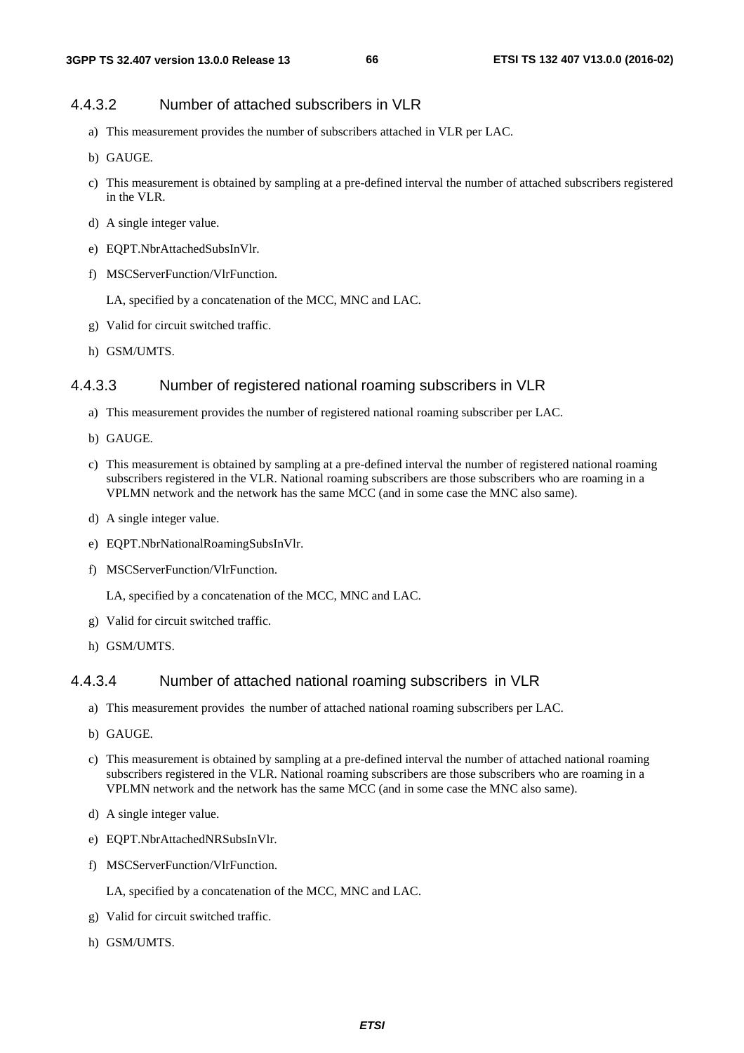#### 4.4.3.2 Number of attached subscribers in VLR

a) This measurement provides the number of subscribers attached in VLR per LAC.

b) GAUGE.

c) This measurement is obtained by sampling at a pre-defined interval the number of attached subscribers registered in the VLR.

d) A single integer value.

e) EQPT.NbrAttachedSubsInVlr.

f) MSCServerFunction/VlrFunction.

   LA, specified by a concatenation of the MCC, MNC and LAC.

g) Valid for circuit switched traffic.

h) GSM/UMTS.

#### 4.4.3.3 Number of registered national roaming subscribers in VLR

a) This measurement provides the number of registered national roaming subscriber per LAC.

b) GAUGE.

c) This measurement is obtained by sampling at a pre-defined interval the number of registered national roaming subscribers registered in the VLR. National roaming subscribers are those subscribers who are roaming in a VPLMN network and the network has the same MCC (and in some case the MNC also same).

d) A single integer value.

e) EQPT.NbrNationalRoamingSubsInVlr.

f) MSCServerFunction/VlrFunction.

   LA, specified by a concatenation of the MCC, MNC and LAC.

g) Valid for circuit switched traffic.

h) GSM/UMTS.

#### 4.4.3.4 Number of attached national roaming subscribers in VLR

a) This measurement provides the number of attached national roaming subscribers per LAC.

b) GAUGE.

c) This measurement is obtained by sampling at a pre-defined interval the number of attached national roaming subscribers registered in the VLR. National roaming subscribers are those subscribers who are roaming in a VPLMN network and the network has the same MCC (and in some case the MNC also same).

d) A single integer value.

e) EQPT.NbrAttachedNRSubsInVlr.

f) MSCServerFunction/VlrFunction.

   LA, specified by a concatenation of the MCC, MNC and LAC.

g) Valid for circuit switched traffic.

h) GSM/UMTS.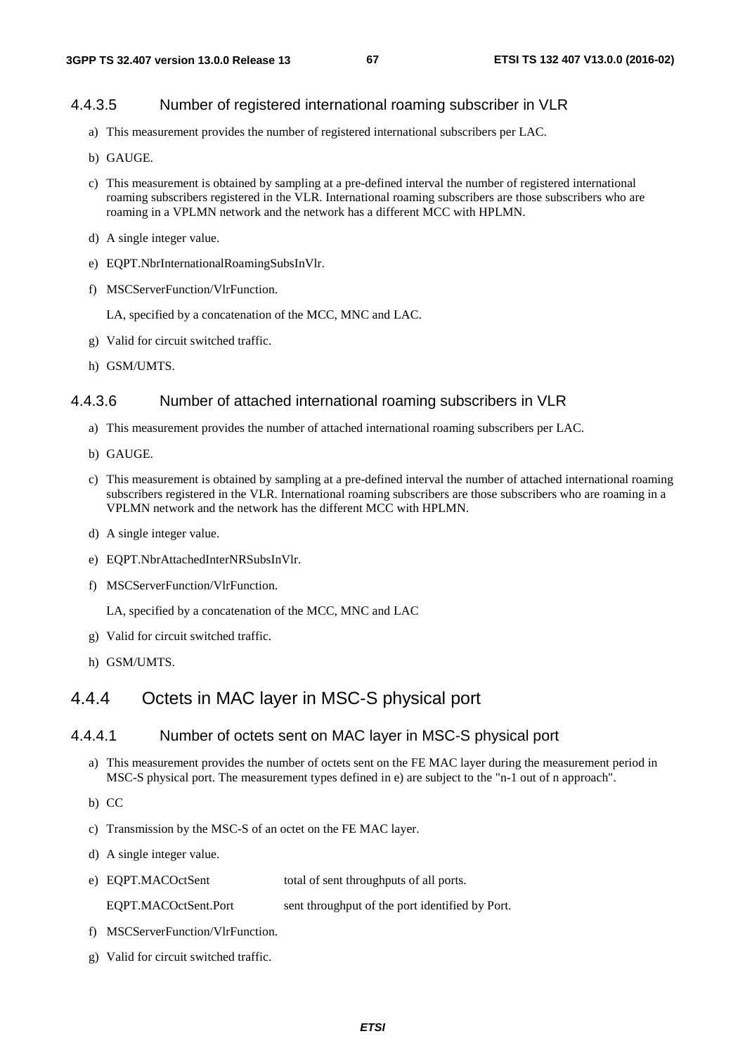#### 4.4.3.5 Number of registered international roaming subscriber in VLR

a) This measurement provides the number of registered international subscribers per LAC.

b) GAUGE.

c) This measurement is obtained by sampling at a pre-defined interval the number of registered international roaming subscribers registered in the VLR. International roaming subscribers are those subscribers who are roaming in a VPLMN network and the network has a different MCC with HPLMN.

d) A single integer value.

e) EQPT.NbrInternationalRoamingSubsInVlr.

f) MSCServerFunction/VlrFunction.

   LA, specified by a concatenation of the MCC, MNC and LAC.

g) Valid for circuit switched traffic.

h) GSM/UMTS.

#### 4.4.3.6 Number of attached international roaming subscribers in VLR

a) This measurement provides the number of attached international roaming subscribers per LAC.

b) GAUGE.

c) This measurement is obtained by sampling at a pre-defined interval the number of attached international roaming subscribers registered in the VLR. International roaming subscribers are those subscribers who are roaming in a VPLMN network and the network has the different MCC with HPLMN.

d) A single integer value.

e) EQPT.NbrAttachedInterNRSubsInVlr.

f) MSCServerFunction/VlrFunction.

   LA, specified by a concatenation of the MCC, MNC and LAC

g) Valid for circuit switched traffic.

h) GSM/UMTS.

### 4.4.4 Octets in MAC layer in MSC-S physical port

#### 4.4.4.1 Number of octets sent on MAC layer in MSC-S physical port

a) This measurement provides the number of octets sent on the FE MAC layer during the measurement period in MSC-S physical port. The measurement types defined in e) are subject to the "n-1 out of n approach".

b) CC

c) Transmission by the MSC-S of an octet on the FE MAC layer.

d) A single integer value.

e) EQPT.MACOctSent total of sent throughputs of all ports.

   EQPT.MACOctSent.Port sent throughput of the port identified by Port.

f) MSCServerFunction/VlrFunction.

g) Valid for circuit switched traffic.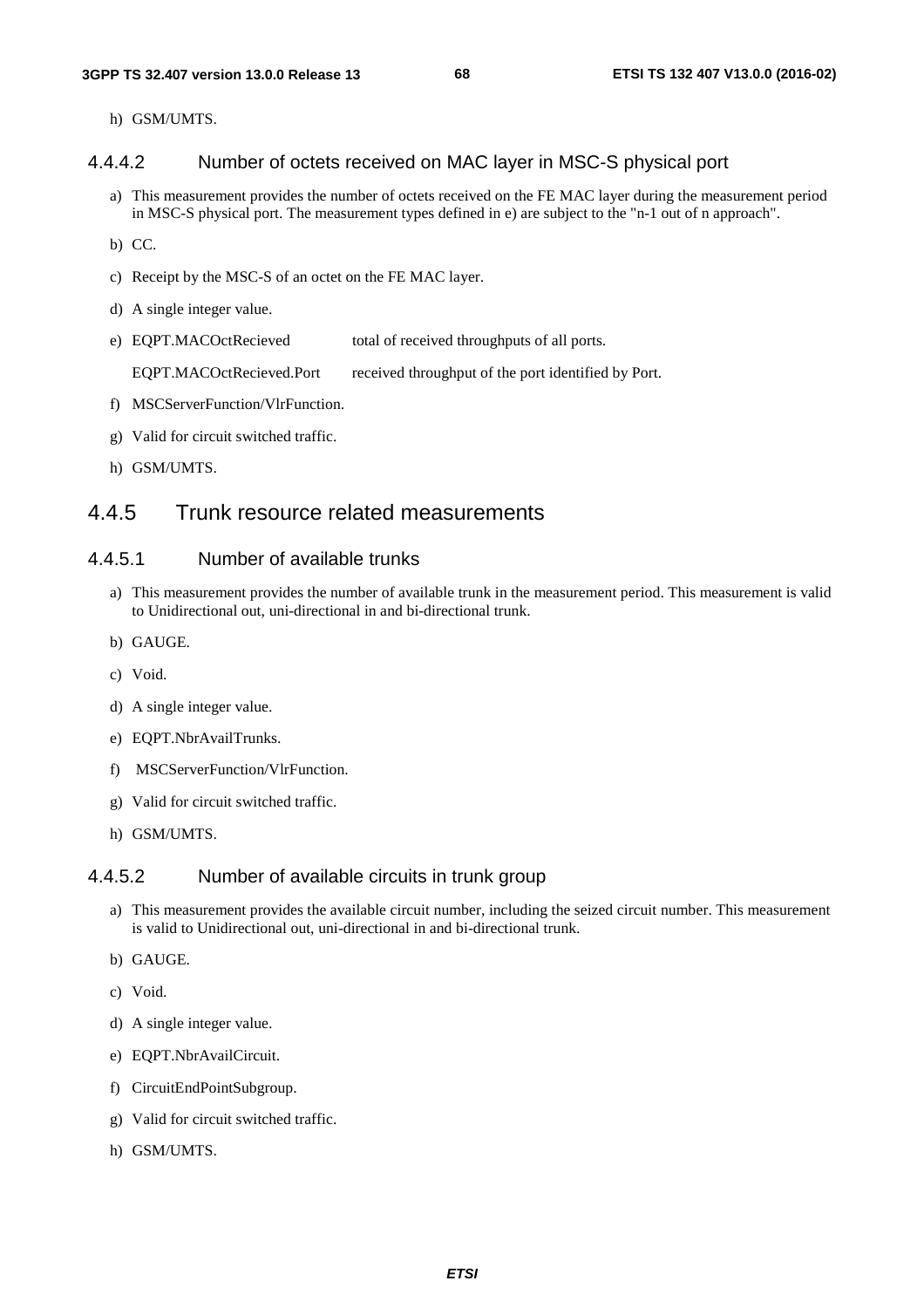h) GSM/UMTS.

#### 4.4.4.2 Number of octets received on MAC layer in MSC-S physical port

a) This measurement provides the number of octets received on the FE MAC layer during the measurement period in MSC-S physical port. The measurement types defined in e) are subject to the "n-1 out of n approach".

b) CC.

c) Receipt by the MSC-S of an octet on the FE MAC layer.

d) A single integer value.

e) EQPT.MACOctRecieved total of received throughputs of all ports.

EQPT.MACOctRecieved.Port received throughput of the port identified by Port.

f) MSCServerFunction/VlrFunction.

g) Valid for circuit switched traffic.

h) GSM/UMTS.

### 4.4.5 Trunk resource related measurements

#### 4.4.5.1 Number of available trunks

a) This measurement provides the number of available trunk in the measurement period. This measurement is valid to Unidirectional out, uni-directional in and bi-directional trunk.

b) GAUGE.

c) Void.

d) A single integer value.

e) EQPT.NbrAvailTrunks.

f) MSCServerFunction/VlrFunction.

g) Valid for circuit switched traffic.

h) GSM/UMTS.

#### 4.4.5.2 Number of available circuits in trunk group

a) This measurement provides the available circuit number, including the seized circuit number. This measurement is valid to Unidirectional out, uni-directional in and bi-directional trunk.

b) GAUGE.

c) Void.

d) A single integer value.

e) EQPT.NbrAvailCircuit.

f) CircuitEndPointSubgroup.

g) Valid for circuit switched traffic.

h) GSM/UMTS.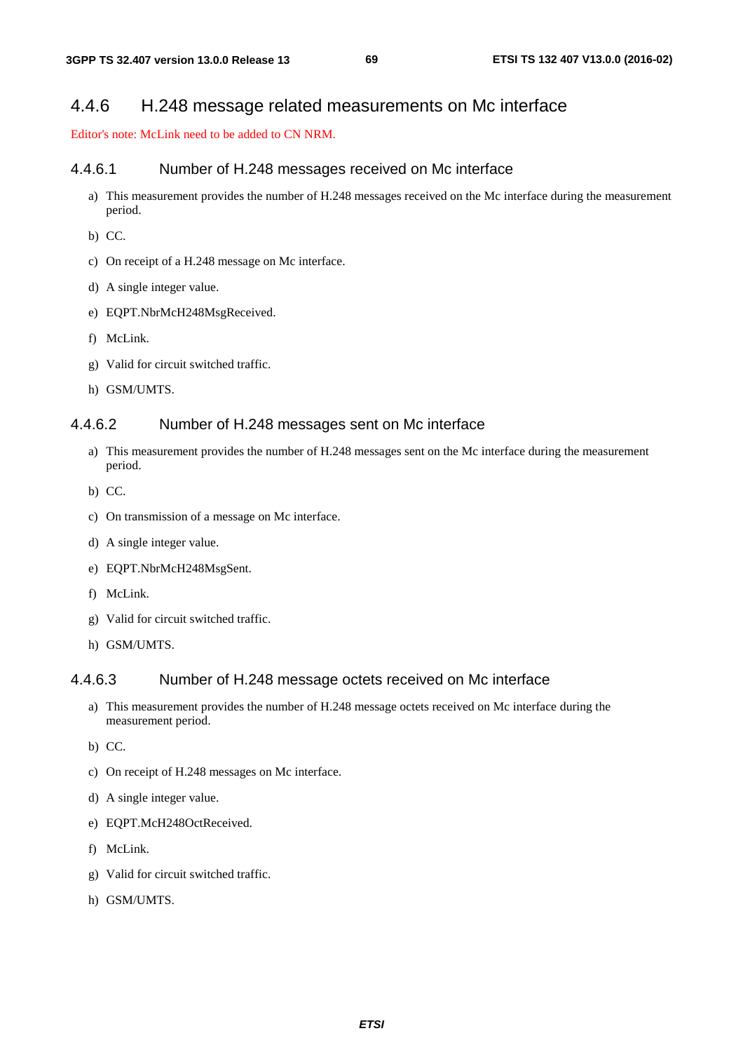### 4.4.6 H.248 message related measurements on Mc interface

Editor's note: McLink need to be added to CN NRM.

#### 4.4.6.1 Number of H.248 messages received on Mc interface

a) This measurement provides the number of H.248 messages received on the Mc interface during the measurement period.

b) CC.

c) On receipt of a H.248 message on Mc interface.

d) A single integer value.

e) EQPT.NbrMcH248MsgReceived.

f) McLink.

g) Valid for circuit switched traffic.

h) GSM/UMTS.

#### 4.4.6.2 Number of H.248 messages sent on Mc interface

a) This measurement provides the number of H.248 messages sent on the Mc interface during the measurement period.

b) CC.

c) On transmission of a message on Mc interface.

d) A single integer value.

e) EQPT.NbrMcH248MsgSent.

f) McLink.

g) Valid for circuit switched traffic.

h) GSM/UMTS.

#### 4.4.6.3 Number of H.248 message octets received on Mc interface

a) This measurement provides the number of H.248 message octets received on Mc interface during the measurement period.

b) CC.

c) On receipt of H.248 messages on Mc interface.

d) A single integer value.

e) EQPT.McH248OctReceived.

f) McLink.

g) Valid for circuit switched traffic.

h) GSM/UMTS.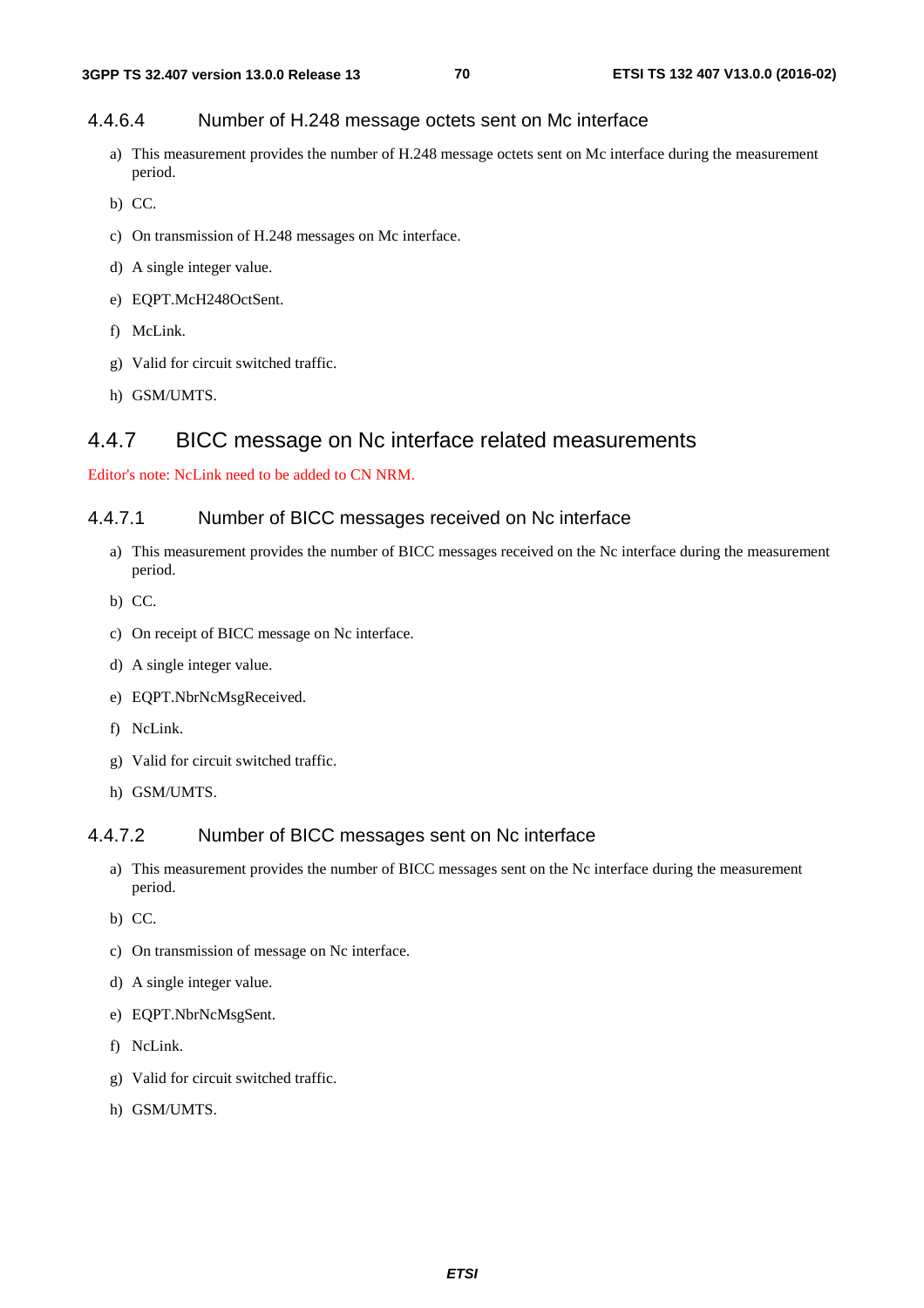#### 4.4.6.4 Number of H.248 message octets sent on Mc interface

a) This measurement provides the number of H.248 message octets sent on Mc interface during the measurement period.

b) CC.

c) On transmission of H.248 messages on Mc interface.

d) A single integer value.

e) EQPT.McH248OctSent.

f) McLink.

g) Valid for circuit switched traffic.

h) GSM/UMTS.

### 4.4.7 BICC message on Nc interface related measurements

Editor's note: NcLink need to be added to CN NRM.

#### 4.4.7.1 Number of BICC messages received on Nc interface

a) This measurement provides the number of BICC messages received on the Nc interface during the measurement period.

b) CC.

c) On receipt of BICC message on Nc interface.

d) A single integer value.

e) EQPT.NbrNcMsgReceived.

f) NcLink.

g) Valid for circuit switched traffic.

h) GSM/UMTS.

#### 4.4.7.2 Number of BICC messages sent on Nc interface

a) This measurement provides the number of BICC messages sent on the Nc interface during the measurement period.

b) CC.

c) On transmission of message on Nc interface.

d) A single integer value.

e) EQPT.NbrNcMsgSent.

f) NcLink.

g) Valid for circuit switched traffic.

h) GSM/UMTS.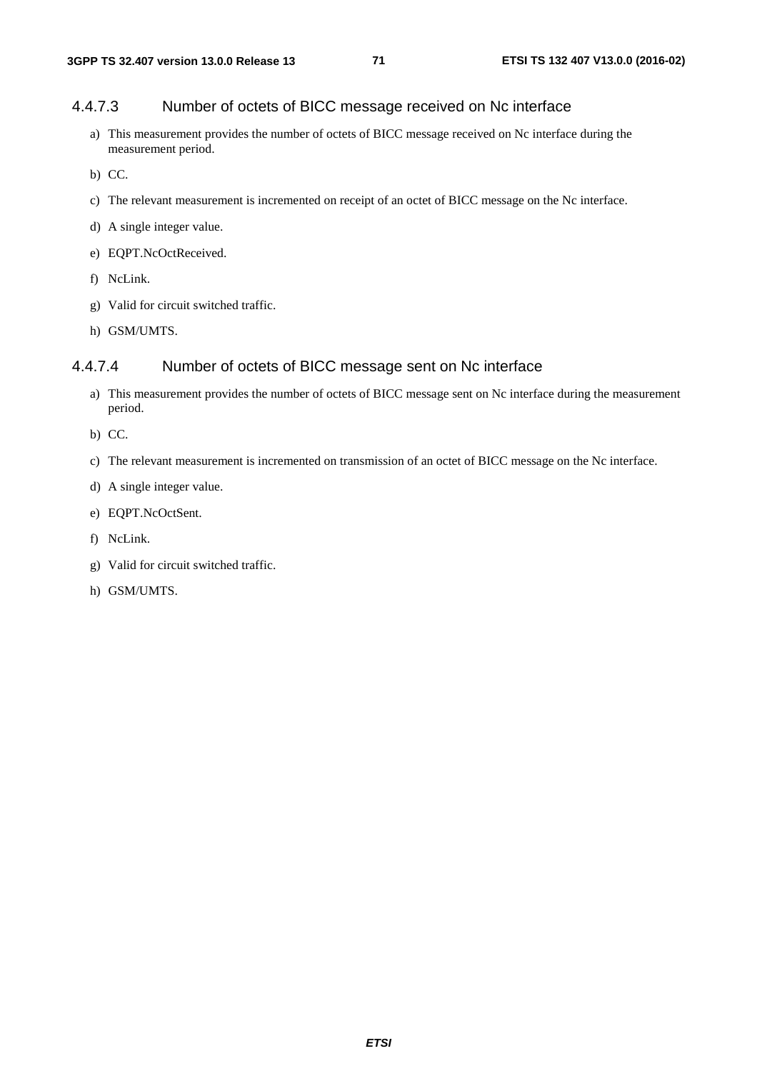#### 4.4.7.3 Number of octets of BICC message received on Nc interface

a) This measurement provides the number of octets of BICC message received on Nc interface during the measurement period.

b) CC.

c) The relevant measurement is incremented on receipt of an octet of BICC message on the Nc interface.

d) A single integer value.

e) EQPT.NcOctReceived.

f) NcLink.

g) Valid for circuit switched traffic.

h) GSM/UMTS.

#### 4.4.7.4 Number of octets of BICC message sent on Nc interface

a) This measurement provides the number of octets of BICC message sent on Nc interface during the measurement period.

b) CC.

c) The relevant measurement is incremented on transmission of an octet of BICC message on the Nc interface.

d) A single integer value.

e) EQPT.NcOctSent.

f) NcLink.

g) Valid for circuit switched traffic.

h) GSM/UMTS.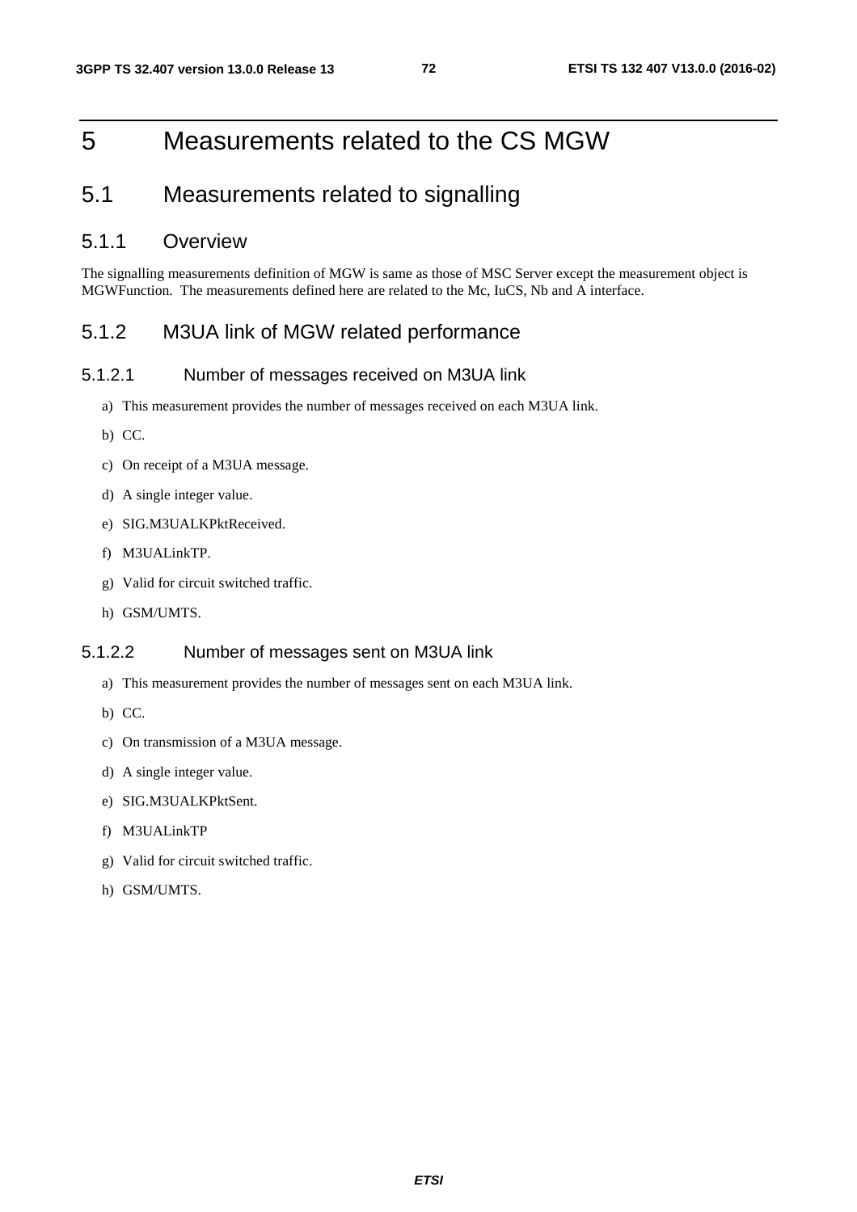# 5 Measurements related to the CS MGW

## 5.1 Measurements related to signalling

### 5.1.1 Overview

The signalling measurements definition of MGW is same as those of MSC Server except the measurement object is MGWFunction. The measurements defined here are related to the Mc, IuCS, Nb and A interface.

### 5.1.2 M3UA link of MGW related performance

#### 5.1.2.1 Number of messages received on M3UA link

a) This measurement provides the number of messages received on each M3UA link.

b) CC.

c) On receipt of a M3UA message.

d) A single integer value.

e) SIG.M3UALKPktReceived.

f) M3UALinkTP.

g) Valid for circuit switched traffic.

h) GSM/UMTS.

#### 5.1.2.2 Number of messages sent on M3UA link

a) This measurement provides the number of messages sent on each M3UA link.

b) CC.

c) On transmission of a M3UA message.

d) A single integer value.

e) SIG.M3UALKPktSent.

f) M3UALinkTP

g) Valid for circuit switched traffic.

h) GSM/UMTS.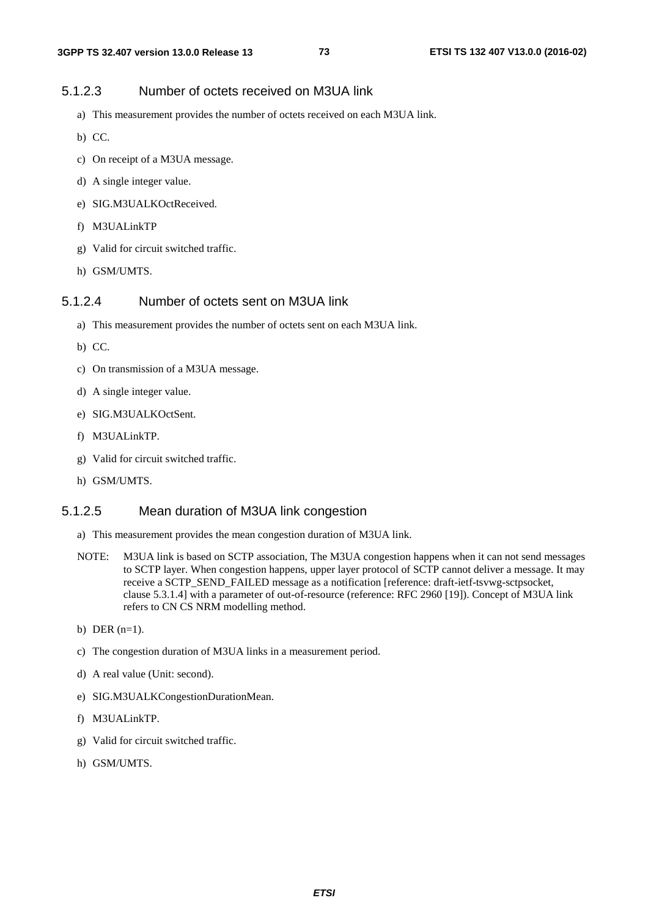#### 5.1.2.3 Number of octets received on M3UA link

a) This measurement provides the number of octets received on each M3UA link.

b) CC.

c) On receipt of a M3UA message.

d) A single integer value.

e) SIG.M3UALKOctReceived.

f) M3UALinkTP

g) Valid for circuit switched traffic.

h) GSM/UMTS.

#### 5.1.2.4 Number of octets sent on M3UA link

a) This measurement provides the number of octets sent on each M3UA link.

b) CC.

c) On transmission of a M3UA message.

d) A single integer value.

e) SIG.M3UALKOctSent.

f) M3UALinkTP.

g) Valid for circuit switched traffic.

h) GSM/UMTS.

#### 5.1.2.5 Mean duration of M3UA link congestion

a) This measurement provides the mean congestion duration of M3UA link.

NOTE: M3UA link is based on SCTP association, The M3UA congestion happens when it can not send messages to SCTP layer. When congestion happens, upper layer protocol of SCTP cannot deliver a message. It may receive a SCTP_SEND_FAILED message as a notification [reference: draft-ietf-tsvwg-sctpsocket, clause 5.3.1.4] with a parameter of out-of-resource (reference: RFC 2960 [19]). Concept of M3UA link refers to CN CS NRM modelling method.

b) DER (n=1).

c) The congestion duration of M3UA links in a measurement period.

d) A real value (Unit: second).

e) SIG.M3UALKCongestionDurationMean.

f) M3UALinkTP.

g) Valid for circuit switched traffic.

h) GSM/UMTS.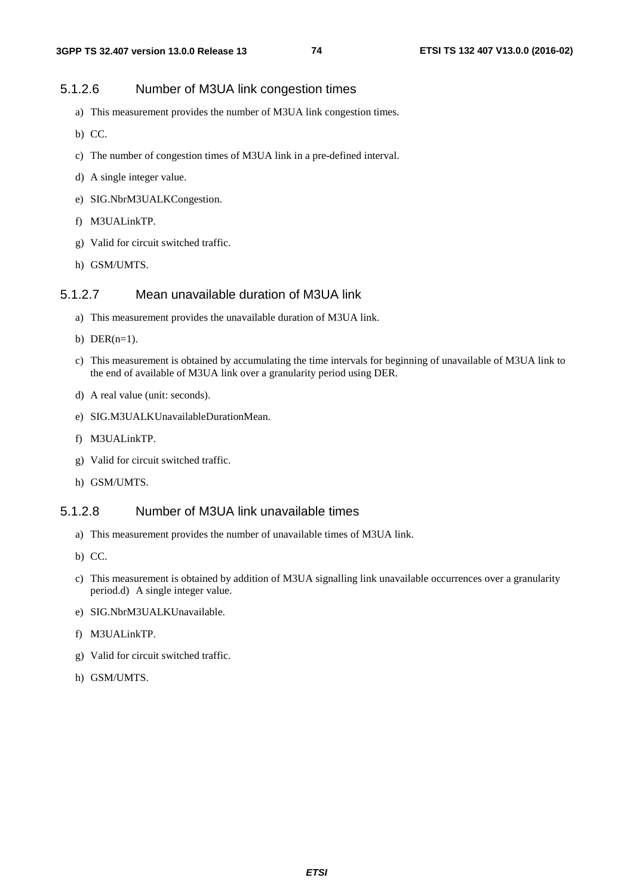### 5.1.2.6 Number of M3UA link congestion times

a) This measurement provides the number of M3UA link congestion times.

b) CC.

c) The number of congestion times of M3UA link in a pre-defined interval.

d) A single integer value.

e) SIG.NbrM3UALKCongestion.

f) M3UALinkTP.

g) Valid for circuit switched traffic.

h) GSM/UMTS.

### 5.1.2.7 Mean unavailable duration of M3UA link

a) This measurement provides the unavailable duration of M3UA link.

b) DER(n=1).

c) This measurement is obtained by accumulating the time intervals for beginning of unavailable of M3UA link to the end of available of M3UA link over a granularity period using DER.

d) A real value (unit: seconds).

e) SIG.M3UALKUnavailableDurationMean.

f) M3UALinkTP.

g) Valid for circuit switched traffic.

h) GSM/UMTS.

### 5.1.2.8 Number of M3UA link unavailable times

a) This measurement provides the number of unavailable times of M3UA link.

b) CC.

c) This measurement is obtained by addition of M3UA signalling link unavailable occurrences over a granularity period.d) A single integer value.

e) SIG.NbrM3UALKUnavailable.

f) M3UALinkTP.

g) Valid for circuit switched traffic.

h) GSM/UMTS.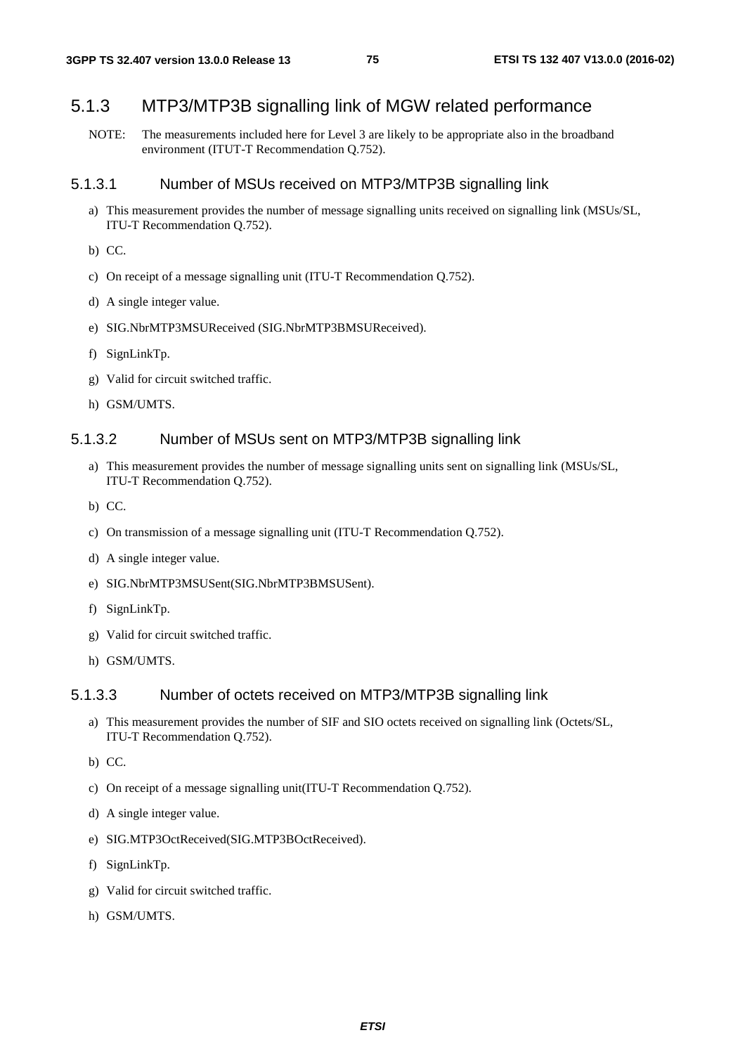### 5.1.3 MTP3/MTP3B signalling link of MGW related performance

NOTE: The measurements included here for Level 3 are likely to be appropriate also in the broadband environment (ITUT-T Recommendation Q.752).

#### 5.1.3.1 Number of MSUs received on MTP3/MTP3B signalling link

a) This measurement provides the number of message signalling units received on signalling link (MSUs/SL, ITU-T Recommendation Q.752).

b) CC.

c) On receipt of a message signalling unit (ITU-T Recommendation Q.752).

d) A single integer value.

e) SIG.NbrMTP3MSUReceived (SIG.NbrMTP3BMSUReceived).

f) SignLinkTp.

g) Valid for circuit switched traffic.

h) GSM/UMTS.

#### 5.1.3.2 Number of MSUs sent on MTP3/MTP3B signalling link

a) This measurement provides the number of message signalling units sent on signalling link (MSUs/SL, ITU-T Recommendation Q.752).

b) CC.

c) On transmission of a message signalling unit (ITU-T Recommendation Q.752).

d) A single integer value.

e) SIG.NbrMTP3MSUSent(SIG.NbrMTP3BMSUSent).

f) SignLinkTp.

g) Valid for circuit switched traffic.

h) GSM/UMTS.

#### 5.1.3.3 Number of octets received on MTP3/MTP3B signalling link

a) This measurement provides the number of SIF and SIO octets received on signalling link (Octets/SL, ITU-T Recommendation Q.752).

b) CC.

c) On receipt of a message signalling unit(ITU-T Recommendation Q.752).

d) A single integer value.

e) SIG.MTP3OctReceived(SIG.MTP3BOctReceived).

f) SignLinkTp.

g) Valid for circuit switched traffic.

h) GSM/UMTS.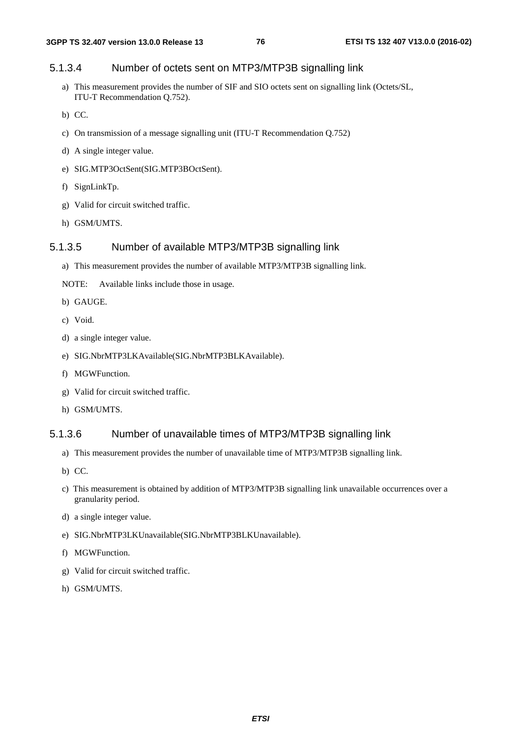#### 5.1.3.4 Number of octets sent on MTP3/MTP3B signalling link

a) This measurement provides the number of SIF and SIO octets sent on signalling link (Octets/SL, ITU-T Recommendation Q.752).

b) CC.

c) On transmission of a message signalling unit (ITU-T Recommendation Q.752)

d) A single integer value.

e) SIG.MTP3OctSent(SIG.MTP3BOctSent).

f) SignLinkTp.

g) Valid for circuit switched traffic.

h) GSM/UMTS.

#### 5.1.3.5 Number of available MTP3/MTP3B signalling link

a) This measurement provides the number of available MTP3/MTP3B signalling link.

NOTE: Available links include those in usage.

b) GAUGE.

c) Void.

d) a single integer value.

e) SIG.NbrMTP3LKAvailable(SIG.NbrMTP3BLKAvailable).

f) MGWFunction.

g) Valid for circuit switched traffic.

h) GSM/UMTS.

#### 5.1.3.6 Number of unavailable times of MTP3/MTP3B signalling link

a) This measurement provides the number of unavailable time of MTP3/MTP3B signalling link.

b) CC.

c) This measurement is obtained by addition of MTP3/MTP3B signalling link unavailable occurrences over a granularity period.

d) a single integer value.

e) SIG.NbrMTP3LKUnavailable(SIG.NbrMTP3BLKUnavailable).

f) MGWFunction.

g) Valid for circuit switched traffic.

h) GSM/UMTS.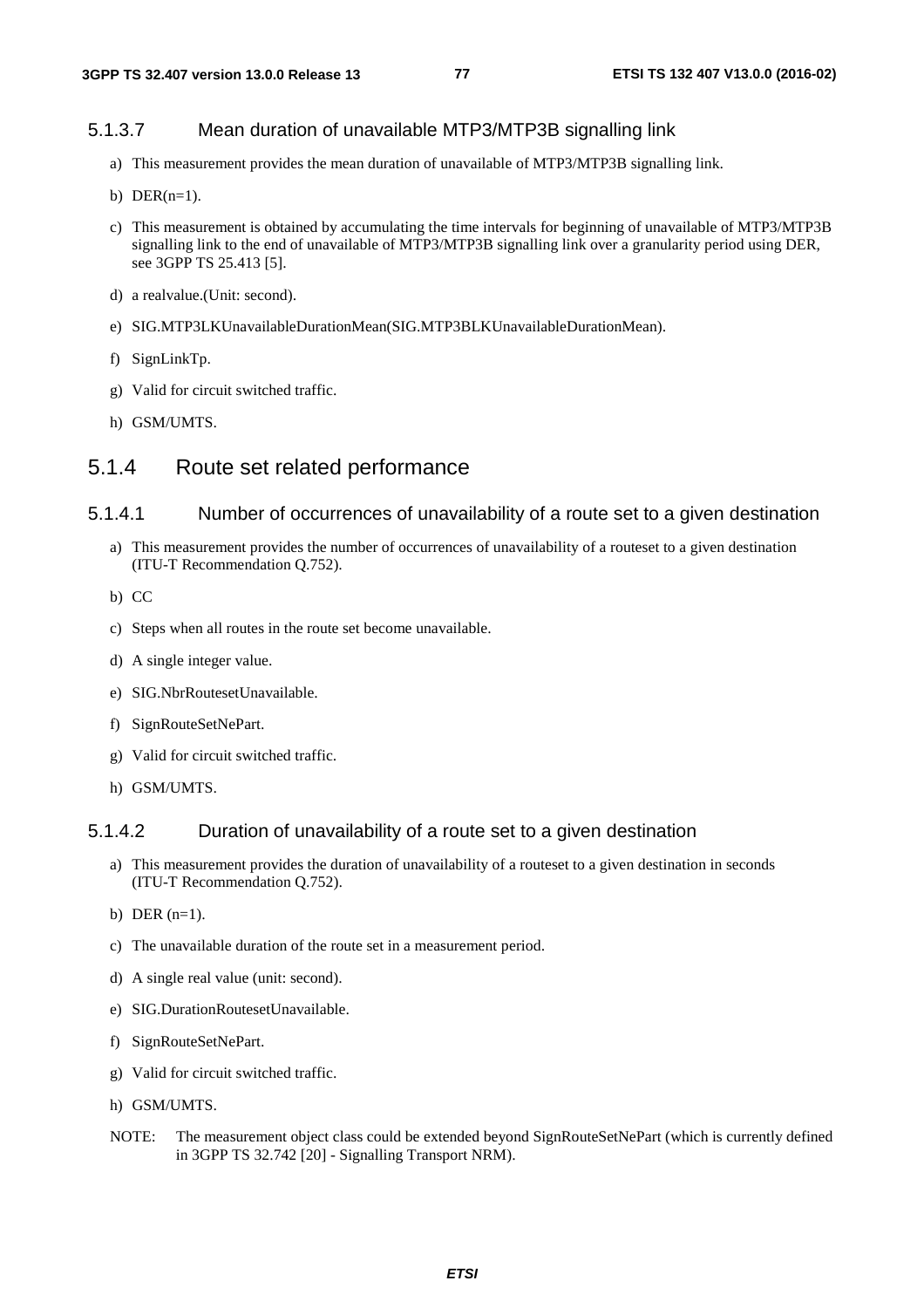#### 5.1.3.7 Mean duration of unavailable MTP3/MTP3B signalling link

a) This measurement provides the mean duration of unavailable of MTP3/MTP3B signalling link.

b) DER(n=1).

c) This measurement is obtained by accumulating the time intervals for beginning of unavailable of MTP3/MTP3B signalling link to the end of unavailable of MTP3/MTP3B signalling link over a granularity period using DER, see 3GPP TS 25.413 [5].

d) a realvalue.(Unit: second).

e) SIG.MTP3LKUnavailableDurationMean(SIG.MTP3BLKUnavailableDurationMean).

f) SignLinkTp.

g) Valid for circuit switched traffic.

h) GSM/UMTS.

### 5.1.4 Route set related performance

#### 5.1.4.1 Number of occurrences of unavailability of a route set to a given destination

a) This measurement provides the number of occurrences of unavailability of a routeset to a given destination (ITU-T Recommendation Q.752).

b) CC

c) Steps when all routes in the route set become unavailable.

d) A single integer value.

e) SIG.NbrRoutesetUnavailable.

f) SignRouteSetNePart.

g) Valid for circuit switched traffic.

h) GSM/UMTS.

#### 5.1.4.2 Duration of unavailability of a route set to a given destination

a) This measurement provides the duration of unavailability of a routeset to a given destination in seconds (ITU-T Recommendation Q.752).

b) DER (n=1).

c) The unavailable duration of the route set in a measurement period.

d) A single real value (unit: second).

e) SIG.DurationRoutesetUnavailable.

f) SignRouteSetNePart.

g) Valid for circuit switched traffic.

h) GSM/UMTS.

NOTE: The measurement object class could be extended beyond SignRouteSetNePart (which is currently defined in 3GPP TS 32.742 [20] - Signalling Transport NRM).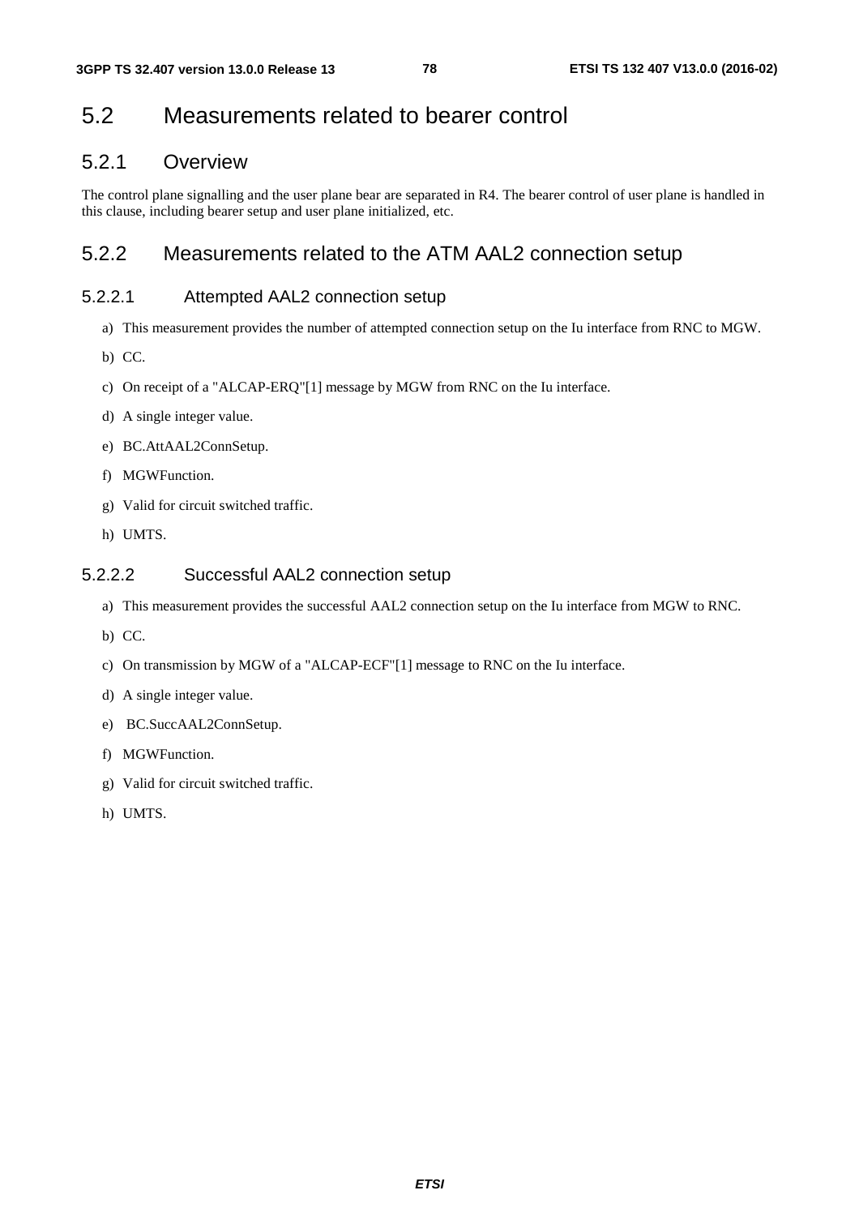# 5.2 Measurements related to bearer control

## 5.2.1 Overview

The control plane signalling and the user plane bear are separated in R4. The bearer control of user plane is handled in this clause, including bearer setup and user plane initialized, etc.

## 5.2.2 Measurements related to the ATM AAL2 connection setup

### 5.2.2.1 Attempted AAL2 connection setup

a) This measurement provides the number of attempted connection setup on the Iu interface from RNC to MGW.

b) CC.

c) On receipt of a "ALCAP-ERQ"[1] message by MGW from RNC on the Iu interface.

d) A single integer value.

e) BC.AttAAL2ConnSetup.

f) MGWFunction.

g) Valid for circuit switched traffic.

h) UMTS.

### 5.2.2.2 Successful AAL2 connection setup

a) This measurement provides the successful AAL2 connection setup on the Iu interface from MGW to RNC.

b) CC.

c) On transmission by MGW of a "ALCAP-ECF"[1] message to RNC on the Iu interface.

d) A single integer value.

e) BC.SuccAAL2ConnSetup.

f) MGWFunction.

g) Valid for circuit switched traffic.

h) UMTS.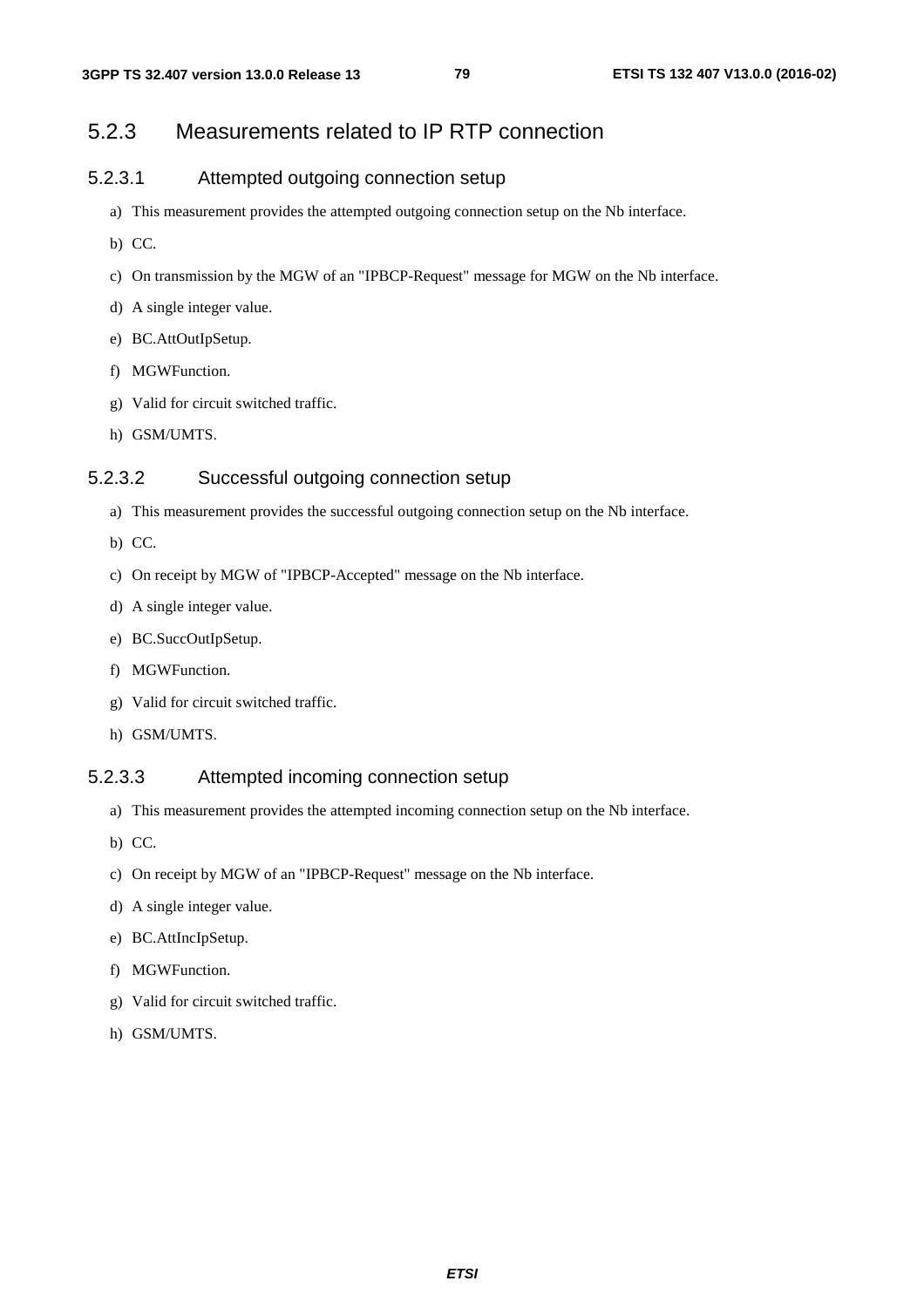### 5.2.3 Measurements related to IP RTP connection

#### 5.2.3.1 Attempted outgoing connection setup

a) This measurement provides the attempted outgoing connection setup on the Nb interface.

b) CC.

c) On transmission by the MGW of an "IPBCP-Request" message for MGW on the Nb interface.

d) A single integer value.

e) BC.AttOutIpSetup.

f) MGWFunction.

g) Valid for circuit switched traffic.

h) GSM/UMTS.

#### 5.2.3.2 Successful outgoing connection setup

a) This measurement provides the successful outgoing connection setup on the Nb interface.

b) CC.

c) On receipt by MGW of "IPBCP-Accepted" message on the Nb interface.

d) A single integer value.

e) BC.SuccOutIpSetup.

f) MGWFunction.

g) Valid for circuit switched traffic.

h) GSM/UMTS.

#### 5.2.3.3 Attempted incoming connection setup

a) This measurement provides the attempted incoming connection setup on the Nb interface.

b) CC.

c) On receipt by MGW of an "IPBCP-Request" message on the Nb interface.

d) A single integer value.

e) BC.AttIncIpSetup.

f) MGWFunction.

g) Valid for circuit switched traffic.

h) GSM/UMTS.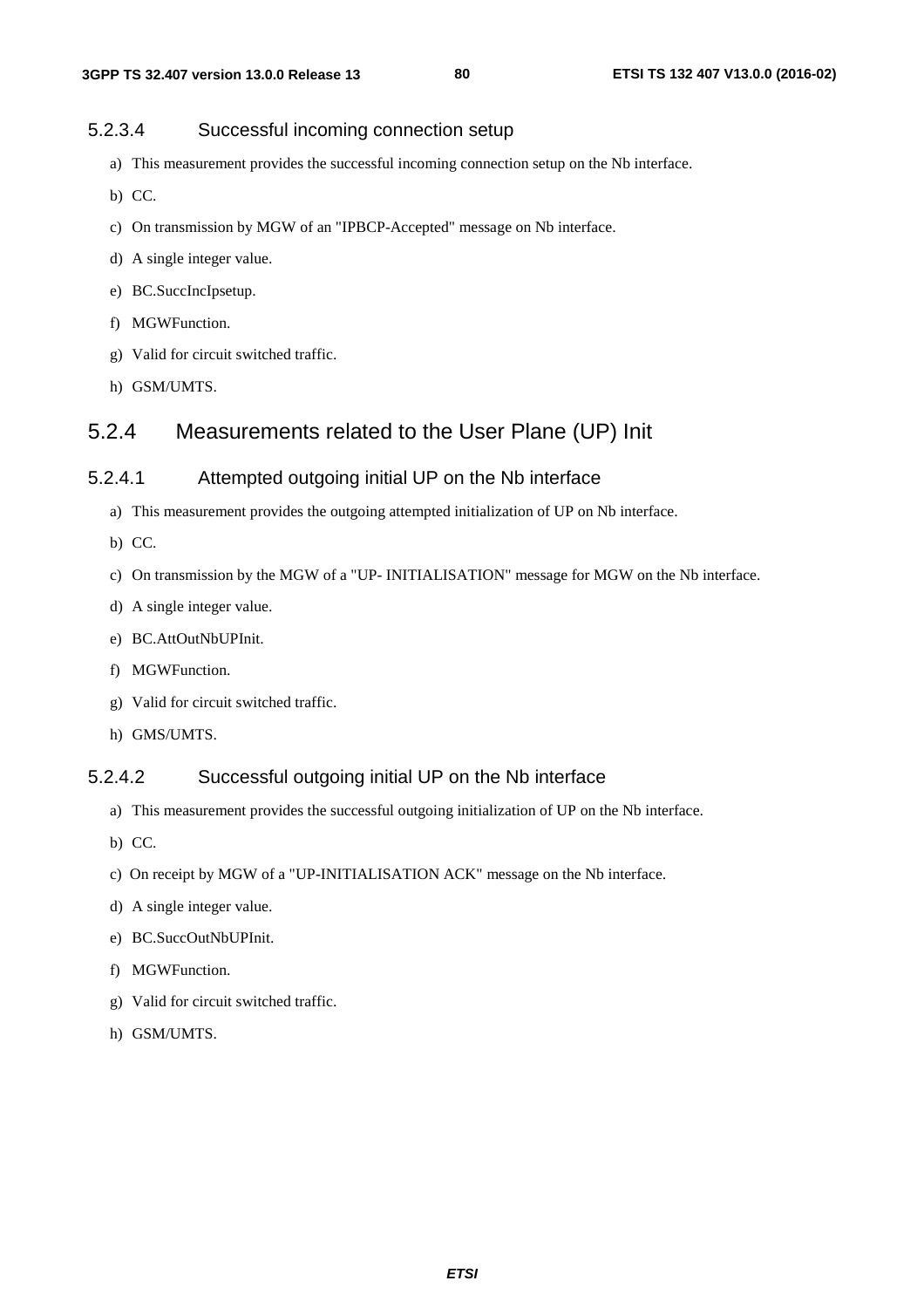#### 5.2.3.4 Successful incoming connection setup

a) This measurement provides the successful incoming connection setup on the Nb interface.

b) CC.

c) On transmission by MGW of an "IPBCP-Accepted" message on Nb interface.

d) A single integer value.

e) BC.SuccIncIpsetup.

f) MGWFunction.

g) Valid for circuit switched traffic.

h) GSM/UMTS.

### 5.2.4 Measurements related to the User Plane (UP) Init

#### 5.2.4.1 Attempted outgoing initial UP on the Nb interface

a) This measurement provides the outgoing attempted initialization of UP on Nb interface.

b) CC.

c) On transmission by the MGW of a "UP- INITIALISATION" message for MGW on the Nb interface.

d) A single integer value.

e) BC.AttOutNbUPInit.

f) MGWFunction.

g) Valid for circuit switched traffic.

h) GMS/UMTS.

#### 5.2.4.2 Successful outgoing initial UP on the Nb interface

a) This measurement provides the successful outgoing initialization of UP on the Nb interface.

b) CC.

c) On receipt by MGW of a "UP-INITIALISATION ACK" message on the Nb interface.

d) A single integer value.

e) BC.SuccOutNbUPInit.

f) MGWFunction.

g) Valid for circuit switched traffic.

h) GSM/UMTS.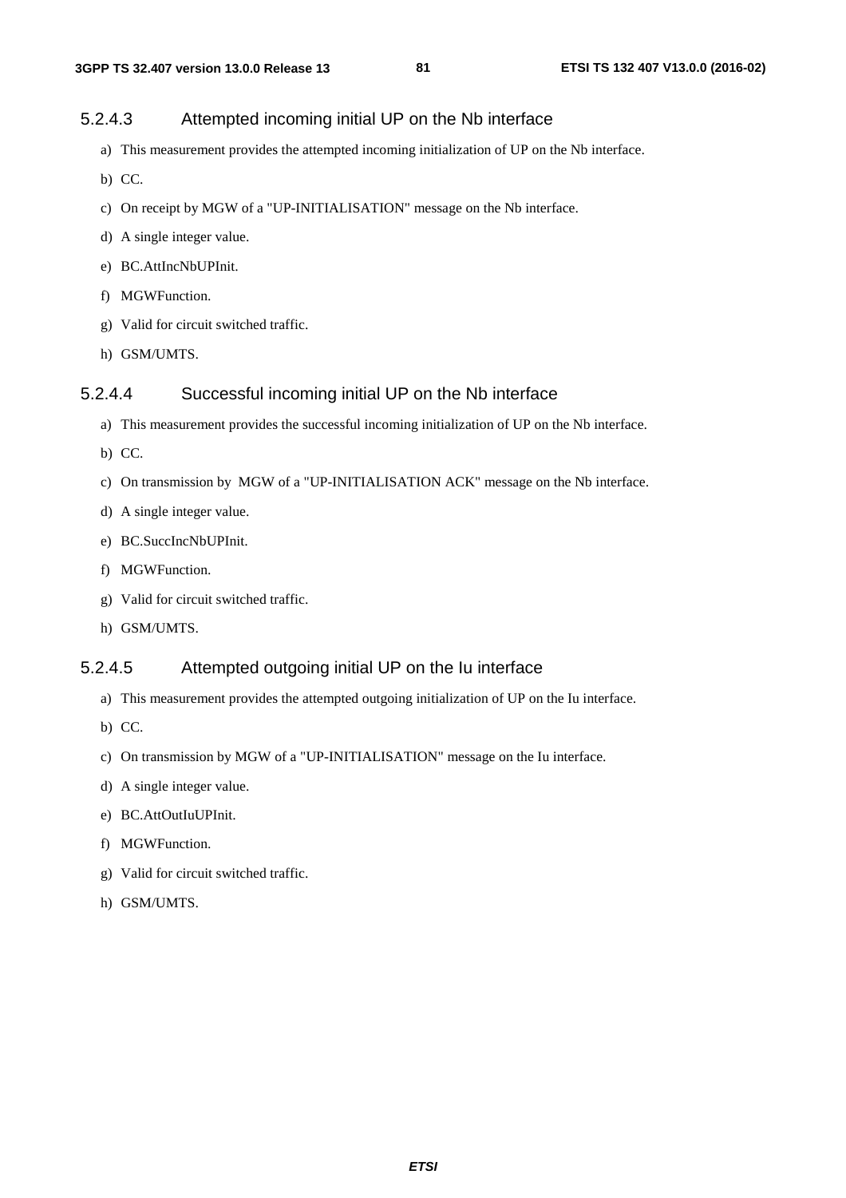#### 5.2.4.3 Attempted incoming initial UP on the Nb interface

a) This measurement provides the attempted incoming initialization of UP on the Nb interface.

b) CC.

c) On receipt by MGW of a "UP-INITIALISATION" message on the Nb interface.

d) A single integer value.

e) BC.AttIncNbUPInit.

f) MGWFunction.

g) Valid for circuit switched traffic.

h) GSM/UMTS.

#### 5.2.4.4 Successful incoming initial UP on the Nb interface

a) This measurement provides the successful incoming initialization of UP on the Nb interface.

b) CC.

c) On transmission by MGW of a "UP-INITIALISATION ACK" message on the Nb interface.

d) A single integer value.

e) BC.SuccIncNbUPInit.

f) MGWFunction.

g) Valid for circuit switched traffic.

h) GSM/UMTS.

#### 5.2.4.5 Attempted outgoing initial UP on the Iu interface

a) This measurement provides the attempted outgoing initialization of UP on the Iu interface.

b) CC.

c) On transmission by MGW of a "UP-INITIALISATION" message on the Iu interface.

d) A single integer value.

e) BC.AttOutIuUPInit.

f) MGWFunction.

g) Valid for circuit switched traffic.

h) GSM/UMTS.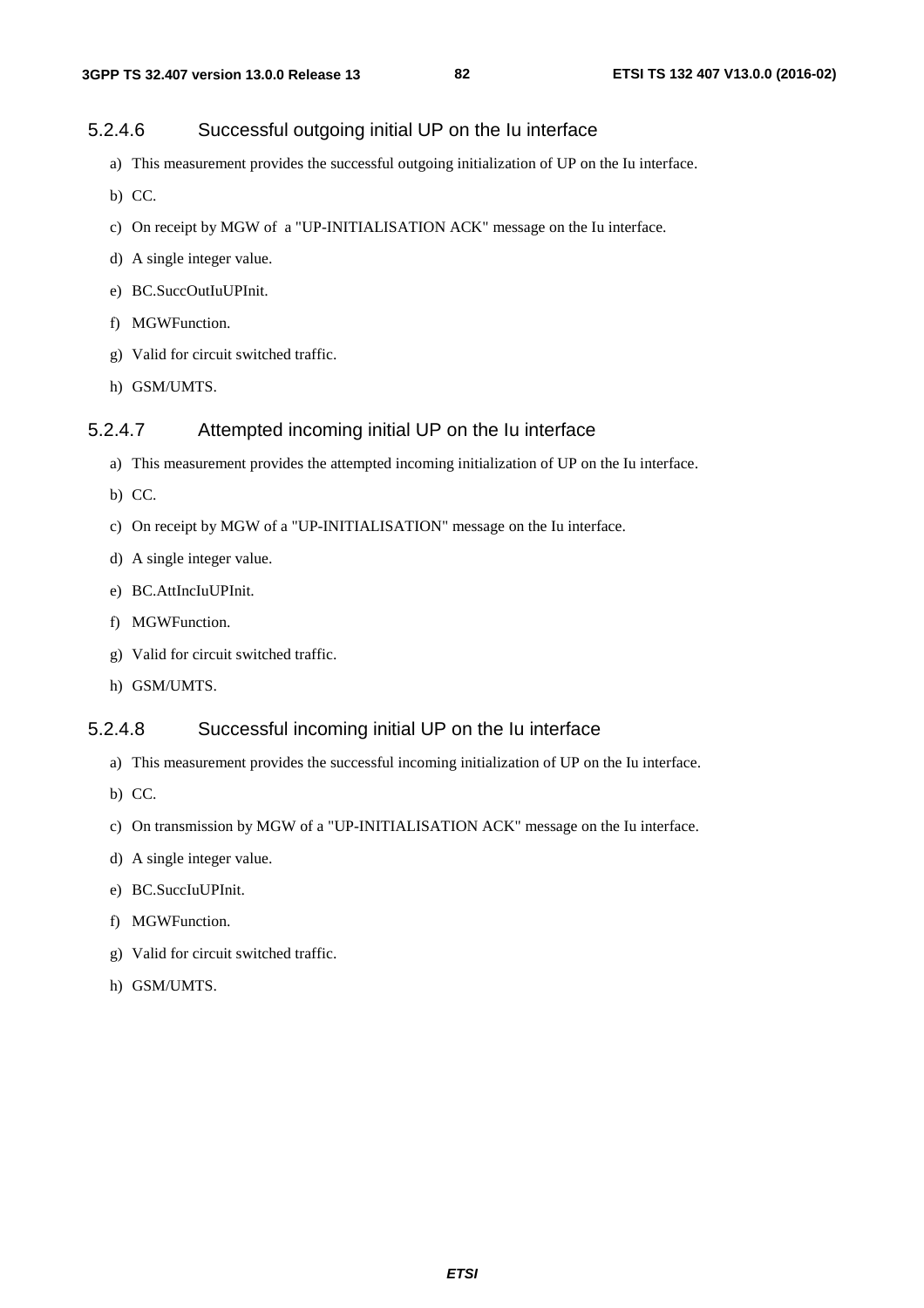#### 5.2.4.6 Successful outgoing initial UP on the Iu interface

a) This measurement provides the successful outgoing initialization of UP on the Iu interface.

b) CC.

c) On receipt by MGW of a "UP-INITIALISATION ACK" message on the Iu interface.

d) A single integer value.

e) BC.SuccOutIuUPInit.

f) MGWFunction.

g) Valid for circuit switched traffic.

h) GSM/UMTS.

#### 5.2.4.7 Attempted incoming initial UP on the Iu interface

a) This measurement provides the attempted incoming initialization of UP on the Iu interface.

b) CC.

c) On receipt by MGW of a "UP-INITIALISATION" message on the Iu interface.

d) A single integer value.

e) BC.AttIncIuUPInit.

f) MGWFunction.

g) Valid for circuit switched traffic.

h) GSM/UMTS.

#### 5.2.4.8 Successful incoming initial UP on the Iu interface

a) This measurement provides the successful incoming initialization of UP on the Iu interface.

b) CC.

c) On transmission by MGW of a "UP-INITIALISATION ACK" message on the Iu interface.

d) A single integer value.

e) BC.SuccIuUPInit.

f) MGWFunction.

g) Valid for circuit switched traffic.

h) GSM/UMTS.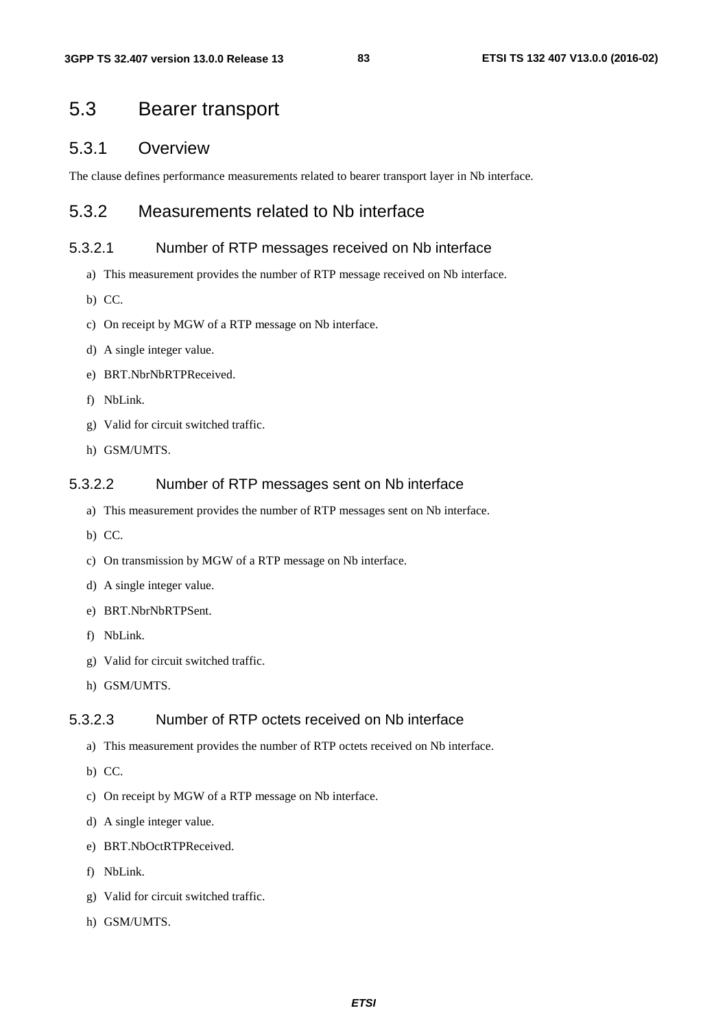# 5.3 Bearer transport

## 5.3.1 Overview

The clause defines performance measurements related to bearer transport layer in Nb interface.

## 5.3.2 Measurements related to Nb interface

### 5.3.2.1 Number of RTP messages received on Nb interface

a) This measurement provides the number of RTP message received on Nb interface.

b) CC.

c) On receipt by MGW of a RTP message on Nb interface.

d) A single integer value.

e) BRT.NbrNbRTPReceived.

f) NbLink.

g) Valid for circuit switched traffic.

h) GSM/UMTS.

### 5.3.2.2 Number of RTP messages sent on Nb interface

a) This measurement provides the number of RTP messages sent on Nb interface.

b) CC.

c) On transmission by MGW of a RTP message on Nb interface.

d) A single integer value.

e) BRT.NbrNbRTPSent.

f) NbLink.

g) Valid for circuit switched traffic.

h) GSM/UMTS.

### 5.3.2.3 Number of RTP octets received on Nb interface

a) This measurement provides the number of RTP octets received on Nb interface.

b) CC.

c) On receipt by MGW of a RTP message on Nb interface.

d) A single integer value.

e) BRT.NbOctRTPReceived.

f) NbLink.

g) Valid for circuit switched traffic.

h) GSM/UMTS.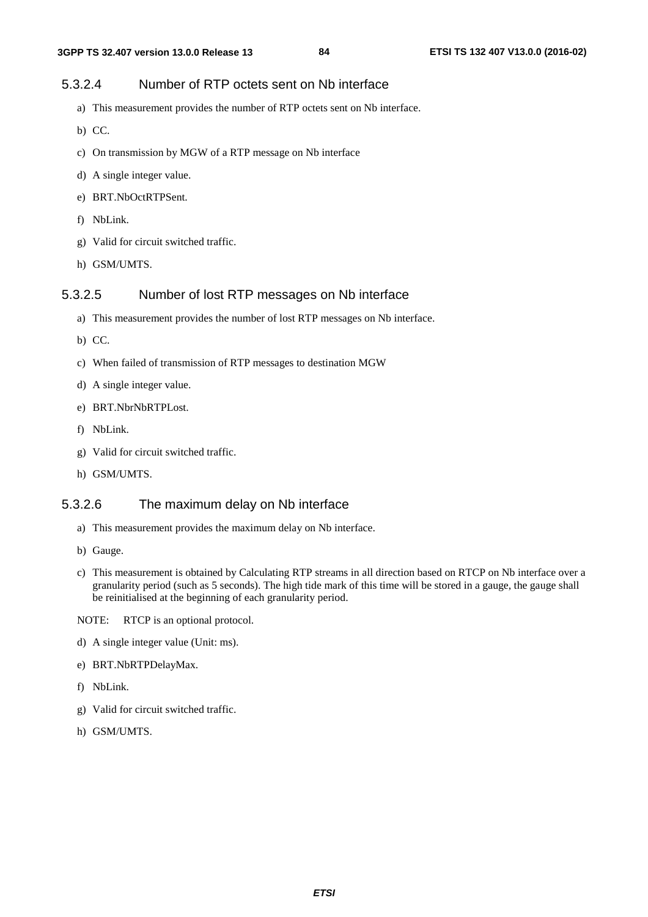### 5.3.2.4 Number of RTP octets sent on Nb interface

a) This measurement provides the number of RTP octets sent on Nb interface.

b) CC.

c) On transmission by MGW of a RTP message on Nb interface

d) A single integer value.

e) BRT.NbOctRTPSent.

f) NbLink.

g) Valid for circuit switched traffic.

h) GSM/UMTS.

### 5.3.2.5 Number of lost RTP messages on Nb interface

a) This measurement provides the number of lost RTP messages on Nb interface.

b) CC.

c) When failed of transmission of RTP messages to destination MGW

d) A single integer value.

e) BRT.NbrNbRTPLost.

f) NbLink.

g) Valid for circuit switched traffic.

h) GSM/UMTS.

### 5.3.2.6 The maximum delay on Nb interface

a) This measurement provides the maximum delay on Nb interface.

b) Gauge.

c) This measurement is obtained by Calculating RTP streams in all direction based on RTCP on Nb interface over a granularity period (such as 5 seconds). The high tide mark of this time will be stored in a gauge, the gauge shall be reinitialised at the beginning of each granularity period.

NOTE: RTCP is an optional protocol.

d) A single integer value (Unit: ms).

e) BRT.NbRTPDelayMax.

f) NbLink.

g) Valid for circuit switched traffic.

h) GSM/UMTS.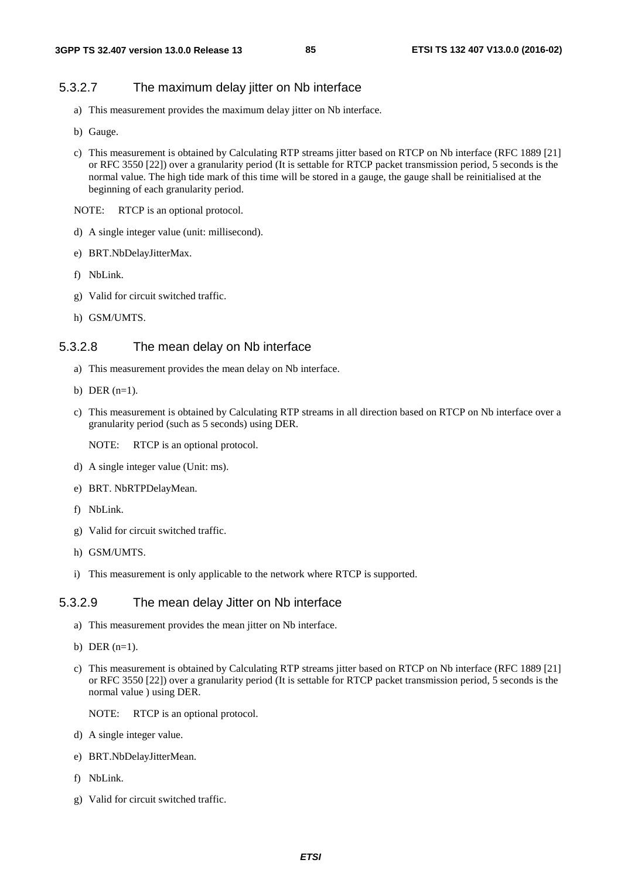#### 5.3.2.7 The maximum delay jitter on Nb interface

a) This measurement provides the maximum delay jitter on Nb interface.

b) Gauge.

c) This measurement is obtained by Calculating RTP streams jitter based on RTCP on Nb interface (RFC 1889 [21] or RFC 3550 [22]) over a granularity period (It is settable for RTCP packet transmission period, 5 seconds is the normal value. The high tide mark of this time will be stored in a gauge, the gauge shall be reinitialised at the beginning of each granularity period.

NOTE: RTCP is an optional protocol.

d) A single integer value (unit: millisecond).

e) BRT.NbDelayJitterMax.

f) NbLink.

g) Valid for circuit switched traffic.

h) GSM/UMTS.

#### 5.3.2.8 The mean delay on Nb interface

a) This measurement provides the mean delay on Nb interface.

b) DER (n=1).

c) This measurement is obtained by Calculating RTP streams in all direction based on RTCP on Nb interface over a granularity period (such as 5 seconds) using DER.

   NOTE: RTCP is an optional protocol.

d) A single integer value (Unit: ms).

e) BRT. NbRTPDelayMean.

f) NbLink.

g) Valid for circuit switched traffic.

h) GSM/UMTS.

i) This measurement is only applicable to the network where RTCP is supported.

#### 5.3.2.9 The mean delay Jitter on Nb interface

a) This measurement provides the mean jitter on Nb interface.

b) DER (n=1).

c) This measurement is obtained by Calculating RTP streams jitter based on RTCP on Nb interface (RFC 1889 [21] or RFC 3550 [22]) over a granularity period (It is settable for RTCP packet transmission period, 5 seconds is the normal value ) using DER.

   NOTE: RTCP is an optional protocol.

d) A single integer value.

e) BRT.NbDelayJitterMean.

f) NbLink.

g) Valid for circuit switched traffic.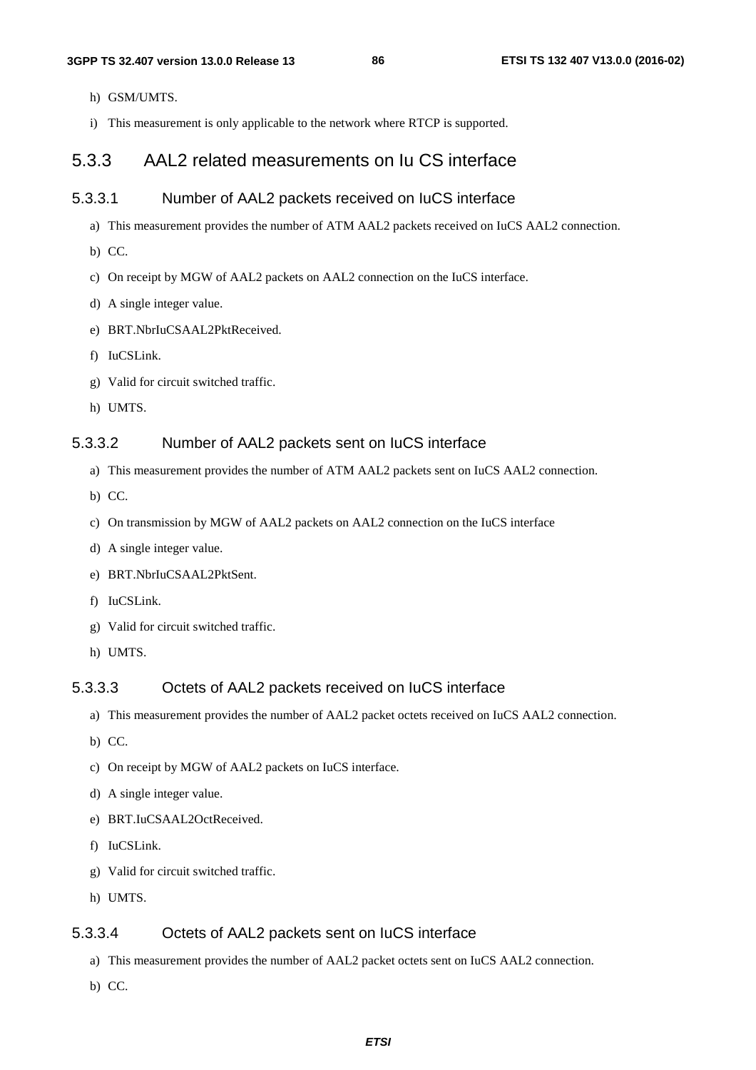h) GSM/UMTS.

i) This measurement is only applicable to the network where RTCP is supported.

### 5.3.3 AAL2 related measurements on Iu CS interface

#### 5.3.3.1 Number of AAL2 packets received on IuCS interface

a) This measurement provides the number of ATM AAL2 packets received on IuCS AAL2 connection.

b) CC.

c) On receipt by MGW of AAL2 packets on AAL2 connection on the IuCS interface.

d) A single integer value.

e) BRT.NbrIuCSAAL2PktReceived.

f) IuCSLink.

g) Valid for circuit switched traffic.

h) UMTS.

#### 5.3.3.2 Number of AAL2 packets sent on IuCS interface

a) This measurement provides the number of ATM AAL2 packets sent on IuCS AAL2 connection.

b) CC.

c) On transmission by MGW of AAL2 packets on AAL2 connection on the IuCS interface

d) A single integer value.

e) BRT.NbrIuCSAAL2PktSent.

f) IuCSLink.

g) Valid for circuit switched traffic.

h) UMTS.

#### 5.3.3.3 Octets of AAL2 packets received on IuCS interface

a) This measurement provides the number of AAL2 packet octets received on IuCS AAL2 connection.

b) CC.

c) On receipt by MGW of AAL2 packets on IuCS interface.

d) A single integer value.

e) BRT.IuCSAAL2OctReceived.

f) IuCSLink.

g) Valid for circuit switched traffic.

h) UMTS.

#### 5.3.3.4 Octets of AAL2 packets sent on IuCS interface

a) This measurement provides the number of AAL2 packet octets sent on IuCS AAL2 connection.

b) CC.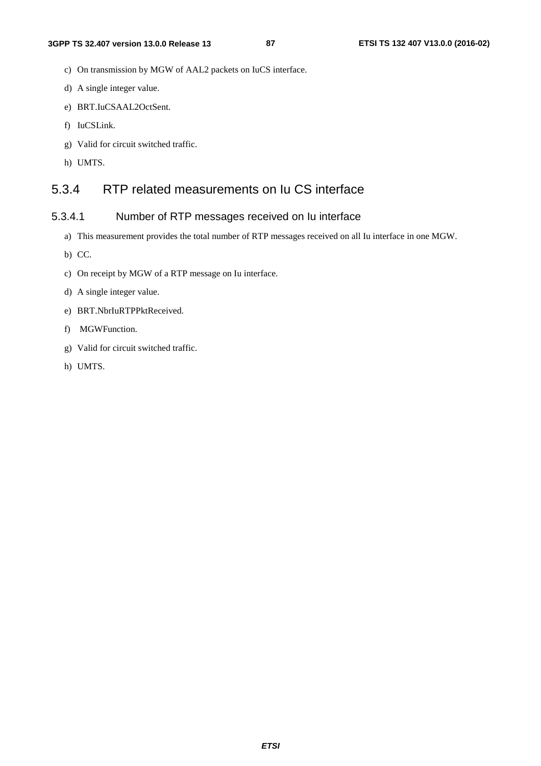c) On transmission by MGW of AAL2 packets on IuCS interface.

d) A single integer value.

e) BRT.IuCSAAL2OctSent.

f) IuCSLink.

g) Valid for circuit switched traffic.

h) UMTS.

### 5.3.4 RTP related measurements on Iu CS interface

#### 5.3.4.1 Number of RTP messages received on Iu interface

a) This measurement provides the total number of RTP messages received on all Iu interface in one MGW.

b) CC.

c) On receipt by MGW of a RTP message on Iu interface.

d) A single integer value.

e) BRT.NbrIuRTPPktReceived.

f) MGWFunction.

g) Valid for circuit switched traffic.

h) UMTS.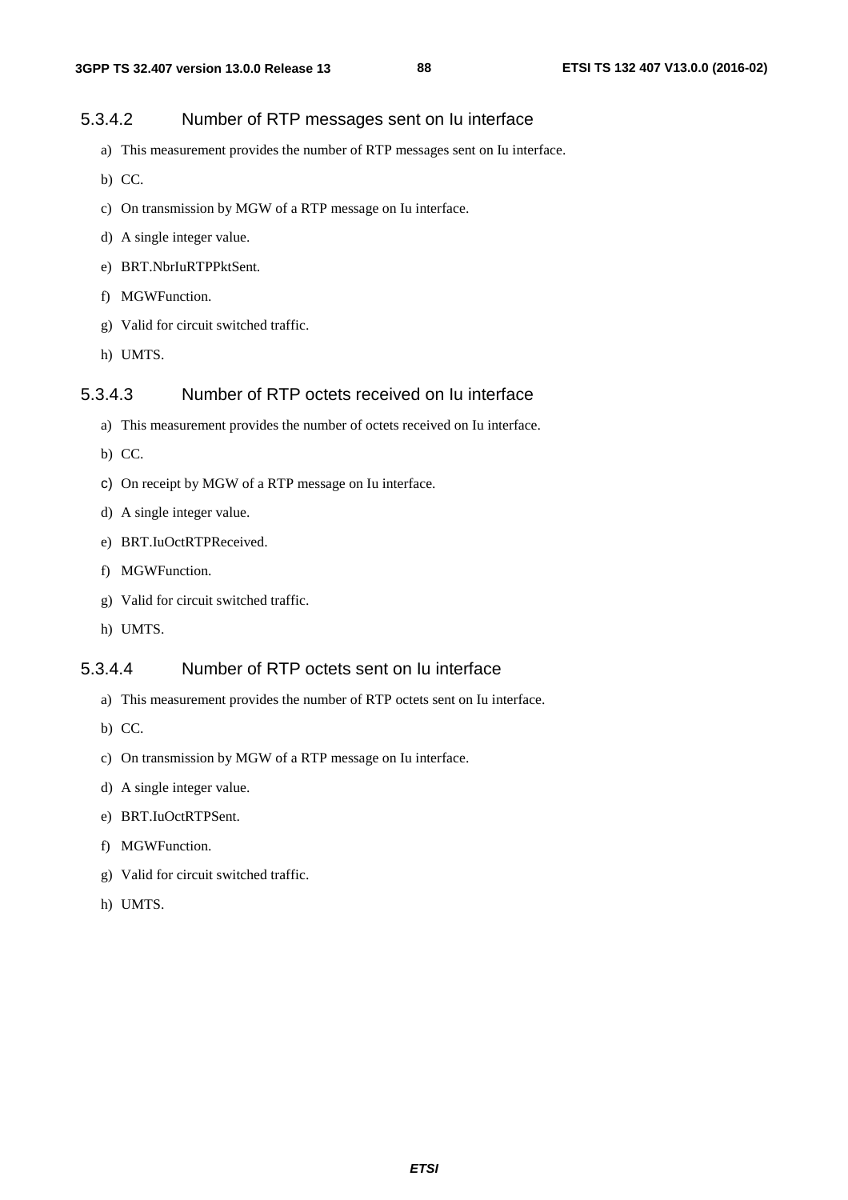#### 5.3.4.2 Number of RTP messages sent on Iu interface

a) This measurement provides the number of RTP messages sent on Iu interface.

b) CC.

c) On transmission by MGW of a RTP message on Iu interface.

d) A single integer value.

e) BRT.NbrIuRTPPktSent.

f) MGWFunction.

g) Valid for circuit switched traffic.

h) UMTS.

#### 5.3.4.3 Number of RTP octets received on Iu interface

a) This measurement provides the number of octets received on Iu interface.

b) CC.

c) On receipt by MGW of a RTP message on Iu interface.

d) A single integer value.

e) BRT.IuOctRTPReceived.

f) MGWFunction.

g) Valid for circuit switched traffic.

h) UMTS.

#### 5.3.4.4 Number of RTP octets sent on Iu interface

a) This measurement provides the number of RTP octets sent on Iu interface.

b) CC.

c) On transmission by MGW of a RTP message on Iu interface.

d) A single integer value.

e) BRT.IuOctRTPSent.

f) MGWFunction.

g) Valid for circuit switched traffic.

h) UMTS.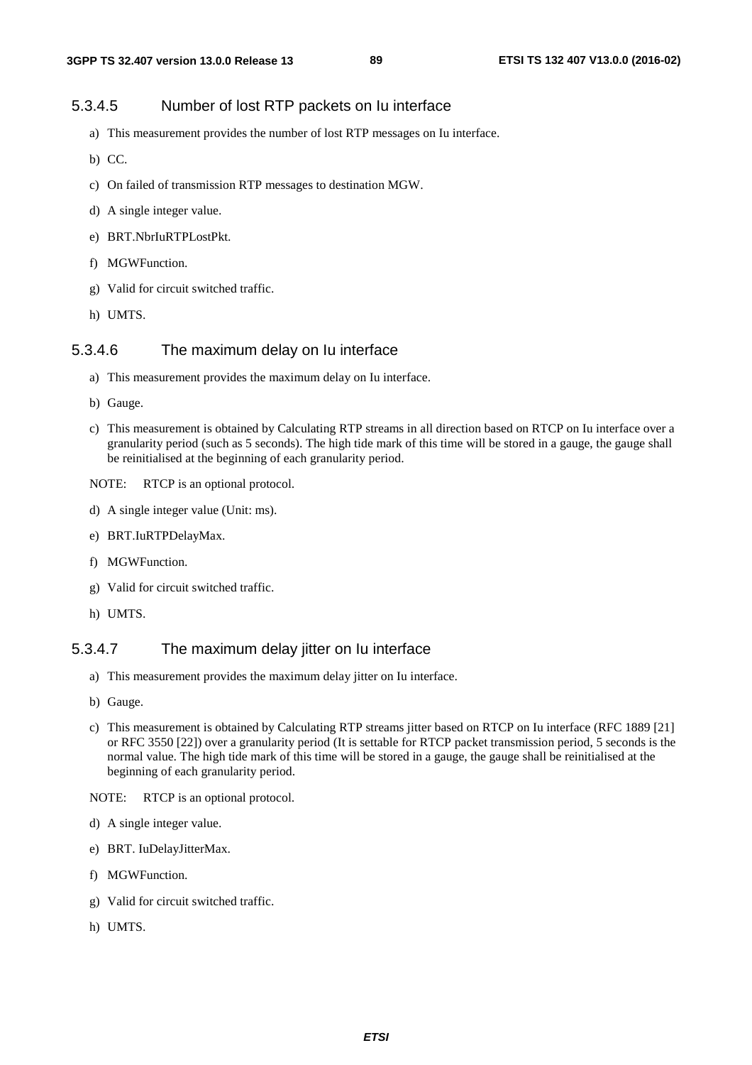### 5.3.4.5 Number of lost RTP packets on Iu interface

a) This measurement provides the number of lost RTP messages on Iu interface.

b) CC.

c) On failed of transmission RTP messages to destination MGW.

d) A single integer value.

e) BRT.NbrIuRTPLostPkt.

f) MGWFunction.

g) Valid for circuit switched traffic.

h) UMTS.

### 5.3.4.6 The maximum delay on Iu interface

a) This measurement provides the maximum delay on Iu interface.

b) Gauge.

c) This measurement is obtained by Calculating RTP streams in all direction based on RTCP on Iu interface over a granularity period (such as 5 seconds). The high tide mark of this time will be stored in a gauge, the gauge shall be reinitialised at the beginning of each granularity period.

NOTE: RTCP is an optional protocol.

d) A single integer value (Unit: ms).

e) BRT.IuRTPDelayMax.

f) MGWFunction.

g) Valid for circuit switched traffic.

h) UMTS.

### 5.3.4.7 The maximum delay jitter on Iu interface

a) This measurement provides the maximum delay jitter on Iu interface.

b) Gauge.

c) This measurement is obtained by Calculating RTP streams jitter based on RTCP on Iu interface (RFC 1889 [21] or RFC 3550 [22]) over a granularity period (It is settable for RTCP packet transmission period, 5 seconds is the normal value. The high tide mark of this time will be stored in a gauge, the gauge shall be reinitialised at the beginning of each granularity period.

NOTE: RTCP is an optional protocol.

d) A single integer value.

e) BRT. IuDelayJitterMax.

f) MGWFunction.

g) Valid for circuit switched traffic.

h) UMTS.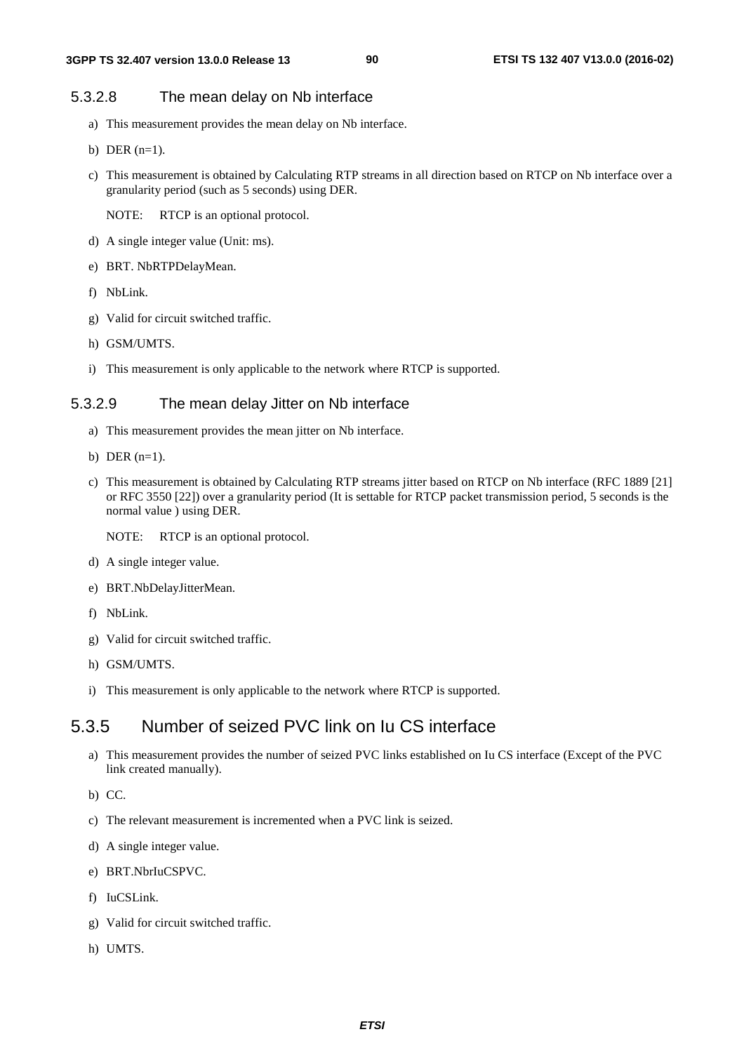#### 5.3.2.8 The mean delay on Nb interface

a) This measurement provides the mean delay on Nb interface.

b) DER (n=1).

c) This measurement is obtained by Calculating RTP streams in all direction based on RTCP on Nb interface over a granularity period (such as 5 seconds) using DER.

   NOTE: RTCP is an optional protocol.

d) A single integer value (Unit: ms).

e) BRT. NbRTPDelayMean.

f) NbLink.

g) Valid for circuit switched traffic.

h) GSM/UMTS.

i) This measurement is only applicable to the network where RTCP is supported.

#### 5.3.2.9 The mean delay Jitter on Nb interface

a) This measurement provides the mean jitter on Nb interface.

b) DER (n=1).

c) This measurement is obtained by Calculating RTP streams jitter based on RTCP on Nb interface (RFC 1889 [21] or RFC 3550 [22]) over a granularity period (It is settable for RTCP packet transmission period, 5 seconds is the normal value ) using DER.

   NOTE: RTCP is an optional protocol.

d) A single integer value.

e) BRT.NbDelayJitterMean.

f) NbLink.

g) Valid for circuit switched traffic.

h) GSM/UMTS.

i) This measurement is only applicable to the network where RTCP is supported.

### 5.3.5 Number of seized PVC link on Iu CS interface

a) This measurement provides the number of seized PVC links established on Iu CS interface (Except of the PVC link created manually).

b) CC.

c) The relevant measurement is incremented when a PVC link is seized.

d) A single integer value.

e) BRT.NbrIuCSPVC.

f) IuCSLink.

g) Valid for circuit switched traffic.

h) UMTS.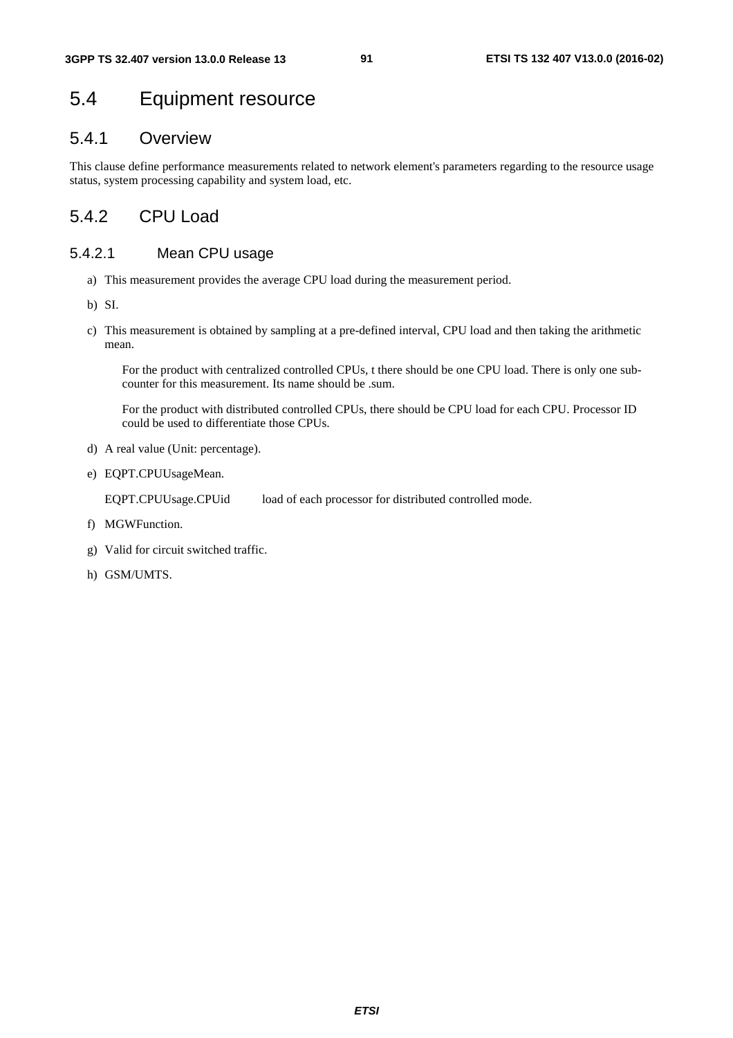## 5.4 Equipment resource

### 5.4.1 Overview

This clause define performance measurements related to network element's parameters regarding to the resource usage status, system processing capability and system load, etc.

### 5.4.2 CPU Load

#### 5.4.2.1 Mean CPU usage

a) This measurement provides the average CPU load during the measurement period.

b) SI.

c) This measurement is obtained by sampling at a pre-defined interval, CPU load and then taking the arithmetic mean.

   For the product with centralized controlled CPUs, t there should be one CPU load. There is only one sub-counter for this measurement. Its name should be .sum.

   For the product with distributed controlled CPUs, there should be CPU load for each CPU. Processor ID could be used to differentiate those CPUs.

d) A real value (Unit: percentage).

e) EQPT.CPUUsageMean.

   EQPT.CPUUsage.CPUid     load of each processor for distributed controlled mode.

f) MGWFunction.

g) Valid for circuit switched traffic.

h) GSM/UMTS.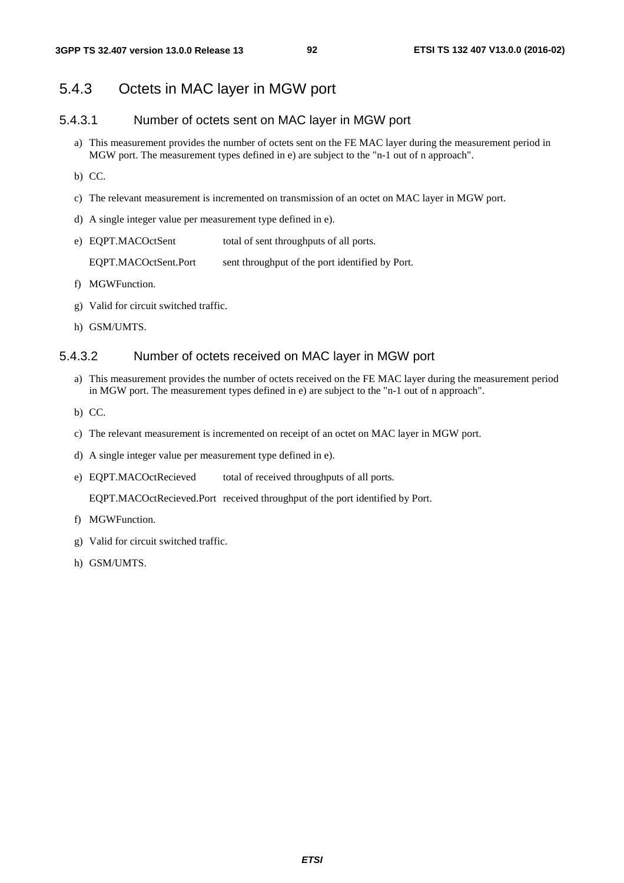### 5.4.3 Octets in MAC layer in MGW port

#### 5.4.3.1 Number of octets sent on MAC layer in MGW port

a) This measurement provides the number of octets sent on the FE MAC layer during the measurement period in MGW port. The measurement types defined in e) are subject to the "n-1 out of n approach".

b) CC.

c) The relevant measurement is incremented on transmission of an octet on MAC layer in MGW port.

d) A single integer value per measurement type defined in e).

e) EQPT.MACOctSent total of sent throughputs of all ports.

   EQPT.MACOctSent.Port sent throughput of the port identified by Port.

f) MGWFunction.

g) Valid for circuit switched traffic.

h) GSM/UMTS.

#### 5.4.3.2 Number of octets received on MAC layer in MGW port

a) This measurement provides the number of octets received on the FE MAC layer during the measurement period in MGW port. The measurement types defined in e) are subject to the "n-1 out of n approach".

b) CC.

c) The relevant measurement is incremented on receipt of an octet on MAC layer in MGW port.

d) A single integer value per measurement type defined in e).

e) EQPT.MACOctRecieved total of received throughputs of all ports.

   EQPT.MACOctRecieved.Port received throughput of the port identified by Port.

f) MGWFunction.

g) Valid for circuit switched traffic.

h) GSM/UMTS.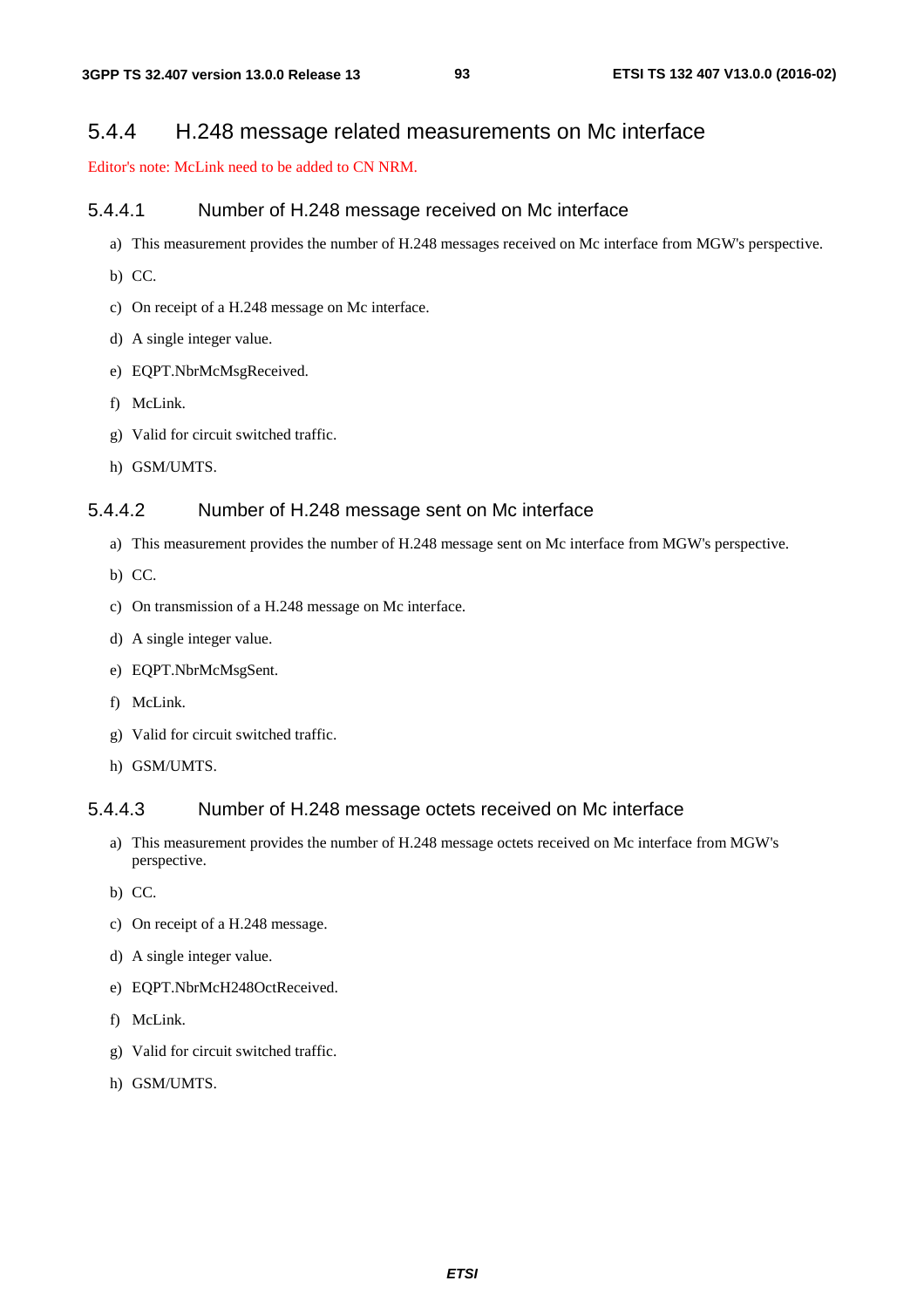### 5.4.4 H.248 message related measurements on Mc interface

Editor's note: McLink need to be added to CN NRM.

#### 5.4.4.1 Number of H.248 message received on Mc interface

a) This measurement provides the number of H.248 messages received on Mc interface from MGW's perspective.

b) CC.

c) On receipt of a H.248 message on Mc interface.

d) A single integer value.

e) EQPT.NbrMcMsgReceived.

f) McLink.

g) Valid for circuit switched traffic.

h) GSM/UMTS.

#### 5.4.4.2 Number of H.248 message sent on Mc interface

a) This measurement provides the number of H.248 message sent on Mc interface from MGW's perspective.

b) CC.

c) On transmission of a H.248 message on Mc interface.

d) A single integer value.

e) EQPT.NbrMcMsgSent.

f) McLink.

g) Valid for circuit switched traffic.

h) GSM/UMTS.

#### 5.4.4.3 Number of H.248 message octets received on Mc interface

a) This measurement provides the number of H.248 message octets received on Mc interface from MGW's perspective.

b) CC.

c) On receipt of a H.248 message.

d) A single integer value.

e) EQPT.NbrMcH248OctReceived.

f) McLink.

g) Valid for circuit switched traffic.

h) GSM/UMTS.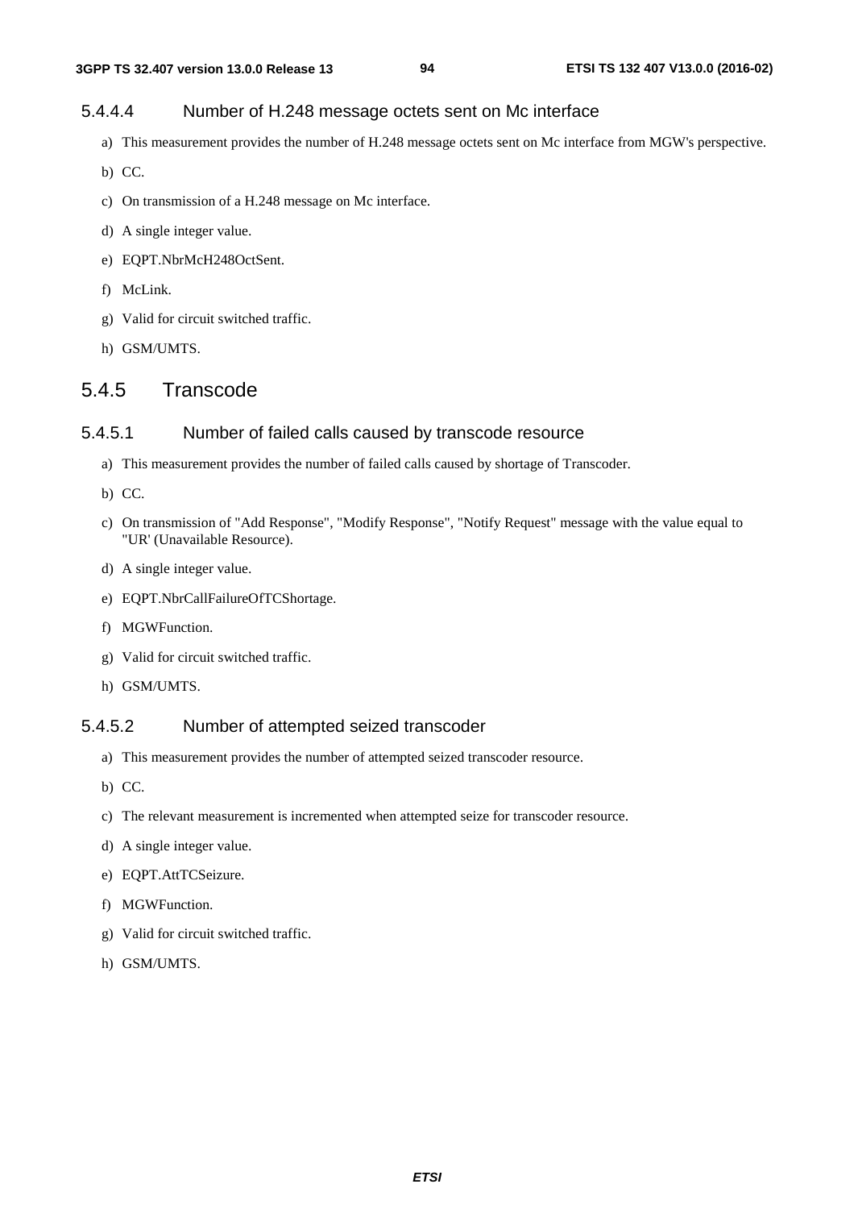#### 5.4.4.4 Number of H.248 message octets sent on Mc interface

a) This measurement provides the number of H.248 message octets sent on Mc interface from MGW's perspective.

b) CC.

c) On transmission of a H.248 message on Mc interface.

d) A single integer value.

e) EQPT.NbrMcH248OctSent.

f) McLink.

g) Valid for circuit switched traffic.

h) GSM/UMTS.

### 5.4.5 Transcode

#### 5.4.5.1 Number of failed calls caused by transcode resource

a) This measurement provides the number of failed calls caused by shortage of Transcoder.

b) CC.

c) On transmission of "Add Response", "Modify Response", "Notify Request" message with the value equal to "UR' (Unavailable Resource).

d) A single integer value.

e) EQPT.NbrCallFailureOfTCShortage.

f) MGWFunction.

g) Valid for circuit switched traffic.

h) GSM/UMTS.

#### 5.4.5.2 Number of attempted seized transcoder

a) This measurement provides the number of attempted seized transcoder resource.

b) CC.

c) The relevant measurement is incremented when attempted seize for transcoder resource.

d) A single integer value.

e) EQPT.AttTCSeizure.

f) MGWFunction.

g) Valid for circuit switched traffic.

h) GSM/UMTS.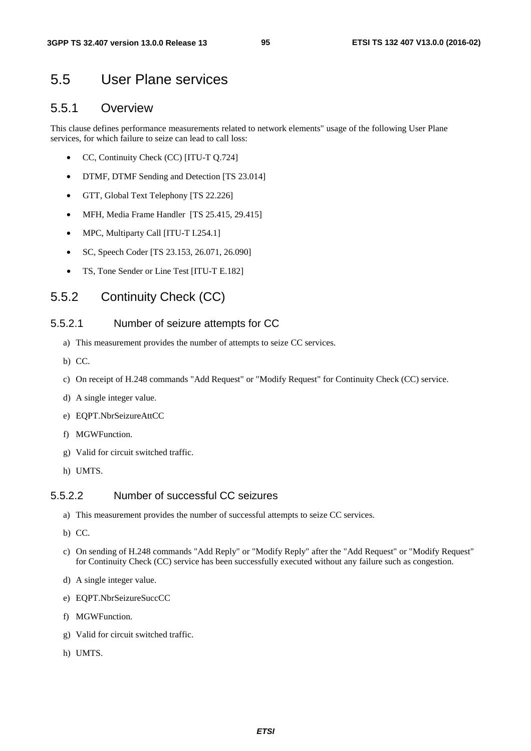# 5.5 User Plane services

## 5.5.1 Overview

This clause defines performance measurements related to network elements" usage of the following User Plane services, for which failure to seize can lead to call loss:

- CC, Continuity Check (CC) [ITU-T Q.724]
- DTMF, DTMF Sending and Detection [TS 23.014]
- GTT, Global Text Telephony [TS 22.226]
- MFH, Media Frame Handler [TS 25.415, 29.415]
- MPC, Multiparty Call [ITU-T I.254.1]
- SC, Speech Coder [TS 23.153, 26.071, 26.090]
- TS, Tone Sender or Line Test [ITU-T E.182]

## 5.5.2 Continuity Check (CC)

### 5.5.2.1 Number of seizure attempts for CC

a) This measurement provides the number of attempts to seize CC services.

b) CC.

c) On receipt of H.248 commands "Add Request" or "Modify Request" for Continuity Check (CC) service.

d) A single integer value.

e) EQPT.NbrSeizureAttCC

f) MGWFunction.

g) Valid for circuit switched traffic.

h) UMTS.

### 5.5.2.2 Number of successful CC seizures

a) This measurement provides the number of successful attempts to seize CC services.

b) CC.

c) On sending of H.248 commands "Add Reply" or "Modify Reply" after the "Add Request" or "Modify Request" for Continuity Check (CC) service has been successfully executed without any failure such as congestion.

d) A single integer value.

e) EQPT.NbrSeizureSuccCC

f) MGWFunction.

g) Valid for circuit switched traffic.

h) UMTS.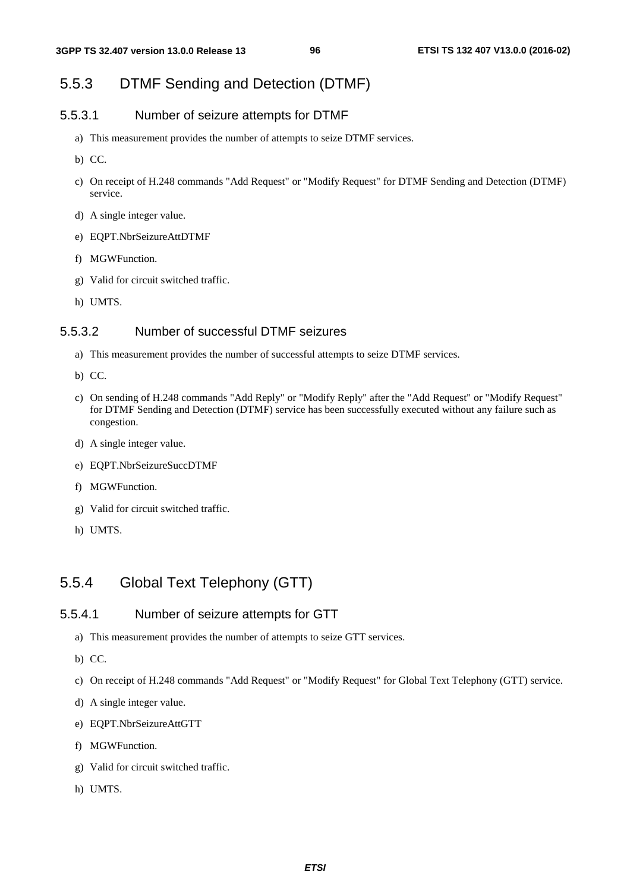## 5.5.3 DTMF Sending and Detection (DTMF)

### 5.5.3.1 Number of seizure attempts for DTMF

a) This measurement provides the number of attempts to seize DTMF services.

b) CC.

c) On receipt of H.248 commands "Add Request" or "Modify Request" for DTMF Sending and Detection (DTMF) service.

d) A single integer value.

e) EQPT.NbrSeizureAttDTMF

f) MGWFunction.

g) Valid for circuit switched traffic.

h) UMTS.

### 5.5.3.2 Number of successful DTMF seizures

a) This measurement provides the number of successful attempts to seize DTMF services.

b) CC.

c) On sending of H.248 commands "Add Reply" or "Modify Reply" after the "Add Request" or "Modify Request" for DTMF Sending and Detection (DTMF) service has been successfully executed without any failure such as congestion.

d) A single integer value.

e) EQPT.NbrSeizureSuccDTMF

f) MGWFunction.

g) Valid for circuit switched traffic.

h) UMTS.

## 5.5.4 Global Text Telephony (GTT)

### 5.5.4.1 Number of seizure attempts for GTT

a) This measurement provides the number of attempts to seize GTT services.

b) CC.

c) On receipt of H.248 commands "Add Request" or "Modify Request" for Global Text Telephony (GTT) service.

d) A single integer value.

e) EQPT.NbrSeizureAttGTT

f) MGWFunction.

g) Valid for circuit switched traffic.

h) UMTS.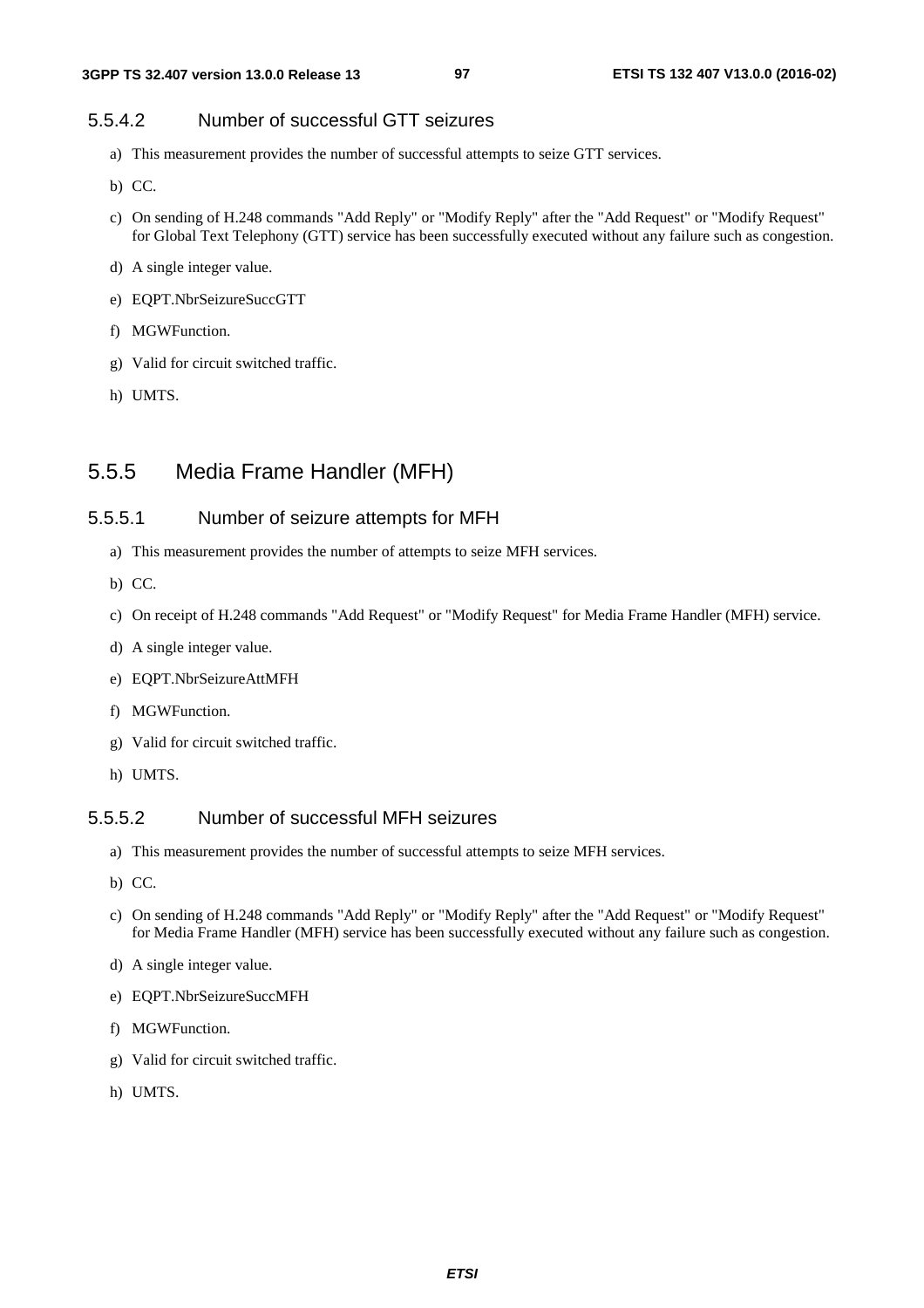#### 5.5.4.2 Number of successful GTT seizures

a) This measurement provides the number of successful attempts to seize GTT services.

b) CC.

c) On sending of H.248 commands "Add Reply" or "Modify Reply" after the "Add Request" or "Modify Request" for Global Text Telephony (GTT) service has been successfully executed without any failure such as congestion.

d) A single integer value.

e) EQPT.NbrSeizureSuccGTT

f) MGWFunction.

g) Valid for circuit switched traffic.

h) UMTS.

### 5.5.5 Media Frame Handler (MFH)

#### 5.5.5.1 Number of seizure attempts for MFH

a) This measurement provides the number of attempts to seize MFH services.

b) CC.

c) On receipt of H.248 commands "Add Request" or "Modify Request" for Media Frame Handler (MFH) service.

d) A single integer value.

e) EQPT.NbrSeizureAttMFH

f) MGWFunction.

g) Valid for circuit switched traffic.

h) UMTS.

#### 5.5.5.2 Number of successful MFH seizures

a) This measurement provides the number of successful attempts to seize MFH services.

b) CC.

c) On sending of H.248 commands "Add Reply" or "Modify Reply" after the "Add Request" or "Modify Request" for Media Frame Handler (MFH) service has been successfully executed without any failure such as congestion.

d) A single integer value.

e) EQPT.NbrSeizureSuccMFH

f) MGWFunction.

g) Valid for circuit switched traffic.

h) UMTS.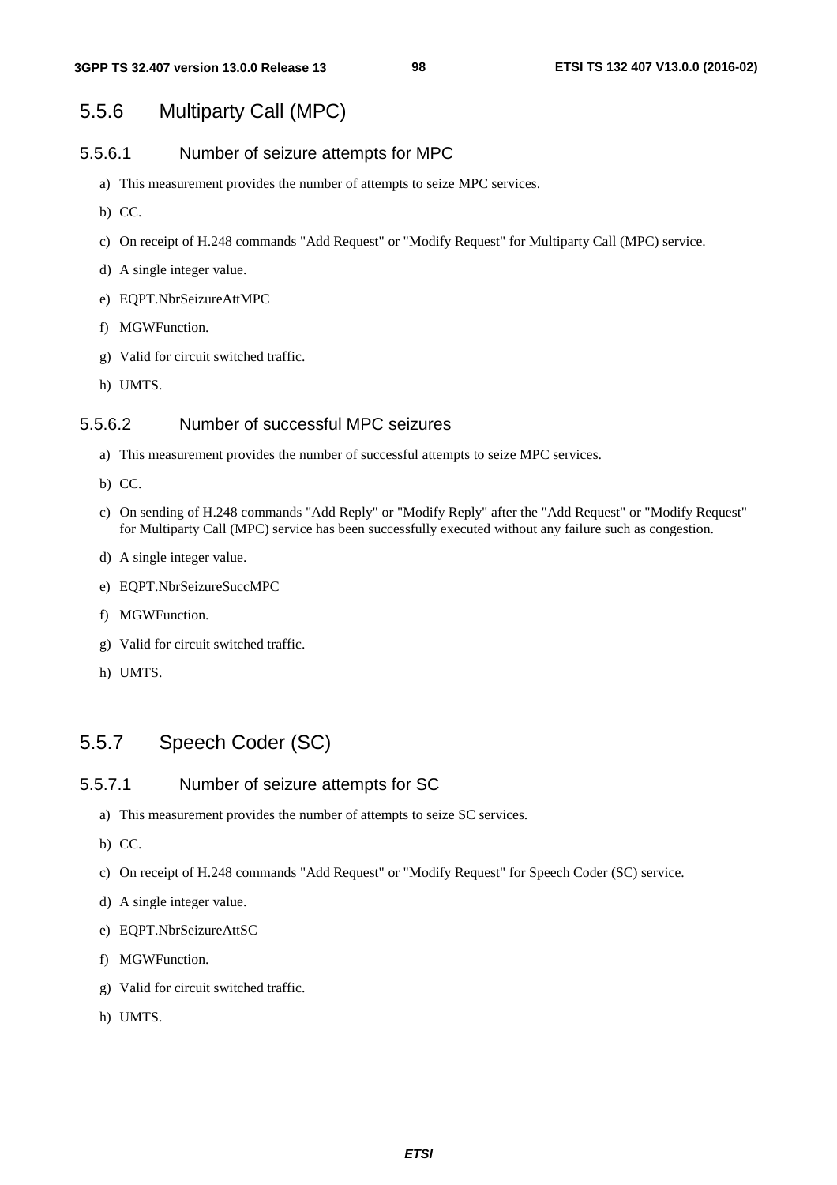### 5.5.6 Multiparty Call (MPC)

#### 5.5.6.1 Number of seizure attempts for MPC

a) This measurement provides the number of attempts to seize MPC services.

b) CC.

c) On receipt of H.248 commands "Add Request" or "Modify Request" for Multiparty Call (MPC) service.

d) A single integer value.

e) EQPT.NbrSeizureAttMPC

f) MGWFunction.

g) Valid for circuit switched traffic.

h) UMTS.

#### 5.5.6.2 Number of successful MPC seizures

a) This measurement provides the number of successful attempts to seize MPC services.

b) CC.

c) On sending of H.248 commands "Add Reply" or "Modify Reply" after the "Add Request" or "Modify Request" for Multiparty Call (MPC) service has been successfully executed without any failure such as congestion.

d) A single integer value.

e) EQPT.NbrSeizureSuccMPC

f) MGWFunction.

g) Valid for circuit switched traffic.

h) UMTS.

### 5.5.7 Speech Coder (SC)

#### 5.5.7.1 Number of seizure attempts for SC

a) This measurement provides the number of attempts to seize SC services.

b) CC.

c) On receipt of H.248 commands "Add Request" or "Modify Request" for Speech Coder (SC) service.

d) A single integer value.

e) EQPT.NbrSeizureAttSC

f) MGWFunction.

g) Valid for circuit switched traffic.

h) UMTS.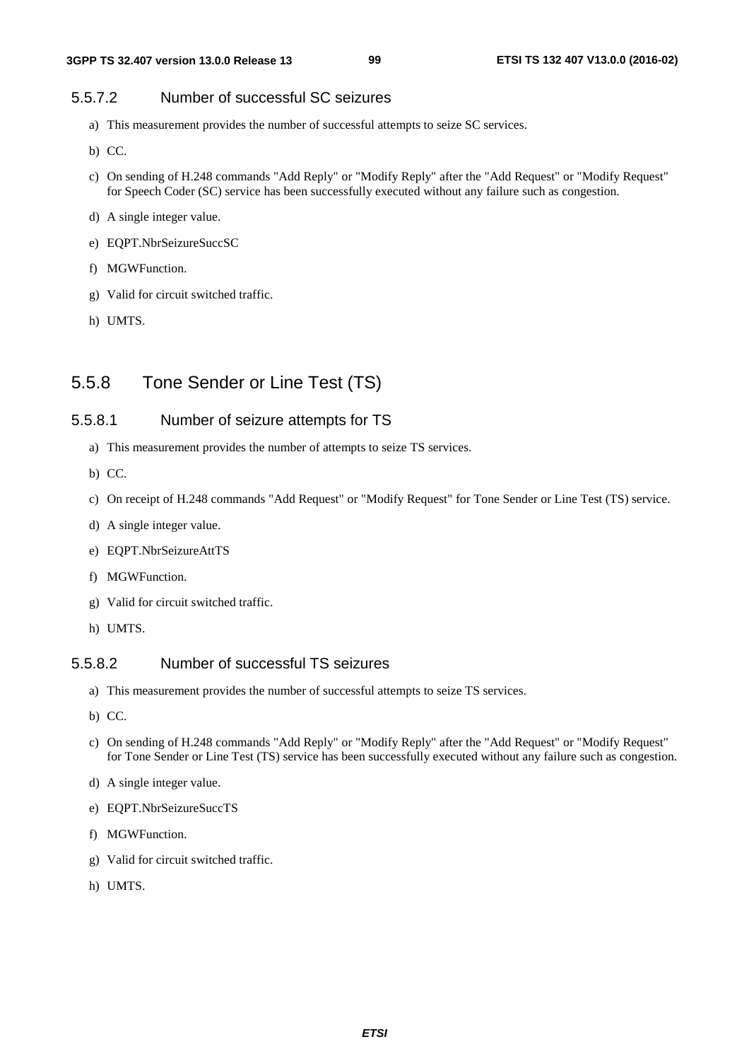#### 5.5.7.2 Number of successful SC seizures

a) This measurement provides the number of successful attempts to seize SC services.

b) CC.

c) On sending of H.248 commands "Add Reply" or "Modify Reply" after the "Add Request" or "Modify Request" for Speech Coder (SC) service has been successfully executed without any failure such as congestion.

d) A single integer value.

e) EQPT.NbrSeizureSuccSC

f) MGWFunction.

g) Valid for circuit switched traffic.

h) UMTS.

### 5.5.8 Tone Sender or Line Test (TS)

#### 5.5.8.1 Number of seizure attempts for TS

a) This measurement provides the number of attempts to seize TS services.

b) CC.

c) On receipt of H.248 commands "Add Request" or "Modify Request" for Tone Sender or Line Test (TS) service.

d) A single integer value.

e) EQPT.NbrSeizureAttTS

f) MGWFunction.

g) Valid for circuit switched traffic.

h) UMTS.

#### 5.5.8.2 Number of successful TS seizures

a) This measurement provides the number of successful attempts to seize TS services.

b) CC.

c) On sending of H.248 commands "Add Reply" or "Modify Reply" after the "Add Request" or "Modify Request" for Tone Sender or Line Test (TS) service has been successfully executed without any failure such as congestion.

d) A single integer value.

e) EQPT.NbrSeizureSuccTS

f) MGWFunction.

g) Valid for circuit switched traffic.

h) UMTS.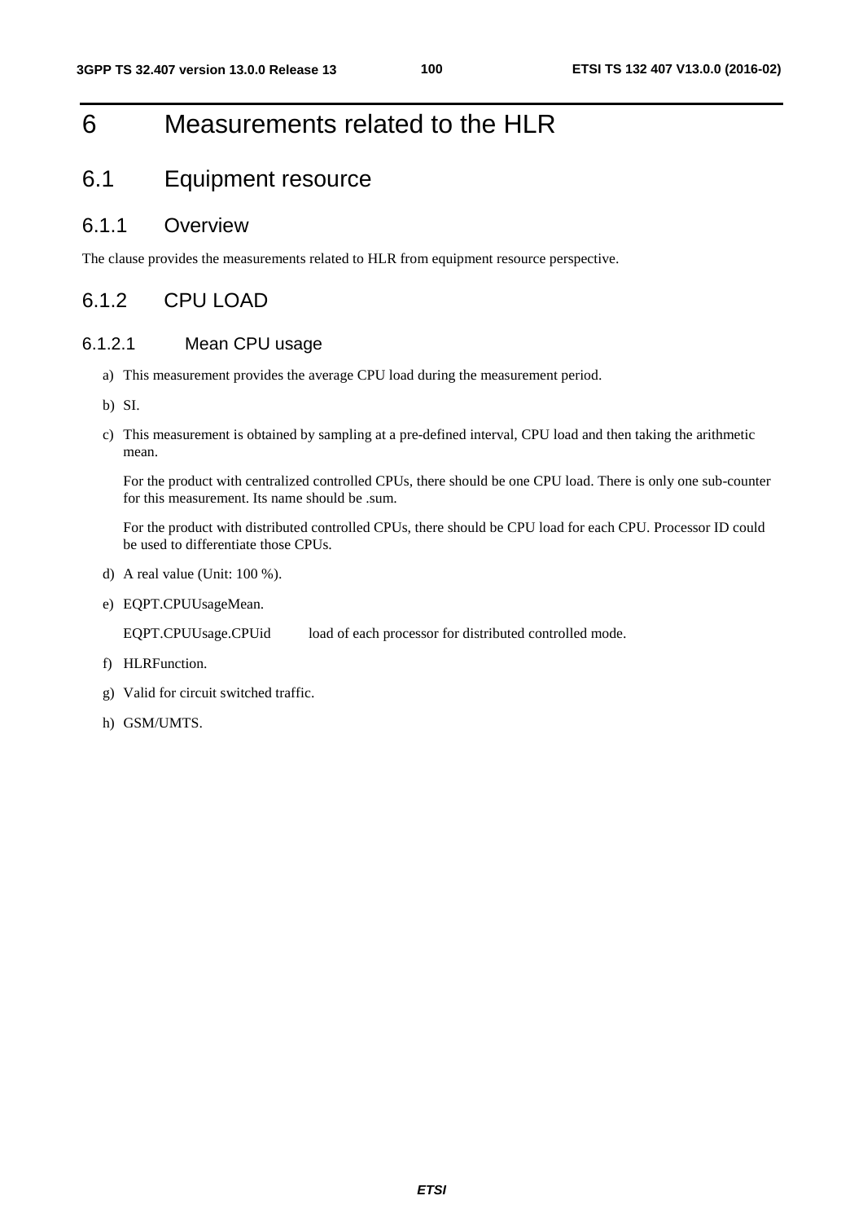# 6 Measurements related to the HLR

## 6.1 Equipment resource

### 6.1.1 Overview

The clause provides the measurements related to HLR from equipment resource perspective.

### 6.1.2 CPU LOAD

#### 6.1.2.1 Mean CPU usage

a) This measurement provides the average CPU load during the measurement period.

b) SI.

c) This measurement is obtained by sampling at a pre-defined interval, CPU load and then taking the arithmetic mean.

   For the product with centralized controlled CPUs, there should be one CPU load. There is only one sub-counter for this measurement. Its name should be .sum.

   For the product with distributed controlled CPUs, there should be CPU load for each CPU. Processor ID could be used to differentiate those CPUs.

d) A real value (Unit: 100 %).

e) EQPT.CPUUsageMean.

   EQPT.CPUUsage.CPUid load of each processor for distributed controlled mode.

f) HLRFunction.

g) Valid for circuit switched traffic.

h) GSM/UMTS.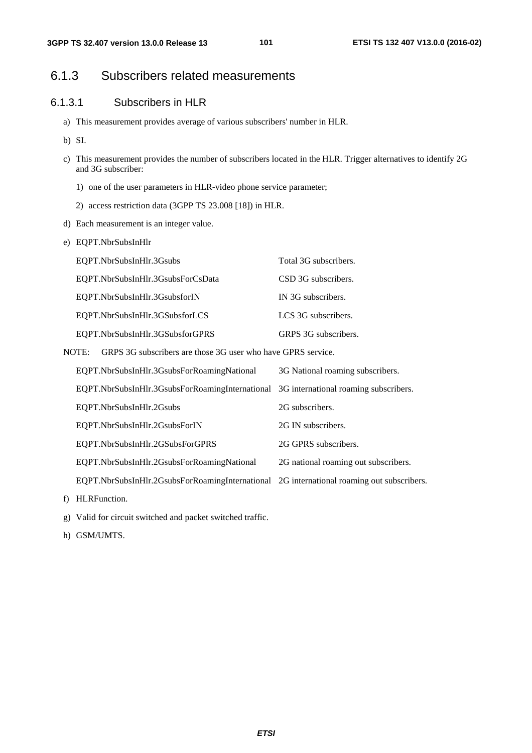## 6.1.3 Subscribers related measurements

### 6.1.3.1 Subscribers in HLR

a) This measurement provides average of various subscribers' number in HLR.

b) SI.

c) This measurement provides the number of subscribers located in the HLR. Trigger alternatives to identify 2G and 3G subscriber:

   1) one of the user parameters in HLR-video phone service parameter;

   2) access restriction data (3GPP TS 23.008 [18]) in HLR.

d) Each measurement is an integer value.

e) EQPT.NbrSubsInHlr

| | |
|---|---|
| EQPT.NbrSubsInHlr.3Gsubs | Total 3G subscribers. |
| EQPT.NbrSubsInHlr.3GsubsForCsData | CSD 3G subscribers. |
| EQPT.NbrSubsInHlr.3GsubsforIN | IN 3G subscribers. |
| EQPT.NbrSubsInHlr.3GSubsforLCS | LCS 3G subscribers. |
| EQPT.NbrSubsInHlr.3GSubsforGPRS | GRPS 3G subscribers. |

NOTE: GRPS 3G subscribers are those 3G user who have GPRS service.

| | |
|---|---|
| EQPT.NbrSubsInHlr.3GsubsForRoamingNational | 3G National roaming subscribers. |
| EQPT.NbrSubsInHlr.3GsubsForRoamingInternational | 3G international roaming subscribers. |
| EQPT.NbrSubsInHlr.2Gsubs | 2G subscribers. |
| EQPT.NbrSubsInHlr.2GsubsForIN | 2G IN subscribers. |
| EQPT.NbrSubsInHlr.2GSubsForGPRS | 2G GPRS subscribers. |
| EQPT.NbrSubsInHlr.2GsubsForRoamingNational | 2G national roaming out subscribers. |
| EQPT.NbrSubsInHlr.2GsubsForRoamingInternational | 2G international roaming out subscribers. |

f) HLRFunction.

g) Valid for circuit switched and packet switched traffic.

h) GSM/UMTS.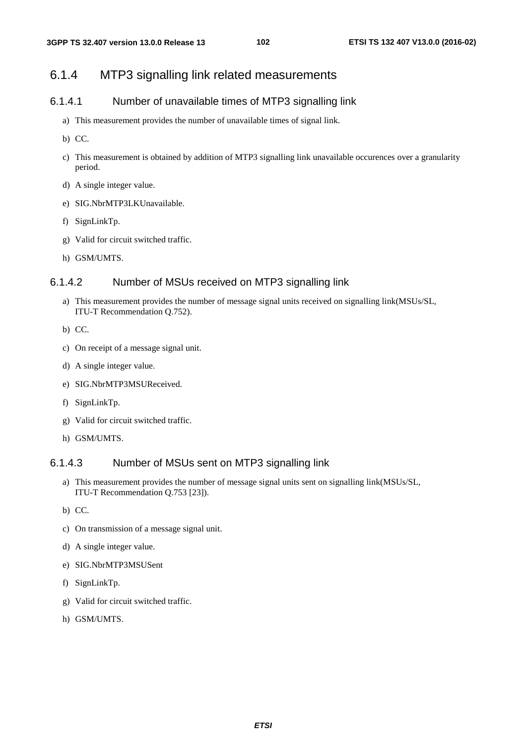## 6.1.4 MTP3 signalling link related measurements

### 6.1.4.1 Number of unavailable times of MTP3 signalling link

a) This measurement provides the number of unavailable times of signal link.

b) CC.

c) This measurement is obtained by addition of MTP3 signalling link unavailable occurences over a granularity period.

d) A single integer value.

e) SIG.NbrMTP3LKUnavailable.

f) SignLinkTp.

g) Valid for circuit switched traffic.

h) GSM/UMTS.

### 6.1.4.2 Number of MSUs received on MTP3 signalling link

a) This measurement provides the number of message signal units received on signalling link(MSUs/SL, ITU-T Recommendation Q.752).

b) CC.

c) On receipt of a message signal unit.

d) A single integer value.

e) SIG.NbrMTP3MSUReceived.

f) SignLinkTp.

g) Valid for circuit switched traffic.

h) GSM/UMTS.

### 6.1.4.3 Number of MSUs sent on MTP3 signalling link

a) This measurement provides the number of message signal units sent on signalling link(MSUs/SL, ITU-T Recommendation Q.753 [23]).

b) CC.

c) On transmission of a message signal unit.

d) A single integer value.

e) SIG.NbrMTP3MSUSent

f) SignLinkTp.

g) Valid for circuit switched traffic.

h) GSM/UMTS.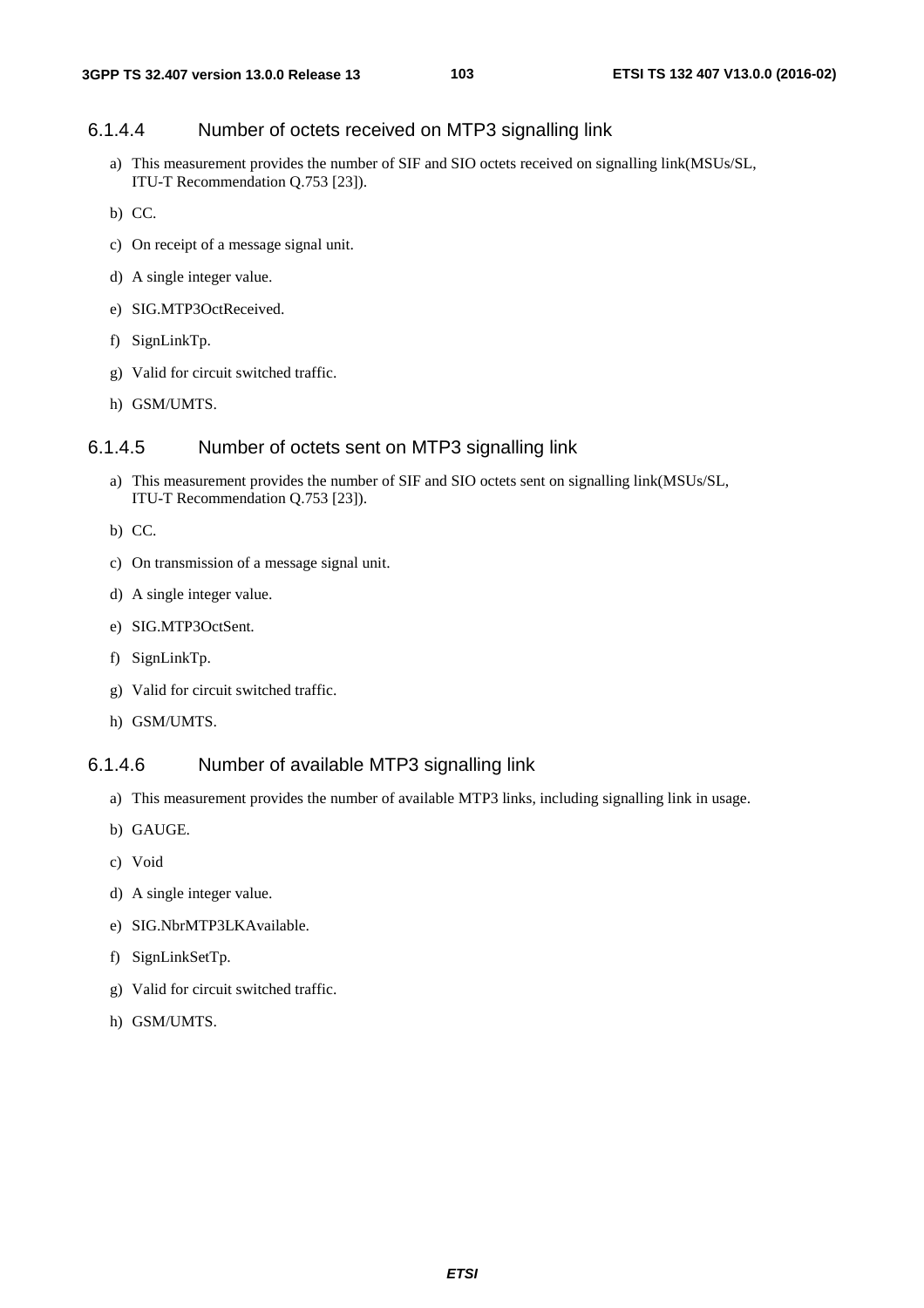### 6.1.4.4 Number of octets received on MTP3 signalling link

a) This measurement provides the number of SIF and SIO octets received on signalling link(MSUs/SL, ITU-T Recommendation Q.753 [23]).

b) CC.

c) On receipt of a message signal unit.

d) A single integer value.

e) SIG.MTP3OctReceived.

f) SignLinkTp.

g) Valid for circuit switched traffic.

h) GSM/UMTS.

### 6.1.4.5 Number of octets sent on MTP3 signalling link

a) This measurement provides the number of SIF and SIO octets sent on signalling link(MSUs/SL, ITU-T Recommendation Q.753 [23]).

b) CC.

c) On transmission of a message signal unit.

d) A single integer value.

e) SIG.MTP3OctSent.

f) SignLinkTp.

g) Valid for circuit switched traffic.

h) GSM/UMTS.

### 6.1.4.6 Number of available MTP3 signalling link

a) This measurement provides the number of available MTP3 links, including signalling link in usage.

b) GAUGE.

c) Void

d) A single integer value.

e) SIG.NbrMTP3LKAvailable.

f) SignLinkSetTp.

g) Valid for circuit switched traffic.

h) GSM/UMTS.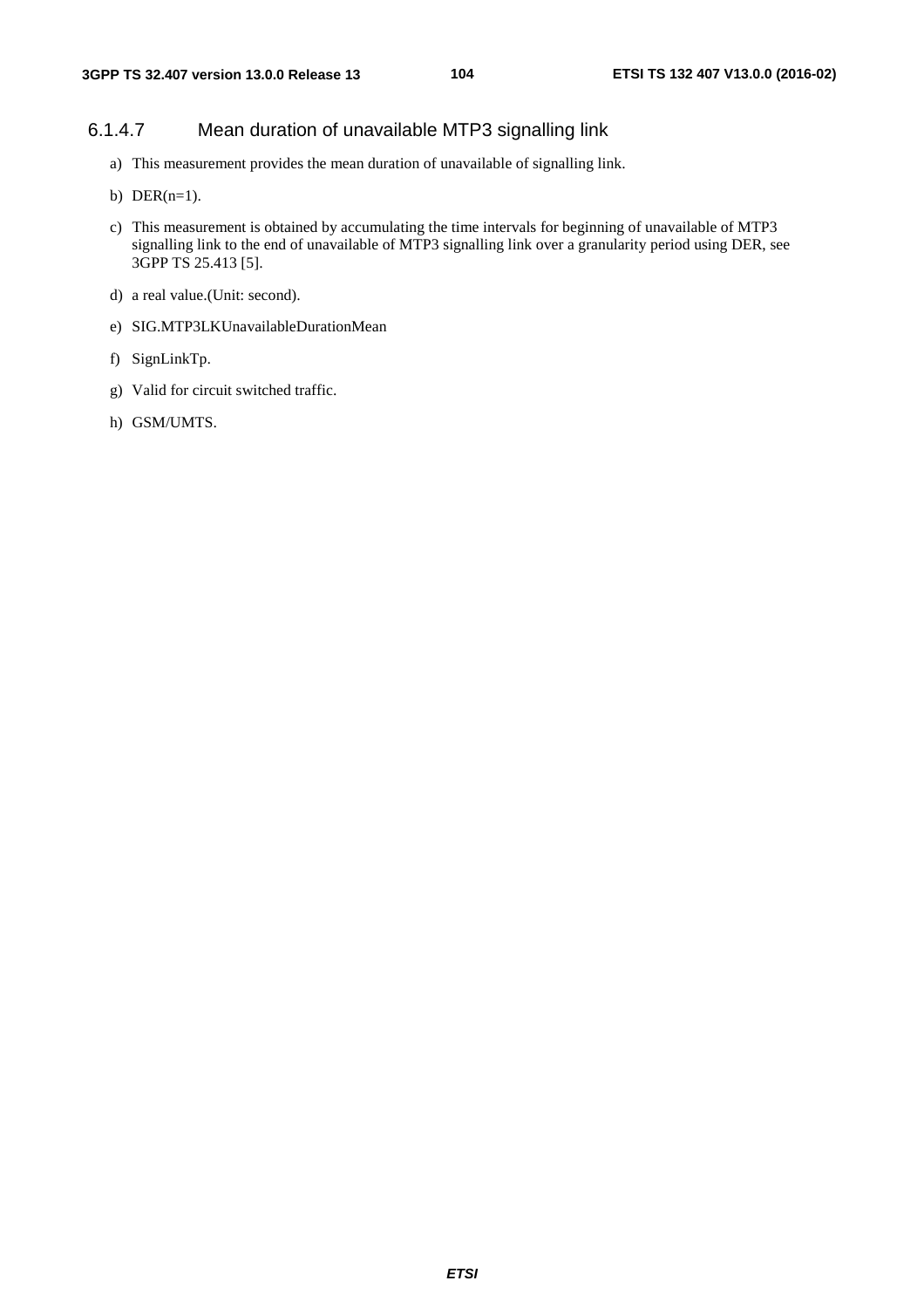#### 6.1.4.7 Mean duration of unavailable MTP3 signalling link

a) This measurement provides the mean duration of unavailable of signalling link.

b) DER(n=1).

c) This measurement is obtained by accumulating the time intervals for beginning of unavailable of MTP3 signalling link to the end of unavailable of MTP3 signalling link over a granularity period using DER, see 3GPP TS 25.413 [5].

d) a real value.(Unit: second).

e) SIG.MTP3LKUnavailableDurationMean

f) SignLinkTp.

g) Valid for circuit switched traffic.

h) GSM/UMTS.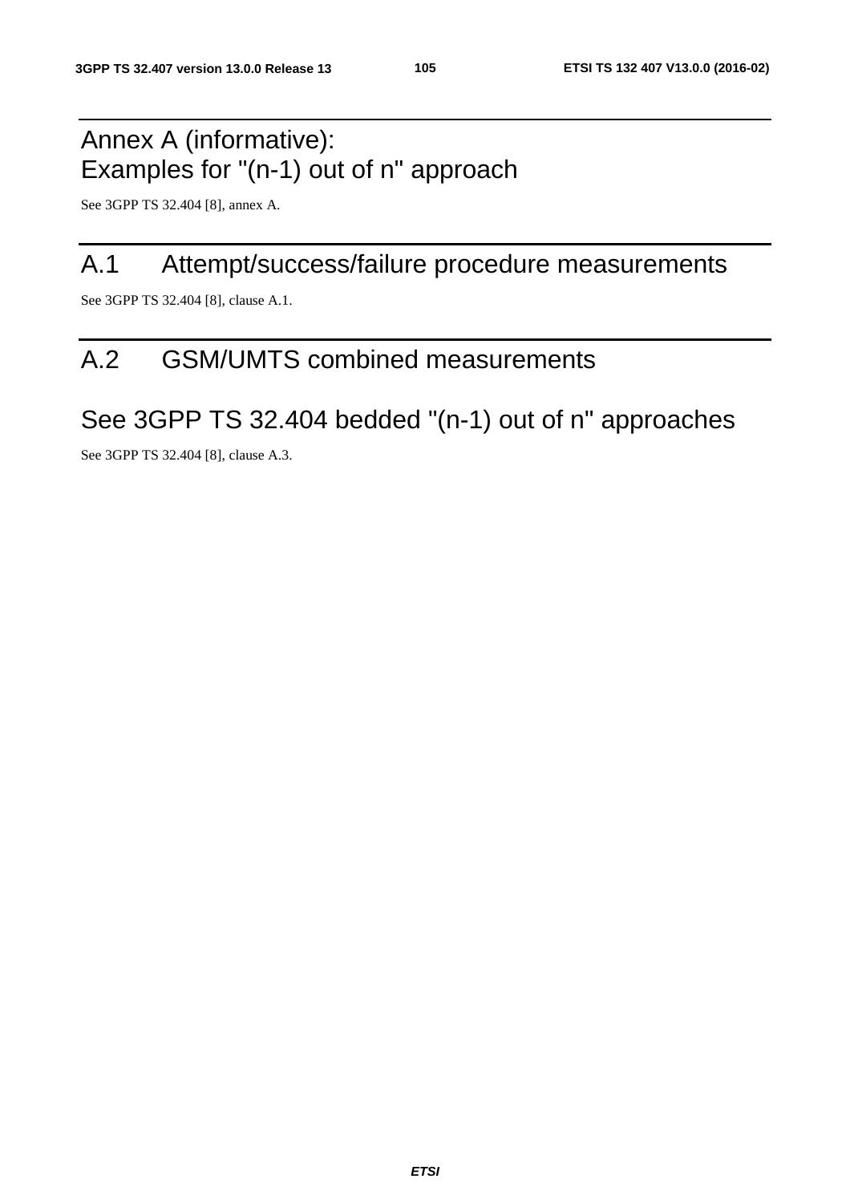# Annex A (informative): Examples for "(n-1) out of n" approach

See 3GPP TS 32.404 [8], annex A.

## A.1 Attempt/success/failure procedure measurements

See 3GPP TS 32.404 [8], clause A.1.

## A.2 GSM/UMTS combined measurements

## See 3GPP TS 32.404 bedded "(n-1) out of n" approaches

See 3GPP TS 32.404 [8], clause A.3.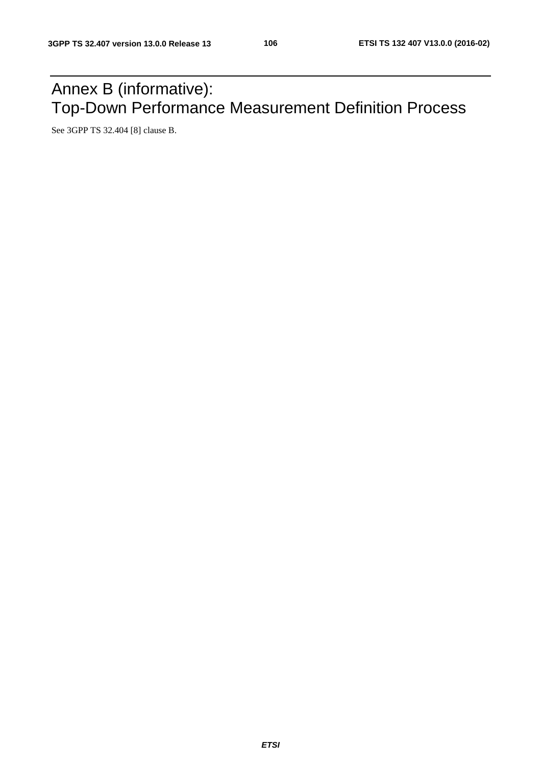# Annex B (informative): Top-Down Performance Measurement Definition Process

See 3GPP TS 32.404 [8] clause B.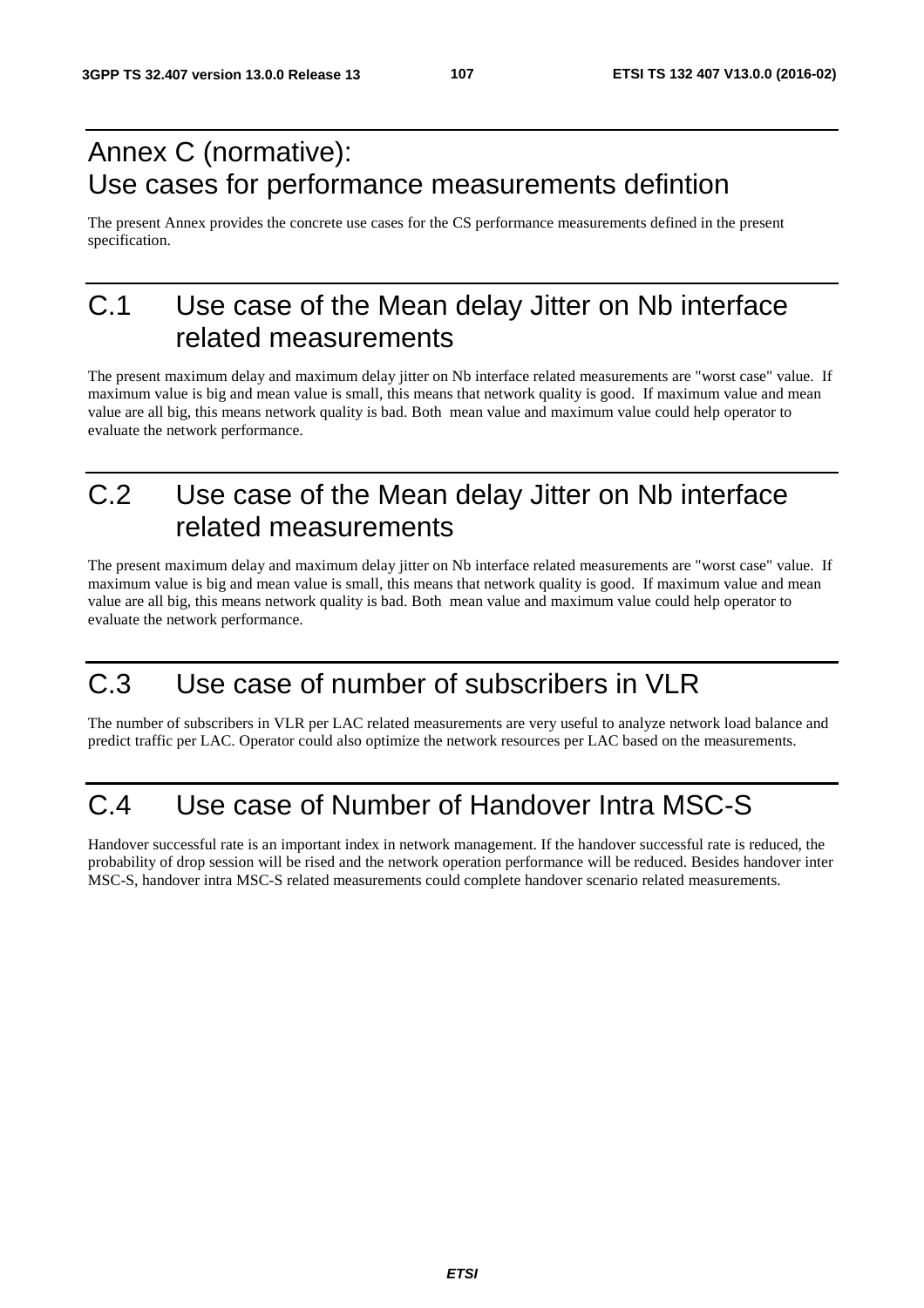# Annex C (normative): Use cases for performance measurements defintion

The present Annex provides the concrete use cases for the CS performance measurements defined in the present specification.

# C.1 Use case of the Mean delay Jitter on Nb interface related measurements

The present maximum delay and maximum delay jitter on Nb interface related measurements are "worst case" value. If maximum value is big and mean value is small, this means that network quality is good. If maximum value and mean value are all big, this means network quality is bad. Both mean value and maximum value could help operator to evaluate the network performance.

# C.2 Use case of the Mean delay Jitter on Nb interface related measurements

The present maximum delay and maximum delay jitter on Nb interface related measurements are "worst case" value. If maximum value is big and mean value is small, this means that network quality is good. If maximum value and mean value are all big, this means network quality is bad. Both mean value and maximum value could help operator to evaluate the network performance.

# C.3 Use case of number of subscribers in VLR

The number of subscribers in VLR per LAC related measurements are very useful to analyze network load balance and predict traffic per LAC. Operator could also optimize the network resources per LAC based on the measurements.

# C.4 Use case of Number of Handover Intra MSC-S

Handover successful rate is an important index in network management. If the handover successful rate is reduced, the probability of drop session will be rised and the network operation performance will be reduced. Besides handover inter MSC-S, handover intra MSC-S related measurements could complete handover scenario related measurements.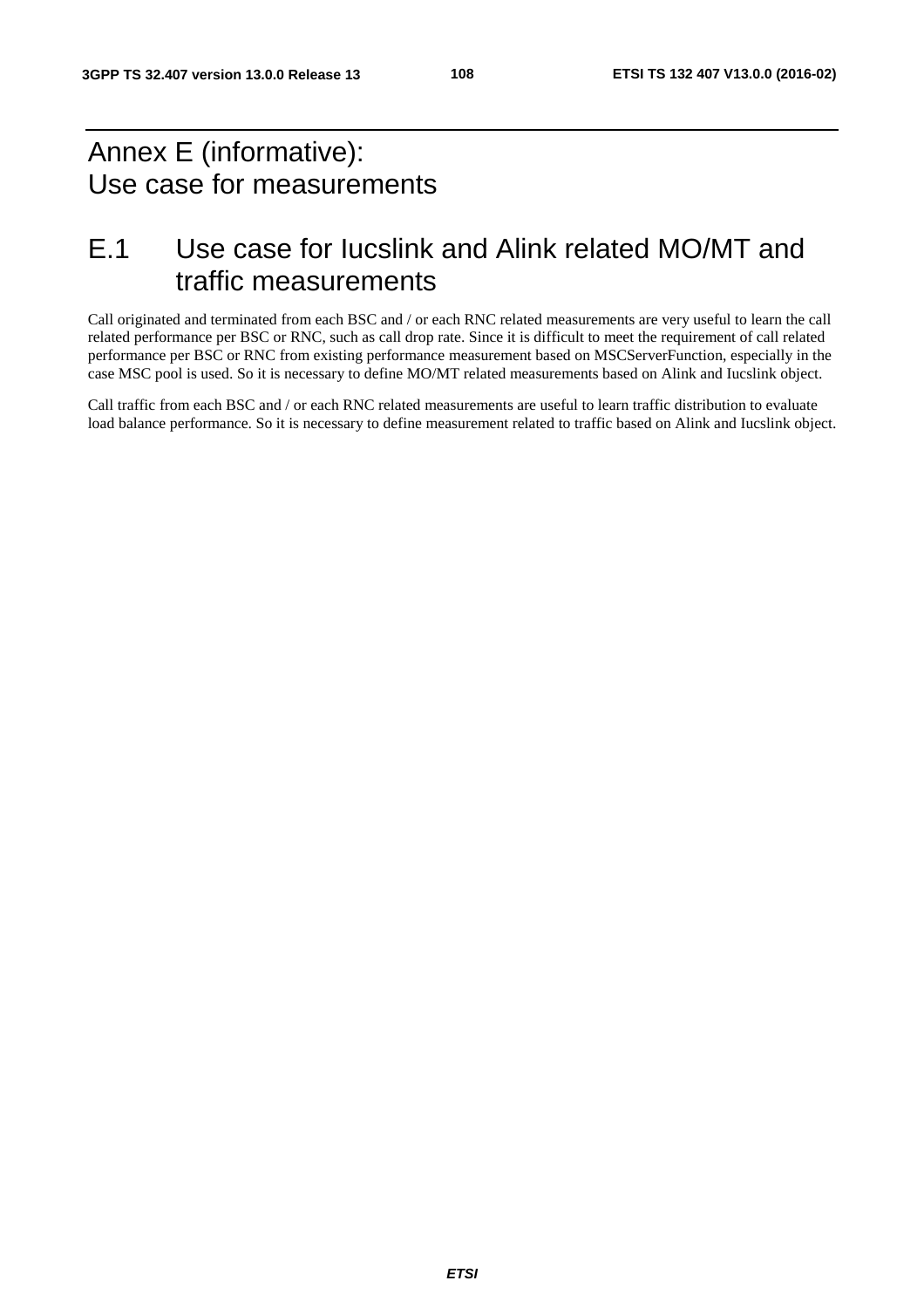# Annex E (informative): Use case for measurements

## E.1 Use case for Iucslink and Alink related MO/MT and traffic measurements

Call originated and terminated from each BSC and / or each RNC related measurements are very useful to learn the call related performance per BSC or RNC, such as call drop rate. Since it is difficult to meet the requirement of call related performance per BSC or RNC from existing performance measurement based on MSCServerFunction, especially in the case MSC pool is used. So it is necessary to define MO/MT related measurements based on Alink and Iucslink object.

Call traffic from each BSC and / or each RNC related measurements are useful to learn traffic distribution to evaluate load balance performance. So it is necessary to define measurement related to traffic based on Alink and Iucslink object.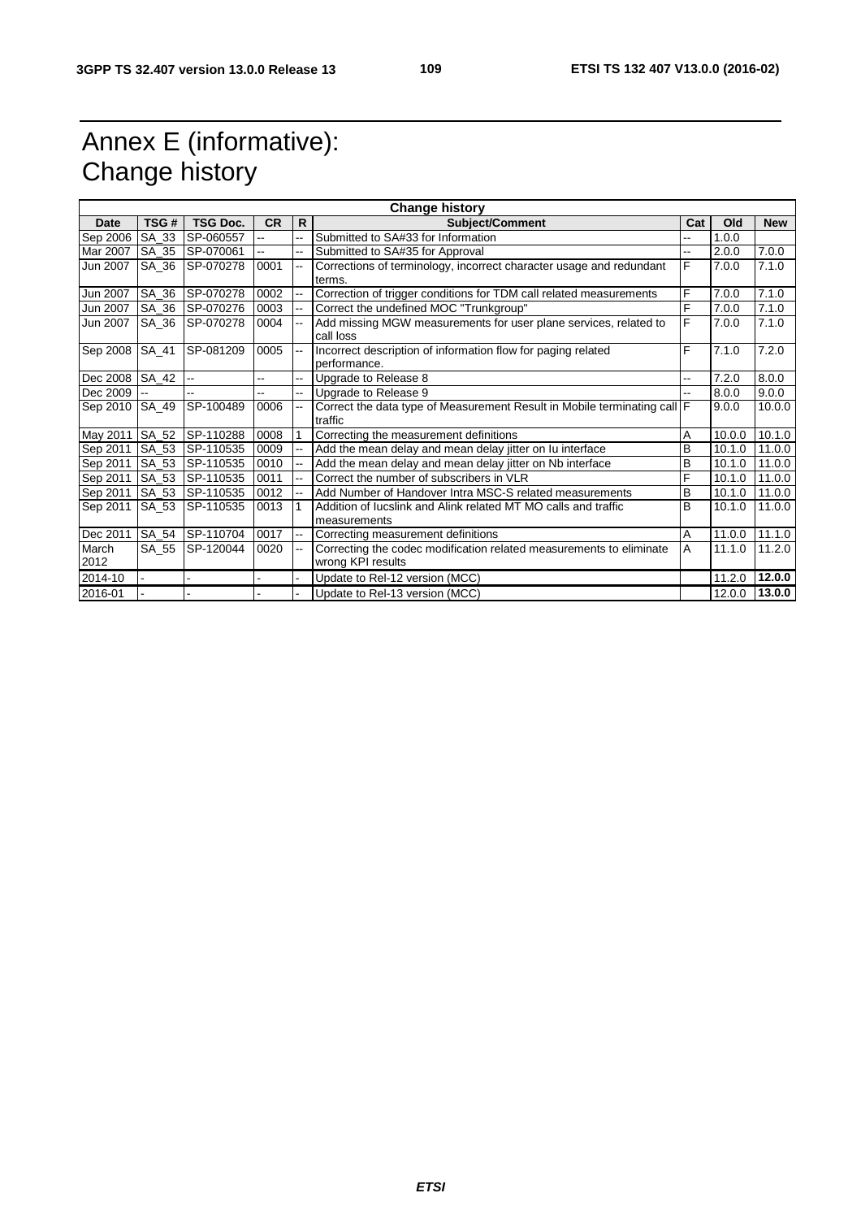# Annex E (informative): Change history

| Change history | | | | | | | | |
|---|---|---|---|---|---|---|---|---|
| **Date** | **TSG #** | **TSG Doc.** | **CR** | **R** | **Subject/Comment** | **Cat** | **Old** | **New** |
| Sep 2006 | SA_33 | SP-060557 | -- | -- | Submitted to SA#33 for Information | -- | 1.0.0 | |
| Mar 2007 | SA_35 | SP-070061 | -- | -- | Submitted to SA#35 for Approval | -- | 2.0.0 | 7.0.0 |
| Jun 2007 | SA_36 | SP-070278 | 0001 | -- | Corrections of terminology, incorrect character usage and redundant terms. | F | 7.0.0 | 7.1.0 |
| Jun 2007 | SA_36 | SP-070278 | 0002 | -- | Correction of trigger conditions for TDM call related measurements | F | 7.0.0 | 7.1.0 |
| Jun 2007 | SA_36 | SP-070276 | 0003 | -- | Correct the undefined MOC "Trunkgroup" | F | 7.0.0 | 7.1.0 |
| Jun 2007 | SA_36 | SP-070278 | 0004 | -- | Add missing MGW measurements for user plane services, related to call loss | F | 7.0.0 | 7.1.0 |
| Sep 2008 | SA_41 | SP-081209 | 0005 | -- | Incorrect description of information flow for paging related performance. | F | 7.1.0 | 7.2.0 |
| Dec 2008 | SA_42 | -- | -- | -- | Upgrade to Release 8 | -- | 7.2.0 | 8.0.0 |
| Dec 2009 | -- | -- | -- | -- | Upgrade to Release 9 | -- | 8.0.0 | 9.0.0 |
| Sep 2010 | SA_49 | SP-100489 | 0006 | -- | Correct the data type of Measurement Result in Mobile terminating call traffic | F | 9.0.0 | 10.0.0 |
| May 2011 | SA_52 | SP-110288 | 0008 | 1 | Correcting the measurement definitions | A | 10.0.0 | 10.1.0 |
| Sep 2011 | SA_53 | SP-110535 | 0009 | -- | Add the mean delay and mean delay jitter on Iu interface | B | 10.1.0 | 11.0.0 |
| Sep 2011 | SA_53 | SP-110535 | 0010 | -- | Add the mean delay and mean delay jitter on Nb interface | B | 10.1.0 | 11.0.0 |
| Sep 2011 | SA_53 | SP-110535 | 0011 | -- | Correct the number of subscribers in VLR | F | 10.1.0 | 11.0.0 |
| Sep 2011 | SA_53 | SP-110535 | 0012 | -- | Add Number of Handover Intra MSC-S related measurements | B | 10.1.0 | 11.0.0 |
| Sep 2011 | SA_53 | SP-110535 | 0013 | 1 | Addition of Iucslink and Alink related MT MO calls and traffic measurements | B | 10.1.0 | 11.0.0 |
| Dec 2011 | SA_54 | SP-110704 | 0017 | -- | Correcting measurement definitions | A | 11.0.0 | 11.1.0 |
| March 2012 | SA_55 | SP-120044 | 0020 | -- | Correcting the codec modification related measurements to eliminate wrong KPI results | A | 11.1.0 | 11.2.0 |
| 2014-10 | - | - | - | - | Update to Rel-12 version (MCC) | | 11.2.0 | **12.0.0** |
| 2016-01 | - | - | - | - | Update to Rel-13 version (MCC) | | 12.0.0 | **13.0.0** |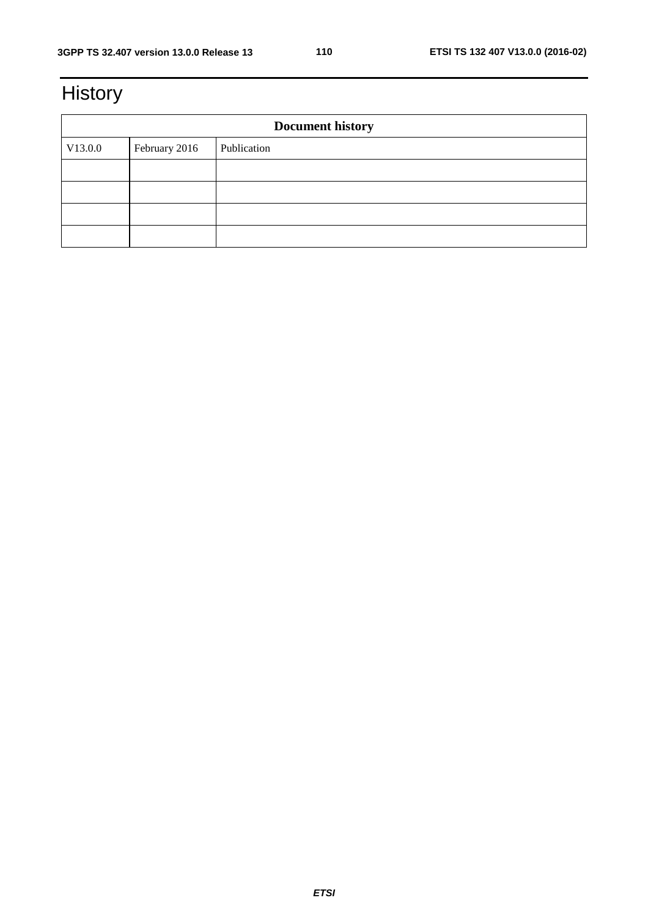# History

| Document history | | |
|---|---|---|
| V13.0.0 | February 2016 | Publication |
| | | |
| | | |
| | | |
| | | |